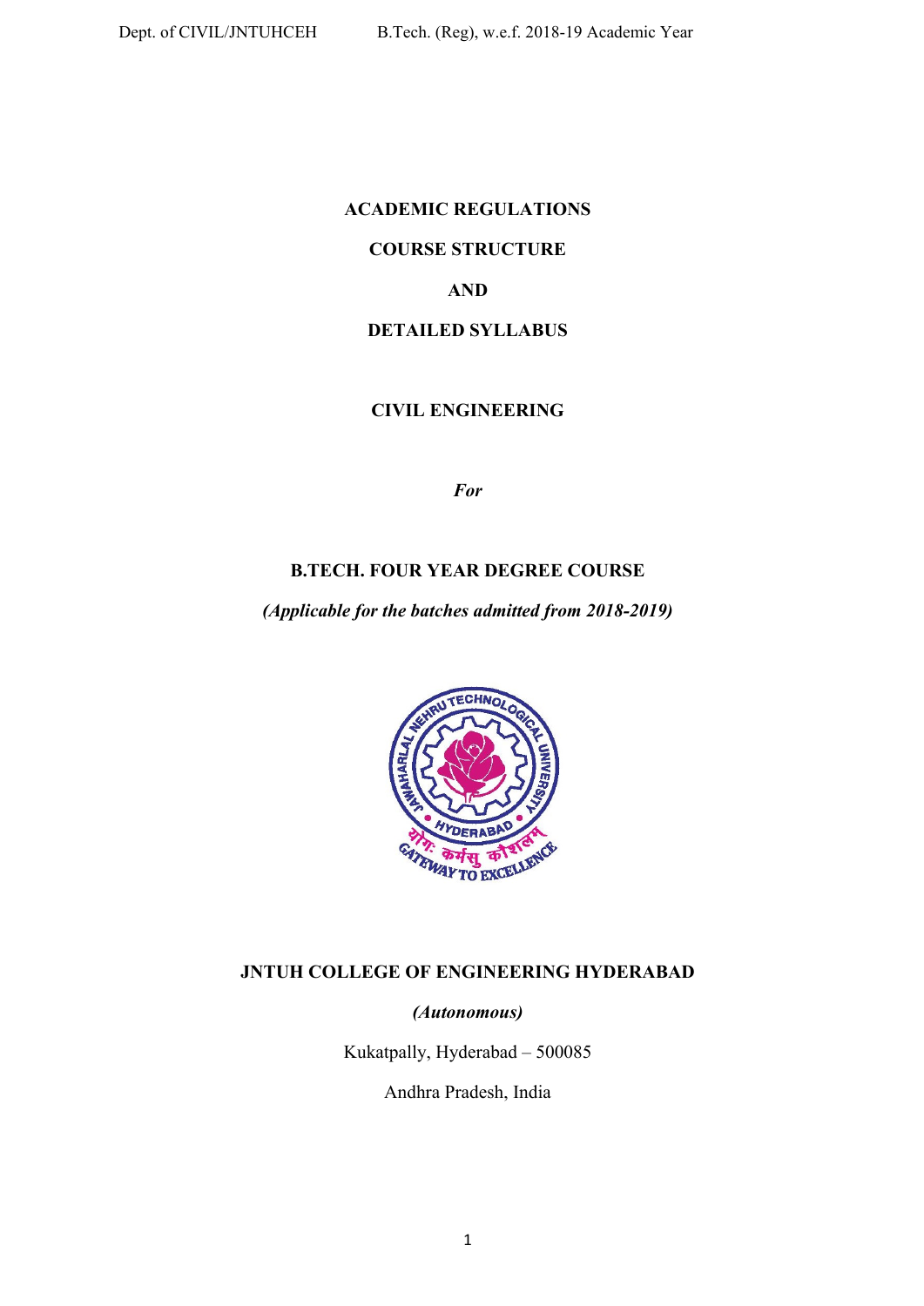# ACADEMIC REGULATIONS

# COURSE STRUCTURE

# AND

# DETAILED SYLLABUS

## CIVIL ENGINEERING

***For***

## B.TECH. FOUR YEAR DEGREE COURSE

***(Applicable for the batches admitted from 2018-2019)***

## JNTUH COLLEGE OF ENGINEERING HYDERABAD

***(Autonomous)***

Kukatpally, Hyderabad – 500085

Andhra Pradesh, India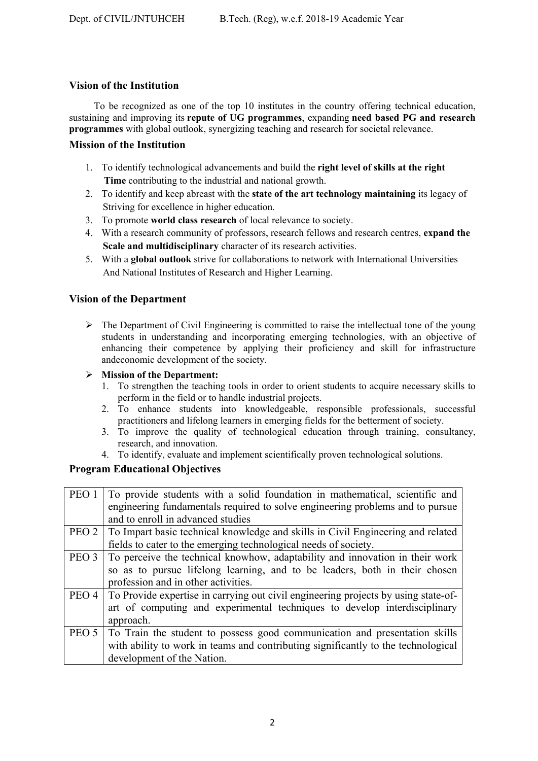### Vision of the Institution

To be recognized as one of the top 10 institutes in the country offering technical education, sustaining and improving its **repute of UG programmes**, expanding **need based PG and research programmes** with global outlook, synergizing teaching and research for societal relevance.

### Mission of the Institution

1. To identify technological advancements and build the **right level of skills at the right Time** contributing to the industrial and national growth.
2. To identify and keep abreast with the **state of the art technology maintaining** its legacy of Striving for excellence in higher education.
3. To promote **world class research** of local relevance to society.
4. With a research community of professors, research fellows and research centres, **expand the Scale and multidisciplinary** character of its research activities.
5. With a **global outlook** strive for collaborations to network with International Universities And National Institutes of Research and Higher Learning.

### Vision of the Department

- The Department of Civil Engineering is committed to raise the intellectual tone of the young students in understanding and incorporating emerging technologies, with an objective of enhancing their competence by applying their proficiency and skill for infrastructure andeconomic development of the society.
- **Mission of the Department:**
  1. To strengthen the teaching tools in order to orient students to acquire necessary skills to perform in the field or to handle industrial projects.
  2. To enhance students into knowledgeable, responsible professionals, successful practitioners and lifelong learners in emerging fields for the betterment of society.
  3. To improve the quality of technological education through training, consultancy, research, and innovation.
  4. To identify, evaluate and implement scientifically proven technological solutions.

### Program Educational Objectives

| | |
|---|---|
| PEO 1 | To provide students with a solid foundation in mathematical, scientific and engineering fundamentals required to solve engineering problems and to pursue and to enroll in advanced studies |
| PEO 2 | To Impart basic technical knowledge and skills in Civil Engineering and related fields to cater to the emerging technological needs of society. |
| PEO 3 | To perceive the technical knowhow, adaptability and innovation in their work so as to pursue lifelong learning, and to be leaders, both in their chosen profession and in other activities. |
| PEO 4 | To Provide expertise in carrying out civil engineering projects by using state-of-art of computing and experimental techniques to develop interdisciplinary approach. |
| PEO 5 | To Train the student to possess good communication and presentation skills with ability to work in teams and contributing significantly to the technological development of the Nation. |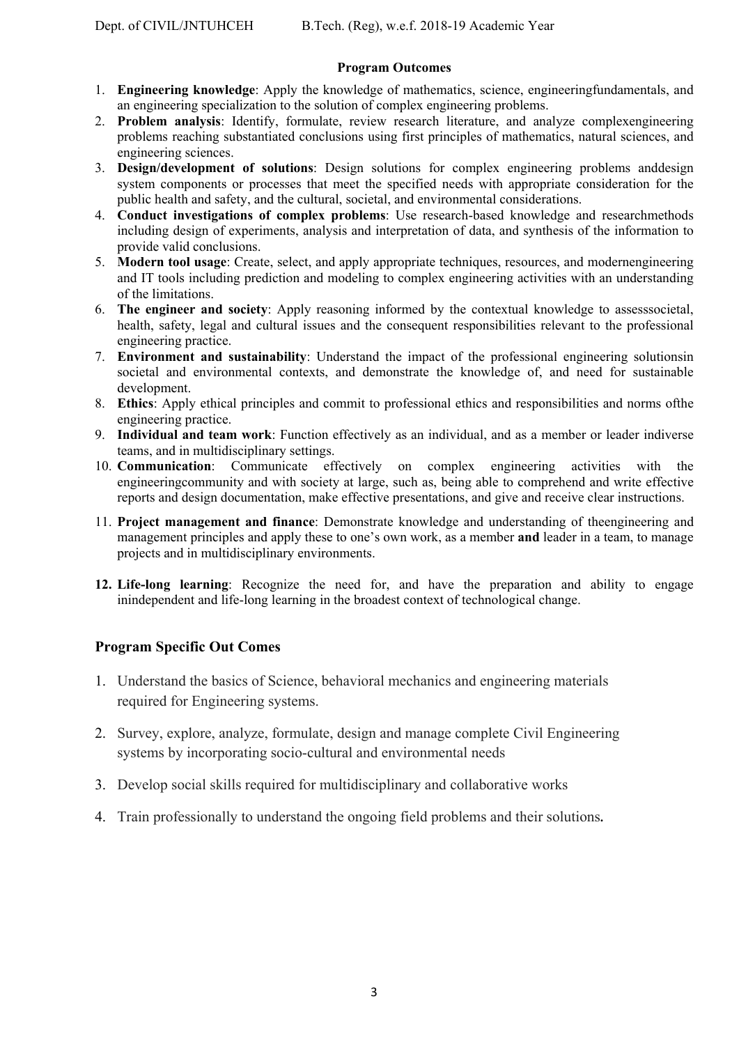## Program Outcomes

1. **Engineering knowledge**: Apply the knowledge of mathematics, science, engineeringfundamentals, and an engineering specialization to the solution of complex engineering problems.
2. **Problem analysis**: Identify, formulate, review research literature, and analyze complexengineering problems reaching substantiated conclusions using first principles of mathematics, natural sciences, and engineering sciences.
3. **Design/development of solutions**: Design solutions for complex engineering problems anddesign system components or processes that meet the specified needs with appropriate consideration for the public health and safety, and the cultural, societal, and environmental considerations.
4. **Conduct investigations of complex problems**: Use research-based knowledge and researchmethods including design of experiments, analysis and interpretation of data, and synthesis of the information to provide valid conclusions.
5. **Modern tool usage**: Create, select, and apply appropriate techniques, resources, and modernengineering and IT tools including prediction and modeling to complex engineering activities with an understanding of the limitations.
6. **The engineer and society**: Apply reasoning informed by the contextual knowledge to assesssocietal, health, safety, legal and cultural issues and the consequent responsibilities relevant to the professional engineering practice.
7. **Environment and sustainability**: Understand the impact of the professional engineering solutionsin societal and environmental contexts, and demonstrate the knowledge of, and need for sustainable development.
8. **Ethics**: Apply ethical principles and commit to professional ethics and responsibilities and norms ofthe engineering practice.
9. **Individual and team work**: Function effectively as an individual, and as a member or leader indiverse teams, and in multidisciplinary settings.
10. **Communication**: Communicate effectively on complex engineering activities with the engineeringcommunity and with society at large, such as, being able to comprehend and write effective reports and design documentation, make effective presentations, and give and receive clear instructions.
11. **Project management and finance**: Demonstrate knowledge and understanding of theengineering and management principles and apply these to one's own work, as a member **and** leader in a team, to manage projects and in multidisciplinary environments.
12. **Life-long learning**: Recognize the need for, and have the preparation and ability to engage inindependent and life-long learning in the broadest context of technological change.

## Program Specific Out Comes

1. Understand the basics of Science, behavioral mechanics and engineering materials required for Engineering systems.
2. Survey, explore, analyze, formulate, design and manage complete Civil Engineering systems by incorporating socio-cultural and environmental needs
3. Develop social skills required for multidisciplinary and collaborative works
4. Train professionally to understand the ongoing field problems and their solutions**.**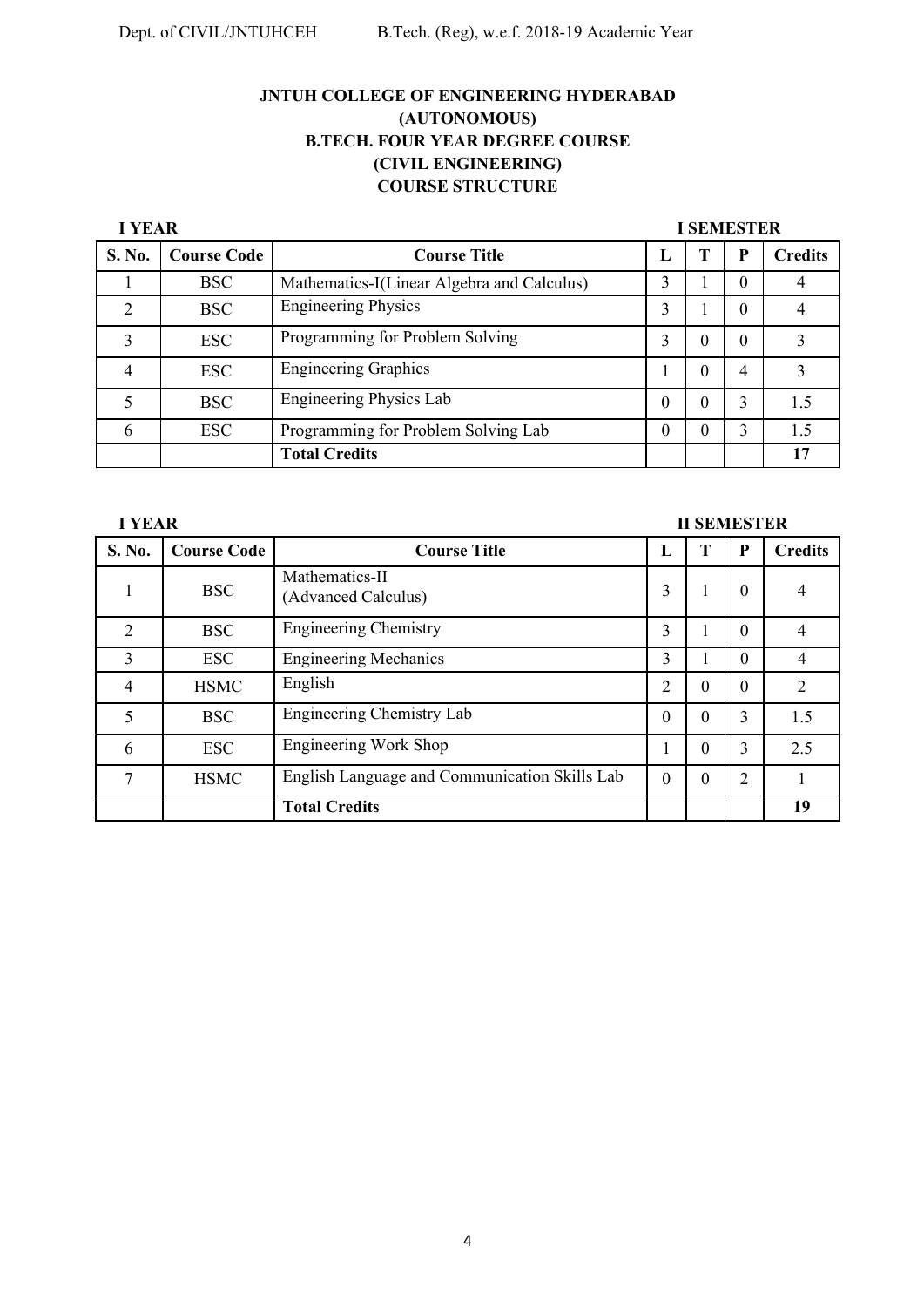**JNTUH COLLEGE OF ENGINEERING HYDERABAD**
**(AUTONOMOUS)**
**B.TECH. FOUR YEAR DEGREE COURSE**
**(CIVIL ENGINEERING)**
**COURSE STRUCTURE**

**I YEAR** **I SEMESTER**

| S. No. | Course Code | Course Title | L | T | P | Credits |
|---|---|---|---|---|---|---|
| 1 | BSC | Mathematics-I(Linear Algebra and Calculus) | 3 | 1 | 0 | 4 |
| 2 | BSC | Engineering Physics | 3 | 1 | 0 | 4 |
| 3 | ESC | Programming for Problem Solving | 3 | 0 | 0 | 3 |
| 4 | ESC | Engineering Graphics | 1 | 0 | 4 | 3 |
| 5 | BSC | Engineering Physics Lab | 0 | 0 | 3 | 1.5 |
| 6 | ESC | Programming for Problem Solving Lab | 0 | 0 | 3 | 1.5 |
| | | **Total Credits** | | | | **17** |

**I YEAR** **II SEMESTER**

| S. No. | Course Code | Course Title | L | T | P | Credits |
|---|---|---|---|---|---|---|
| 1 | BSC | Mathematics-II (Advanced Calculus) | 3 | 1 | 0 | 4 |
| 2 | BSC | Engineering Chemistry | 3 | 1 | 0 | 4 |
| 3 | ESC | Engineering Mechanics | 3 | 1 | 0 | 4 |
| 4 | HSMC | English | 2 | 0 | 0 | 2 |
| 5 | BSC | Engineering Chemistry Lab | 0 | 0 | 3 | 1.5 |
| 6 | ESC | Engineering Work Shop | 1 | 0 | 3 | 2.5 |
| 7 | HSMC | English Language and Communication Skills Lab | 0 | 0 | 2 | 1 |
| | | **Total Credits** | | | | **19** |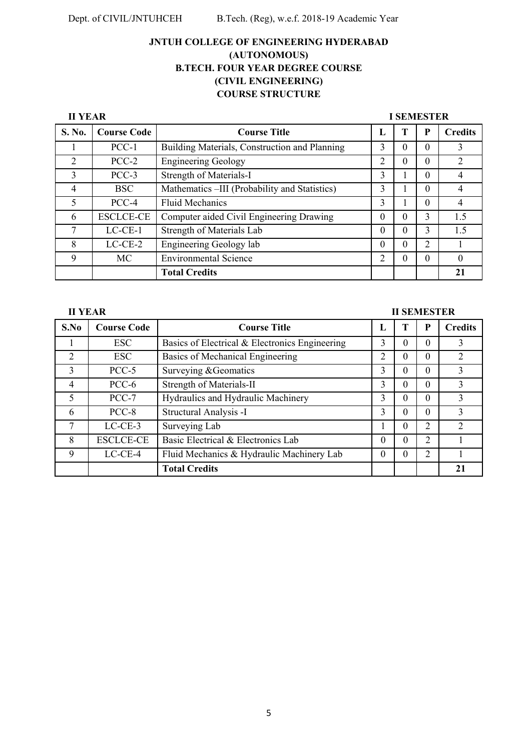**JNTUH COLLEGE OF ENGINEERING HYDERABAD**
**(AUTONOMOUS)**
**B.TECH. FOUR YEAR DEGREE COURSE**
**(CIVIL ENGINEERING)**
**COURSE STRUCTURE**

**II YEAR** **I SEMESTER**

| S. No. | Course Code | Course Title | L | T | P | Credits |
|---|---|---|---|---|---|---|
| 1 | PCC-1 | Building Materials, Construction and Planning | 3 | 0 | 0 | 3 |
| 2 | PCC-2 | Engineering Geology | 2 | 0 | 0 | 2 |
| 3 | PCC-3 | Strength of Materials-I | 3 | 1 | 0 | 4 |
| 4 | BSC | Mathematics –III (Probability and Statistics) | 3 | 1 | 0 | 4 |
| 5 | PCC-4 | Fluid Mechanics | 3 | 1 | 0 | 4 |
| 6 | ESCLCE-CE | Computer aided Civil Engineering Drawing | 0 | 0 | 3 | 1.5 |
| 7 | LC-CE-1 | Strength of Materials Lab | 0 | 0 | 3 | 1.5 |
| 8 | LC-CE-2 | Engineering Geology lab | 0 | 0 | 2 | 1 |
| 9 | MC | Environmental Science | 2 | 0 | 0 | 0 |
| | | **Total Credits** | | | | **21** |

**II YEAR** **II SEMESTER**

| S.No | Course Code | Course Title | L | T | P | Credits |
|---|---|---|---|---|---|---|
| 1 | ESC | Basics of Electrical & Electronics Engineering | 3 | 0 | 0 | 3 |
| 2 | ESC | Basics of Mechanical Engineering | 2 | 0 | 0 | 2 |
| 3 | PCC-5 | Surveying &Geomatics | 3 | 0 | 0 | 3 |
| 4 | PCC-6 | Strength of Materials-II | 3 | 0 | 0 | 3 |
| 5 | PCC-7 | Hydraulics and Hydraulic Machinery | 3 | 0 | 0 | 3 |
| 6 | PCC-8 | Structural Analysis -I | 3 | 0 | 0 | 3 |
| 7 | LC-CE-3 | Surveying Lab | 1 | 0 | 2 | 2 |
| 8 | ESCLCE-CE | Basic Electrical & Electronics Lab | 0 | 0 | 2 | 1 |
| 9 | LC-CE-4 | Fluid Mechanics & Hydraulic Machinery Lab | 0 | 0 | 2 | 1 |
| | | **Total Credits** | | | | **21** |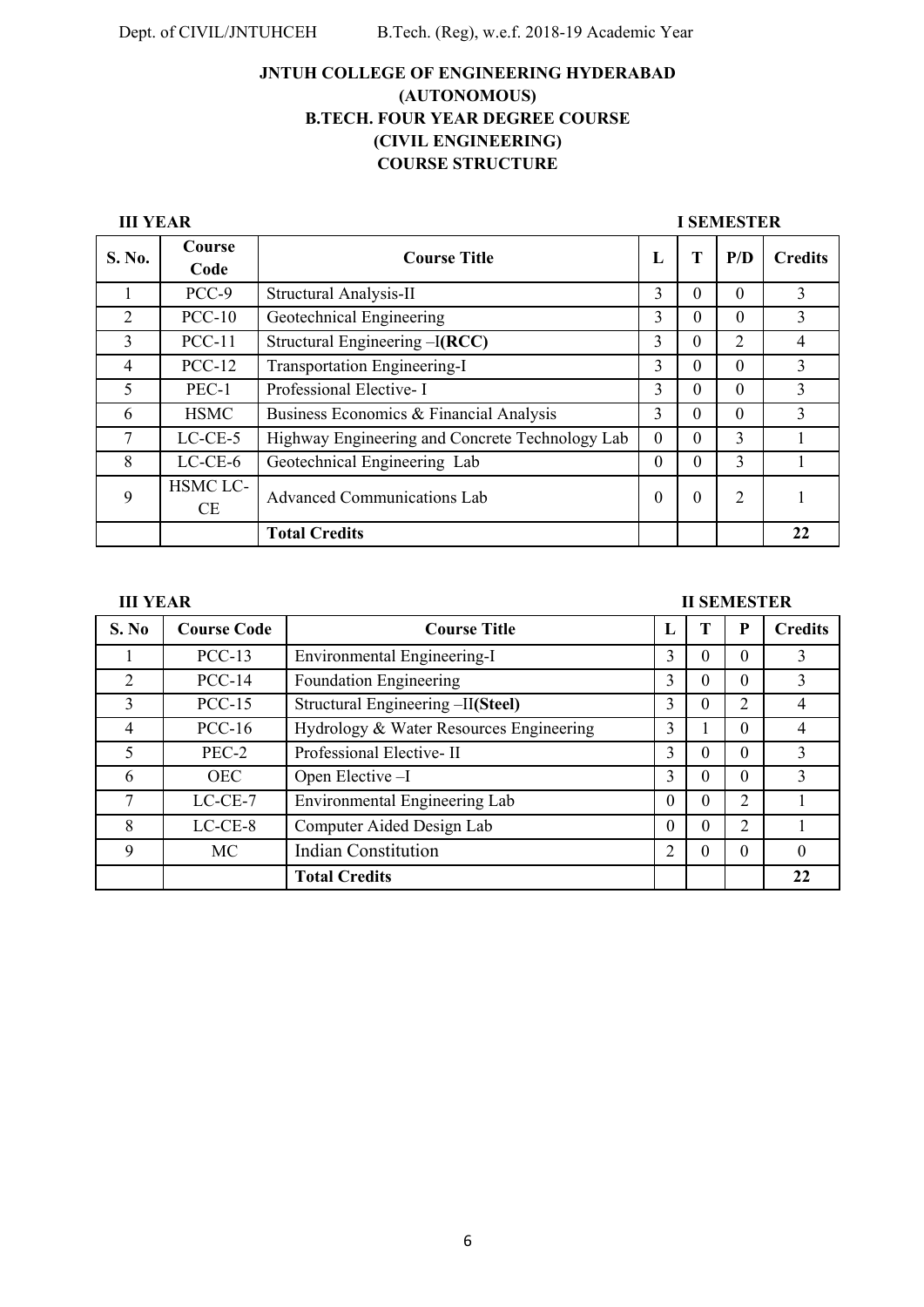**JNTUH COLLEGE OF ENGINEERING HYDERABAD**
**(AUTONOMOUS)**
**B.TECH. FOUR YEAR DEGREE COURSE**
**(CIVIL ENGINEERING)**
**COURSE STRUCTURE**

**III YEAR** **I SEMESTER**

| S. No. | Course Code | Course Title | L | T | P/D | Credits |
|---|---|---|---|---|---|---|
| 1 | PCC-9 | Structural Analysis-II | 3 | 0 | 0 | 3 |
| 2 | PCC-10 | Geotechnical Engineering | 3 | 0 | 0 | 3 |
| 3 | PCC-11 | Structural Engineering –I**(RCC)** | 3 | 0 | 2 | 4 |
| 4 | PCC-12 | Transportation Engineering-I | 3 | 0 | 0 | 3 |
| 5 | PEC-1 | Professional Elective- I | 3 | 0 | 0 | 3 |
| 6 | HSMC | Business Economics & Financial Analysis | 3 | 0 | 0 | 3 |
| 7 | LC-CE-5 | Highway Engineering and Concrete Technology Lab | 0 | 0 | 3 | 1 |
| 8 | LC-CE-6 | Geotechnical Engineering Lab | 0 | 0 | 3 | 1 |
| 9 | HSMC LC-CE | Advanced Communications Lab | 0 | 0 | 2 | 1 |
| | | **Total Credits** | | | | **22** |

**III YEAR** **II SEMESTER**

| S. No | Course Code | Course Title | L | T | P | Credits |
|---|---|---|---|---|---|---|
| 1 | PCC-13 | Environmental Engineering-I | 3 | 0 | 0 | 3 |
| 2 | PCC-14 | Foundation Engineering | 3 | 0 | 0 | 3 |
| 3 | PCC-15 | Structural Engineering –II**(Steel)** | 3 | 0 | 2 | 4 |
| 4 | PCC-16 | Hydrology & Water Resources Engineering | 3 | 1 | 0 | 4 |
| 5 | PEC-2 | Professional Elective- II | 3 | 0 | 0 | 3 |
| 6 | OEC | Open Elective –I | 3 | 0 | 0 | 3 |
| 7 | LC-CE-7 | Environmental Engineering Lab | 0 | 0 | 2 | 1 |
| 8 | LC-CE-8 | Computer Aided Design Lab | 0 | 0 | 2 | 1 |
| 9 | MC | Indian Constitution | 2 | 0 | 0 | 0 |
| | | **Total Credits** | | | | **22** |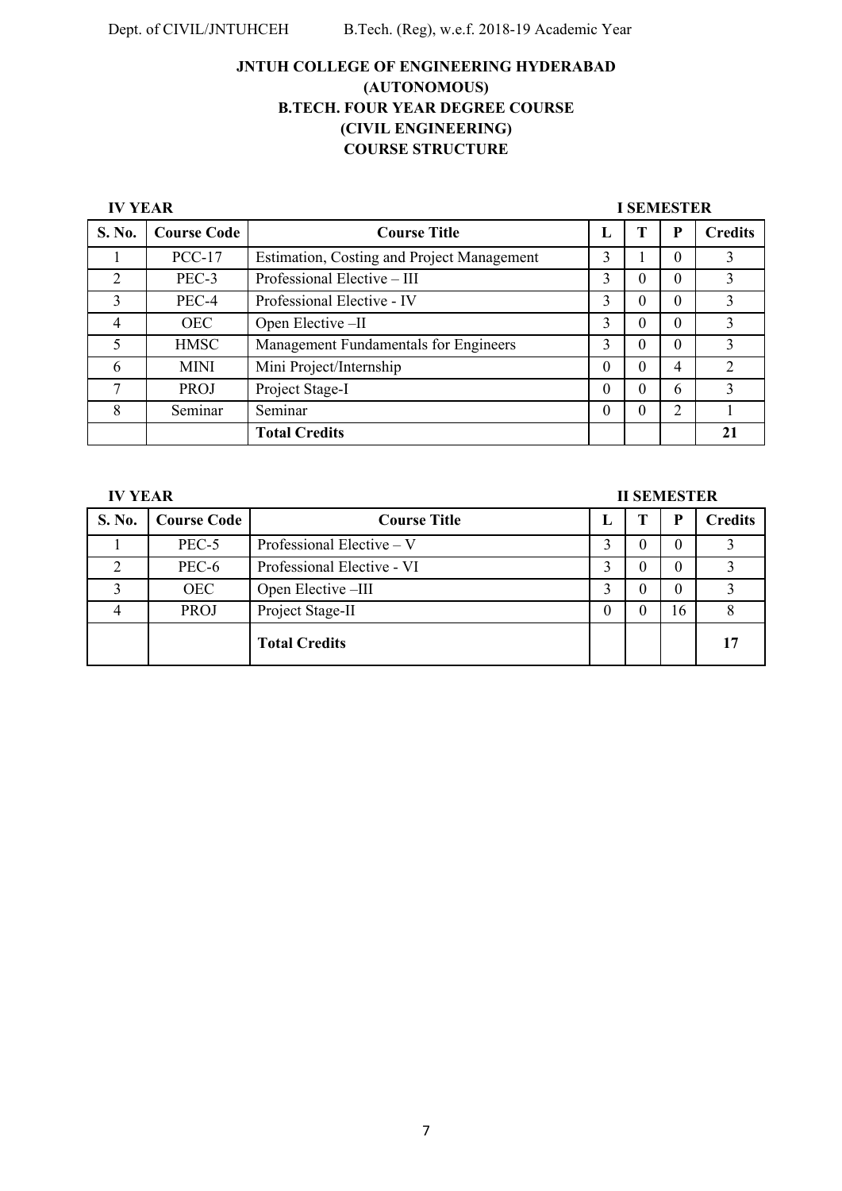**JNTUH COLLEGE OF ENGINEERING HYDERABAD**
**(AUTONOMOUS)**
**B.TECH. FOUR YEAR DEGREE COURSE**
**(CIVIL ENGINEERING)**
**COURSE STRUCTURE**

**IV YEAR** **I SEMESTER**

| S. No. | Course Code | Course Title | L | T | P | Credits |
|---|---|---|---|---|---|---|
| 1 | PCC-17 | Estimation, Costing and Project Management | 3 | 1 | 0 | 3 |
| 2 | PEC-3 | Professional Elective – III | 3 | 0 | 0 | 3 |
| 3 | PEC-4 | Professional Elective - IV | 3 | 0 | 0 | 3 |
| 4 | OEC | Open Elective –II | 3 | 0 | 0 | 3 |
| 5 | HMSC | Management Fundamentals for Engineers | 3 | 0 | 0 | 3 |
| 6 | MINI | Mini Project/Internship | 0 | 0 | 4 | 2 |
| 7 | PROJ | Project Stage-I | 0 | 0 | 6 | 3 |
| 8 | Seminar | Seminar | 0 | 0 | 2 | 1 |
| | | **Total Credits** | | | | **21** |

**IV YEAR** **II SEMESTER**

| S. No. | Course Code | Course Title | L | T | P | Credits |
|---|---|---|---|---|---|---|
| 1 | PEC-5 | Professional Elective – V | 3 | 0 | 0 | 3 |
| 2 | PEC-6 | Professional Elective - VI | 3 | 0 | 0 | 3 |
| 3 | OEC | Open Elective –III | 3 | 0 | 0 | 3 |
| 4 | PROJ | Project Stage-II | 0 | 0 | 16 | 8 |
| | | **Total Credits** | | | | **17** |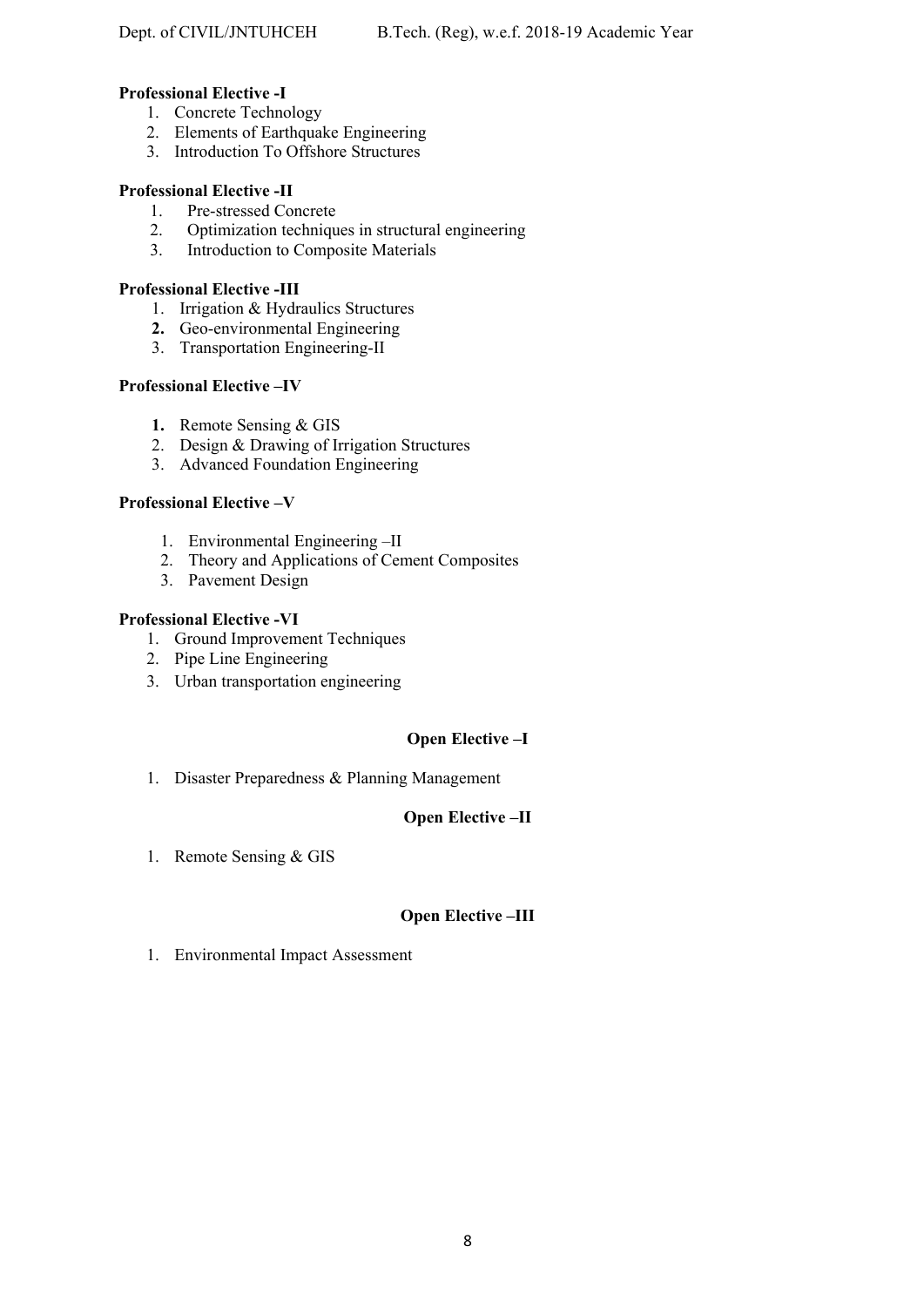**Professional Elective -I**

1. Concrete Technology
2. Elements of Earthquake Engineering
3. Introduction To Offshore Structures

**Professional Elective -II**

1. Pre-stressed Concrete
2. Optimization techniques in structural engineering
3. Introduction to Composite Materials

**Professional Elective -III**

1. Irrigation & Hydraulics Structures
2. Geo-environmental Engineering
3. Transportation Engineering-II

**Professional Elective –IV**

1. Remote Sensing & GIS
2. Design & Drawing of Irrigation Structures
3. Advanced Foundation Engineering

**Professional Elective –V**

1. Environmental Engineering –II
2. Theory and Applications of Cement Composites
3. Pavement Design

**Professional Elective -VI**

1. Ground Improvement Techniques
2. Pipe Line Engineering
3. Urban transportation engineering

**Open Elective –I**

1. Disaster Preparedness & Planning Management

**Open Elective –II**

1. Remote Sensing & GIS

**Open Elective –III**

1. Environmental Impact Assessment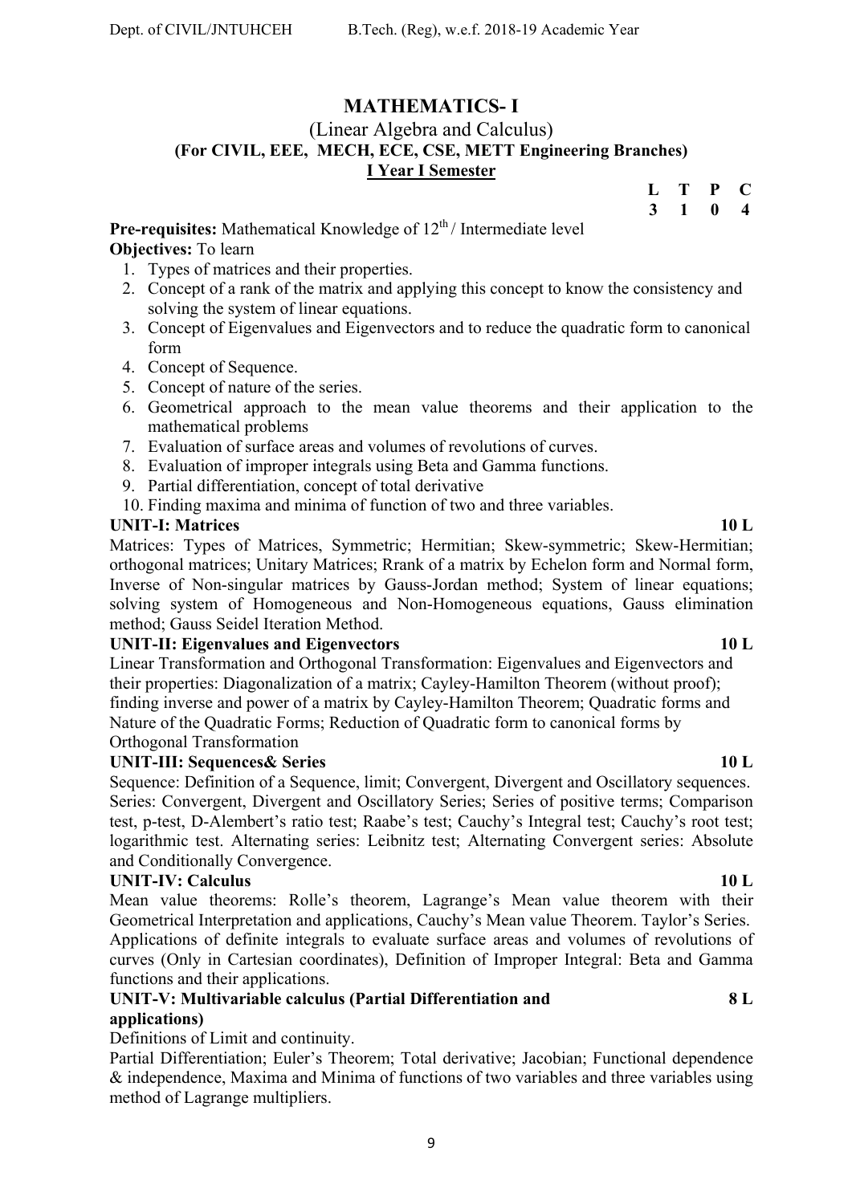# MATHEMATICS- I

## (Linear Algebra and Calculus)

**(For CIVIL, EEE, MECH, ECE, CSE, METT Engineering Branches)**

**I Year I Semester**

| L | T | P | C |
|---|---|---|---|
| 3 | 1 | 0 | 4 |

**Pre-requisites:** Mathematical Knowledge of $12^{th}$ / Intermediate level

**Objectives:** To learn

1. Types of matrices and their properties.
2. Concept of a rank of the matrix and applying this concept to know the consistency and solving the system of linear equations.
3. Concept of Eigenvalues and Eigenvectors and to reduce the quadratic form to canonical form
4. Concept of Sequence.
5. Concept of nature of the series.
6. Geometrical approach to the mean value theorems and their application to the mathematical problems
7. Evaluation of surface areas and volumes of revolutions of curves.
8. Evaluation of improper integrals using Beta and Gamma functions.
9. Partial differentiation, concept of total derivative
10. Finding maxima and minima of function of two and three variables.

**UNIT-I: Matrices** **10 L**

Matrices: Types of Matrices, Symmetric; Hermitian; Skew-symmetric; Skew-Hermitian; orthogonal matrices; Unitary Matrices; Rrank of a matrix by Echelon form and Normal form, Inverse of Non-singular matrices by Gauss-Jordan method; System of linear equations; solving system of Homogeneous and Non-Homogeneous equations, Gauss elimination method; Gauss Seidel Iteration Method.

**UNIT-II: Eigenvalues and Eigenvectors** **10 L**

Linear Transformation and Orthogonal Transformation: Eigenvalues and Eigenvectors and their properties: Diagonalization of a matrix; Cayley-Hamilton Theorem (without proof); finding inverse and power of a matrix by Cayley-Hamilton Theorem; Quadratic forms and Nature of the Quadratic Forms; Reduction of Quadratic form to canonical forms by Orthogonal Transformation

**UNIT-III: Sequences& Series** **10 L**

Sequence: Definition of a Sequence, limit; Convergent, Divergent and Oscillatory sequences. Series: Convergent, Divergent and Oscillatory Series; Series of positive terms; Comparison test, p-test, D-Alembert's ratio test; Raabe's test; Cauchy's Integral test; Cauchy's root test; logarithmic test. Alternating series: Leibnitz test; Alternating Convergent series: Absolute and Conditionally Convergence.

**UNIT-IV: Calculus** **10 L**

Mean value theorems: Rolle's theorem, Lagrange's Mean value theorem with their Geometrical Interpretation and applications, Cauchy's Mean value Theorem. Taylor's Series. Applications of definite integrals to evaluate surface areas and volumes of revolutions of curves (Only in Cartesian coordinates), Definition of Improper Integral: Beta and Gamma functions and their applications.

**UNIT-V: Multivariable calculus (Partial Differentiation and applications)** **8 L**

Definitions of Limit and continuity.

Partial Differentiation; Euler's Theorem; Total derivative; Jacobian; Functional dependence & independence, Maxima and Minima of functions of two variables and three variables using method of Lagrange multipliers.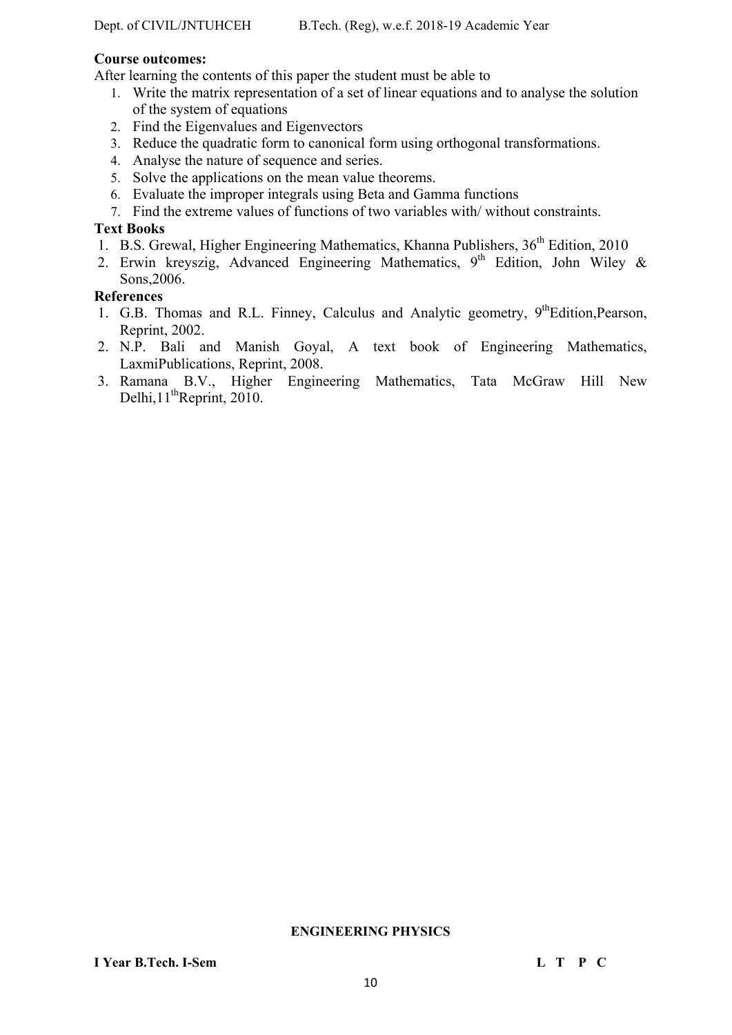**Course outcomes:**

After learning the contents of this paper the student must be able to

1. Write the matrix representation of a set of linear equations and to analyse the solution of the system of equations
2. Find the Eigenvalues and Eigenvectors
3. Reduce the quadratic form to canonical form using orthogonal transformations.
4. Analyse the nature of sequence and series.
5. Solve the applications on the mean value theorems.
6. Evaluate the improper integrals using Beta and Gamma functions
7. Find the extreme values of functions of two variables with/ without constraints.

**Text Books**

1. B.S. Grewal, Higher Engineering Mathematics, Khanna Publishers, 36th Edition, 2010
2. Erwin kreyszig, Advanced Engineering Mathematics, 9th Edition, John Wiley & Sons,2006.

**References**

1. G.B. Thomas and R.L. Finney, Calculus and Analytic geometry, 9thEdition,Pearson, Reprint, 2002.
2. N.P. Bali and Manish Goyal, A text book of Engineering Mathematics, LaxmiPublications, Reprint, 2008.
3. Ramana B.V., Higher Engineering Mathematics, Tata McGraw Hill New Delhi,11thReprint, 2010.

**ENGINEERING PHYSICS**

**I Year B.Tech. I-Sem** **L T P C**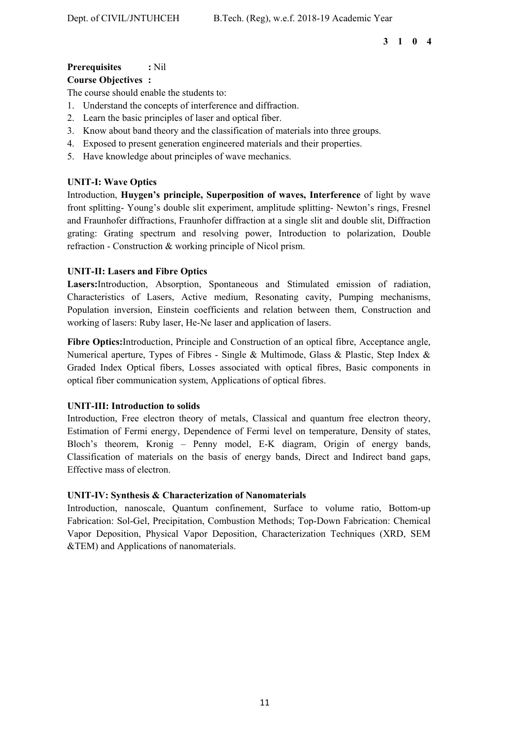**3 1 0 4**

**Prerequisites :** Nil

**Course Objectives :**

The course should enable the students to:

1. Understand the concepts of interference and diffraction.
2. Learn the basic principles of laser and optical fiber.
3. Know about band theory and the classification of materials into three groups.
4. Exposed to present generation engineered materials and their properties.
5. Have knowledge about principles of wave mechanics.

**UNIT-I: Wave Optics**

Introduction, **Huygen's principle, Superposition of waves, Interference** of light by wave front splitting- Young's double slit experiment, amplitude splitting- Newton's rings, Fresnel and Fraunhofer diffractions, Fraunhofer diffraction at a single slit and double slit, Diffraction grating: Grating spectrum and resolving power, Introduction to polarization, Double refraction - Construction & working principle of Nicol prism.

**UNIT-II: Lasers and Fibre Optics**

**Lasers:**Introduction, Absorption, Spontaneous and Stimulated emission of radiation, Characteristics of Lasers, Active medium, Resonating cavity, Pumping mechanisms, Population inversion, Einstein coefficients and relation between them, Construction and working of lasers: Ruby laser, He-Ne laser and application of lasers.

**Fibre Optics:**Introduction, Principle and Construction of an optical fibre, Acceptance angle, Numerical aperture, Types of Fibres - Single & Multimode, Glass & Plastic, Step Index & Graded Index Optical fibers, Losses associated with optical fibres, Basic components in optical fiber communication system, Applications of optical fibres.

**UNIT-III: Introduction to solids**

Introduction, Free electron theory of metals, Classical and quantum free electron theory, Estimation of Fermi energy, Dependence of Fermi level on temperature, Density of states, Bloch's theorem, Kronig – Penny model, E-K diagram, Origin of energy bands, Classification of materials on the basis of energy bands, Direct and Indirect band gaps, Effective mass of electron.

**UNIT-IV: Synthesis & Characterization of Nanomaterials**

Introduction, nanoscale, Quantum confinement, Surface to volume ratio, Bottom-up Fabrication: Sol-Gel, Precipitation, Combustion Methods; Top-Down Fabrication: Chemical Vapor Deposition, Physical Vapor Deposition, Characterization Techniques (XRD, SEM &TEM) and Applications of nanomaterials.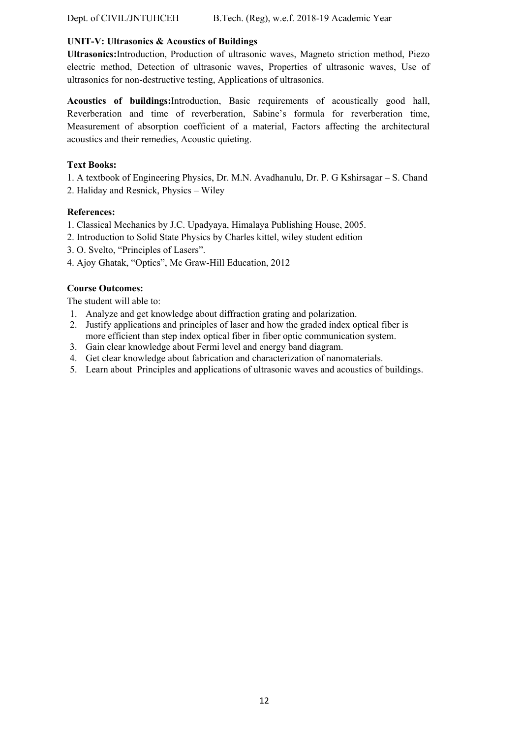**UNIT-V: Ultrasonics & Acoustics of Buildings**

**Ultrasonics:**Introduction, Production of ultrasonic waves, Magneto striction method, Piezo electric method, Detection of ultrasonic waves, Properties of ultrasonic waves, Use of ultrasonics for non-destructive testing, Applications of ultrasonics.

**Acoustics of buildings:**Introduction, Basic requirements of acoustically good hall, Reverberation and time of reverberation, Sabine's formula for reverberation time, Measurement of absorption coefficient of a material, Factors affecting the architectural acoustics and their remedies, Acoustic quieting.

**Text Books:**

1. A textbook of Engineering Physics, Dr. M.N. Avadhanulu, Dr. P. G Kshirsagar – S. Chand
2. Haliday and Resnick, Physics – Wiley

**References:**

1. Classical Mechanics by J.C. Upadyaya, Himalaya Publishing House, 2005.
2. Introduction to Solid State Physics by Charles kittel, wiley student edition
3. O. Svelto, "Principles of Lasers".
4. Ajoy Ghatak, "Optics", Mc Graw-Hill Education, 2012

**Course Outcomes:**

The student will able to:

1. Analyze and get knowledge about diffraction grating and polarization.
2. Justify applications and principles of laser and how the graded index optical fiber is more efficient than step index optical fiber in fiber optic communication system.
3. Gain clear knowledge about Fermi level and energy band diagram.
4. Get clear knowledge about fabrication and characterization of nanomaterials.
5. Learn about Principles and applications of ultrasonic waves and acoustics of buildings.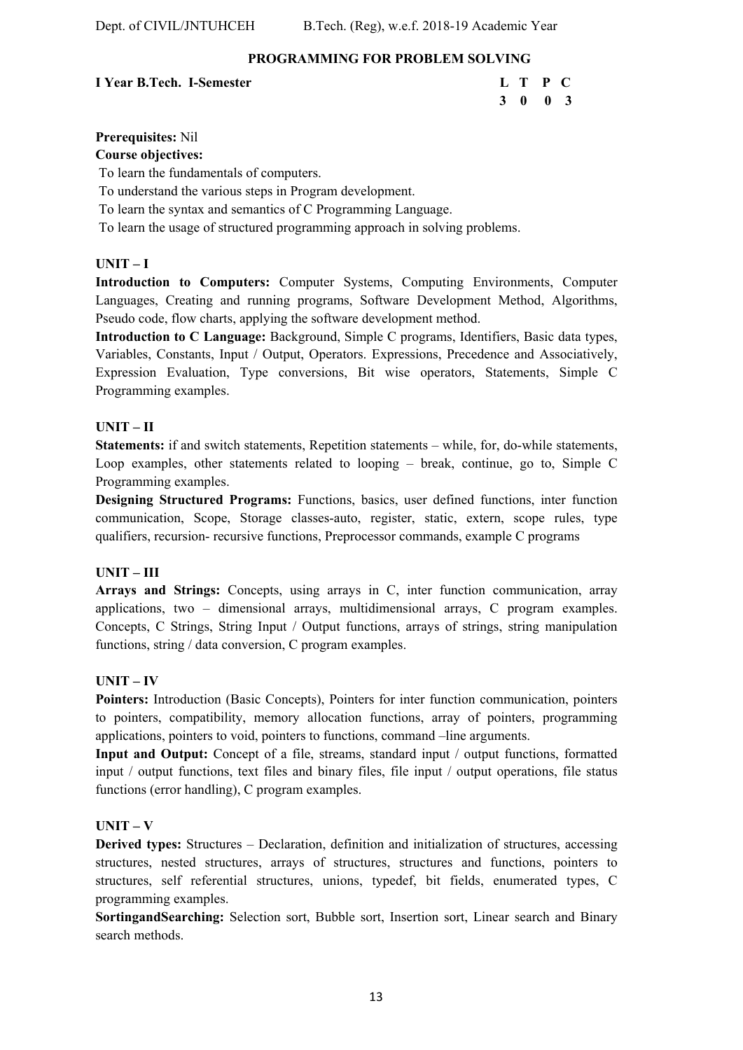## PROGRAMMING FOR PROBLEM SOLVING

**I Year B.Tech. I-Semester**

| L | T | P | C |
|---|---|---|---|
| 3 | 0 | 0 | 3 |

**Prerequisites:** Nil

**Course objectives:**

- To learn the fundamentals of computers.
- To understand the various steps in Program development.
- To learn the syntax and semantics of C Programming Language.
- To learn the usage of structured programming approach in solving problems.

### UNIT – I

**Introduction to Computers:** Computer Systems, Computing Environments, Computer Languages, Creating and running programs, Software Development Method, Algorithms, Pseudo code, flow charts, applying the software development method.

**Introduction to C Language:** Background, Simple C programs, Identifiers, Basic data types, Variables, Constants, Input / Output, Operators. Expressions, Precedence and Associatively, Expression Evaluation, Type conversions, Bit wise operators, Statements, Simple C Programming examples.

### UNIT – II

**Statements:** if and switch statements, Repetition statements – while, for, do-while statements, Loop examples, other statements related to looping – break, continue, go to, Simple C Programming examples.

**Designing Structured Programs:** Functions, basics, user defined functions, inter function communication, Scope, Storage classes-auto, register, static, extern, scope rules, type qualifiers, recursion- recursive functions, Preprocessor commands, example C programs

### UNIT – III

**Arrays and Strings:** Concepts, using arrays in C, inter function communication, array applications, two – dimensional arrays, multidimensional arrays, C program examples. Concepts, C Strings, String Input / Output functions, arrays of strings, string manipulation functions, string / data conversion, C program examples.

### UNIT – IV

**Pointers:** Introduction (Basic Concepts), Pointers for inter function communication, pointers to pointers, compatibility, memory allocation functions, array of pointers, programming applications, pointers to void, pointers to functions, command –line arguments.

**Input and Output:** Concept of a file, streams, standard input / output functions, formatted input / output functions, text files and binary files, file input / output operations, file status functions (error handling), C program examples.

### UNIT – V

**Derived types:** Structures – Declaration, definition and initialization of structures, accessing structures, nested structures, arrays of structures, structures and functions, pointers to structures, self referential structures, unions, typedef, bit fields, enumerated types, C programming examples.

**SortingandSearching:** Selection sort, Bubble sort, Insertion sort, Linear search and Binary search methods.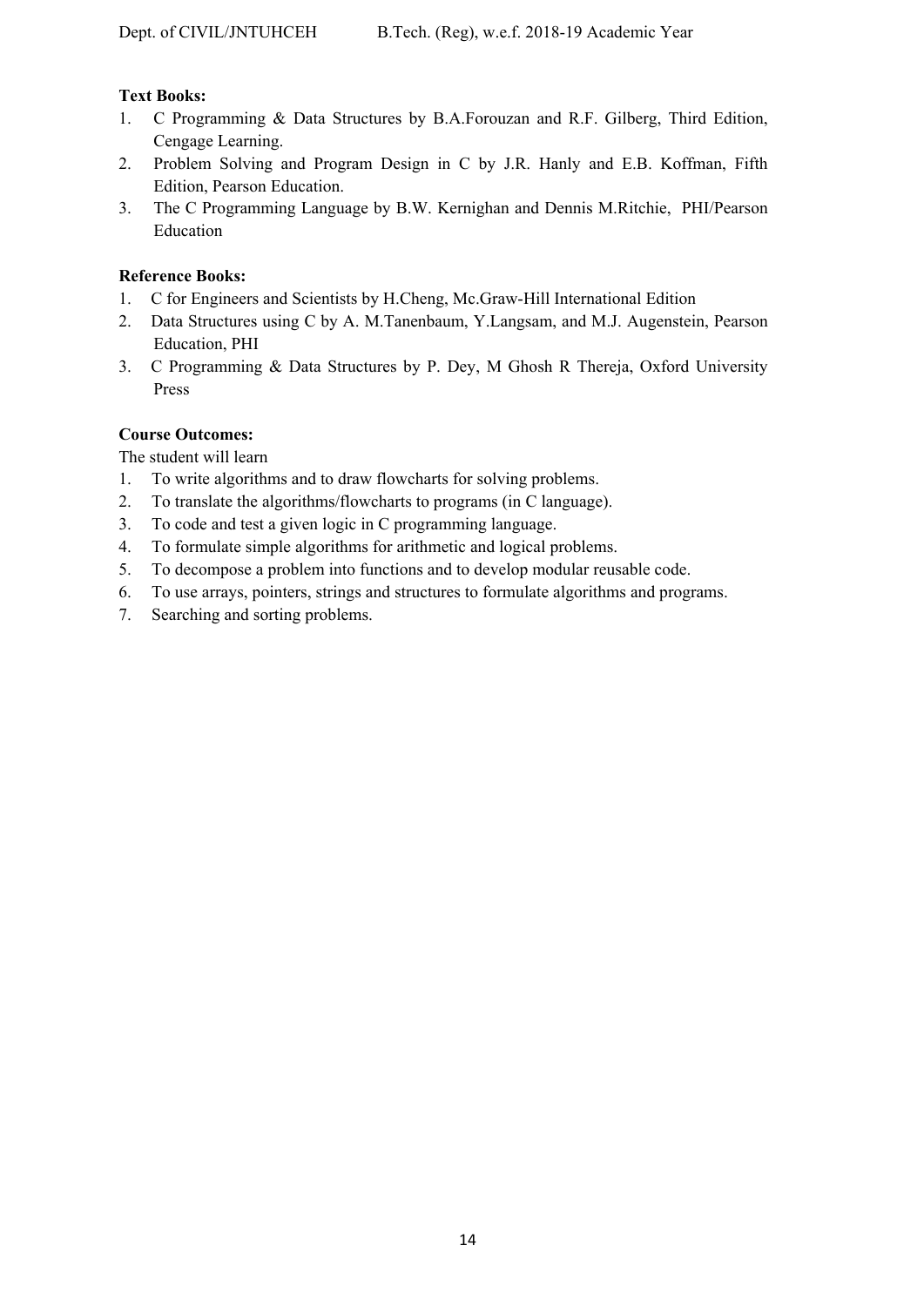**Text Books:**

1. C Programming & Data Structures by B.A.Forouzan and R.F. Gilberg, Third Edition, Cengage Learning.
2. Problem Solving and Program Design in C by J.R. Hanly and E.B. Koffman, Fifth Edition, Pearson Education.
3. The C Programming Language by B.W. Kernighan and Dennis M.Ritchie, PHI/Pearson Education

**Reference Books:**

1. C for Engineers and Scientists by H.Cheng, Mc.Graw-Hill International Edition
2. Data Structures using C by A. M.Tanenbaum, Y.Langsam, and M.J. Augenstein, Pearson Education, PHI
3. C Programming & Data Structures by P. Dey, M Ghosh R Thereja, Oxford University Press

**Course Outcomes:**

The student will learn

1. To write algorithms and to draw flowcharts for solving problems.
2. To translate the algorithms/flowcharts to programs (in C language).
3. To code and test a given logic in C programming language.
4. To formulate simple algorithms for arithmetic and logical problems.
5. To decompose a problem into functions and to develop modular reusable code.
6. To use arrays, pointers, strings and structures to formulate algorithms and programs.
7. Searching and sorting problems.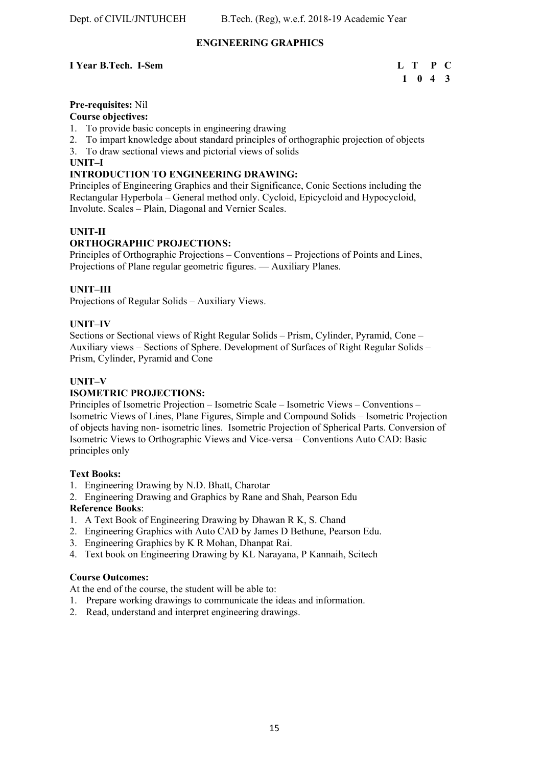## ENGINEERING GRAPHICS

**I Year B.Tech. I-Sem**

| L | T | P | C |
|---|---|---|---|
| 1 | 0 | 4 | 3 |

**Pre-requisites:** Nil

**Course objectives:**

1. To provide basic concepts in engineering drawing
2. To impart knowledge about standard principles of orthographic projection of objects
3. To draw sectional views and pictorial views of solids

**UNIT–I**

**INTRODUCTION TO ENGINEERING DRAWING:**

Principles of Engineering Graphics and their Significance, Conic Sections including the Rectangular Hyperbola – General method only. Cycloid, Epicycloid and Hypocycloid, Involute. Scales – Plain, Diagonal and Vernier Scales.

**UNIT-II**

**ORTHOGRAPHIC PROJECTIONS:**

Principles of Orthographic Projections – Conventions – Projections of Points and Lines, Projections of Plane regular geometric figures. — Auxiliary Planes.

**UNIT–III**

Projections of Regular Solids – Auxiliary Views.

**UNIT–IV**

Sections or Sectional views of Right Regular Solids – Prism, Cylinder, Pyramid, Cone – Auxiliary views – Sections of Sphere. Development of Surfaces of Right Regular Solids – Prism, Cylinder, Pyramid and Cone

**UNIT–V**

**ISOMETRIC PROJECTIONS:**

Principles of Isometric Projection – Isometric Scale – Isometric Views – Conventions – Isometric Views of Lines, Plane Figures, Simple and Compound Solids – Isometric Projection of objects having non- isometric lines. Isometric Projection of Spherical Parts. Conversion of Isometric Views to Orthographic Views and Vice-versa – Conventions Auto CAD: Basic principles only

**Text Books:**

1. Engineering Drawing by N.D. Bhatt, Charotar
2. Engineering Drawing and Graphics by Rane and Shah, Pearson Edu

**Reference Books**:

1. A Text Book of Engineering Drawing by Dhawan R K, S. Chand
2. Engineering Graphics with Auto CAD by James D Bethune, Pearson Edu.
3. Engineering Graphics by K R Mohan, Dhanpat Rai.
4. Text book on Engineering Drawing by KL Narayana, P Kannaih, Scitech

**Course Outcomes:**

At the end of the course, the student will be able to:

1. Prepare working drawings to communicate the ideas and information.
2. Read, understand and interpret engineering drawings.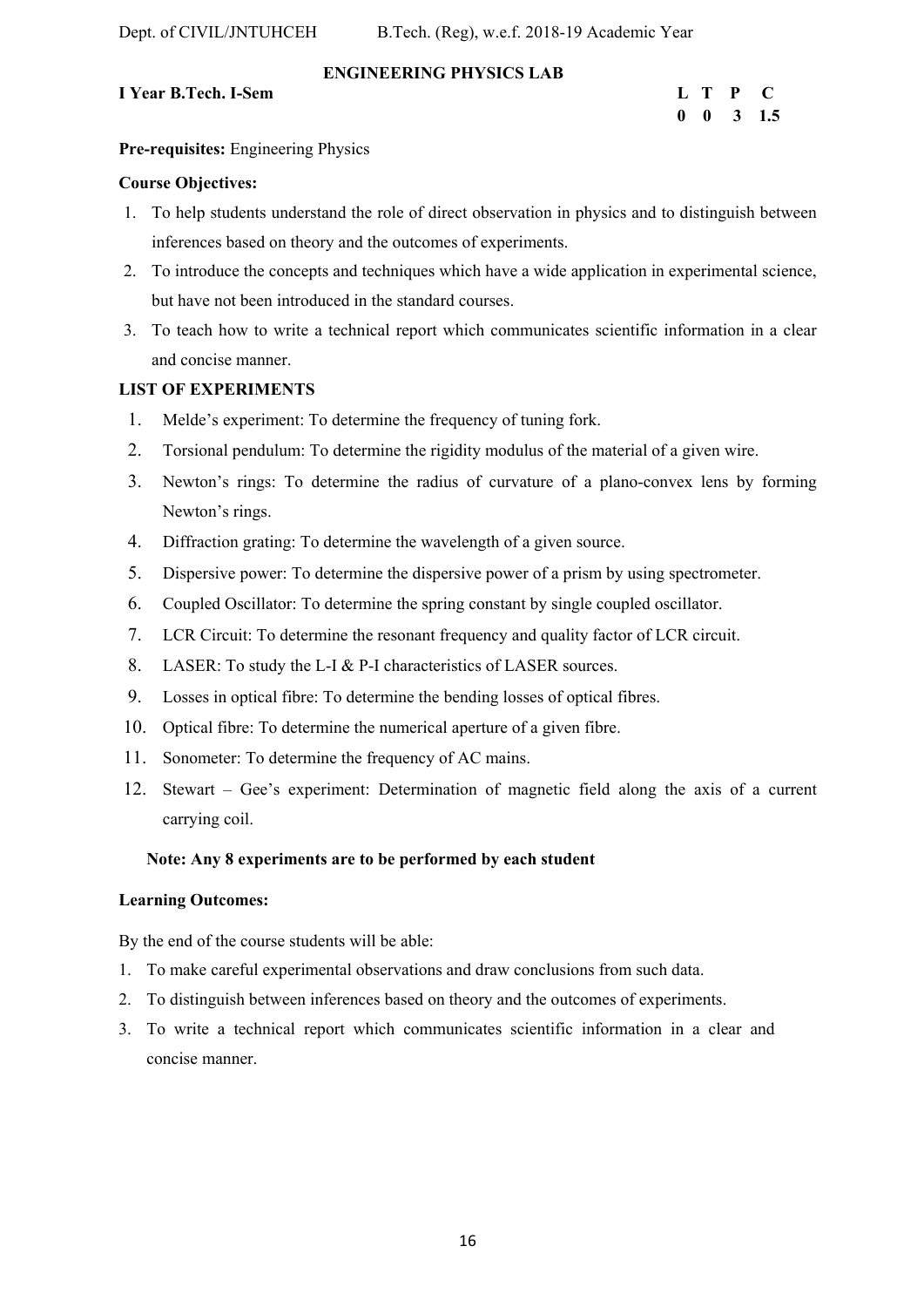## ENGINEERING PHYSICS LAB

**I Year B.Tech. I-Sem**

| L | T | P | C |
|---|---|---|---|
| 0 | 0 | 3 | 1.5 |

**Pre-requisites:** Engineering Physics

**Course Objectives:**

1. To help students understand the role of direct observation in physics and to distinguish between inferences based on theory and the outcomes of experiments.
2. To introduce the concepts and techniques which have a wide application in experimental science, but have not been introduced in the standard courses.
3. To teach how to write a technical report which communicates scientific information in a clear and concise manner.

**LIST OF EXPERIMENTS**

1. Melde's experiment: To determine the frequency of tuning fork.
2. Torsional pendulum: To determine the rigidity modulus of the material of a given wire.
3. Newton's rings: To determine the radius of curvature of a plano-convex lens by forming Newton's rings.
4. Diffraction grating: To determine the wavelength of a given source.
5. Dispersive power: To determine the dispersive power of a prism by using spectrometer.
6. Coupled Oscillator: To determine the spring constant by single coupled oscillator.
7. LCR Circuit: To determine the resonant frequency and quality factor of LCR circuit.
8. LASER: To study the L-I & P-I characteristics of LASER sources.
9. Losses in optical fibre: To determine the bending losses of optical fibres.
10. Optical fibre: To determine the numerical aperture of a given fibre.
11. Sonometer: To determine the frequency of AC mains.
12. Stewart – Gee's experiment: Determination of magnetic field along the axis of a current carrying coil.

**Note: Any 8 experiments are to be performed by each student**

**Learning Outcomes:**

By the end of the course students will be able:

1. To make careful experimental observations and draw conclusions from such data.
2. To distinguish between inferences based on theory and the outcomes of experiments.
3. To write a technical report which communicates scientific information in a clear and concise manner.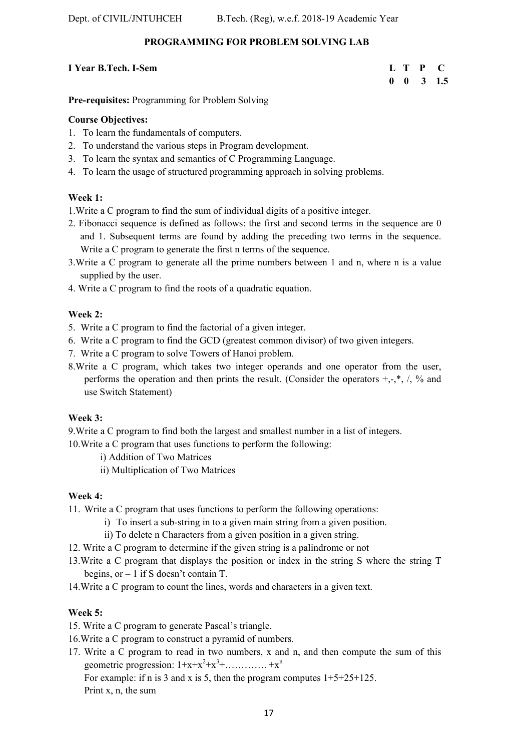## PROGRAMMING FOR PROBLEM SOLVING LAB

**I Year B.Tech. I-Sem**

| L | T | P | C |
|---|---|---|---|
| 0 | 0 | 3 | 1.5 |

**Pre-requisites:** Programming for Problem Solving

**Course Objectives:**

1. To learn the fundamentals of computers.
2. To understand the various steps in Program development.
3. To learn the syntax and semantics of C Programming Language.
4. To learn the usage of structured programming approach in solving problems.

**Week 1:**

1. Write a C program to find the sum of individual digits of a positive integer.
2. Fibonacci sequence is defined as follows: the first and second terms in the sequence are 0 and 1. Subsequent terms are found by adding the preceding two terms in the sequence. Write a C program to generate the first n terms of the sequence.
3. Write a C program to generate all the prime numbers between 1 and n, where n is a value supplied by the user.
4. Write a C program to find the roots of a quadratic equation.

**Week 2:**

5. Write a C program to find the factorial of a given integer.
6. Write a C program to find the GCD (greatest common divisor) of two given integers.
7. Write a C program to solve Towers of Hanoi problem.
8. Write a C program, which takes two integer operands and one operator from the user, performs the operation and then prints the result. (Consider the operators +,-,*, /, % and use Switch Statement)

**Week 3:**

9. Write a C program to find both the largest and smallest number in a list of integers.
10. Write a C program that uses functions to perform the following:
    - i) Addition of Two Matrices
    - ii) Multiplication of Two Matrices

**Week 4:**

11. Write a C program that uses functions to perform the following operations:
    - i) To insert a sub-string in to a given main string from a given position.
    - ii) To delete n Characters from a given position in a given string.
12. Write a C program to determine if the given string is a palindrome or not
13. Write a C program that displays the position or index in the string S where the string T begins, or – 1 if S doesn't contain T.
14. Write a C program to count the lines, words and characters in a given text.

**Week 5:**

15. Write a C program to generate Pascal's triangle.
16. Write a C program to construct a pyramid of numbers.
17. Write a C program to read in two numbers, x and n, and then compute the sum of this geometric progression: $1+x+x^2+x^3+\ldots\ldots\ldots\ldots.+x^n$

    For example: if n is 3 and x is 5, then the program computes 1+5+25+125.

    Print x, n, the sum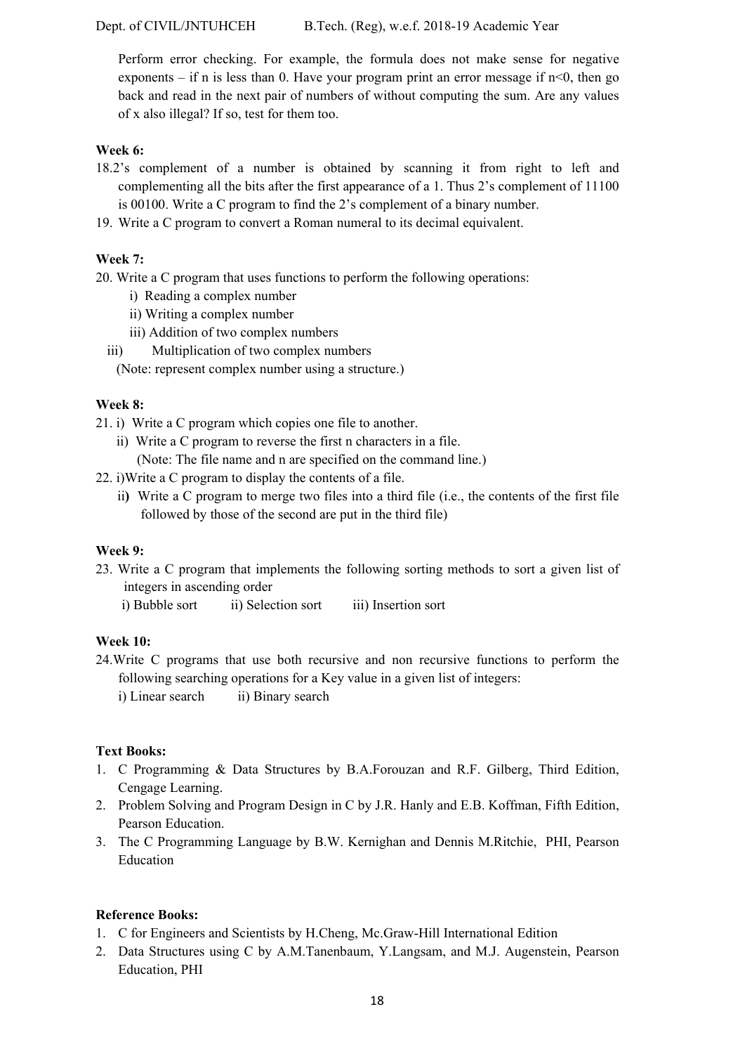Perform error checking. For example, the formula does not make sense for negative exponents – if n is less than 0. Have your program print an error message if n<0, then go back and read in the next pair of numbers of without computing the sum. Are any values of x also illegal? If so, test for them too.

**Week 6:**

18.2's complement of a number is obtained by scanning it from right to left and complementing all the bits after the first appearance of a 1. Thus 2's complement of 11100 is 00100. Write a C program to find the 2's complement of a binary number.

19. Write a C program to convert a Roman numeral to its decimal equivalent.

**Week 7:**

20. Write a C program that uses functions to perform the following operations:
    - i) Reading a complex number
    - ii) Writing a complex number
    - iii) Addition of two complex numbers
    - iii) Multiplication of two complex numbers

    (Note: represent complex number using a structure.)

**Week 8:**

21. i) Write a C program which copies one file to another.
    
    ii) Write a C program to reverse the first n characters in a file.
    
    (Note: The file name and n are specified on the command line.)

22. i)Write a C program to display the contents of a file.
    
    ii) Write a C program to merge two files into a third file (i.e., the contents of the first file followed by those of the second are put in the third file)

**Week 9:**

23. Write a C program that implements the following sorting methods to sort a given list of integers in ascending order
    
    i) Bubble sort ii) Selection sort iii) Insertion sort

**Week 10:**

24.Write C programs that use both recursive and non recursive functions to perform the following searching operations for a Key value in a given list of integers:

i) Linear search ii) Binary search

**Text Books:**

1. C Programming & Data Structures by B.A.Forouzan and R.F. Gilberg, Third Edition, Cengage Learning.
2. Problem Solving and Program Design in C by J.R. Hanly and E.B. Koffman, Fifth Edition, Pearson Education.
3. The C Programming Language by B.W. Kernighan and Dennis M.Ritchie, PHI, Pearson Education

**Reference Books:**

1. C for Engineers and Scientists by H.Cheng, Mc.Graw-Hill International Edition
2. Data Structures using C by A.M.Tanenbaum, Y.Langsam, and M.J. Augenstein, Pearson Education, PHI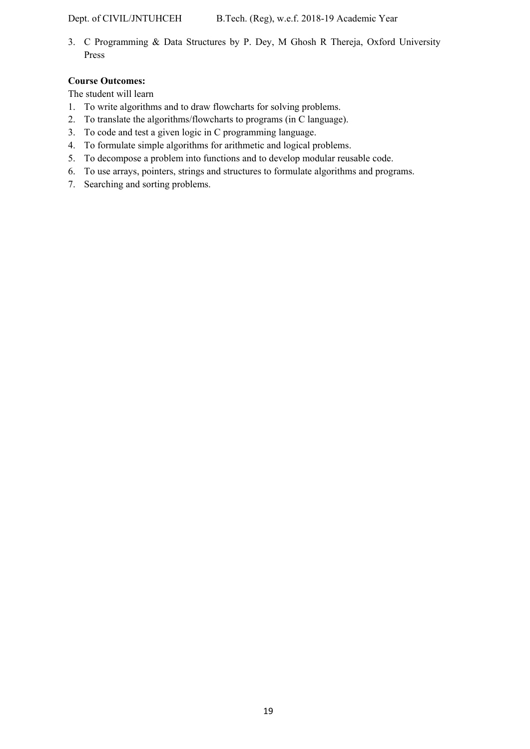3. C Programming & Data Structures by P. Dey, M Ghosh R Thereja, Oxford University Press

**Course Outcomes:**

The student will learn

1. To write algorithms and to draw flowcharts for solving problems.
2. To translate the algorithms/flowcharts to programs (in C language).
3. To code and test a given logic in C programming language.
4. To formulate simple algorithms for arithmetic and logical problems.
5. To decompose a problem into functions and to develop modular reusable code.
6. To use arrays, pointers, strings and structures to formulate algorithms and programs.
7. Searching and sorting problems.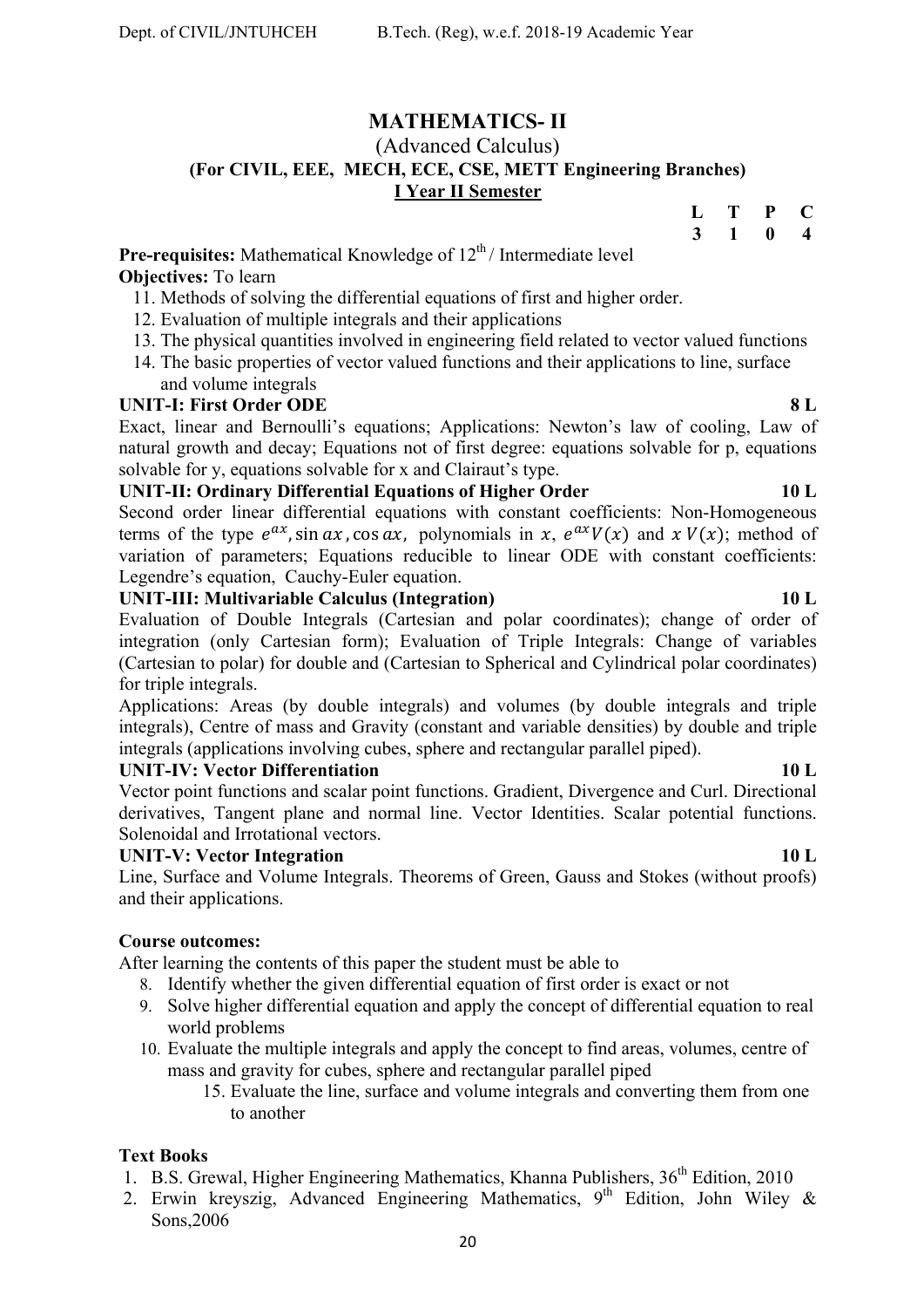# MATHEMATICS- II

## (Advanced Calculus)

### (For CIVIL, EEE, MECH, ECE, CSE, METT Engineering Branches)

### I Year II Semester

| L | T | P | C |
|---|---|---|---|
| 3 | 1 | 0 | 4 |

**Pre-requisites:** Mathematical Knowledge of 12th / Intermediate level

**Objectives:** To learn

11. Methods of solving the differential equations of first and higher order.
12. Evaluation of multiple integrals and their applications
13. The physical quantities involved in engineering field related to vector valued functions
14. The basic properties of vector valued functions and their applications to line, surface and volume integrals

**UNIT-I: First Order ODE** **8 L**

Exact, linear and Bernoulli's equations; Applications: Newton's law of cooling, Law of natural growth and decay; Equations not of first degree: equations solvable for p, equations solvable for y, equations solvable for x and Clairaut's type.

**UNIT-II: Ordinary Differential Equations of Higher Order** **10 L**

Second order linear differential equations with constant coefficients: Non-Homogeneous terms of the type $e^{ax}, \sin ax, \cos ax,$ polynomials in $x$, $e^{ax}V(x)$ and $x\,V(x)$; method of variation of parameters; Equations reducible to linear ODE with constant coefficients: Legendre's equation, Cauchy-Euler equation.

**UNIT-III: Multivariable Calculus (Integration)** **10 L**

Evaluation of Double Integrals (Cartesian and polar coordinates); change of order of integration (only Cartesian form); Evaluation of Triple Integrals: Change of variables (Cartesian to polar) for double and (Cartesian to Spherical and Cylindrical polar coordinates) for triple integrals.

Applications: Areas (by double integrals) and volumes (by double integrals and triple integrals), Centre of mass and Gravity (constant and variable densities) by double and triple integrals (applications involving cubes, sphere and rectangular parallel piped).

**UNIT-IV: Vector Differentiation** **10 L**

Vector point functions and scalar point functions. Gradient, Divergence and Curl. Directional derivatives, Tangent plane and normal line. Vector Identities. Scalar potential functions. Solenoidal and Irrotational vectors.

**UNIT-V: Vector Integration** **10 L**

Line, Surface and Volume Integrals. Theorems of Green, Gauss and Stokes (without proofs) and their applications.

**Course outcomes:**

After learning the contents of this paper the student must be able to

8. Identify whether the given differential equation of first order is exact or not
9. Solve higher differential equation and apply the concept of differential equation to real world problems
10. Evaluate the multiple integrals and apply the concept to find areas, volumes, centre of mass and gravity for cubes, sphere and rectangular parallel piped
15. Evaluate the line, surface and volume integrals and converting them from one to another

**Text Books**

1. B.S. Grewal, Higher Engineering Mathematics, Khanna Publishers, 36th Edition, 2010
2. Erwin kreyszig, Advanced Engineering Mathematics, 9th Edition, John Wiley & Sons,2006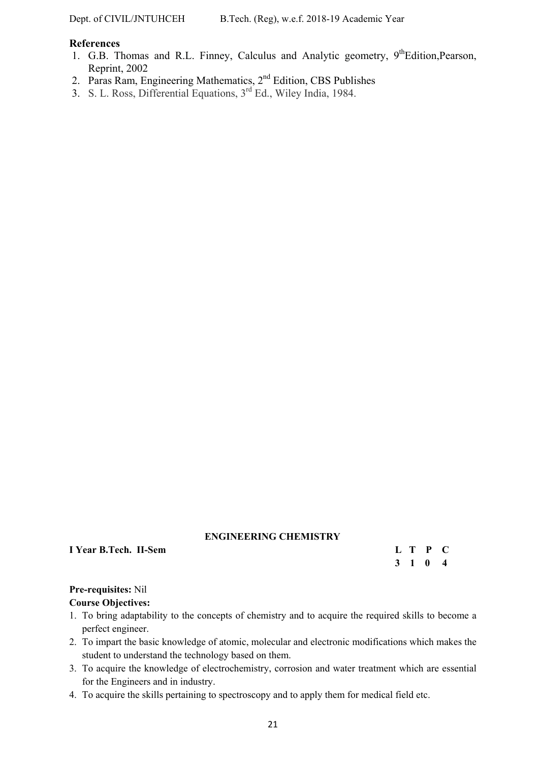## References

1. G.B. Thomas and R.L. Finney, Calculus and Analytic geometry, 9th Edition, Pearson, Reprint, 2002
2. Paras Ram, Engineering Mathematics, 2nd Edition, CBS Publishes
3. S. L. Ross, Differential Equations, 3rd Ed., Wiley India, 1984.

## ENGINEERING CHEMISTRY

**I Year B.Tech. II-Sem**

| L | T | P | C |
|---|---|---|---|
| **3** | **1** | **0** | **4** |

**Pre-requisites:** Nil

**Course Objectives:**

1. To bring adaptability to the concepts of chemistry and to acquire the required skills to become a perfect engineer.
2. To impart the basic knowledge of atomic, molecular and electronic modifications which makes the student to understand the technology based on them.
3. To acquire the knowledge of electrochemistry, corrosion and water treatment which are essential for the Engineers and in industry.
4. To acquire the skills pertaining to spectroscopy and to apply them for medical field etc.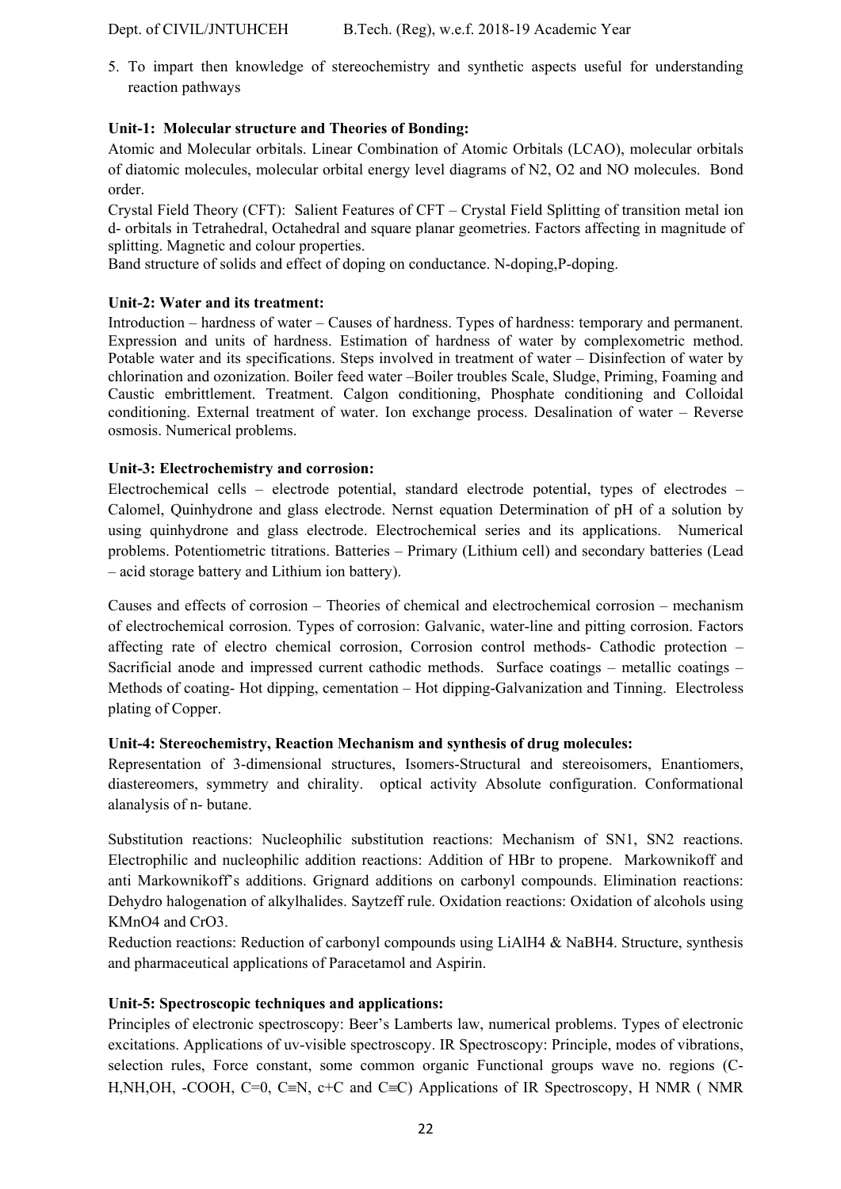5. To impart then knowledge of stereochemistry and synthetic aspects useful for understanding reaction pathways

**Unit-1: Molecular structure and Theories of Bonding:**

Atomic and Molecular orbitals. Linear Combination of Atomic Orbitals (LCAO), molecular orbitals of diatomic molecules, molecular orbital energy level diagrams of N2, O2 and NO molecules. Bond order.

Crystal Field Theory (CFT): Salient Features of CFT – Crystal Field Splitting of transition metal ion d- orbitals in Tetrahedral, Octahedral and square planar geometries. Factors affecting in magnitude of splitting. Magnetic and colour properties.

Band structure of solids and effect of doping on conductance. N-doping,P-doping.

**Unit-2: Water and its treatment:**

Introduction – hardness of water – Causes of hardness. Types of hardness: temporary and permanent. Expression and units of hardness. Estimation of hardness of water by complexometric method. Potable water and its specifications. Steps involved in treatment of water – Disinfection of water by chlorination and ozonization. Boiler feed water –Boiler troubles Scale, Sludge, Priming, Foaming and Caustic embrittlement. Treatment. Calgon conditioning, Phosphate conditioning and Colloidal conditioning. External treatment of water. Ion exchange process. Desalination of water – Reverse osmosis. Numerical problems.

**Unit-3: Electrochemistry and corrosion:**

Electrochemical cells – electrode potential, standard electrode potential, types of electrodes – Calomel, Quinhydrone and glass electrode. Nernst equation Determination of pH of a solution by using quinhydrone and glass electrode. Electrochemical series and its applications. Numerical problems. Potentiometric titrations. Batteries – Primary (Lithium cell) and secondary batteries (Lead – acid storage battery and Lithium ion battery).

Causes and effects of corrosion – Theories of chemical and electrochemical corrosion – mechanism of electrochemical corrosion. Types of corrosion: Galvanic, water-line and pitting corrosion. Factors affecting rate of electro chemical corrosion, Corrosion control methods- Cathodic protection – Sacrificial anode and impressed current cathodic methods. Surface coatings – metallic coatings – Methods of coating- Hot dipping, cementation – Hot dipping-Galvanization and Tinning. Electroless plating of Copper.

**Unit-4: Stereochemistry, Reaction Mechanism and synthesis of drug molecules:**

Representation of 3-dimensional structures, Isomers-Structural and stereoisomers, Enantiomers, diastereomers, symmetry and chirality. optical activity Absolute configuration. Conformational alanalysis of n- butane.

Substitution reactions: Nucleophilic substitution reactions: Mechanism of SN1, SN2 reactions. Electrophilic and nucleophilic addition reactions: Addition of HBr to propene. Markownikoff and anti Markownikoff's additions. Grignard additions on carbonyl compounds. Elimination reactions: Dehydro halogenation of alkylhalides. Saytzeff rule. Oxidation reactions: Oxidation of alcohols using KMnO4 and CrO3.

Reduction reactions: Reduction of carbonyl compounds using LiAlH4 & NaBH4. Structure, synthesis and pharmaceutical applications of Paracetamol and Aspirin.

**Unit-5: Spectroscopic techniques and applications:**

Principles of electronic spectroscopy: Beer's Lamberts law, numerical problems. Types of electronic excitations. Applications of uv-visible spectroscopy. IR Spectroscopy: Principle, modes of vibrations, selection rules, Force constant, some common organic Functional groups wave no. regions (C-H,NH,OH, -COOH, C=0, C≡N, c+C and C≡C) Applications of IR Spectroscopy, H NMR ( NMR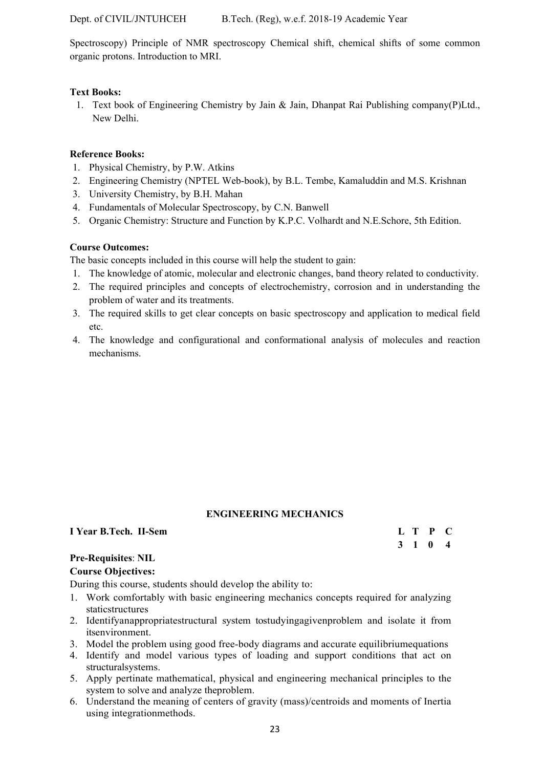Spectroscopy) Principle of NMR spectroscopy Chemical shift, chemical shifts of some common organic protons. Introduction to MRI.

**Text Books:**

1. Text book of Engineering Chemistry by Jain & Jain, Dhanpat Rai Publishing company(P)Ltd., New Delhi.

**Reference Books:**

1. Physical Chemistry, by P.W. Atkins
2. Engineering Chemistry (NPTEL Web-book), by B.L. Tembe, Kamaluddin and M.S. Krishnan
3. University Chemistry, by B.H. Mahan
4. Fundamentals of Molecular Spectroscopy, by C.N. Banwell
5. Organic Chemistry: Structure and Function by K.P.C. Volhardt and N.E.Schore, 5th Edition.

**Course Outcomes:**

The basic concepts included in this course will help the student to gain:

1. The knowledge of atomic, molecular and electronic changes, band theory related to conductivity.
2. The required principles and concepts of electrochemistry, corrosion and in understanding the problem of water and its treatments.
3. The required skills to get clear concepts on basic spectroscopy and application to medical field etc.
4. The knowledge and configurational and conformational analysis of molecules and reaction mechanisms.

## ENGINEERING MECHANICS

**I Year B.Tech. II-Sem**

| L | T | P | C |
|---|---|---|---|
| 3 | 1 | 0 | 4 |

**Pre-Requisites**: **NIL**

**Course Objectives:**

During this course, students should develop the ability to:

1. Work comfortably with basic engineering mechanics concepts required for analyzing staticstructures
2. Identifyanappropriatestructural system tostudyingagivenproblem and isolate it from itsenvironment.
3. Model the problem using good free-body diagrams and accurate equilibriumequations
4. Identify and model various types of loading and support conditions that act on structuralsystems.
5. Apply pertinate mathematical, physical and engineering mechanical principles to the system to solve and analyze theproblem.
6. Understand the meaning of centers of gravity (mass)/centroids and moments of Inertia using integrationmethods.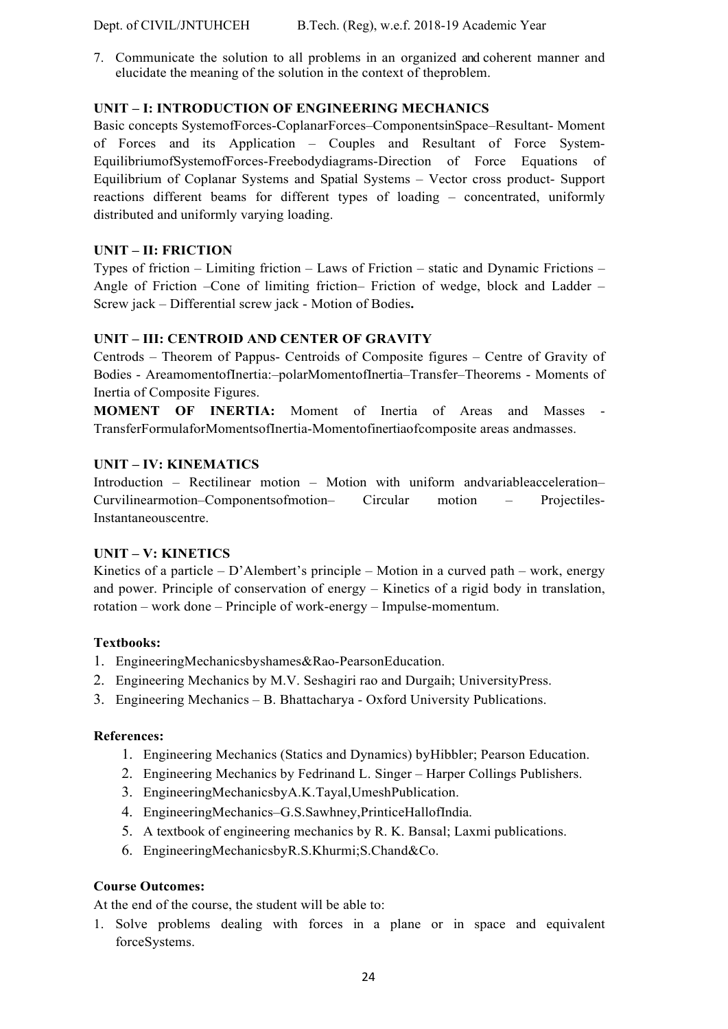7. Communicate the solution to all problems in an organized and coherent manner and elucidate the meaning of the solution in the context of theproblem.

**UNIT – I: INTRODUCTION OF ENGINEERING MECHANICS**

Basic concepts SystemofForces-CoplanarForces–ComponentsinSpace–Resultant- Moment of Forces and its Application – Couples and Resultant of Force System- EquilibriumofSystemofForces-Freebodydiagrams-Direction of Force Equations of Equilibrium of Coplanar Systems and Spatial Systems – Vector cross product- Support reactions different beams for different types of loading – concentrated, uniformly distributed and uniformly varying loading.

**UNIT – II: FRICTION**

Types of friction – Limiting friction – Laws of Friction – static and Dynamic Frictions – Angle of Friction –Cone of limiting friction– Friction of wedge, block and Ladder – Screw jack – Differential screw jack - Motion of Bodies**.**

**UNIT – III: CENTROID AND CENTER OF GRAVITY**

Centrods – Theorem of Pappus- Centroids of Composite figures – Centre of Gravity of Bodies - AreamomentofInertia:–polarMomentofInertia–Transfer–Theorems - Moments of Inertia of Composite Figures.

**MOMENT OF INERTIA:** Moment of Inertia of Areas and Masses - TransferFormulaforMomentsofInertia-Momentofinertiaofcomposite areas andmasses.

**UNIT – IV: KINEMATICS**

Introduction – Rectilinear motion – Motion with uniform andvariableacceleration– Curvilinearmotion–Componentsofmotion– Circular motion – Projectiles- Instantaneouscentre.

**UNIT – V: KINETICS**

Kinetics of a particle – D'Alembert's principle – Motion in a curved path – work, energy and power. Principle of conservation of energy – Kinetics of a rigid body in translation, rotation – work done – Principle of work-energy – Impulse-momentum.

**Textbooks:**

1. EngineeringMechanicsbyshames&Rao-PearsonEducation.
2. Engineering Mechanics by M.V. Seshagiri rao and Durgaih; UniversityPress.
3. Engineering Mechanics – B. Bhattacharya - Oxford University Publications.

**References:**

1. Engineering Mechanics (Statics and Dynamics) byHibbler; Pearson Education.
2. Engineering Mechanics by Fedrinand L. Singer – Harper Collings Publishers.
3. EngineeringMechanicsbyA.K.Tayal,UmeshPublication.
4. EngineeringMechanics–G.S.Sawhney,PrinticeHallofIndia.
5. A textbook of engineering mechanics by R. K. Bansal; Laxmi publications.
6. EngineeringMechanicsbyR.S.Khurmi;S.Chand&Co.

**Course Outcomes:**

At the end of the course, the student will be able to:

1. Solve problems dealing with forces in a plane or in space and equivalent forceSystems.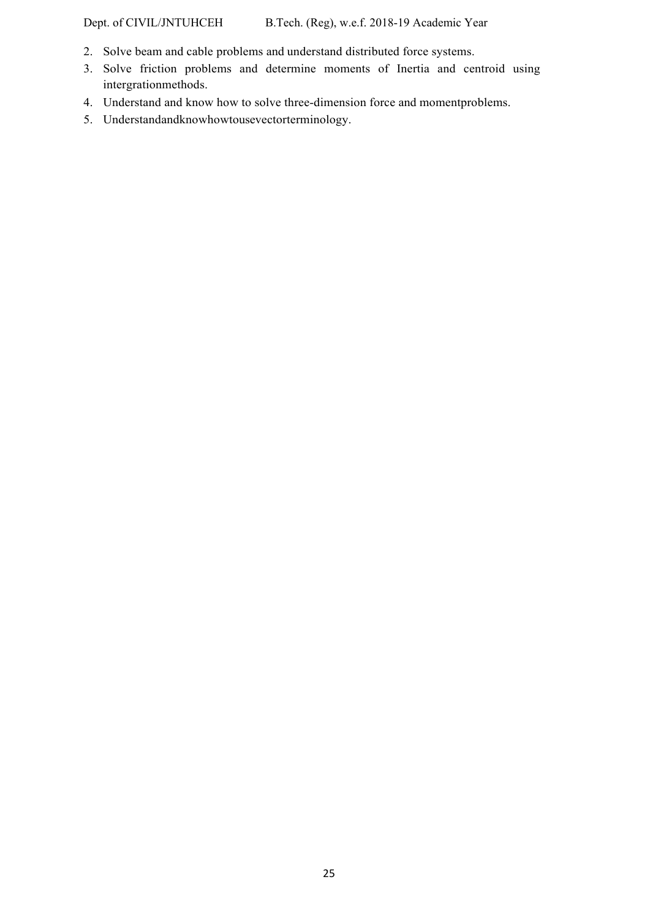2. Solve beam and cable problems and understand distributed force systems.
3. Solve friction problems and determine moments of Inertia and centroid using intergrationmethods.
4. Understand and know how to solve three-dimension force and momentproblems.
5. Understandandknowhowtousevectorterminology.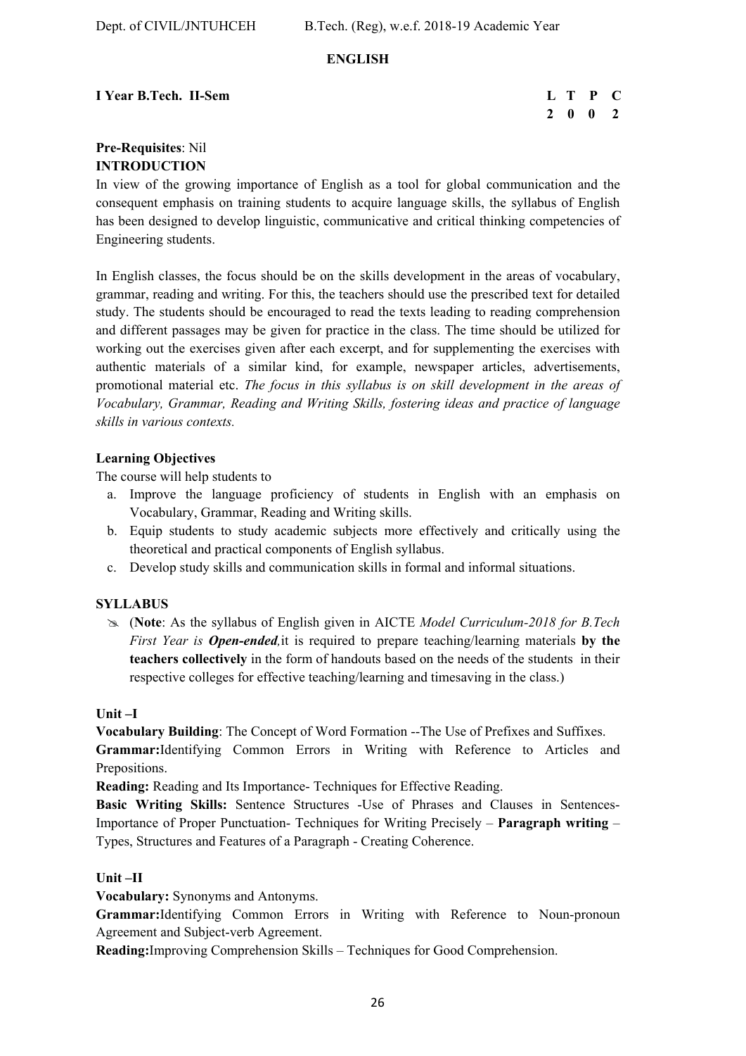## ENGLISH

**I Year B.Tech. II-Sem**

| L | T | P | C |
|---|---|---|---|
| 2 | 0 | 0 | 2 |

**Pre-Requisites**: Nil

**INTRODUCTION**

In view of the growing importance of English as a tool for global communication and the consequent emphasis on training students to acquire language skills, the syllabus of English has been designed to develop linguistic, communicative and critical thinking competencies of Engineering students.

In English classes, the focus should be on the skills development in the areas of vocabulary, grammar, reading and writing. For this, the teachers should use the prescribed text for detailed study. The students should be encouraged to read the texts leading to reading comprehension and different passages may be given for practice in the class. The time should be utilized for working out the exercises given after each excerpt, and for supplementing the exercises with authentic materials of a similar kind, for example, newspaper articles, advertisements, promotional material etc. *The focus in this syllabus is on skill development in the areas of Vocabulary, Grammar, Reading and Writing Skills, fostering ideas and practice of language skills in various contexts.*

**Learning Objectives**

The course will help students to

a. Improve the language proficiency of students in English with an emphasis on Vocabulary, Grammar, Reading and Writing skills.
b. Equip students to study academic subjects more effectively and critically using the theoretical and practical components of English syllabus.
c. Develop study skills and communication skills in formal and informal situations.

**SYLLABUS**

- (**Note**: As the syllabus of English given in AICTE *Model Curriculum-2018 for B.Tech First Year is **Open-ended**,*it is required to prepare teaching/learning materials **by the teachers collectively** in the form of handouts based on the needs of the students in their respective colleges for effective teaching/learning and timesaving in the class.)

**Unit –I**

**Vocabulary Building**: The Concept of Word Formation --The Use of Prefixes and Suffixes.

**Grammar:**Identifying Common Errors in Writing with Reference to Articles and Prepositions.

**Reading:** Reading and Its Importance- Techniques for Effective Reading.

**Basic Writing Skills:** Sentence Structures -Use of Phrases and Clauses in Sentences- Importance of Proper Punctuation- Techniques for Writing Precisely – **Paragraph writing** – Types, Structures and Features of a Paragraph - Creating Coherence.

**Unit –II**

**Vocabulary:** Synonyms and Antonyms.

**Grammar:**Identifying Common Errors in Writing with Reference to Noun-pronoun Agreement and Subject-verb Agreement.

**Reading:**Improving Comprehension Skills – Techniques for Good Comprehension.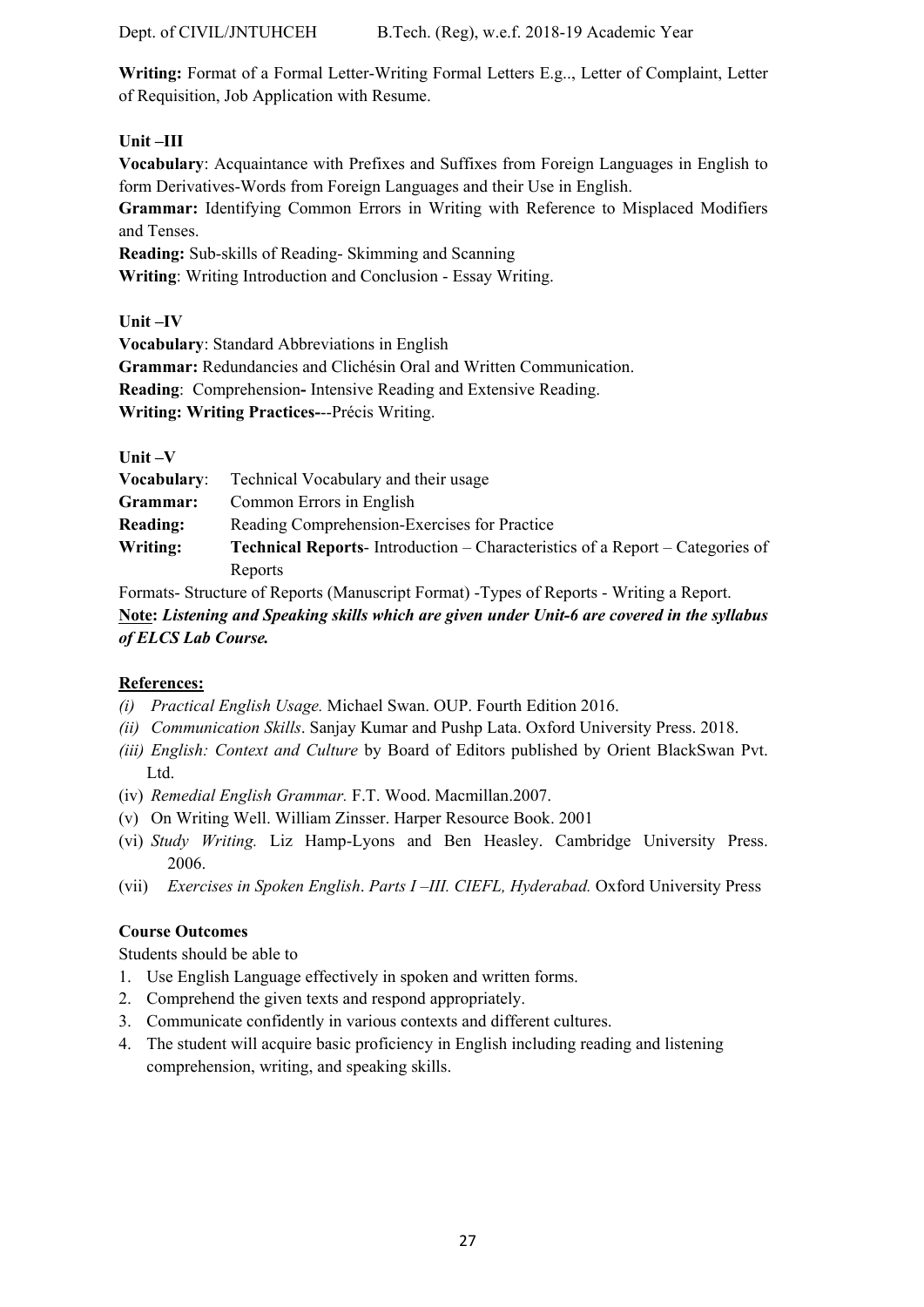**Writing:** Format of a Formal Letter-Writing Formal Letters E.g.., Letter of Complaint, Letter of Requisition, Job Application with Resume.

**Unit –III**

**Vocabulary**: Acquaintance with Prefixes and Suffixes from Foreign Languages in English to form Derivatives-Words from Foreign Languages and their Use in English.

**Grammar:** Identifying Common Errors in Writing with Reference to Misplaced Modifiers and Tenses.

**Reading:** Sub-skills of Reading- Skimming and Scanning

**Writing**: Writing Introduction and Conclusion - Essay Writing.

**Unit –IV**

**Vocabulary**: Standard Abbreviations in English

**Grammar:** Redundancies and Clichésin Oral and Written Communication.

**Reading**: Comprehension**-** Intensive Reading and Extensive Reading.

**Writing: Writing Practices-**--Précis Writing.

**Unit –V**

**Vocabulary**: Technical Vocabulary and their usage

**Grammar:** Common Errors in English

**Reading:** Reading Comprehension-Exercises for Practice

**Writing:** **Technical Reports**- Introduction – Characteristics of a Report – Categories of Reports

Formats- Structure of Reports (Manuscript Format) -Types of Reports - Writing a Report.

**Note:** ***Listening and Speaking skills which are given under Unit-6 are covered in the syllabus of ELCS Lab Course.***

**References:**

(i) *Practical English Usage.* Michael Swan. OUP. Fourth Edition 2016.
(ii) *Communication Skills*. Sanjay Kumar and Pushp Lata. Oxford University Press. 2018.
(iii) *English: Context and Culture* by Board of Editors published by Orient BlackSwan Pvt. Ltd.
(iv) *Remedial English Grammar.* F.T. Wood. Macmillan.2007.
(v) On Writing Well. William Zinsser. Harper Resource Book. 2001
(vi) *Study Writing.* Liz Hamp-Lyons and Ben Heasley. Cambridge University Press. 2006.
(vii) *Exercises in Spoken English*. *Parts I –III. CIEFL, Hyderabad.* Oxford University Press

**Course Outcomes**

Students should be able to

1. Use English Language effectively in spoken and written forms.
2. Comprehend the given texts and respond appropriately.
3. Communicate confidently in various contexts and different cultures.
4. The student will acquire basic proficiency in English including reading and listening comprehension, writing, and speaking skills.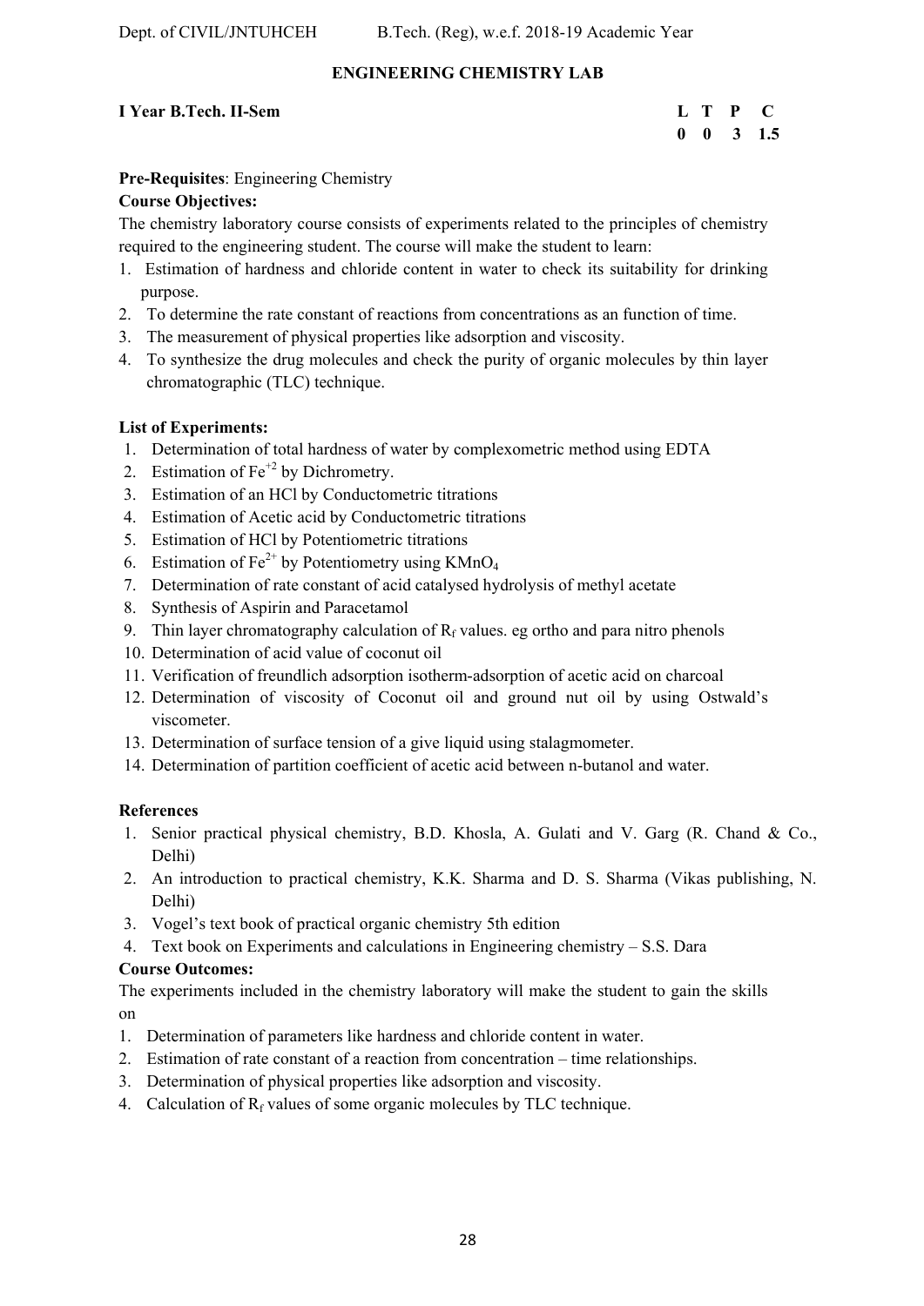## ENGINEERING CHEMISTRY LAB

**I Year B.Tech. II-Sem**

| L | T | P | C |
|---|---|---|---|
| 0 | 0 | 3 | 1.5 |

**Pre-Requisites**: Engineering Chemistry

**Course Objectives:**

The chemistry laboratory course consists of experiments related to the principles of chemistry required to the engineering student. The course will make the student to learn:

1. Estimation of hardness and chloride content in water to check its suitability for drinking purpose.
2. To determine the rate constant of reactions from concentrations as an function of time.
3. The measurement of physical properties like adsorption and viscosity.
4. To synthesize the drug molecules and check the purity of organic molecules by thin layer chromatographic (TLC) technique.

**List of Experiments:**

1. Determination of total hardness of water by complexometric method using EDTA
2. Estimation of $Fe^{+2}$ by Dichrometry.
3. Estimation of an HCl by Conductometric titrations
4. Estimation of Acetic acid by Conductometric titrations
5. Estimation of HCl by Potentiometric titrations
6. Estimation of $Fe^{2+}$ by Potentiometry using $KMnO_4$
7. Determination of rate constant of acid catalysed hydrolysis of methyl acetate
8. Synthesis of Aspirin and Paracetamol
9. Thin layer chromatography calculation of $R_f$ values. eg ortho and para nitro phenols
10. Determination of acid value of coconut oil
11. Verification of freundlich adsorption isotherm-adsorption of acetic acid on charcoal
12. Determination of viscosity of Coconut oil and ground nut oil by using Ostwald's viscometer.
13. Determination of surface tension of a give liquid using stalagmometer.
14. Determination of partition coefficient of acetic acid between n-butanol and water.

**References**

1. Senior practical physical chemistry, B.D. Khosla, A. Gulati and V. Garg (R. Chand & Co., Delhi)
2. An introduction to practical chemistry, K.K. Sharma and D. S. Sharma (Vikas publishing, N. Delhi)
3. Vogel's text book of practical organic chemistry 5th edition
4. Text book on Experiments and calculations in Engineering chemistry – S.S. Dara

**Course Outcomes:**

The experiments included in the chemistry laboratory will make the student to gain the skills on

1. Determination of parameters like hardness and chloride content in water.
2. Estimation of rate constant of a reaction from concentration – time relationships.
3. Determination of physical properties like adsorption and viscosity.
4. Calculation of $R_f$ values of some organic molecules by TLC technique.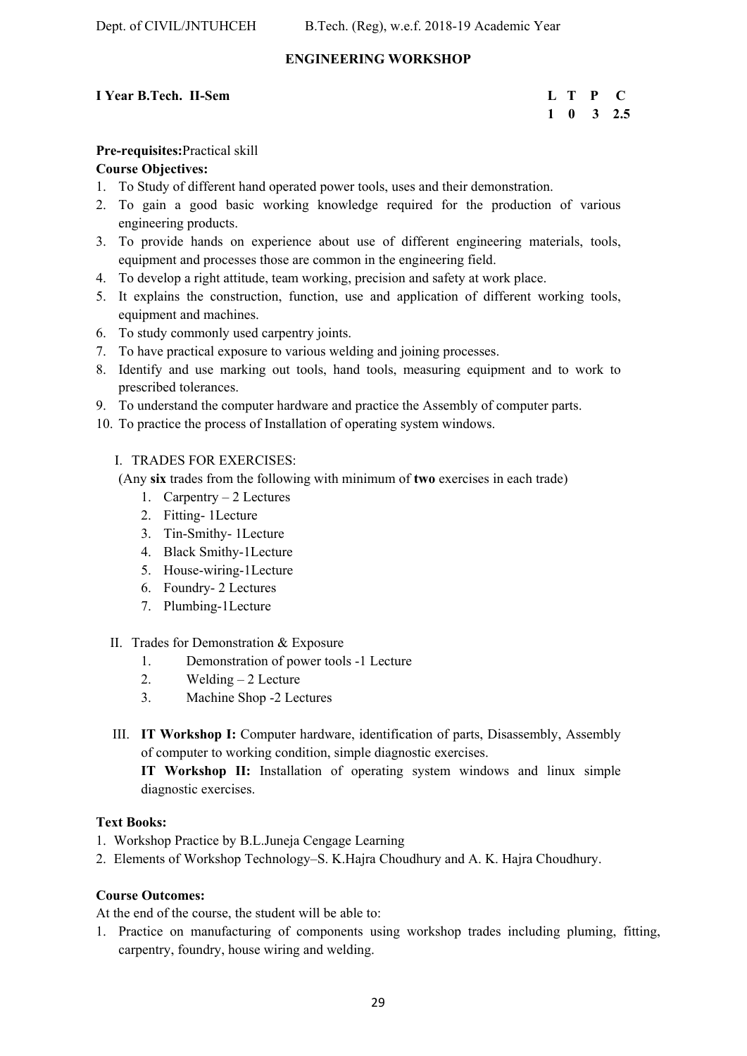## ENGINEERING WORKSHOP

**I Year B.Tech. II-Sem**

| L | T | P | C |
|---|---|---|---|
| 1 | 0 | 3 | 2.5 |

**Pre-requisites:**Practical skill

**Course Objectives:**

1. To Study of different hand operated power tools, uses and their demonstration.
2. To gain a good basic working knowledge required for the production of various engineering products.
3. To provide hands on experience about use of different engineering materials, tools, equipment and processes those are common in the engineering field.
4. To develop a right attitude, team working, precision and safety at work place.
5. It explains the construction, function, use and application of different working tools, equipment and machines.
6. To study commonly used carpentry joints.
7. To have practical exposure to various welding and joining processes.
8. Identify and use marking out tools, hand tools, measuring equipment and to work to prescribed tolerances.
9. To understand the computer hardware and practice the Assembly of computer parts.
10. To practice the process of Installation of operating system windows.

I. TRADES FOR EXERCISES:

(Any **six** trades from the following with minimum of **two** exercises in each trade)

1. Carpentry – 2 Lectures
2. Fitting- 1Lecture
3. Tin-Smithy- 1Lecture
4. Black Smithy-1Lecture
5. House-wiring-1Lecture
6. Foundry- 2 Lectures
7. Plumbing-1Lecture

II. Trades for Demonstration & Exposure

1. Demonstration of power tools -1 Lecture
2. Welding – 2 Lecture
3. Machine Shop -2 Lectures

III. **IT Workshop I:** Computer hardware, identification of parts, Disassembly, Assembly of computer to working condition, simple diagnostic exercises.

**IT Workshop II:** Installation of operating system windows and linux simple diagnostic exercises.

**Text Books:**

1. Workshop Practice by B.L.Juneja Cengage Learning
2. Elements of Workshop Technology–S. K.Hajra Choudhury and A. K. Hajra Choudhury.

**Course Outcomes:**

At the end of the course, the student will be able to:

1. Practice on manufacturing of components using workshop trades including pluming, fitting, carpentry, foundry, house wiring and welding.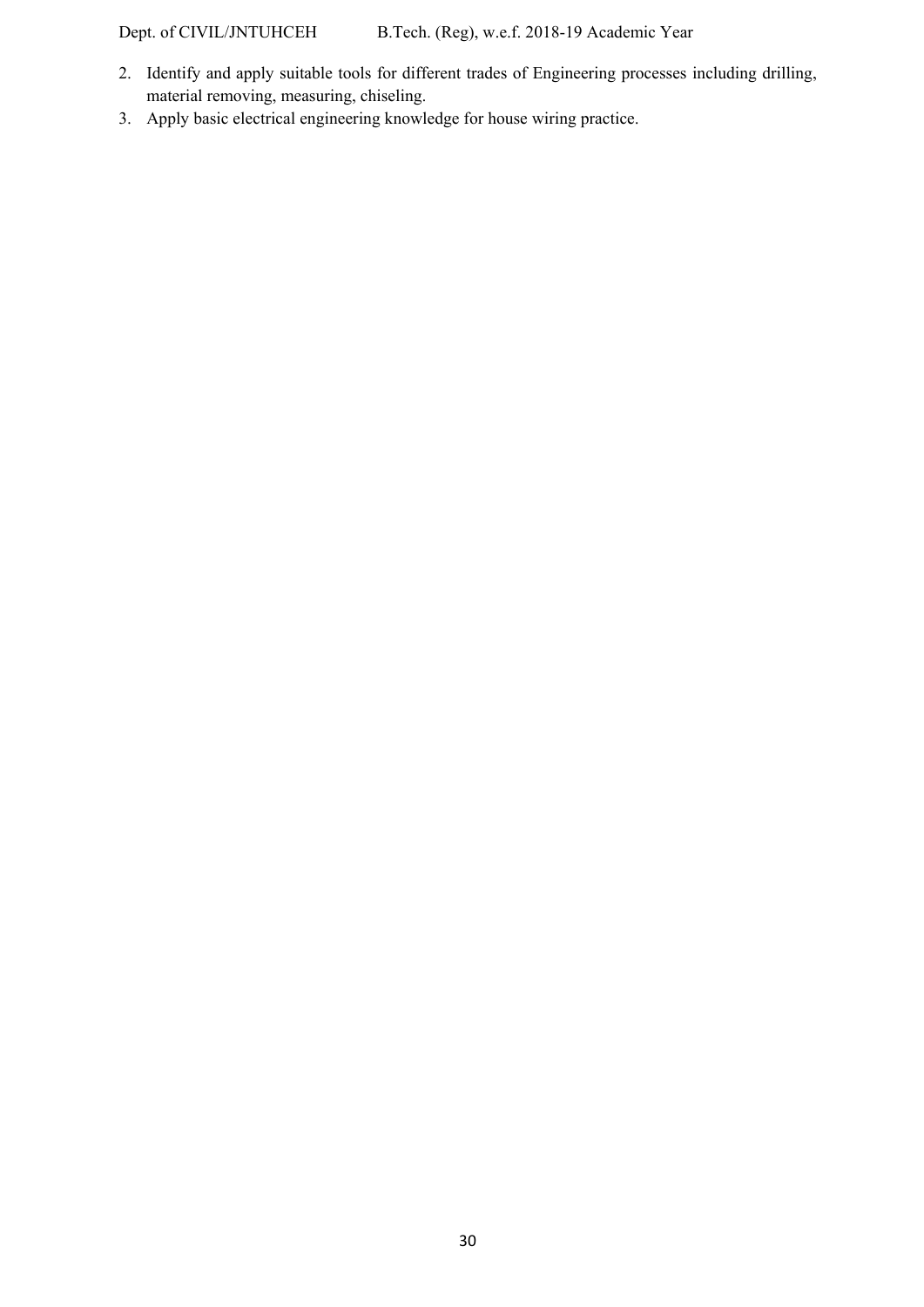2. Identify and apply suitable tools for different trades of Engineering processes including drilling, material removing, measuring, chiseling.
3. Apply basic electrical engineering knowledge for house wiring practice.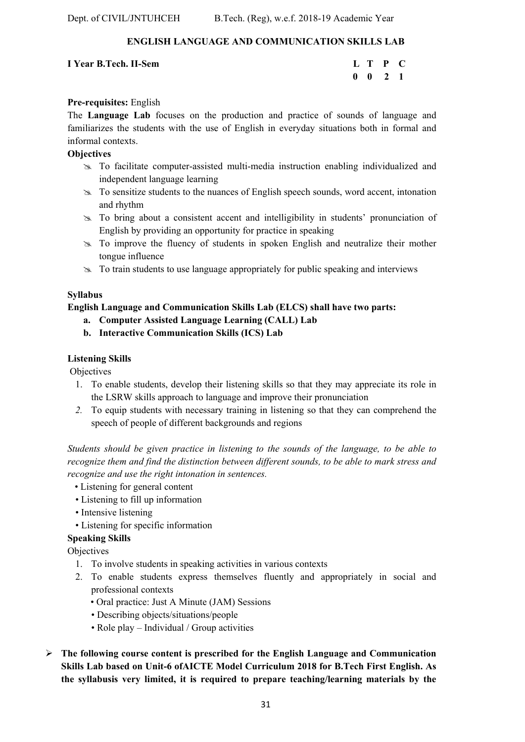## ENGLISH LANGUAGE AND COMMUNICATION SKILLS LAB

**I Year B.Tech. II-Sem**

| L | T | P | C |
|---|---|---|---|
| 0 | 0 | 2 | 1 |

**Pre-requisites:** English

The **Language Lab** focuses on the production and practice of sounds of language and familiarizes the students with the use of English in everyday situations both in formal and informal contexts.

**Objectives**

- To facilitate computer-assisted multi-media instruction enabling individualized and independent language learning
- To sensitize students to the nuances of English speech sounds, word accent, intonation and rhythm
- To bring about a consistent accent and intelligibility in students' pronunciation of English by providing an opportunity for practice in speaking
- To improve the fluency of students in spoken English and neutralize their mother tongue influence
- To train students to use language appropriately for public speaking and interviews

**Syllabus**

**English Language and Communication Skills Lab (ELCS) shall have two parts:**

- **a. Computer Assisted Language Learning (CALL) Lab**
- **b. Interactive Communication Skills (ICS) Lab**

**Listening Skills**

Objectives

1. To enable students, develop their listening skills so that they may appreciate its role in the LSRW skills approach to language and improve their pronunciation
2. To equip students with necessary training in listening so that they can comprehend the speech of people of different backgrounds and regions

*Students should be given practice in listening to the sounds of the language, to be able to recognize them and find the distinction between different sounds, to be able to mark stress and recognize and use the right intonation in sentences.*

- Listening for general content
- Listening to fill up information
- Intensive listening
- Listening for specific information

**Speaking Skills**

Objectives

1. To involve students in speaking activities in various contexts
2. To enable students express themselves fluently and appropriately in social and professional contexts
   - Oral practice: Just A Minute (JAM) Sessions
   - Describing objects/situations/people
   - Role play – Individual / Group activities

- **The following course content is prescribed for the English Language and Communication Skills Lab based on Unit-6 ofAICTE Model Curriculum 2018 for B.Tech First English. As the syllabusis very limited, it is required to prepare teaching/learning materials by the**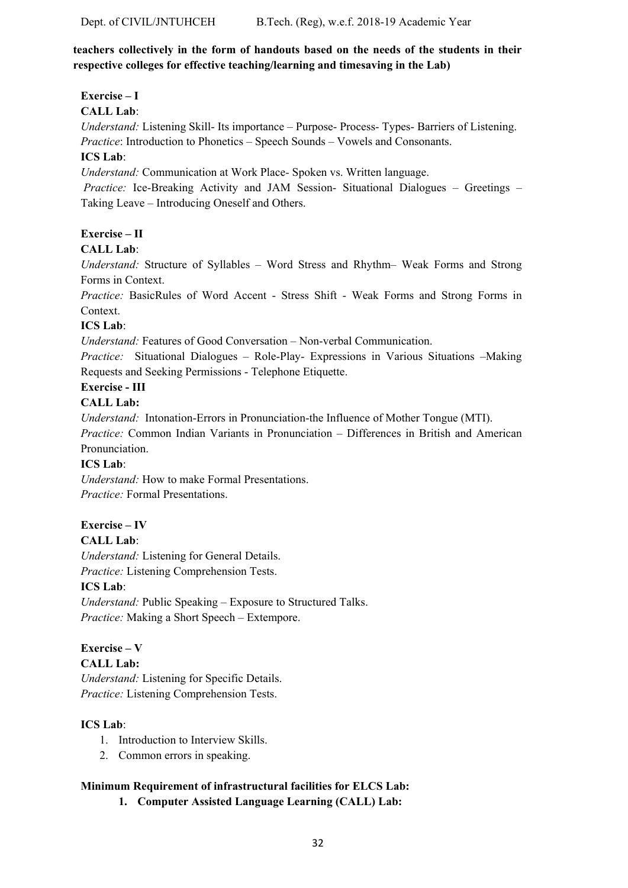**teachers collectively in the form of handouts based on the needs of the students in their respective colleges for effective teaching/learning and timesaving in the Lab)**

**Exercise – I**

**CALL Lab**:

*Understand:* Listening Skill- Its importance – Purpose- Process- Types- Barriers of Listening.
*Practice*: Introduction to Phonetics – Speech Sounds – Vowels and Consonants.

**ICS Lab**:

*Understand:* Communication at Work Place- Spoken vs. Written language.
*Practice:* Ice-Breaking Activity and JAM Session- Situational Dialogues – Greetings – Taking Leave – Introducing Oneself and Others.

**Exercise – II**

**CALL Lab**:

*Understand:* Structure of Syllables – Word Stress and Rhythm– Weak Forms and Strong Forms in Context.
*Practice:* BasicRules of Word Accent - Stress Shift - Weak Forms and Strong Forms in Context.

**ICS Lab**:

*Understand:* Features of Good Conversation – Non-verbal Communication.
*Practice:* Situational Dialogues – Role-Play- Expressions in Various Situations –Making Requests and Seeking Permissions - Telephone Etiquette.

**Exercise - III**

**CALL Lab:**

*Understand:* Intonation-Errors in Pronunciation-the Influence of Mother Tongue (MTI).
*Practice:* Common Indian Variants in Pronunciation – Differences in British and American Pronunciation.

**ICS Lab**:

*Understand:* How to make Formal Presentations.
*Practice:* Formal Presentations.

**Exercise – IV**

**CALL Lab**:

*Understand:* Listening for General Details.
*Practice:* Listening Comprehension Tests.

**ICS Lab**:

*Understand:* Public Speaking – Exposure to Structured Talks.
*Practice:* Making a Short Speech – Extempore.

**Exercise – V**

**CALL Lab:**

*Understand:* Listening for Specific Details.
*Practice:* Listening Comprehension Tests.

**ICS Lab**:

1. Introduction to Interview Skills.
2. Common errors in speaking.

**Minimum Requirement of infrastructural facilities for ELCS Lab:**

1. **Computer Assisted Language Learning (CALL) Lab:**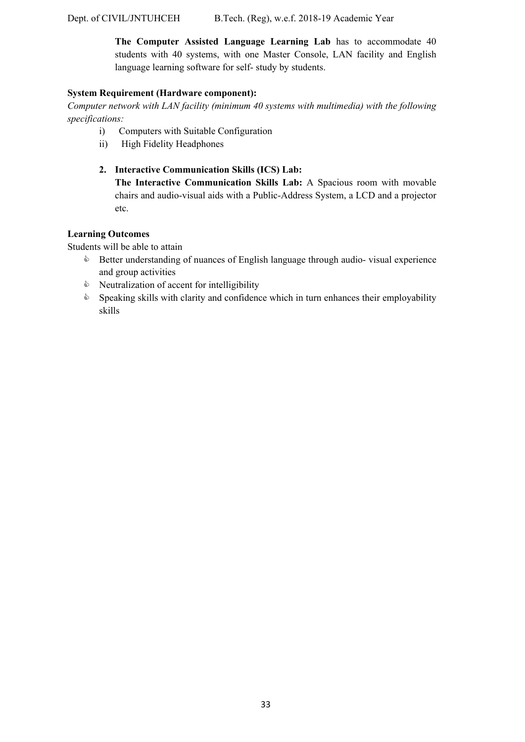**The Computer Assisted Language Learning Lab** has to accommodate 40 students with 40 systems, with one Master Console, LAN facility and English language learning software for self- study by students.

**System Requirement (Hardware component):**

*Computer network with LAN facility (minimum 40 systems with multimedia) with the following specifications:*

i) Computers with Suitable Configuration
ii) High Fidelity Headphones

2. **Interactive Communication Skills (ICS) Lab:**
   **The Interactive Communication Skills Lab:** A Spacious room with movable chairs and audio-visual aids with a Public-Address System, a LCD and a projector etc.

**Learning Outcomes**

Students will be able to attain

- Better understanding of nuances of English language through audio- visual experience and group activities
- Neutralization of accent for intelligibility
- Speaking skills with clarity and confidence which in turn enhances their employability skills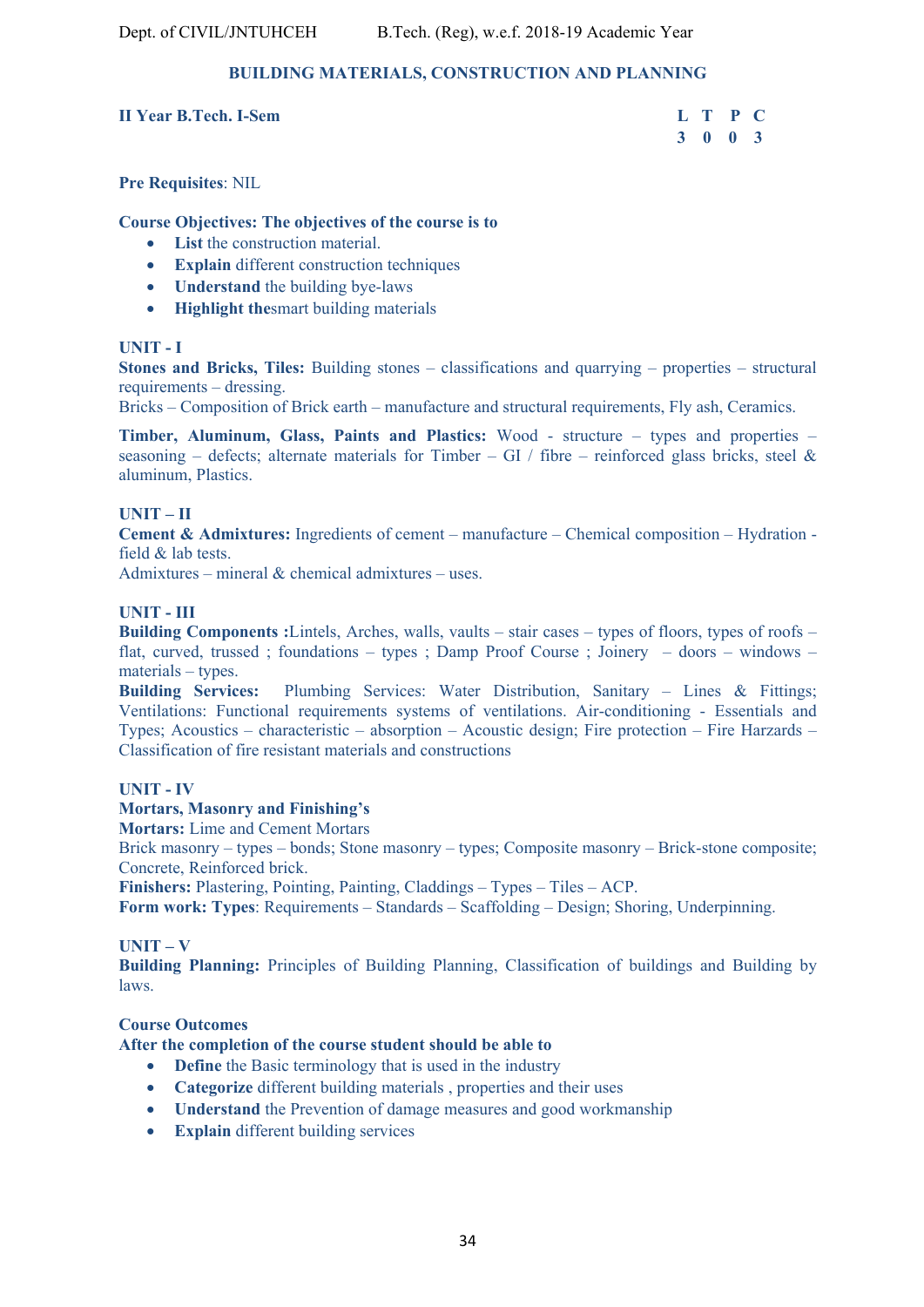## BUILDING MATERIALS, CONSTRUCTION AND PLANNING

**II Year B.Tech. I-Sem**

| L | T | P | C |
|---|---|---|---|
| 3 | 0 | 0 | 3 |

**Pre Requisites**: NIL

**Course Objectives: The objectives of the course is to**

- **List** the construction material.
- **Explain** different construction techniques
- **Understand** the building bye-laws
- **Highlight the**smart building materials

**UNIT - I**

**Stones and Bricks, Tiles:** Building stones – classifications and quarrying – properties – structural requirements – dressing.

Bricks – Composition of Brick earth – manufacture and structural requirements, Fly ash, Ceramics.

**Timber, Aluminum, Glass, Paints and Plastics:** Wood - structure – types and properties – seasoning – defects; alternate materials for Timber – GI / fibre – reinforced glass bricks, steel & aluminum, Plastics.

**UNIT – II**

**Cement & Admixtures:** Ingredients of cement – manufacture – Chemical composition – Hydration - field & lab tests.

Admixtures – mineral & chemical admixtures – uses.

**UNIT - III**

**Building Components :**Lintels, Arches, walls, vaults – stair cases – types of floors, types of roofs – flat, curved, trussed ; foundations – types ; Damp Proof Course ; Joinery – doors – windows – materials – types.

**Building Services:** Plumbing Services: Water Distribution, Sanitary – Lines & Fittings; Ventilations: Functional requirements systems of ventilations. Air-conditioning - Essentials and Types; Acoustics – characteristic – absorption – Acoustic design; Fire protection – Fire Harzards – Classification of fire resistant materials and constructions

**UNIT - IV**

**Mortars, Masonry and Finishing's**

**Mortars:** Lime and Cement Mortars

Brick masonry – types – bonds; Stone masonry – types; Composite masonry – Brick-stone composite; Concrete, Reinforced brick.

**Finishers:** Plastering, Pointing, Painting, Claddings – Types – Tiles – ACP.

**Form work: Types**: Requirements – Standards – Scaffolding – Design; Shoring, Underpinning.

**UNIT – V**

**Building Planning:** Principles of Building Planning, Classification of buildings and Building by laws.

**Course Outcomes**

**After the completion of the course student should be able to**

- **Define** the Basic terminology that is used in the industry
- **Categorize** different building materials , properties and their uses
- **Understand** the Prevention of damage measures and good workmanship
- **Explain** different building services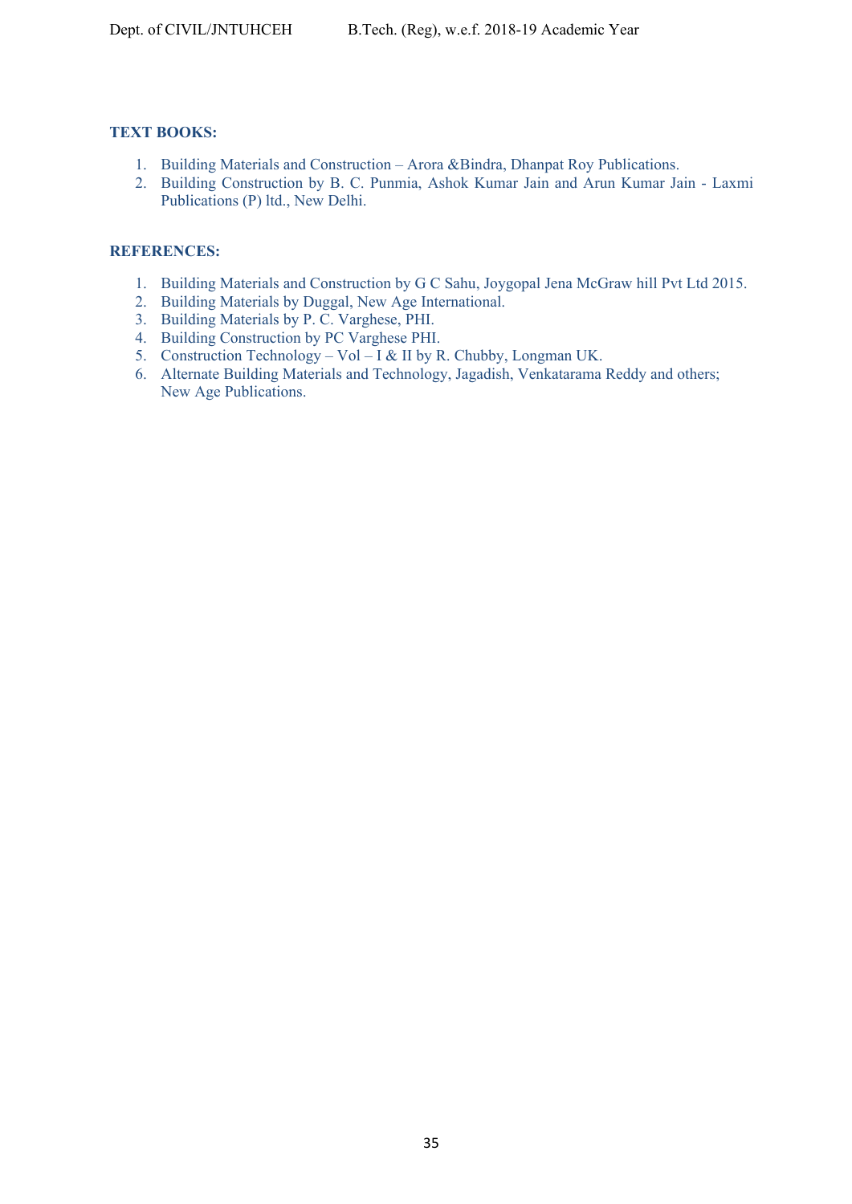**TEXT BOOKS:**

1. Building Materials and Construction – Arora &Bindra, Dhanpat Roy Publications.
2. Building Construction by B. C. Punmia, Ashok Kumar Jain and Arun Kumar Jain - Laxmi Publications (P) ltd., New Delhi.

**REFERENCES:**

1. Building Materials and Construction by G C Sahu, Joygopal Jena McGraw hill Pvt Ltd 2015.
2. Building Materials by Duggal, New Age International.
3. Building Materials by P. C. Varghese, PHI.
4. Building Construction by PC Varghese PHI.
5. Construction Technology – Vol – I & II by R. Chubby, Longman UK.
6. Alternate Building Materials and Technology, Jagadish, Venkatarama Reddy and others; New Age Publications.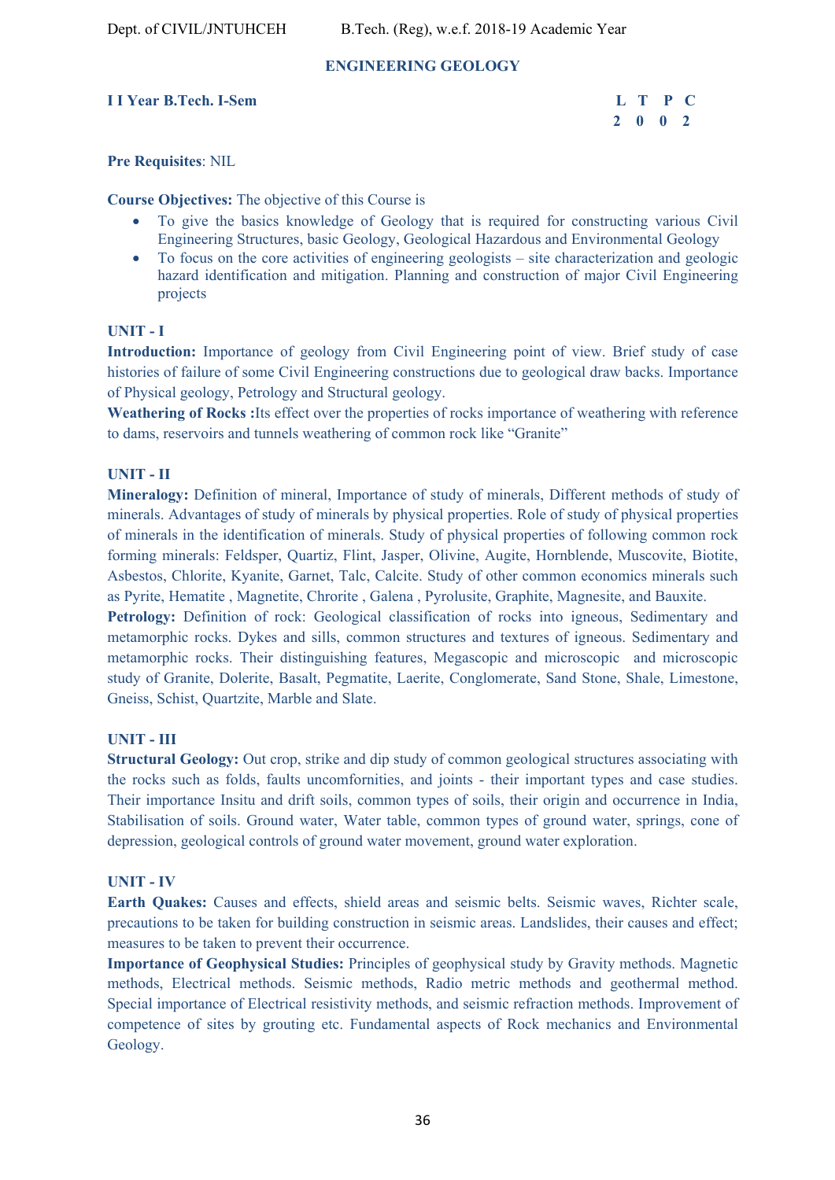## ENGINEERING GEOLOGY

**I I Year B.Tech. I-Sem**

| L | T | P | C |
|---|---|---|---|
| 2 | 0 | 0 | 2 |

**Pre Requisites**: NIL

**Course Objectives:** The objective of this Course is

- To give the basics knowledge of Geology that is required for constructing various Civil Engineering Structures, basic Geology, Geological Hazardous and Environmental Geology
- To focus on the core activities of engineering geologists – site characterization and geologic hazard identification and mitigation. Planning and construction of major Civil Engineering projects

### UNIT - I

**Introduction:** Importance of geology from Civil Engineering point of view. Brief study of case histories of failure of some Civil Engineering constructions due to geological draw backs. Importance of Physical geology, Petrology and Structural geology.

**Weathering of Rocks :**Its effect over the properties of rocks importance of weathering with reference to dams, reservoirs and tunnels weathering of common rock like "Granite"

### UNIT - II

**Mineralogy:** Definition of mineral, Importance of study of minerals, Different methods of study of minerals. Advantages of study of minerals by physical properties. Role of study of physical properties of minerals in the identification of minerals. Study of physical properties of following common rock forming minerals: Feldsper, Quartiz, Flint, Jasper, Olivine, Augite, Hornblende, Muscovite, Biotite, Asbestos, Chlorite, Kyanite, Garnet, Talc, Calcite. Study of other common economics minerals such as Pyrite, Hematite , Magnetite, Chrorite , Galena , Pyrolusite, Graphite, Magnesite, and Bauxite.

**Petrology:** Definition of rock: Geological classification of rocks into igneous, Sedimentary and metamorphic rocks. Dykes and sills, common structures and textures of igneous. Sedimentary and metamorphic rocks. Their distinguishing features, Megascopic and microscopic and microscopic study of Granite, Dolerite, Basalt, Pegmatite, Laerite, Conglomerate, Sand Stone, Shale, Limestone, Gneiss, Schist, Quartzite, Marble and Slate.

### UNIT - III

**Structural Geology:** Out crop, strike and dip study of common geological structures associating with the rocks such as folds, faults uncomfornities, and joints - their important types and case studies. Their importance Insitu and drift soils, common types of soils, their origin and occurrence in India, Stabilisation of soils. Ground water, Water table, common types of ground water, springs, cone of depression, geological controls of ground water movement, ground water exploration.

### UNIT - IV

**Earth Quakes:** Causes and effects, shield areas and seismic belts. Seismic waves, Richter scale, precautions to be taken for building construction in seismic areas. Landslides, their causes and effect; measures to be taken to prevent their occurrence.

**Importance of Geophysical Studies:** Principles of geophysical study by Gravity methods. Magnetic methods, Electrical methods. Seismic methods, Radio metric methods and geothermal method. Special importance of Electrical resistivity methods, and seismic refraction methods. Improvement of competence of sites by grouting etc. Fundamental aspects of Rock mechanics and Environmental Geology.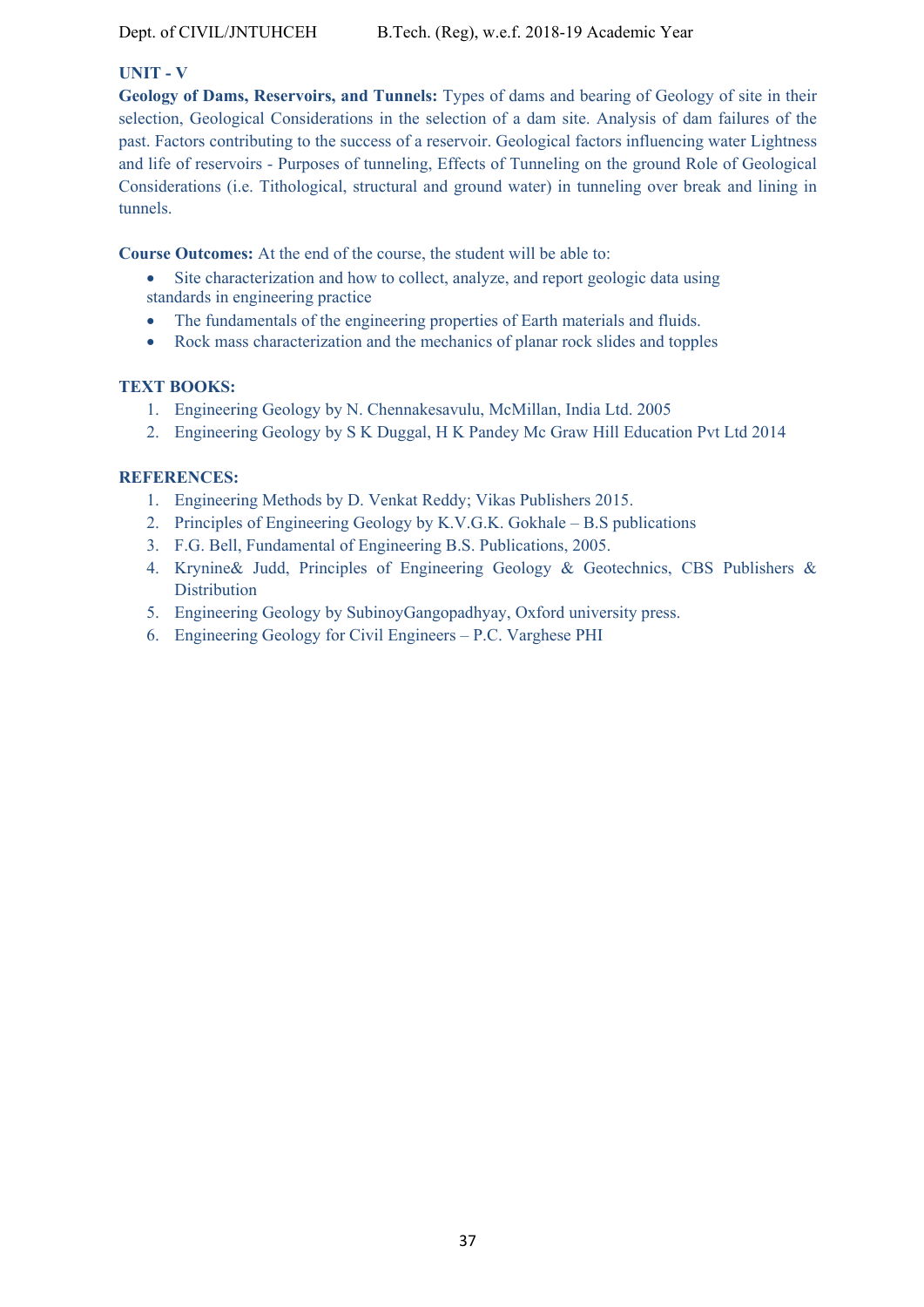**UNIT - V**

**Geology of Dams, Reservoirs, and Tunnels:** Types of dams and bearing of Geology of site in their selection, Geological Considerations in the selection of a dam site. Analysis of dam failures of the past. Factors contributing to the success of a reservoir. Geological factors influencing water Lightness and life of reservoirs - Purposes of tunneling, Effects of Tunneling on the ground Role of Geological Considerations (i.e. Tithological, structural and ground water) in tunneling over break and lining in tunnels.

**Course Outcomes:** At the end of the course, the student will be able to:

- Site characterization and how to collect, analyze, and report geologic data using standards in engineering practice
- The fundamentals of the engineering properties of Earth materials and fluids.
- Rock mass characterization and the mechanics of planar rock slides and topples

**TEXT BOOKS:**

1. Engineering Geology by N. Chennakesavulu, McMillan, India Ltd. 2005
2. Engineering Geology by S K Duggal, H K Pandey Mc Graw Hill Education Pvt Ltd 2014

**REFERENCES:**

1. Engineering Methods by D. Venkat Reddy; Vikas Publishers 2015.
2. Principles of Engineering Geology by K.V.G.K. Gokhale – B.S publications
3. F.G. Bell, Fundamental of Engineering B.S. Publications, 2005.
4. Krynine& Judd, Principles of Engineering Geology & Geotechnics, CBS Publishers & Distribution
5. Engineering Geology by SubinoyGangopadhyay, Oxford university press.
6. Engineering Geology for Civil Engineers – P.C. Varghese PHI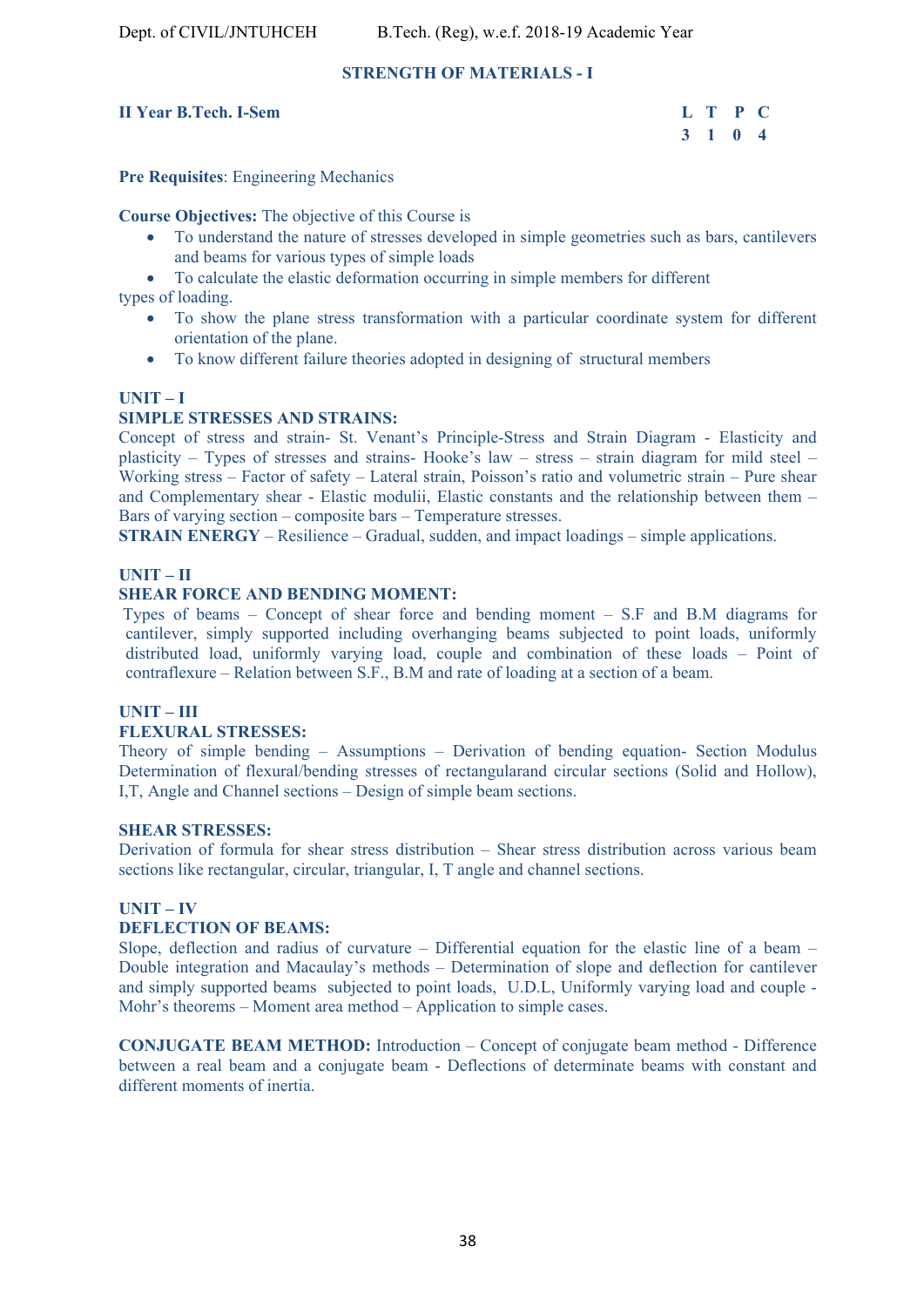## STRENGTH OF MATERIALS - I

**II Year B.Tech. I-Sem**

| L | T | P | C |
|---|---|---|---|
| 3 | 1 | 0 | 4 |

**Pre Requisites**: Engineering Mechanics

**Course Objectives:** The objective of this Course is

- To understand the nature of stresses developed in simple geometries such as bars, cantilevers and beams for various types of simple loads
- To calculate the elastic deformation occurring in simple members for different

types of loading.

- To show the plane stress transformation with a particular coordinate system for different orientation of the plane.
- To know different failure theories adopted in designing of structural members

### UNIT – I

**SIMPLE STRESSES AND STRAINS:**

Concept of stress and strain- St. Venant's Principle-Stress and Strain Diagram - Elasticity and plasticity – Types of stresses and strains- Hooke's law – stress – strain diagram for mild steel – Working stress – Factor of safety – Lateral strain, Poisson's ratio and volumetric strain – Pure shear and Complementary shear - Elastic modulii, Elastic constants and the relationship between them – Bars of varying section – composite bars – Temperature stresses.

**STRAIN ENERGY** – Resilience – Gradual, sudden, and impact loadings – simple applications.

### UNIT – II

**SHEAR FORCE AND BENDING MOMENT:**

Types of beams – Concept of shear force and bending moment – S.F and B.M diagrams for cantilever, simply supported including overhanging beams subjected to point loads, uniformly distributed load, uniformly varying load, couple and combination of these loads – Point of contraflexure – Relation between S.F., B.M and rate of loading at a section of a beam.

### UNIT – III

**FLEXURAL STRESSES:**

Theory of simple bending – Assumptions – Derivation of bending equation- Section Modulus Determination of flexural/bending stresses of rectangularand circular sections (Solid and Hollow), I,T, Angle and Channel sections – Design of simple beam sections.

**SHEAR STRESSES:**

Derivation of formula for shear stress distribution – Shear stress distribution across various beam sections like rectangular, circular, triangular, I, T angle and channel sections.

### UNIT – IV

**DEFLECTION OF BEAMS:**

Slope, deflection and radius of curvature – Differential equation for the elastic line of a beam – Double integration and Macaulay's methods – Determination of slope and deflection for cantilever and simply supported beams subjected to point loads, U.D.L, Uniformly varying load and couple - Mohr's theorems – Moment area method – Application to simple cases.

**CONJUGATE BEAM METHOD:** Introduction – Concept of conjugate beam method - Difference between a real beam and a conjugate beam - Deflections of determinate beams with constant and different moments of inertia.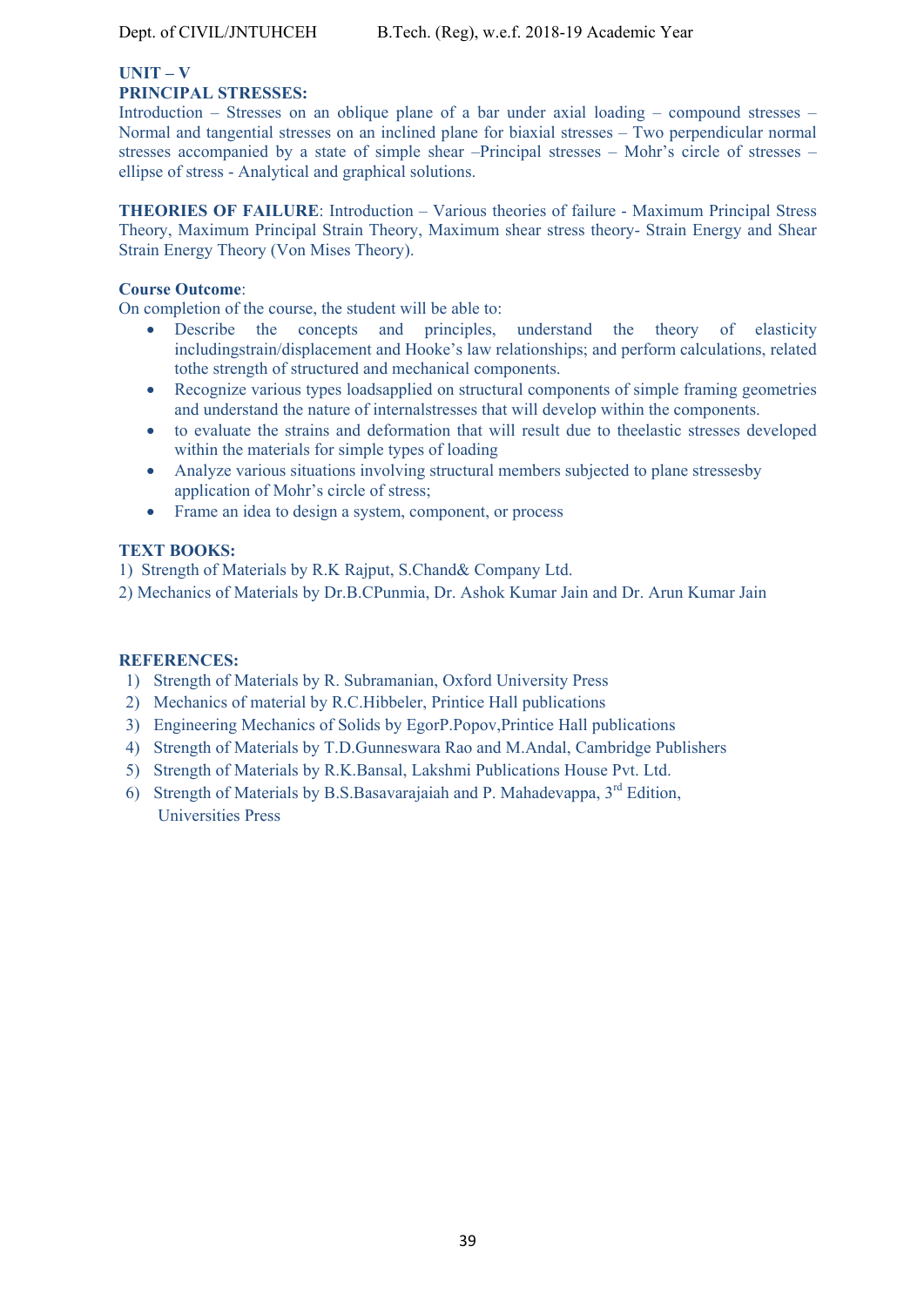**UNIT – V**

**PRINCIPAL STRESSES:**

Introduction – Stresses on an oblique plane of a bar under axial loading – compound stresses – Normal and tangential stresses on an inclined plane for biaxial stresses – Two perpendicular normal stresses accompanied by a state of simple shear –Principal stresses – Mohr's circle of stresses – ellipse of stress - Analytical and graphical solutions.

**THEORIES OF FAILURE**: Introduction – Various theories of failure - Maximum Principal Stress Theory, Maximum Principal Strain Theory, Maximum shear stress theory- Strain Energy and Shear Strain Energy Theory (Von Mises Theory).

**Course Outcome**:

On completion of the course, the student will be able to:

- Describe the concepts and principles, understand the theory of elasticity includingstrain/displacement and Hooke's law relationships; and perform calculations, related tothe strength of structured and mechanical components.
- Recognize various types loadsapplied on structural components of simple framing geometries and understand the nature of internalstresses that will develop within the components.
- to evaluate the strains and deformation that will result due to theelastic stresses developed within the materials for simple types of loading
- Analyze various situations involving structural members subjected to plane stressesby application of Mohr's circle of stress;
- Frame an idea to design a system, component, or process

**TEXT BOOKS:**

1) Strength of Materials by R.K Rajput, S.Chand& Company Ltd.
2) Mechanics of Materials by Dr.B.CPunmia, Dr. Ashok Kumar Jain and Dr. Arun Kumar Jain

**REFERENCES:**

1) Strength of Materials by R. Subramanian, Oxford University Press
2) Mechanics of material by R.C.Hibbeler, Printice Hall publications
3) Engineering Mechanics of Solids by EgorP.Popov,Printice Hall publications
4) Strength of Materials by T.D.Gunneswara Rao and M.Andal, Cambridge Publishers
5) Strength of Materials by R.K.Bansal, Lakshmi Publications House Pvt. Ltd.
6) Strength of Materials by B.S.Basavarajaiah and P. Mahadevappa, 3rd Edition, Universities Press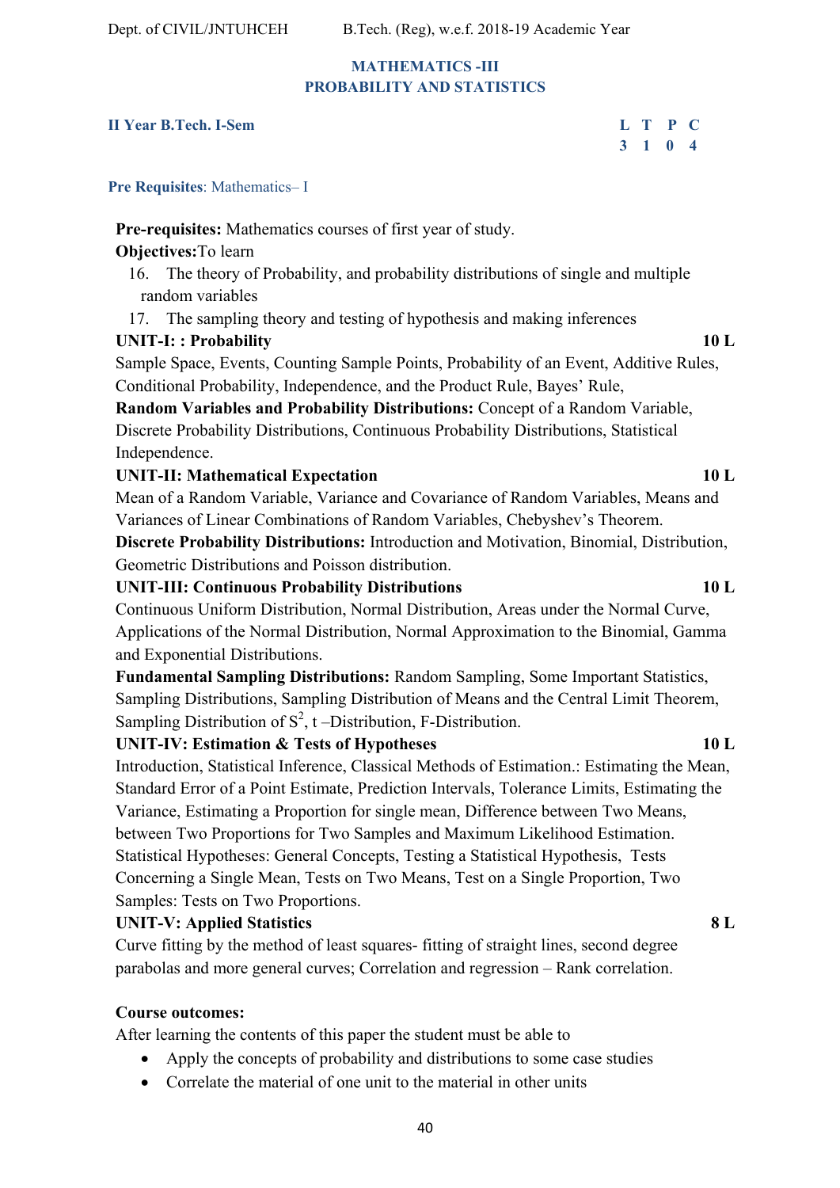## MATHEMATICS -III
## PROBABILITY AND STATISTICS

**II Year B.Tech. I-Sem**

| L | T | P | C |
|---|---|---|---|
| 3 | 1 | 0 | 4 |

**Pre Requisites**: Mathematics– I

**Pre-requisites:** Mathematics courses of first year of study.

**Objectives:**To learn

16. The theory of Probability, and probability distributions of single and multiple random variables
17. The sampling theory and testing of hypothesis and making inferences

**UNIT-I: : Probability** **10 L**

Sample Space, Events, Counting Sample Points, Probability of an Event, Additive Rules, Conditional Probability, Independence, and the Product Rule, Bayes' Rule,

**Random Variables and Probability Distributions:** Concept of a Random Variable, Discrete Probability Distributions, Continuous Probability Distributions, Statistical Independence.

**UNIT-II: Mathematical Expectation** **10 L**

Mean of a Random Variable, Variance and Covariance of Random Variables, Means and Variances of Linear Combinations of Random Variables, Chebyshev's Theorem.

**Discrete Probability Distributions:** Introduction and Motivation, Binomial, Distribution, Geometric Distributions and Poisson distribution.

**UNIT-III: Continuous Probability Distributions** **10 L**

Continuous Uniform Distribution, Normal Distribution, Areas under the Normal Curve, Applications of the Normal Distribution, Normal Approximation to the Binomial, Gamma and Exponential Distributions.

**Fundamental Sampling Distributions:** Random Sampling, Some Important Statistics, Sampling Distributions, Sampling Distribution of Means and the Central Limit Theorem, Sampling Distribution of $S^2$, t –Distribution, F-Distribution.

**UNIT-IV: Estimation & Tests of Hypotheses** **10 L**

Introduction, Statistical Inference, Classical Methods of Estimation.: Estimating the Mean, Standard Error of a Point Estimate, Prediction Intervals, Tolerance Limits, Estimating the Variance, Estimating a Proportion for single mean, Difference between Two Means, between Two Proportions for Two Samples and Maximum Likelihood Estimation. Statistical Hypotheses: General Concepts, Testing a Statistical Hypothesis, Tests Concerning a Single Mean, Tests on Two Means, Test on a Single Proportion, Two Samples: Tests on Two Proportions.

**UNIT-V: Applied Statistics** **8 L**

Curve fitting by the method of least squares- fitting of straight lines, second degree parabolas and more general curves; Correlation and regression – Rank correlation.

**Course outcomes:**

After learning the contents of this paper the student must be able to

- Apply the concepts of probability and distributions to some case studies
- Correlate the material of one unit to the material in other units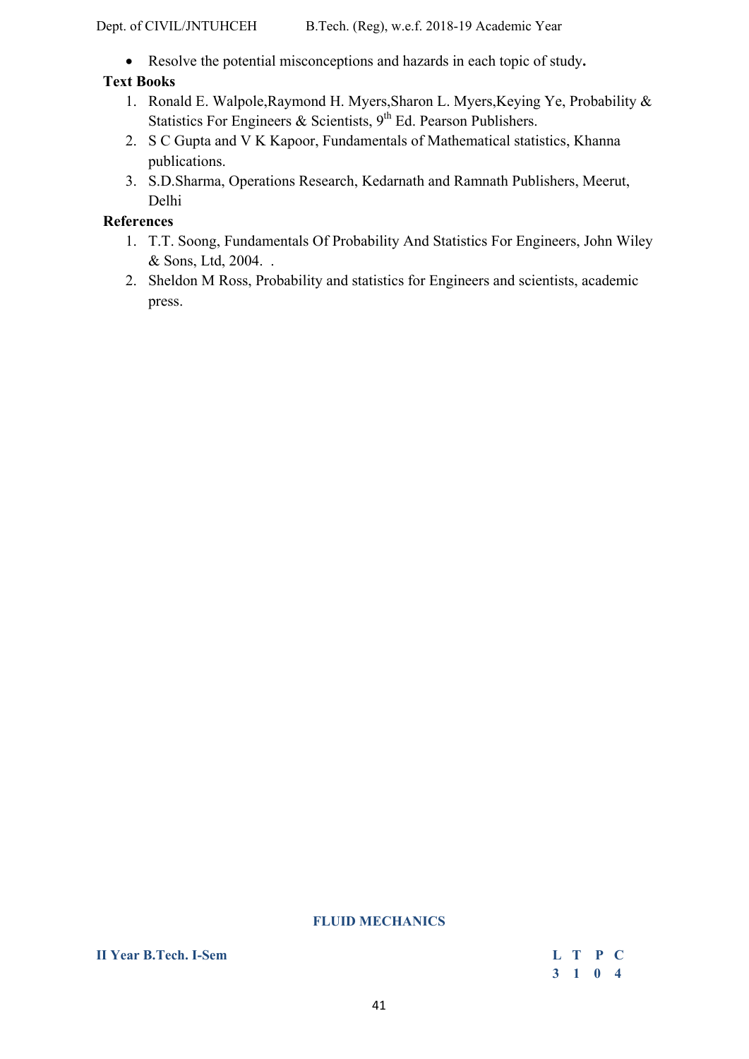- Resolve the potential misconceptions and hazards in each topic of study**.**

**Text Books**

1. Ronald E. Walpole,Raymond H. Myers,Sharon L. Myers,Keying Ye, Probability & Statistics For Engineers & Scientists, 9th Ed. Pearson Publishers.
2. S C Gupta and V K Kapoor, Fundamentals of Mathematical statistics, Khanna publications.
3. S.D.Sharma, Operations Research, Kedarnath and Ramnath Publishers, Meerut, Delhi

**References**

1. T.T. Soong, Fundamentals Of Probability And Statistics For Engineers, John Wiley & Sons, Ltd, 2004. .
2. Sheldon M Ross, Probability and statistics for Engineers and scientists, academic press.

## FLUID MECHANICS

**II Year B.Tech. I-Sem**

| L | T | P | C |
|---|---|---|---|
| 3 | 1 | 0 | 4 |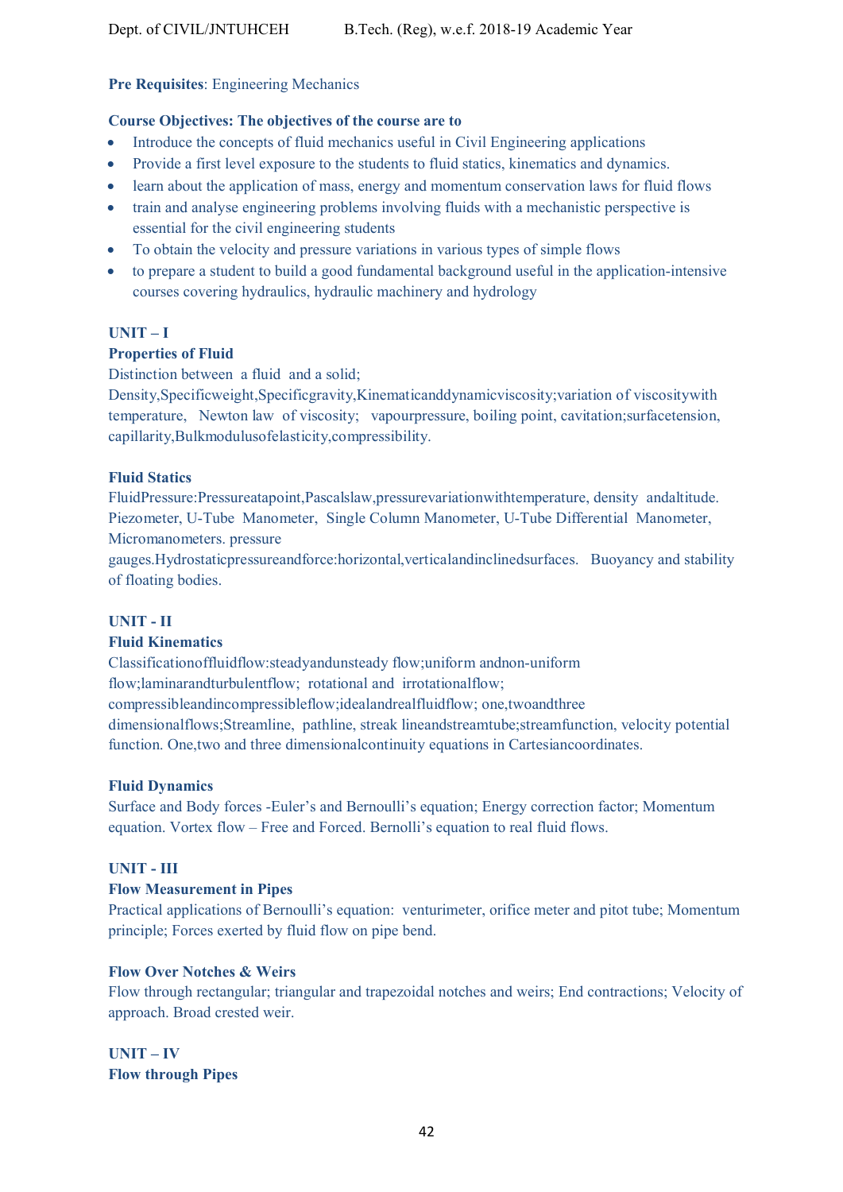**Pre Requisites**: Engineering Mechanics

**Course Objectives: The objectives of the course are to**

- Introduce the concepts of fluid mechanics useful in Civil Engineering applications
- Provide a first level exposure to the students to fluid statics, kinematics and dynamics.
- learn about the application of mass, energy and momentum conservation laws for fluid flows
- train and analyse engineering problems involving fluids with a mechanistic perspective is essential for the civil engineering students
- To obtain the velocity and pressure variations in various types of simple flows
- to prepare a student to build a good fundamental background useful in the application-intensive courses covering hydraulics, hydraulic machinery and hydrology

**UNIT – I**

**Properties of Fluid**

Distinction between a fluid and a solid; Density,Specificweight,Specificgravity,Kinematicanddynamicviscosity;variation of viscositywith temperature, Newton law of viscosity; vapourpressure, boiling point, cavitation;surfacetension, capillarity,Bulkmodulusofelasticity,compressibility.

**Fluid Statics**

FluidPressure:Pressureatapoint,Pascalslaw,pressurevariationwithtemperature, density andaltitude. Piezometer, U-Tube Manometer, Single Column Manometer, U-Tube Differential Manometer, Micromanometers. pressure gauges.Hydrostaticpressureandforce:horizontal,verticalandinclinedsurfaces. Buoyancy and stability of floating bodies.

**UNIT - II**

**Fluid Kinematics**

Classificationoffluidflow:steadyandunsteady flow;uniform andnon-uniform flow;laminarandturbulentflow; rotational and irrotationalflow; compressibleandincompressibleflow;idealandrealfluidflow; one,twoandthree dimensionalflows;Streamline, pathline, streak lineandstreamtube;streamfunction, velocity potential function. One,two and three dimensionalcontinuity equations in Cartesiancoordinates.

**Fluid Dynamics**

Surface and Body forces -Euler's and Bernoulli's equation; Energy correction factor; Momentum equation. Vortex flow – Free and Forced. Bernolli's equation to real fluid flows.

**UNIT - III**

**Flow Measurement in Pipes**

Practical applications of Bernoulli's equation: venturimeter, orifice meter and pitot tube; Momentum principle; Forces exerted by fluid flow on pipe bend.

**Flow Over Notches & Weirs**

Flow through rectangular; triangular and trapezoidal notches and weirs; End contractions; Velocity of approach. Broad crested weir.

**UNIT – IV**

**Flow through Pipes**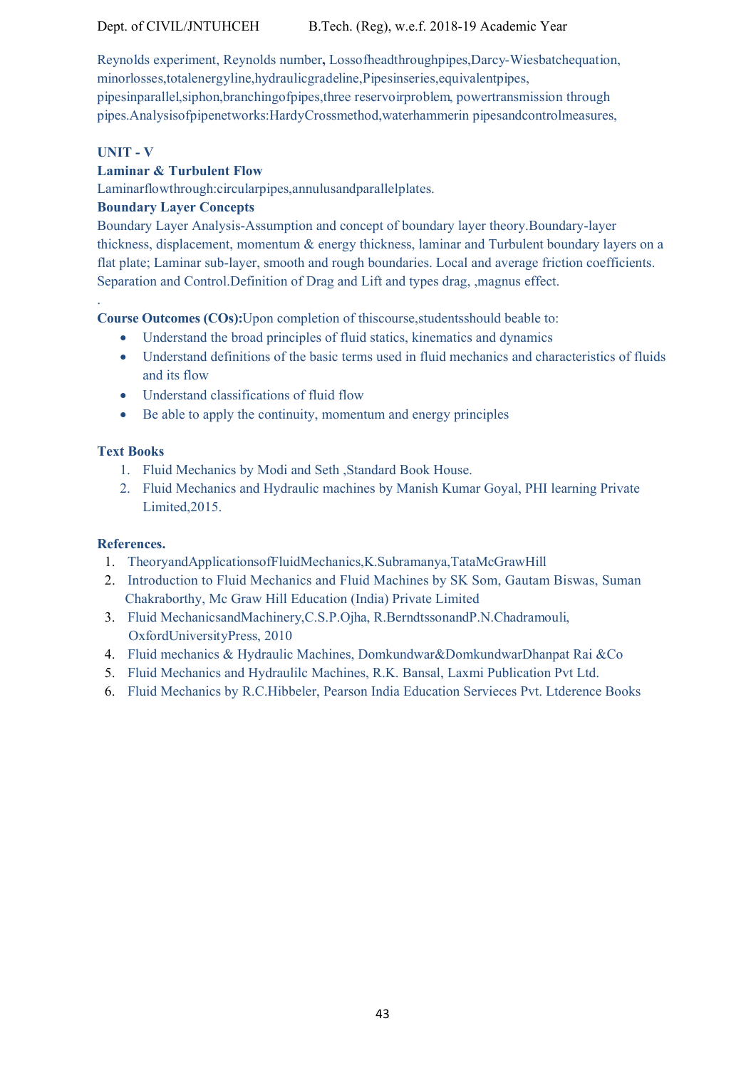Reynolds experiment, Reynolds number**,** Lossofheadthroughpipes,Darcy-Wiesbatchequation, minorlosses,totalenergyline,hydraulicgradeline,Pipesinseries,equivalentpipes, pipesinparallel,siphon,branchingofpipes,three reservoirproblem, powertransmission through pipes.Analysisofpipenetworks:HardyCrossmethod,waterhammerin pipesandcontrolmeasures,

### UNIT - V

**Laminar & Turbulent Flow**

Laminarflowthrough:circularpipes,annulusandparallelplates.

**Boundary Layer Concepts**

Boundary Layer Analysis-Assumption and concept of boundary layer theory.Boundary-layer thickness, displacement, momentum & energy thickness, laminar and Turbulent boundary layers on a flat plate; Laminar sub-layer, smooth and rough boundaries. Local and average friction coefficients. Separation and Control.Definition of Drag and Lift and types drag, ,magnus effect.

.

**Course Outcomes (COs):**Upon completion of thiscourse,studentsshould beable to:

- Understand the broad principles of fluid statics, kinematics and dynamics
- Understand definitions of the basic terms used in fluid mechanics and characteristics of fluids and its flow
- Understand classifications of fluid flow
- Be able to apply the continuity, momentum and energy principles

**Text Books**

1. Fluid Mechanics by Modi and Seth ,Standard Book House.
2. Fluid Mechanics and Hydraulic machines by Manish Kumar Goyal, PHI learning Private Limited,2015.

**References.**

1. TheoryandApplicationsofFluidMechanics,K.Subramanya,TataMcGrawHill
2. Introduction to Fluid Mechanics and Fluid Machines by SK Som, Gautam Biswas, Suman Chakraborthy, Mc Graw Hill Education (India) Private Limited
3. Fluid MechanicsandMachinery,C.S.P.Ojha, R.BerndtssonandP.N.Chadramouli, OxfordUniversityPress, 2010
4. Fluid mechanics & Hydraulic Machines, Domkundwar&DomkundwarDhanpat Rai &Co
5. Fluid Mechanics and Hydraulilc Machines, R.K. Bansal, Laxmi Publication Pvt Ltd.
6. Fluid Mechanics by R.C.Hibbeler, Pearson India Education Servieces Pvt. Ltderence Books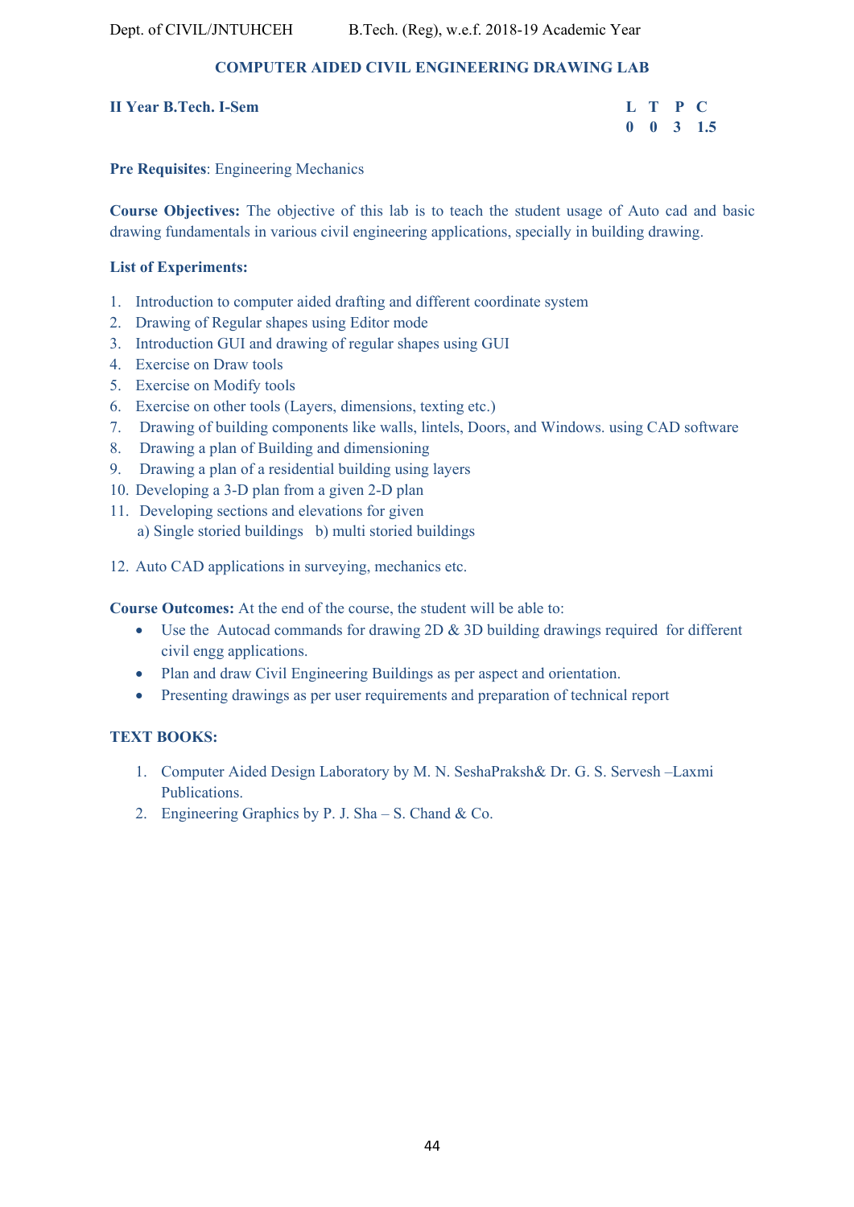## COMPUTER AIDED CIVIL ENGINEERING DRAWING LAB

**II Year B.Tech. I-Sem**

| L | T | P | C |
|---|---|---|---|
| 0 | 0 | 3 | 1.5 |

**Pre Requisites**: Engineering Mechanics

**Course Objectives:** The objective of this lab is to teach the student usage of Auto cad and basic drawing fundamentals in various civil engineering applications, specially in building drawing.

**List of Experiments:**

1. Introduction to computer aided drafting and different coordinate system
2. Drawing of Regular shapes using Editor mode
3. Introduction GUI and drawing of regular shapes using GUI
4. Exercise on Draw tools
5. Exercise on Modify tools
6. Exercise on other tools (Layers, dimensions, texting etc.)
7. Drawing of building components like walls, lintels, Doors, and Windows. using CAD software
8. Drawing a plan of Building and dimensioning
9. Drawing a plan of a residential building using layers
10. Developing a 3-D plan from a given 2-D plan
11. Developing sections and elevations for given
    a) Single storied buildings b) multi storied buildings
12. Auto CAD applications in surveying, mechanics etc.

**Course Outcomes:** At the end of the course, the student will be able to:

- Use the Autocad commands for drawing 2D & 3D building drawings required for different civil engg applications.
- Plan and draw Civil Engineering Buildings as per aspect and orientation.
- Presenting drawings as per user requirements and preparation of technical report

**TEXT BOOKS:**

1. Computer Aided Design Laboratory by M. N. SeshaPraksh& Dr. G. S. Servesh –Laxmi Publications.
2. Engineering Graphics by P. J. Sha – S. Chand & Co.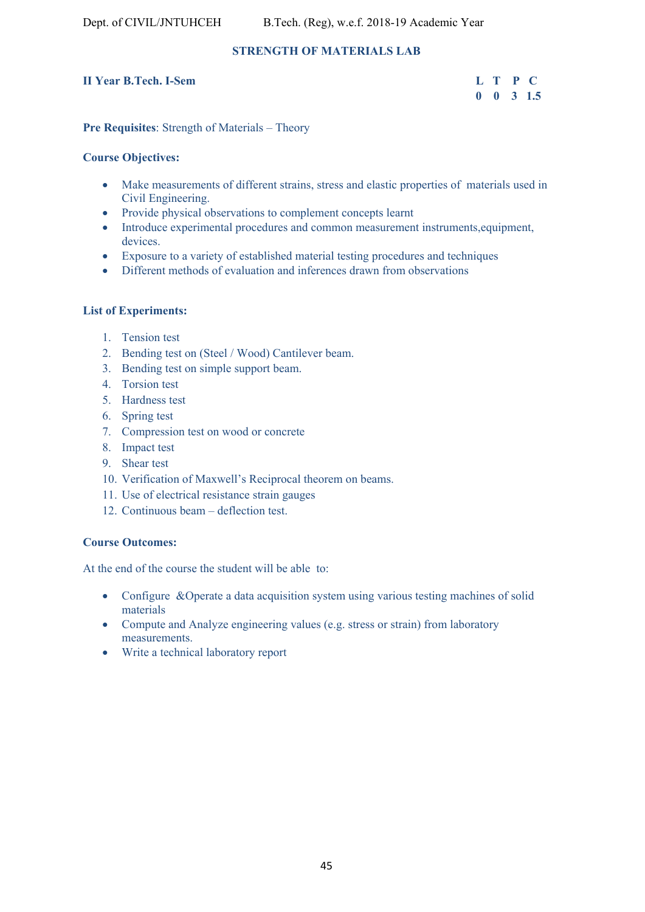## STRENGTH OF MATERIALS LAB

**II Year B.Tech. I-Sem**

| L | T | P | C |
|---|---|---|---|
| 0 | 0 | 3 | 1.5 |

**Pre Requisites**: Strength of Materials – Theory

**Course Objectives:**

- Make measurements of different strains, stress and elastic properties of materials used in Civil Engineering.
- Provide physical observations to complement concepts learnt
- Introduce experimental procedures and common measurement instruments,equipment, devices.
- Exposure to a variety of established material testing procedures and techniques
- Different methods of evaluation and inferences drawn from observations

**List of Experiments:**

1. Tension test
2. Bending test on (Steel / Wood) Cantilever beam.
3. Bending test on simple support beam.
4. Torsion test
5. Hardness test
6. Spring test
7. Compression test on wood or concrete
8. Impact test
9. Shear test
10. Verification of Maxwell's Reciprocal theorem on beams.
11. Use of electrical resistance strain gauges
12. Continuous beam – deflection test.

**Course Outcomes:**

At the end of the course the student will be able to:

- Configure &Operate a data acquisition system using various testing machines of solid materials
- Compute and Analyze engineering values (e.g. stress or strain) from laboratory measurements.
- Write a technical laboratory report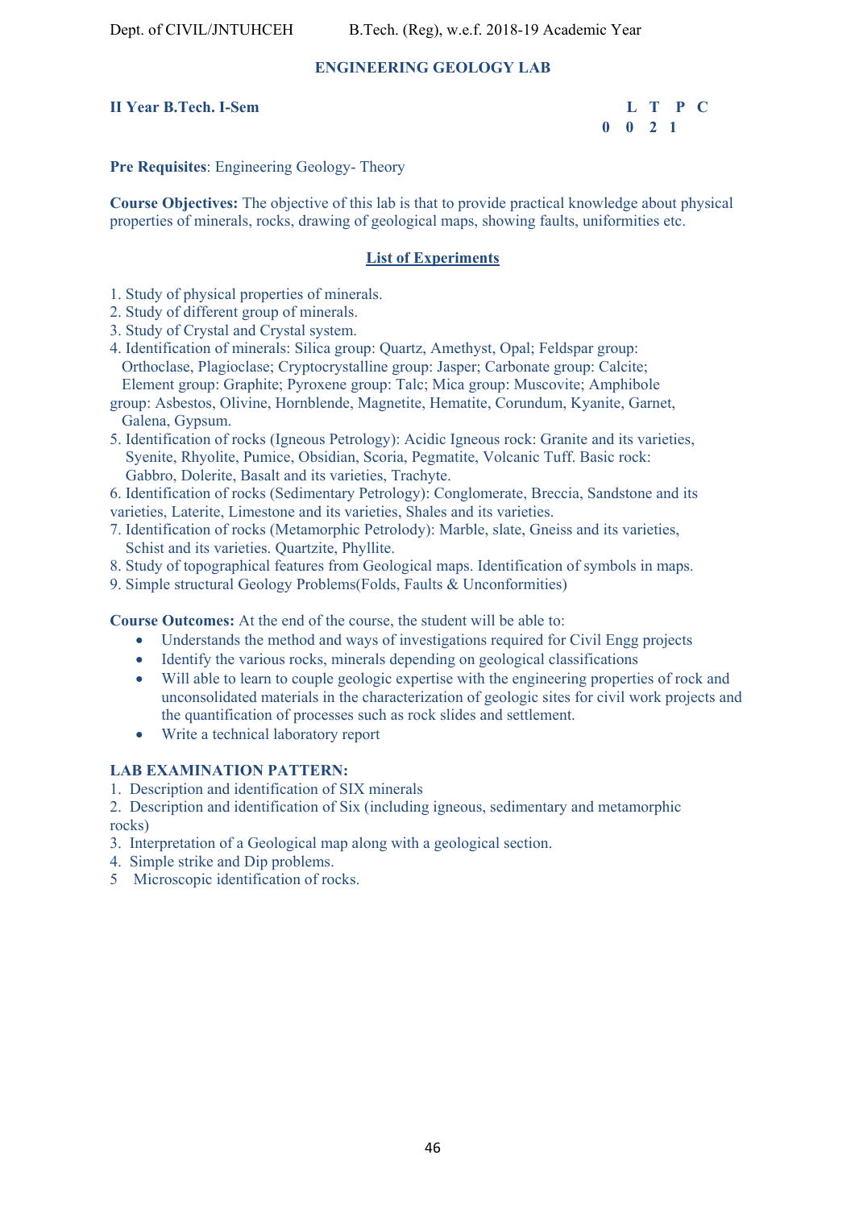## ENGINEERING GEOLOGY LAB

**II Year B.Tech. I-Sem**

| L | T | P | C |
|---|---|---|---|
| 0 | 0 | 2 | 1 |

**Pre Requisites**: Engineering Geology- Theory

**Course Objectives:** The objective of this lab is that to provide practical knowledge about physical properties of minerals, rocks, drawing of geological maps, showing faults, uniformities etc.

### List of Experiments

1. Study of physical properties of minerals.
2. Study of different group of minerals.
3. Study of Crystal and Crystal system.
4. Identification of minerals: Silica group: Quartz, Amethyst, Opal; Feldspar group: Orthoclase, Plagioclase; Cryptocrystalline group: Jasper; Carbonate group: Calcite; Element group: Graphite; Pyroxene group: Talc; Mica group: Muscovite; Amphibole group: Asbestos, Olivine, Hornblende, Magnetite, Hematite, Corundum, Kyanite, Garnet, Galena, Gypsum.
5. Identification of rocks (Igneous Petrology): Acidic Igneous rock: Granite and its varieties, Syenite, Rhyolite, Pumice, Obsidian, Scoria, Pegmatite, Volcanic Tuff. Basic rock: Gabbro, Dolerite, Basalt and its varieties, Trachyte.
6. Identification of rocks (Sedimentary Petrology): Conglomerate, Breccia, Sandstone and its varieties, Laterite, Limestone and its varieties, Shales and its varieties.
7. Identification of rocks (Metamorphic Petrolody): Marble, slate, Gneiss and its varieties, Schist and its varieties. Quartzite, Phyllite.
8. Study of topographical features from Geological maps. Identification of symbols in maps.
9. Simple structural Geology Problems(Folds, Faults & Unconformities)

**Course Outcomes:** At the end of the course, the student will be able to:

- Understands the method and ways of investigations required for Civil Engg projects
- Identify the various rocks, minerals depending on geological classifications
- Will able to learn to couple geologic expertise with the engineering properties of rock and unconsolidated materials in the characterization of geologic sites for civil work projects and the quantification of processes such as rock slides and settlement.
- Write a technical laboratory report

**LAB EXAMINATION PATTERN:**

1. Description and identification of SIX minerals
2. Description and identification of Six (including igneous, sedimentary and metamorphic rocks)
3. Interpretation of a Geological map along with a geological section.
4. Simple strike and Dip problems.
5. Microscopic identification of rocks.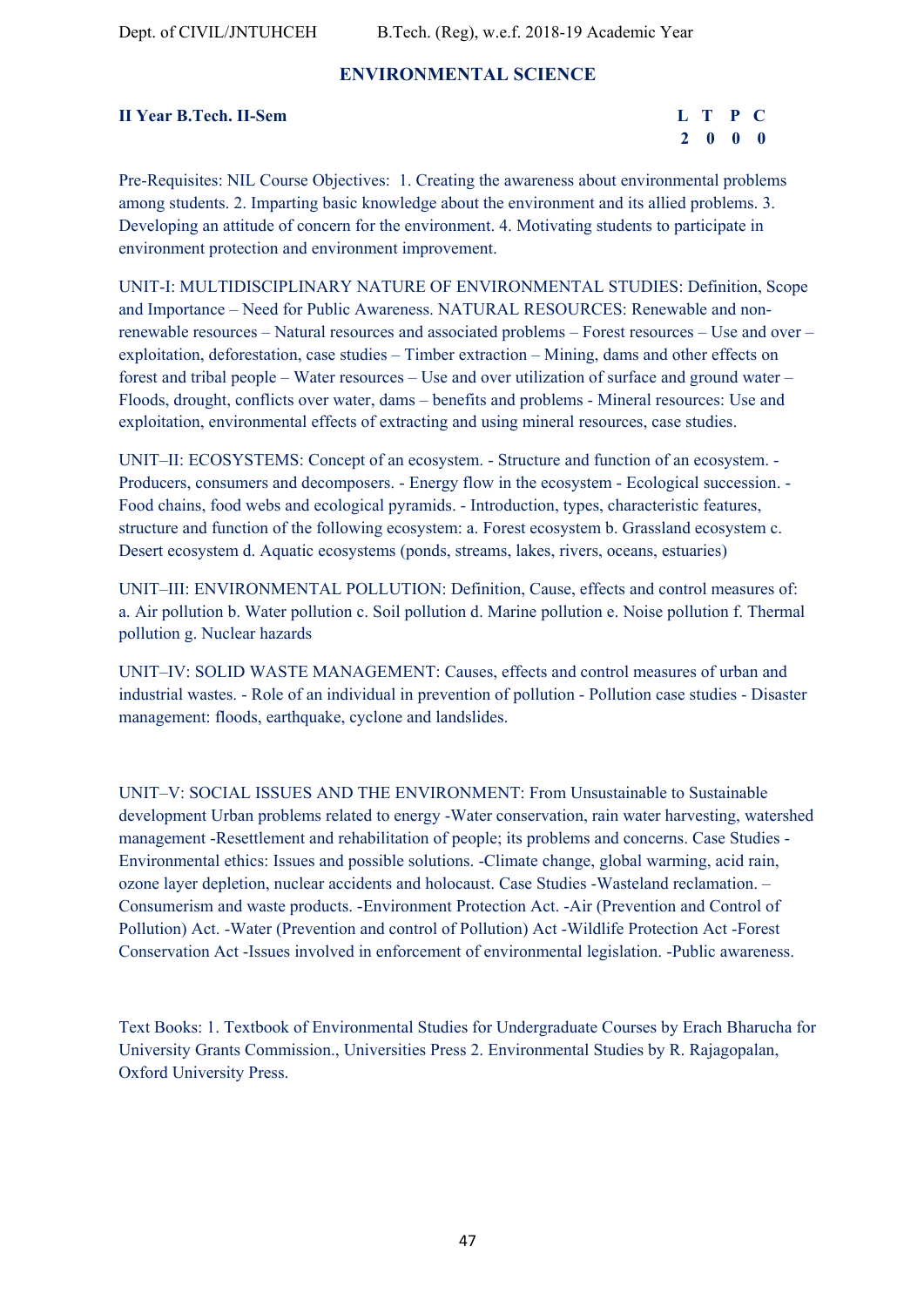## ENVIRONMENTAL SCIENCE

**II Year B.Tech. II-Sem**

| L | T | P | C |
|---|---|---|---|
| 2 | 0 | 0 | 0 |

Pre-Requisites: NIL Course Objectives: 1. Creating the awareness about environmental problems among students. 2. Imparting basic knowledge about the environment and its allied problems. 3. Developing an attitude of concern for the environment. 4. Motivating students to participate in environment protection and environment improvement.

UNIT-I: MULTIDISCIPLINARY NATURE OF ENVIRONMENTAL STUDIES: Definition, Scope and Importance – Need for Public Awareness. NATURAL RESOURCES: Renewable and non-renewable resources – Natural resources and associated problems – Forest resources – Use and over – exploitation, deforestation, case studies – Timber extraction – Mining, dams and other effects on forest and tribal people – Water resources – Use and over utilization of surface and ground water – Floods, drought, conflicts over water, dams – benefits and problems - Mineral resources: Use and exploitation, environmental effects of extracting and using mineral resources, case studies.

UNIT–II: ECOSYSTEMS: Concept of an ecosystem. - Structure and function of an ecosystem. - Producers, consumers and decomposers. - Energy flow in the ecosystem - Ecological succession. - Food chains, food webs and ecological pyramids. - Introduction, types, characteristic features, structure and function of the following ecosystem: a. Forest ecosystem b. Grassland ecosystem c. Desert ecosystem d. Aquatic ecosystems (ponds, streams, lakes, rivers, oceans, estuaries)

UNIT–III: ENVIRONMENTAL POLLUTION: Definition, Cause, effects and control measures of: a. Air pollution b. Water pollution c. Soil pollution d. Marine pollution e. Noise pollution f. Thermal pollution g. Nuclear hazards

UNIT–IV: SOLID WASTE MANAGEMENT: Causes, effects and control measures of urban and industrial wastes. - Role of an individual in prevention of pollution - Pollution case studies - Disaster management: floods, earthquake, cyclone and landslides.

UNIT–V: SOCIAL ISSUES AND THE ENVIRONMENT: From Unsustainable to Sustainable development Urban problems related to energy -Water conservation, rain water harvesting, watershed management -Resettlement and rehabilitation of people; its problems and concerns. Case Studies -Environmental ethics: Issues and possible solutions. -Climate change, global warming, acid rain, ozone layer depletion, nuclear accidents and holocaust. Case Studies -Wasteland reclamation. –Consumerism and waste products. -Environment Protection Act. -Air (Prevention and Control of Pollution) Act. -Water (Prevention and control of Pollution) Act -Wildlife Protection Act -Forest Conservation Act -Issues involved in enforcement of environmental legislation. -Public awareness.

Text Books: 1. Textbook of Environmental Studies for Undergraduate Courses by Erach Bharucha for University Grants Commission., Universities Press 2. Environmental Studies by R. Rajagopalan, Oxford University Press.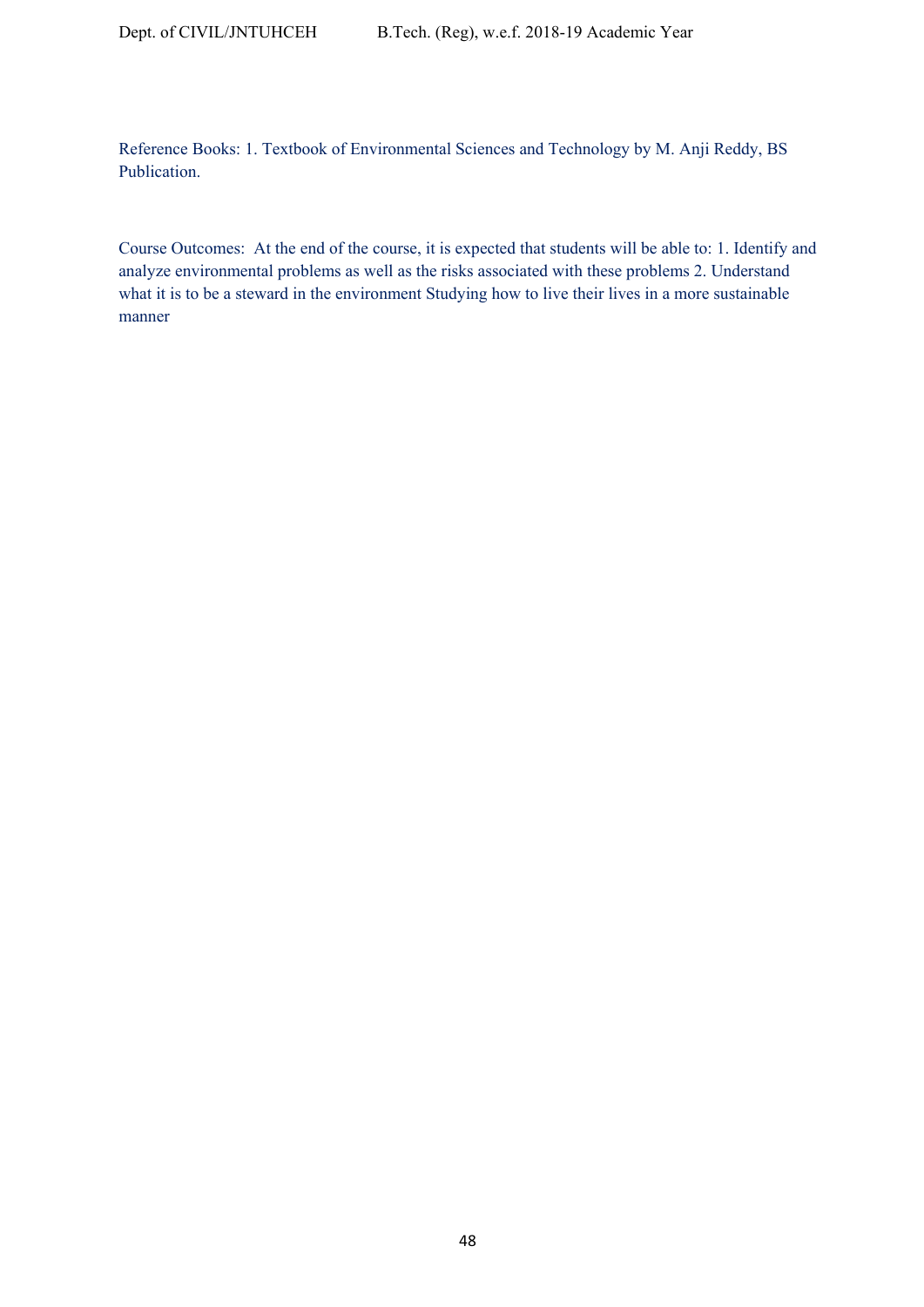Reference Books: 1. Textbook of Environmental Sciences and Technology by M. Anji Reddy, BS Publication.

Course Outcomes: At the end of the course, it is expected that students will be able to: 1. Identify and analyze environmental problems as well as the risks associated with these problems 2. Understand what it is to be a steward in the environment Studying how to live their lives in a more sustainable manner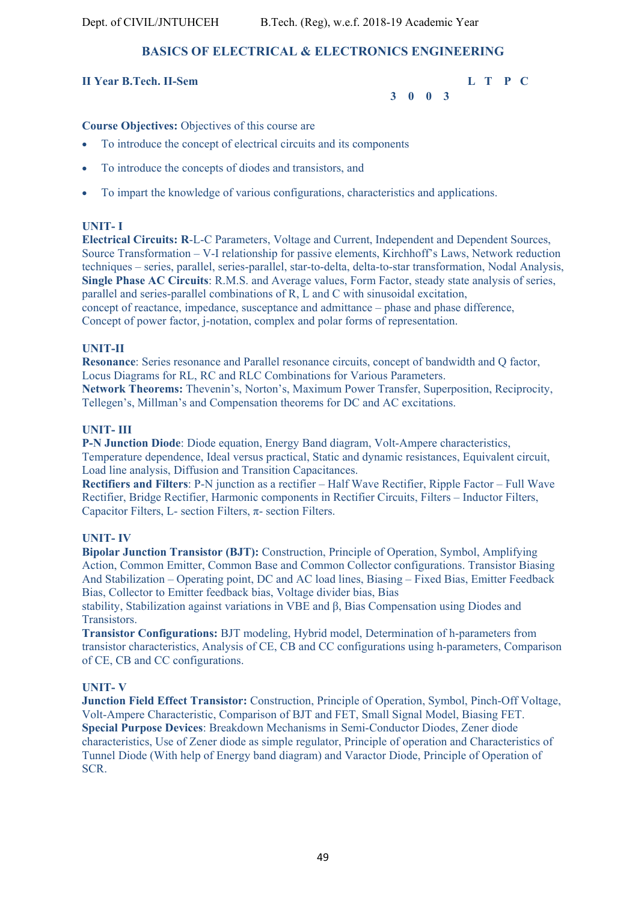## BASICS OF ELECTRICAL & ELECTRONICS ENGINEERING

**II Year B.Tech. II-Sem**

| L | T | P | C |
|---|---|---|---|
| 3 | 0 | 0 | 3 |

**Course Objectives:** Objectives of this course are

- To introduce the concept of electrical circuits and its components
- To introduce the concepts of diodes and transistors, and
- To impart the knowledge of various configurations, characteristics and applications.

### UNIT- I

**Electrical Circuits: R**-L-C Parameters, Voltage and Current, Independent and Dependent Sources, Source Transformation – V-I relationship for passive elements, Kirchhoff's Laws, Network reduction techniques – series, parallel, series-parallel, star-to-delta, delta-to-star transformation, Nodal Analysis, **Single Phase AC Circuits**: R.M.S. and Average values, Form Factor, steady state analysis of series, parallel and series-parallel combinations of R, L and C with sinusoidal excitation, concept of reactance, impedance, susceptance and admittance – phase and phase difference, Concept of power factor, j-notation, complex and polar forms of representation.

### UNIT-II

**Resonance**: Series resonance and Parallel resonance circuits, concept of bandwidth and Q factor, Locus Diagrams for RL, RC and RLC Combinations for Various Parameters.
**Network Theorems:** Thevenin's, Norton's, Maximum Power Transfer, Superposition, Reciprocity, Tellegen's, Millman's and Compensation theorems for DC and AC excitations.

### UNIT- III

**P-N Junction Diode**: Diode equation, Energy Band diagram, Volt-Ampere characteristics, Temperature dependence, Ideal versus practical, Static and dynamic resistances, Equivalent circuit, Load line analysis, Diffusion and Transition Capacitances.
**Rectifiers and Filters**: P-N junction as a rectifier – Half Wave Rectifier, Ripple Factor – Full Wave Rectifier, Bridge Rectifier, Harmonic components in Rectifier Circuits, Filters – Inductor Filters, Capacitor Filters, L- section Filters, π- section Filters.

### UNIT- IV

**Bipolar Junction Transistor (BJT):** Construction, Principle of Operation, Symbol, Amplifying Action, Common Emitter, Common Base and Common Collector configurations. Transistor Biasing And Stabilization – Operating point, DC and AC load lines, Biasing – Fixed Bias, Emitter Feedback Bias, Collector to Emitter feedback bias, Voltage divider bias, Bias stability, Stabilization against variations in VBE and β, Bias Compensation using Diodes and Transistors.
**Transistor Configurations:** BJT modeling, Hybrid model, Determination of h-parameters from transistor characteristics, Analysis of CE, CB and CC configurations using h-parameters, Comparison of CE, CB and CC configurations.

### UNIT- V

**Junction Field Effect Transistor:** Construction, Principle of Operation, Symbol, Pinch-Off Voltage, Volt-Ampere Characteristic, Comparison of BJT and FET, Small Signal Model, Biasing FET.
**Special Purpose Devices**: Breakdown Mechanisms in Semi-Conductor Diodes, Zener diode characteristics, Use of Zener diode as simple regulator, Principle of operation and Characteristics of Tunnel Diode (With help of Energy band diagram) and Varactor Diode, Principle of Operation of SCR.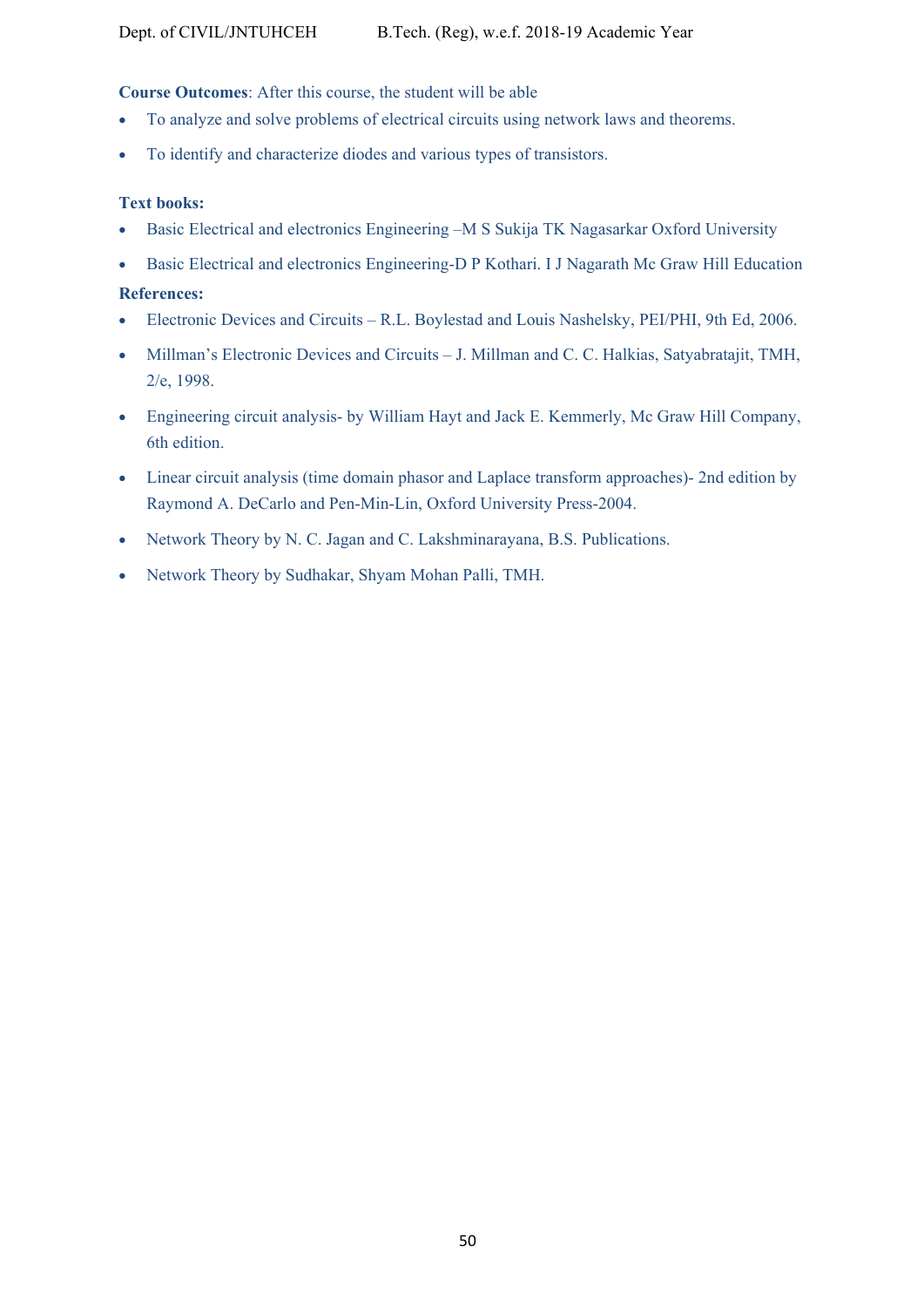**Course Outcomes**: After this course, the student will be able

- To analyze and solve problems of electrical circuits using network laws and theorems.
- To identify and characterize diodes and various types of transistors.

**Text books:**

- Basic Electrical and electronics Engineering –M S Sukija TK Nagasarkar Oxford University
- Basic Electrical and electronics Engineering-D P Kothari. I J Nagarath Mc Graw Hill Education

**References:**

- Electronic Devices and Circuits – R.L. Boylestad and Louis Nashelsky, PEI/PHI, 9th Ed, 2006.
- Millman's Electronic Devices and Circuits – J. Millman and C. C. Halkias, Satyabratajit, TMH, 2/e, 1998.
- Engineering circuit analysis- by William Hayt and Jack E. Kemmerly, Mc Graw Hill Company, 6th edition.
- Linear circuit analysis (time domain phasor and Laplace transform approaches)- 2nd edition by Raymond A. DeCarlo and Pen-Min-Lin, Oxford University Press-2004.
- Network Theory by N. C. Jagan and C. Lakshminarayana, B.S. Publications.
- Network Theory by Sudhakar, Shyam Mohan Palli, TMH.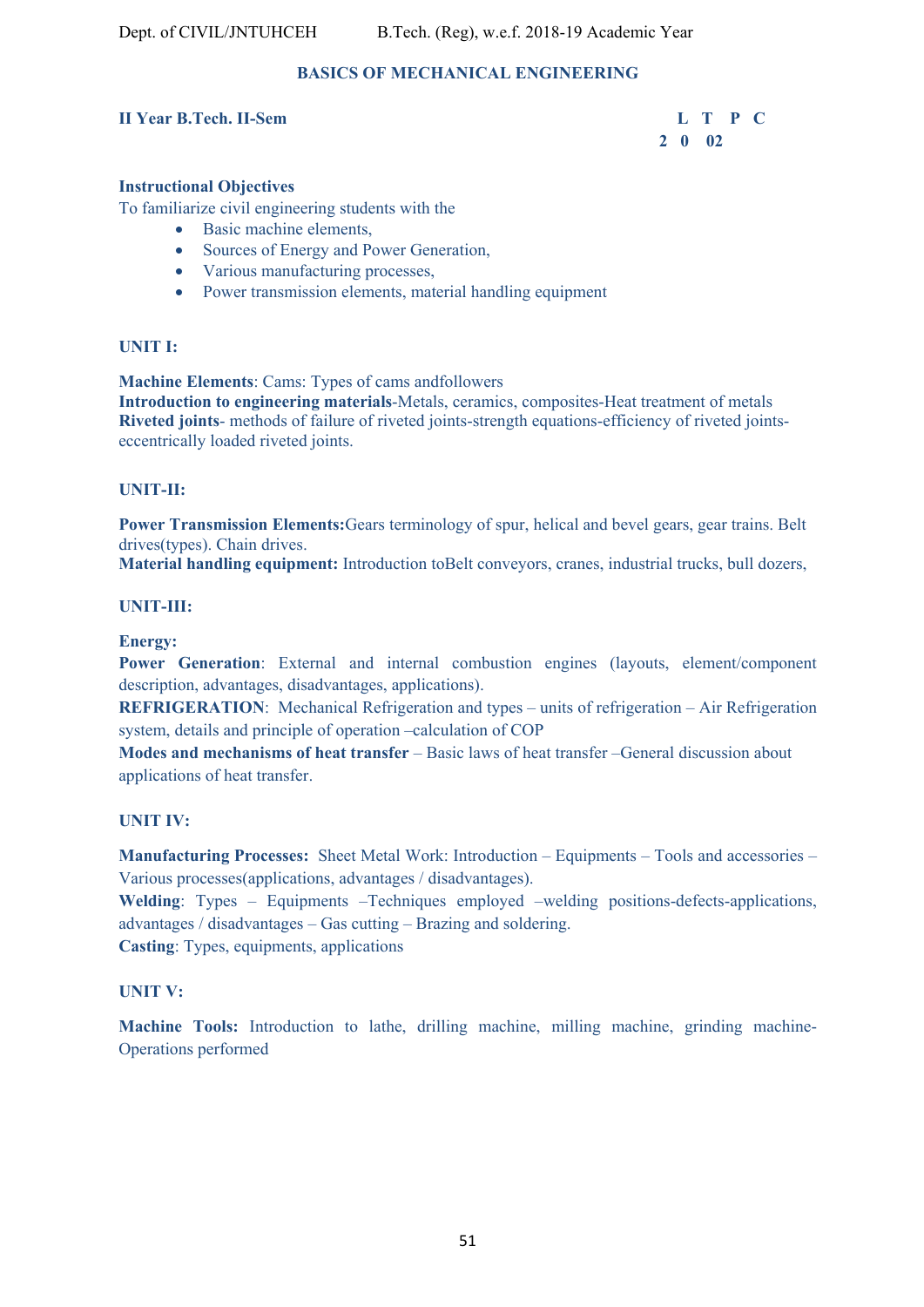## BASICS OF MECHANICAL ENGINEERING

**II Year B.Tech. II-Sem**

| L | T | P | C |
|---|---|---|---|
| 2 | 0 | 0 | 2 |

**Instructional Objectives**

To familiarize civil engineering students with the

- Basic machine elements,
- Sources of Energy and Power Generation,
- Various manufacturing processes,
- Power transmission elements, material handling equipment

### UNIT I:

**Machine Elements**: Cams: Types of cams andfollowers

**Introduction to engineering materials**-Metals, ceramics, composites-Heat treatment of metals

**Riveted joints**- methods of failure of riveted joints-strength equations-efficiency of riveted joints-eccentrically loaded riveted joints.

### UNIT-II:

**Power Transmission Elements:**Gears terminology of spur, helical and bevel gears, gear trains. Belt drives(types). Chain drives.

**Material handling equipment:** Introduction toBelt conveyors, cranes, industrial trucks, bull dozers,

### UNIT-III:

**Energy:**

**Power Generation**: External and internal combustion engines (layouts, element/component description, advantages, disadvantages, applications).

**REFRIGERATION**: Mechanical Refrigeration and types – units of refrigeration – Air Refrigeration system, details and principle of operation –calculation of COP

**Modes and mechanisms of heat transfer** – Basic laws of heat transfer –General discussion about applications of heat transfer.

### UNIT IV:

**Manufacturing Processes:** Sheet Metal Work: Introduction – Equipments – Tools and accessories – Various processes(applications, advantages / disadvantages).

**Welding**: Types – Equipments –Techniques employed –welding positions-defects-applications, advantages / disadvantages – Gas cutting – Brazing and soldering.

**Casting**: Types, equipments, applications

### UNIT V:

**Machine Tools:** Introduction to lathe, drilling machine, milling machine, grinding machine-Operations performed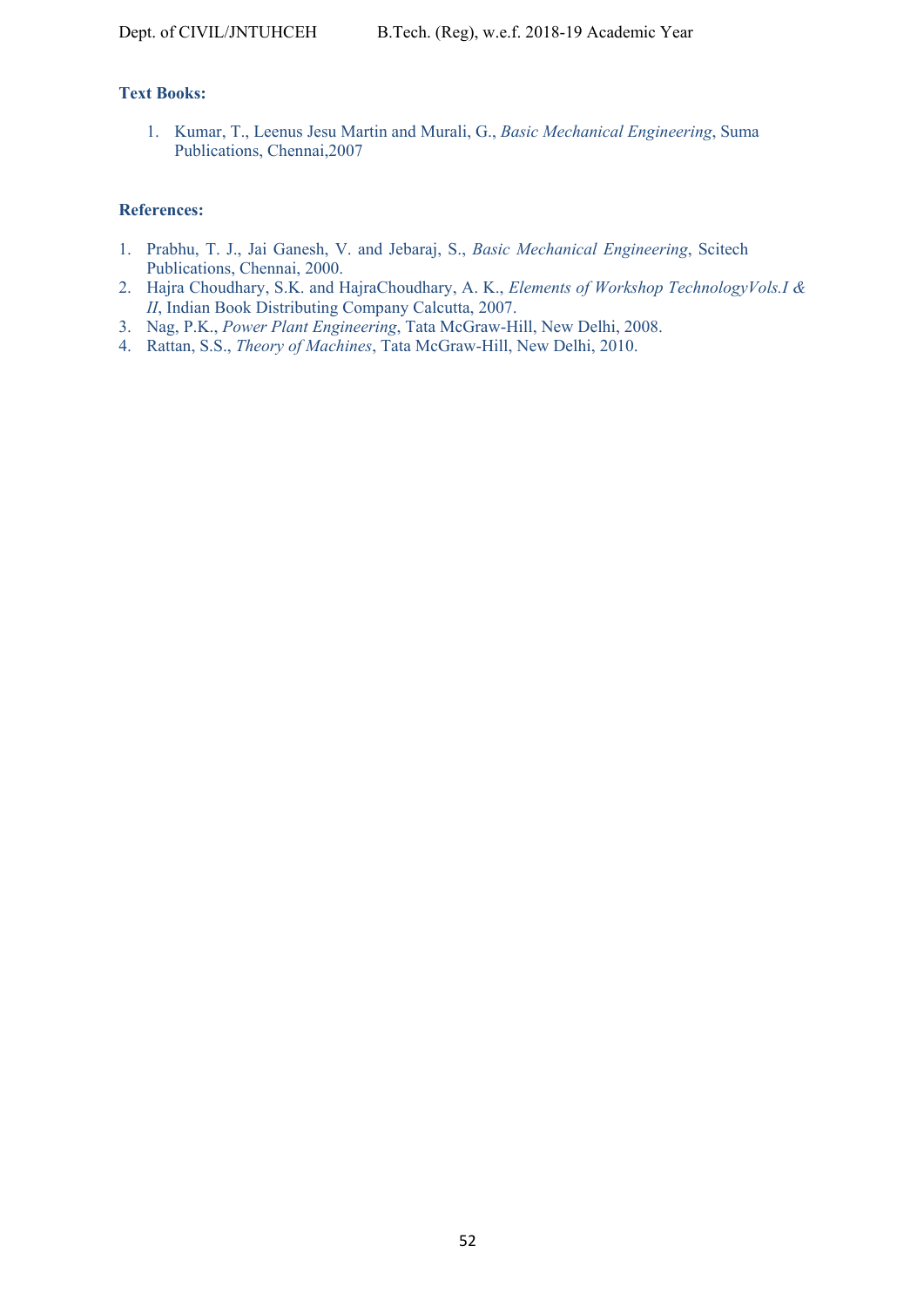**Text Books:**

1. Kumar, T., Leenus Jesu Martin and Murali, G., *Basic Mechanical Engineering*, Suma Publications, Chennai,2007

**References:**

1. Prabhu, T. J., Jai Ganesh, V. and Jebaraj, S., *Basic Mechanical Engineering*, Scitech Publications, Chennai, 2000.
2. Hajra Choudhary, S.K. and HajraChoudhary, A. K., *Elements of Workshop TechnologyVols.I & II*, Indian Book Distributing Company Calcutta, 2007.
3. Nag, P.K., *Power Plant Engineering*, Tata McGraw-Hill, New Delhi, 2008.
4. Rattan, S.S., *Theory of Machines*, Tata McGraw-Hill, New Delhi, 2010.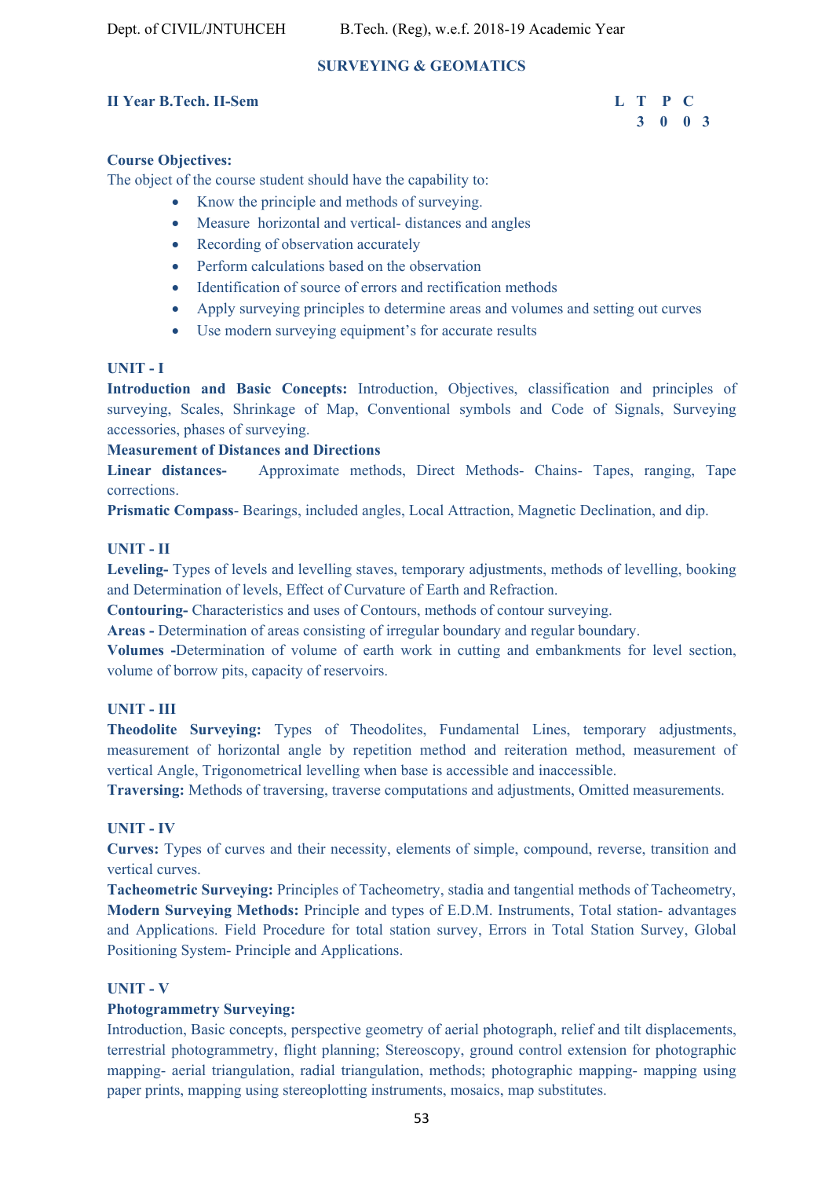## SURVEYING & GEOMATICS

**II Year B.Tech. II-Sem**

| L | T | P | C |
|---|---|---|---|
| 3 | 0 | 0 | 3 |

**Course Objectives:**

The object of the course student should have the capability to:

- Know the principle and methods of surveying.
- Measure horizontal and vertical- distances and angles
- Recording of observation accurately
- Perform calculations based on the observation
- Identification of source of errors and rectification methods
- Apply surveying principles to determine areas and volumes and setting out curves
- Use modern surveying equipment's for accurate results

### UNIT - I

**Introduction and Basic Concepts:** Introduction, Objectives, classification and principles of surveying, Scales, Shrinkage of Map, Conventional symbols and Code of Signals, Surveying accessories, phases of surveying.

**Measurement of Distances and Directions**

**Linear distances-** Approximate methods, Direct Methods- Chains- Tapes, ranging, Tape corrections.

**Prismatic Compass**- Bearings, included angles, Local Attraction, Magnetic Declination, and dip.

### UNIT - II

**Leveling-** Types of levels and levelling staves, temporary adjustments, methods of levelling, booking and Determination of levels, Effect of Curvature of Earth and Refraction.

**Contouring-** Characteristics and uses of Contours, methods of contour surveying.

**Areas -** Determination of areas consisting of irregular boundary and regular boundary.

**Volumes -**Determination of volume of earth work in cutting and embankments for level section, volume of borrow pits, capacity of reservoirs.

### UNIT - III

**Theodolite Surveying:** Types of Theodolites, Fundamental Lines, temporary adjustments, measurement of horizontal angle by repetition method and reiteration method, measurement of vertical Angle, Trigonometrical levelling when base is accessible and inaccessible.

**Traversing:** Methods of traversing, traverse computations and adjustments, Omitted measurements.

### UNIT - IV

**Curves:** Types of curves and their necessity, elements of simple, compound, reverse, transition and vertical curves.

**Tacheometric Surveying:** Principles of Tacheometry, stadia and tangential methods of Tacheometry, **Modern Surveying Methods:** Principle and types of E.D.M. Instruments, Total station- advantages and Applications. Field Procedure for total station survey, Errors in Total Station Survey, Global Positioning System- Principle and Applications.

### UNIT - V

**Photogrammetry Surveying:**

Introduction, Basic concepts, perspective geometry of aerial photograph, relief and tilt displacements, terrestrial photogrammetry, flight planning; Stereoscopy, ground control extension for photographic mapping- aerial triangulation, radial triangulation, methods; photographic mapping- mapping using paper prints, mapping using stereoplotting instruments, mosaics, map substitutes.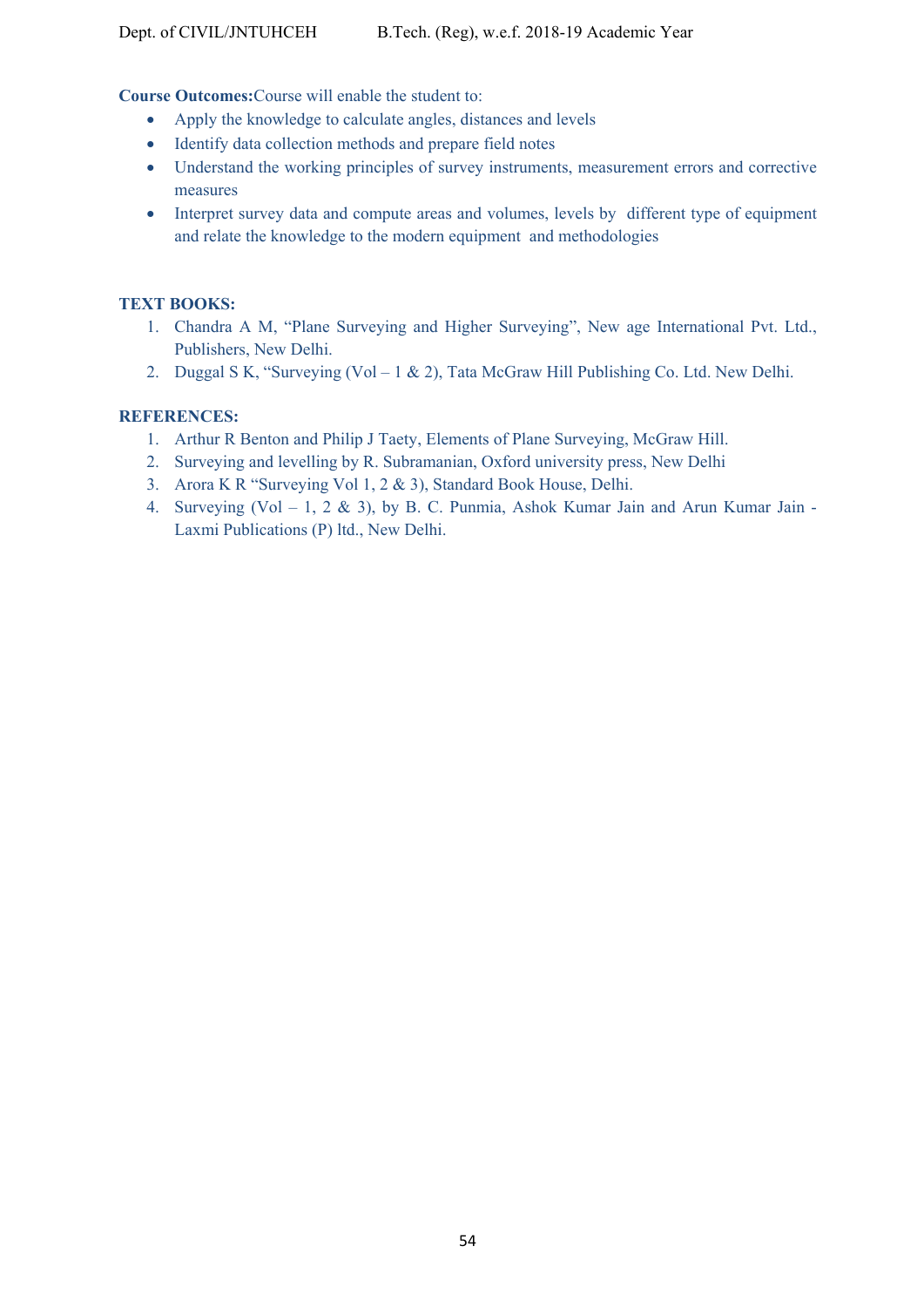**Course Outcomes:**Course will enable the student to:

- Apply the knowledge to calculate angles, distances and levels
- Identify data collection methods and prepare field notes
- Understand the working principles of survey instruments, measurement errors and corrective measures
- Interpret survey data and compute areas and volumes, levels by different type of equipment and relate the knowledge to the modern equipment and methodologies

**TEXT BOOKS:**

1. Chandra A M, "Plane Surveying and Higher Surveying", New age International Pvt. Ltd., Publishers, New Delhi.
2. Duggal S K, "Surveying (Vol – 1 & 2), Tata McGraw Hill Publishing Co. Ltd. New Delhi.

**REFERENCES:**

1. Arthur R Benton and Philip J Taety, Elements of Plane Surveying, McGraw Hill.
2. Surveying and levelling by R. Subramanian, Oxford university press, New Delhi
3. Arora K R "Surveying Vol 1, 2 & 3), Standard Book House, Delhi.
4. Surveying (Vol – 1, 2 & 3), by B. C. Punmia, Ashok Kumar Jain and Arun Kumar Jain - Laxmi Publications (P) ltd., New Delhi.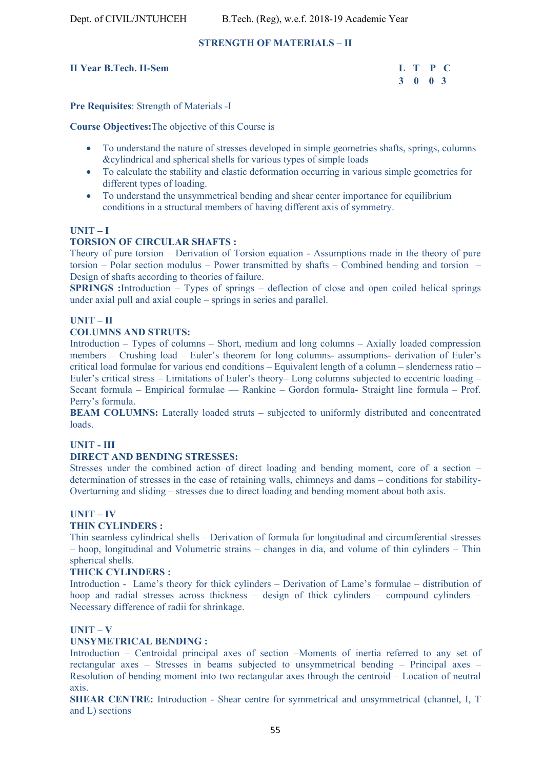## STRENGTH OF MATERIALS – II

**II Year B.Tech. II-Sem**

| L | T | P | C |
|---|---|---|---|
| 3 | 0 | 0 | 3 |

**Pre Requisites**: Strength of Materials -I

**Course Objectives:**The objective of this Course is

- To understand the nature of stresses developed in simple geometries shafts, springs, columns &cylindrical and spherical shells for various types of simple loads
- To calculate the stability and elastic deformation occurring in various simple geometries for different types of loading.
- To understand the unsymmetrical bending and shear center importance for equilibrium conditions in a structural members of having different axis of symmetry.

**UNIT – I**

**TORSION OF CIRCULAR SHAFTS :**
Theory of pure torsion – Derivation of Torsion equation - Assumptions made in the theory of pure torsion – Polar section modulus – Power transmitted by shafts – Combined bending and torsion – Design of shafts according to theories of failure.

**SPRINGS :**Introduction – Types of springs – deflection of close and open coiled helical springs under axial pull and axial couple – springs in series and parallel.

**UNIT – II**

**COLUMNS AND STRUTS:**
Introduction – Types of columns – Short, medium and long columns – Axially loaded compression members – Crushing load – Euler's theorem for long columns- assumptions- derivation of Euler's critical load formulae for various end conditions – Equivalent length of a column – slenderness ratio – Euler's critical stress – Limitations of Euler's theory– Long columns subjected to eccentric loading – Secant formula – Empirical formulae –– Rankine – Gordon formula- Straight line formula – Prof. Perry's formula.

**BEAM COLUMNS:** Laterally loaded struts – subjected to uniformly distributed and concentrated loads.

**UNIT - III**

**DIRECT AND BENDING STRESSES:**
Stresses under the combined action of direct loading and bending moment, core of a section – determination of stresses in the case of retaining walls, chimneys and dams – conditions for stability-Overturning and sliding – stresses due to direct loading and bending moment about both axis.

**UNIT – IV**

**THIN CYLINDERS :**
Thin seamless cylindrical shells – Derivation of formula for longitudinal and circumferential stresses – hoop, longitudinal and Volumetric strains – changes in dia, and volume of thin cylinders – Thin spherical shells.

**THICK CYLINDERS :**
Introduction - Lame's theory for thick cylinders – Derivation of Lame's formulae – distribution of hoop and radial stresses across thickness – design of thick cylinders – compound cylinders – Necessary difference of radii for shrinkage.

**UNIT – V**

**UNSYMETRICAL BENDING :**
Introduction – Centroidal principal axes of section –Moments of inertia referred to any set of rectangular axes – Stresses in beams subjected to unsymmetrical bending – Principal axes – Resolution of bending moment into two rectangular axes through the centroid – Location of neutral axis.

**SHEAR CENTRE:** Introduction - Shear centre for symmetrical and unsymmetrical (channel, I, T and L) sections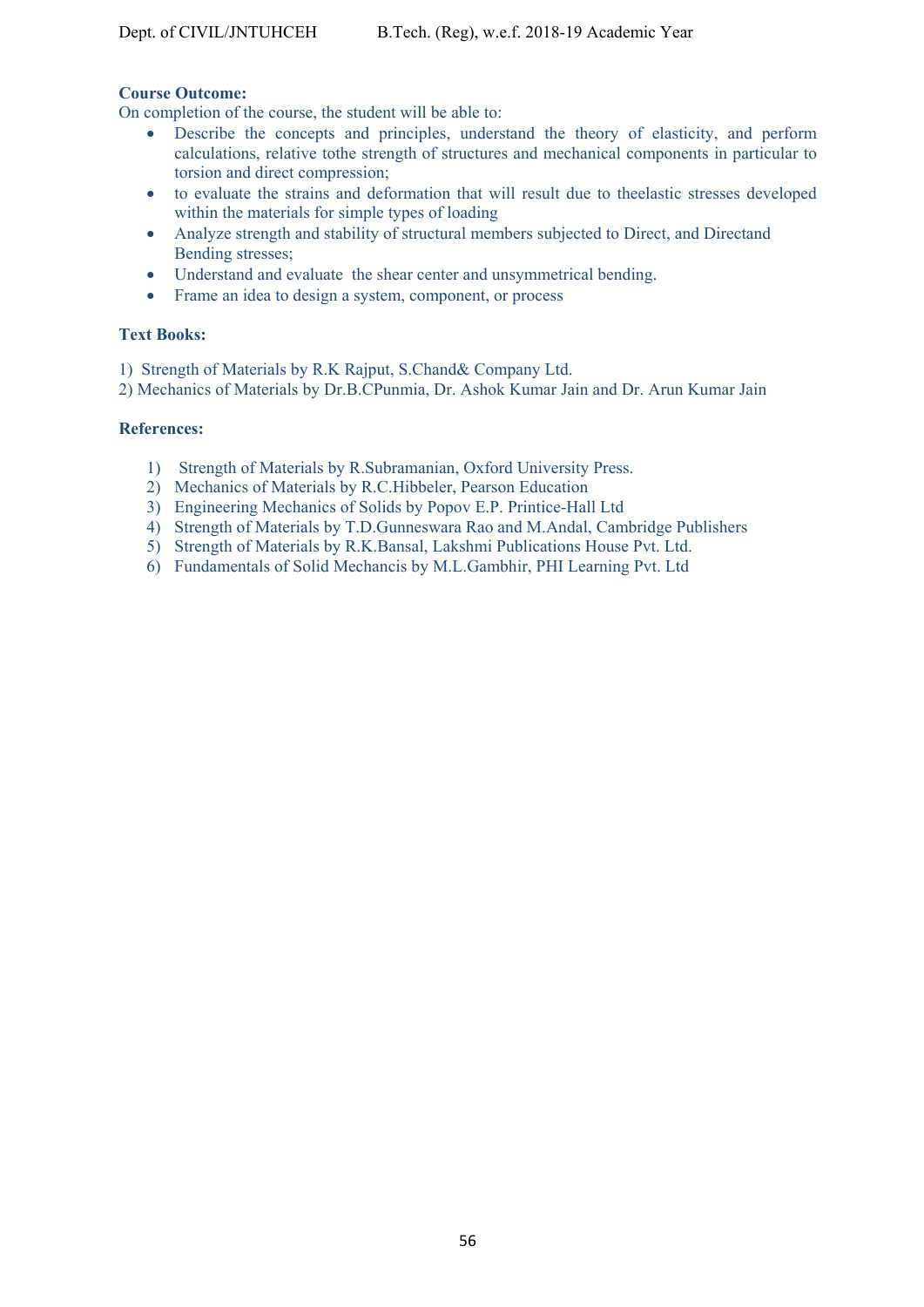**Course Outcome:**

On completion of the course, the student will be able to:

- Describe the concepts and principles, understand the theory of elasticity, and perform calculations, relative tothe strength of structures and mechanical components in particular to torsion and direct compression;
- to evaluate the strains and deformation that will result due to theelastic stresses developed within the materials for simple types of loading
- Analyze strength and stability of structural members subjected to Direct, and Directand Bending stresses;
- Understand and evaluate the shear center and unsymmetrical bending.
- Frame an idea to design a system, component, or process

**Text Books:**

1) Strength of Materials by R.K Rajput, S.Chand& Company Ltd.
2) Mechanics of Materials by Dr.B.CPunmia, Dr. Ashok Kumar Jain and Dr. Arun Kumar Jain

**References:**

1) Strength of Materials by R.Subramanian, Oxford University Press.
2) Mechanics of Materials by R.C.Hibbeler, Pearson Education
3) Engineering Mechanics of Solids by Popov E.P. Printice-Hall Ltd
4) Strength of Materials by T.D.Gunneswara Rao and M.Andal, Cambridge Publishers
5) Strength of Materials by R.K.Bansal, Lakshmi Publications House Pvt. Ltd.
6) Fundamentals of Solid Mechancis by M.L.Gambhir, PHI Learning Pvt. Ltd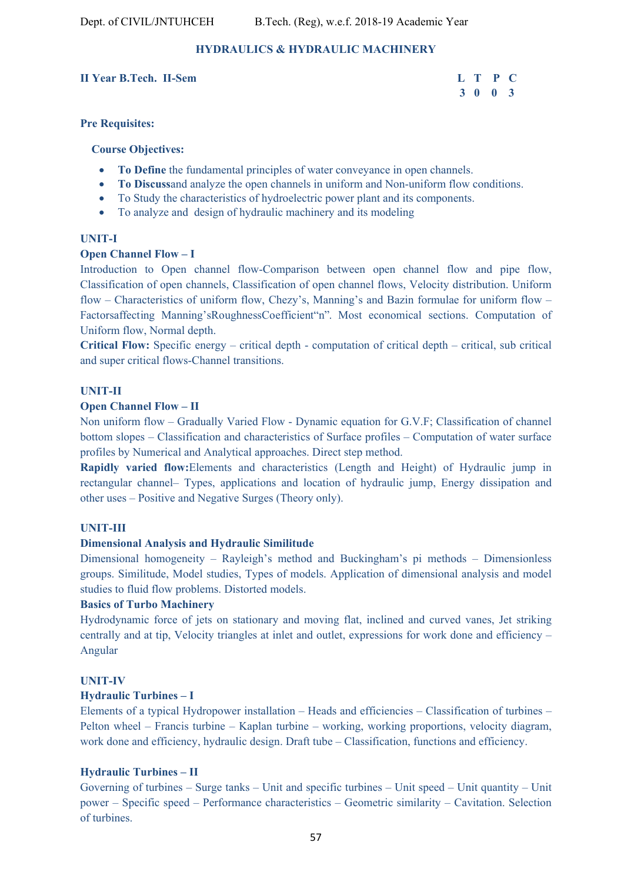## HYDRAULICS & HYDRAULIC MACHINERY

**II Year B.Tech. II-Sem**

| L | T | P | C |
|---|---|---|---|
| 3 | 0 | 0 | 3 |

**Pre Requisites:**

**Course Objectives:**

- **To Define** the fundamental principles of water conveyance in open channels.
- **To Discuss**and analyze the open channels in uniform and Non-uniform flow conditions.
- To Study the characteristics of hydroelectric power plant and its components.
- To analyze and design of hydraulic machinery and its modeling

### UNIT-I

**Open Channel Flow – I**

Introduction to Open channel flow-Comparison between open channel flow and pipe flow, Classification of open channels, Classification of open channel flows, Velocity distribution. Uniform flow – Characteristics of uniform flow, Chezy's, Manning's and Bazin formulae for uniform flow – Factorsaffecting Manning'sRoughnessCoefficient"n". Most economical sections. Computation of Uniform flow, Normal depth.

**Critical Flow:** Specific energy – critical depth - computation of critical depth – critical, sub critical and super critical flows-Channel transitions.

### UNIT-II

**Open Channel Flow – II**

Non uniform flow – Gradually Varied Flow - Dynamic equation for G.V.F; Classification of channel bottom slopes – Classification and characteristics of Surface profiles – Computation of water surface profiles by Numerical and Analytical approaches. Direct step method.

**Rapidly varied flow:**Elements and characteristics (Length and Height) of Hydraulic jump in rectangular channel– Types, applications and location of hydraulic jump, Energy dissipation and other uses – Positive and Negative Surges (Theory only).

### UNIT-III

**Dimensional Analysis and Hydraulic Similitude**

Dimensional homogeneity – Rayleigh's method and Buckingham's pi methods – Dimensionless groups. Similitude, Model studies, Types of models. Application of dimensional analysis and model studies to fluid flow problems. Distorted models.

**Basics of Turbo Machinery**

Hydrodynamic force of jets on stationary and moving flat, inclined and curved vanes, Jet striking centrally and at tip, Velocity triangles at inlet and outlet, expressions for work done and efficiency – Angular

### UNIT-IV

**Hydraulic Turbines – I**

Elements of a typical Hydropower installation – Heads and efficiencies – Classification of turbines – Pelton wheel – Francis turbine – Kaplan turbine – working, working proportions, velocity diagram, work done and efficiency, hydraulic design. Draft tube – Classification, functions and efficiency.

**Hydraulic Turbines – II**

Governing of turbines – Surge tanks – Unit and specific turbines – Unit speed – Unit quantity – Unit power – Specific speed – Performance characteristics – Geometric similarity – Cavitation. Selection of turbines.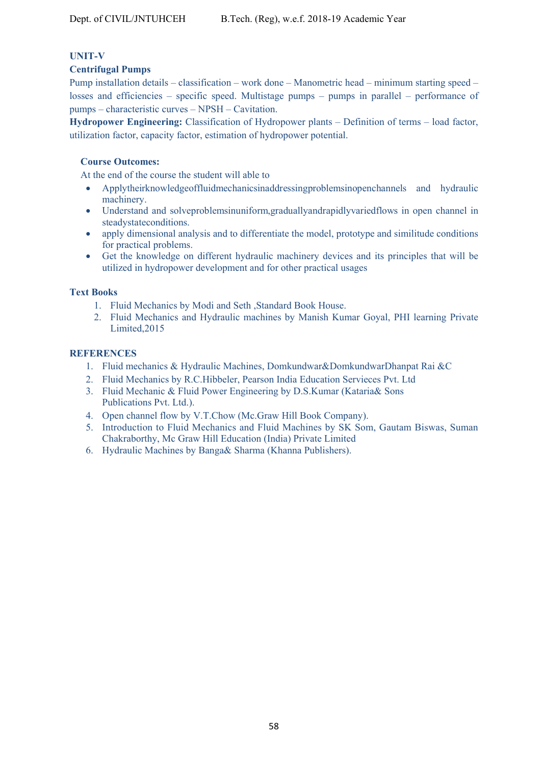**UNIT-V**

**Centrifugal Pumps**

Pump installation details – classification – work done – Manometric head – minimum starting speed – losses and efficiencies – specific speed. Multistage pumps – pumps in parallel – performance of pumps – characteristic curves – NPSH – Cavitation.

**Hydropower Engineering:** Classification of Hydropower plants – Definition of terms – load factor, utilization factor, capacity factor, estimation of hydropower potential.

**Course Outcomes:**

At the end of the course the student will able to

- Applytheirknowledgeoffluidmechanicsinaddressingproblemsinopenchannels and hydraulic machinery.
- Understand and solveproblemsinuniform,graduallyandrapidlyvariedflows in open channel in steadystateconditions.
- apply dimensional analysis and to differentiate the model, prototype and similitude conditions for practical problems.
- Get the knowledge on different hydraulic machinery devices and its principles that will be utilized in hydropower development and for other practical usages

**Text Books**

1. Fluid Mechanics by Modi and Seth ,Standard Book House.
2. Fluid Mechanics and Hydraulic machines by Manish Kumar Goyal, PHI learning Private Limited,2015

**REFERENCES**

1. Fluid mechanics & Hydraulic Machines, Domkundwar&DomkundwarDhanpat Rai &C
2. Fluid Mechanics by R.C.Hibbeler, Pearson India Education Servieces Pvt. Ltd
3. Fluid Mechanic & Fluid Power Engineering by D.S.Kumar (Kataria& Sons Publications Pvt. Ltd.).
4. Open channel flow by V.T.Chow (Mc.Graw Hill Book Company).
5. Introduction to Fluid Mechanics and Fluid Machines by SK Som, Gautam Biswas, Suman Chakraborthy, Mc Graw Hill Education (India) Private Limited
6. Hydraulic Machines by Banga& Sharma (Khanna Publishers).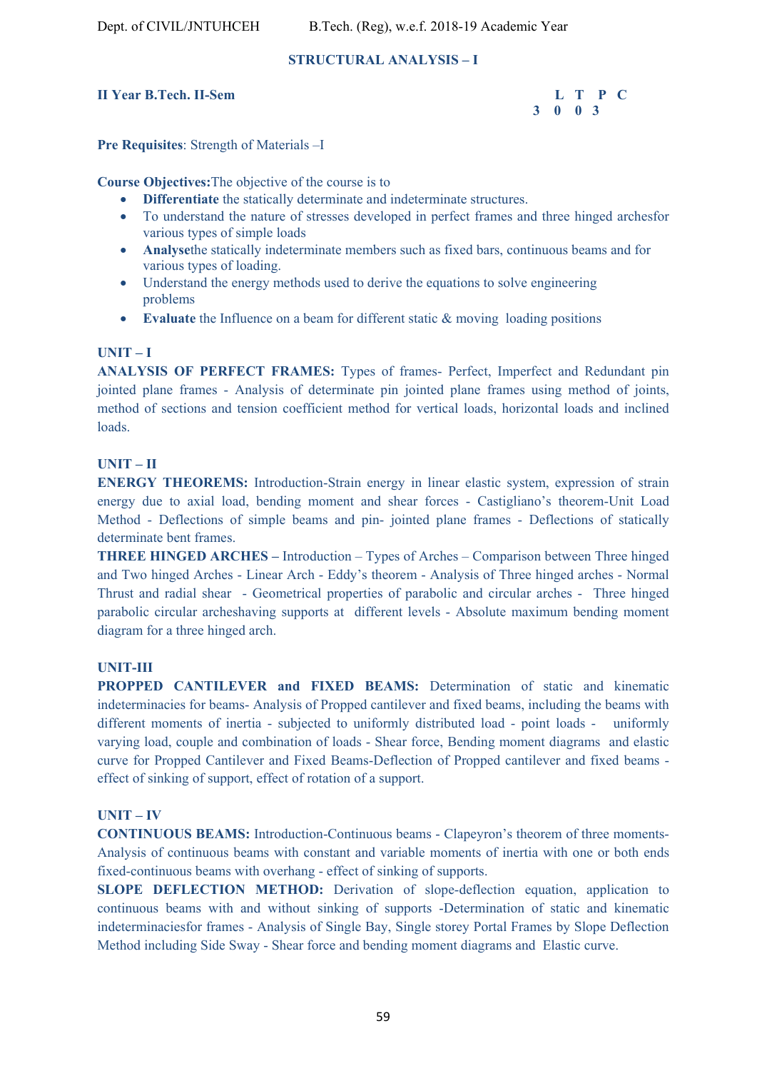## STRUCTURAL ANALYSIS – I

**II Year B.Tech. II-Sem**

| L | T | P | C |
|---|---|---|---|
| 3 | 0 | 0 | 3 |

**Pre Requisites**: Strength of Materials –I

**Course Objectives:**The objective of the course is to

- **Differentiate** the statically determinate and indeterminate structures.
- To understand the nature of stresses developed in perfect frames and three hinged archesfor various types of simple loads
- **Analyse**the statically indeterminate members such as fixed bars, continuous beams and for various types of loading.
- Understand the energy methods used to derive the equations to solve engineering problems
- **Evaluate** the Influence on a beam for different static & moving loading positions

**UNIT – I**

**ANALYSIS OF PERFECT FRAMES:** Types of frames- Perfect, Imperfect and Redundant pin jointed plane frames - Analysis of determinate pin jointed plane frames using method of joints, method of sections and tension coefficient method for vertical loads, horizontal loads and inclined loads.

**UNIT – II**

**ENERGY THEOREMS:** Introduction-Strain energy in linear elastic system, expression of strain energy due to axial load, bending moment and shear forces - Castigliano's theorem-Unit Load Method - Deflections of simple beams and pin- jointed plane frames - Deflections of statically determinate bent frames.

**THREE HINGED ARCHES –** Introduction – Types of Arches – Comparison between Three hinged and Two hinged Arches - Linear Arch - Eddy's theorem - Analysis of Three hinged arches - Normal Thrust and radial shear - Geometrical properties of parabolic and circular arches - Three hinged parabolic circular archeshaving supports at different levels - Absolute maximum bending moment diagram for a three hinged arch.

**UNIT-III**

**PROPPED CANTILEVER and FIXED BEAMS:** Determination of static and kinematic indeterminacies for beams- Analysis of Propped cantilever and fixed beams, including the beams with different moments of inertia - subjected to uniformly distributed load - point loads - uniformly varying load, couple and combination of loads - Shear force, Bending moment diagrams and elastic curve for Propped Cantilever and Fixed Beams-Deflection of Propped cantilever and fixed beams - effect of sinking of support, effect of rotation of a support.

**UNIT – IV**

**CONTINUOUS BEAMS:** Introduction-Continuous beams - Clapeyron's theorem of three moments- Analysis of continuous beams with constant and variable moments of inertia with one or both ends fixed-continuous beams with overhang - effect of sinking of supports.

**SLOPE DEFLECTION METHOD:** Derivation of slope-deflection equation, application to continuous beams with and without sinking of supports -Determination of static and kinematic indeterminaciesfor frames - Analysis of Single Bay, Single storey Portal Frames by Slope Deflection Method including Side Sway - Shear force and bending moment diagrams and Elastic curve.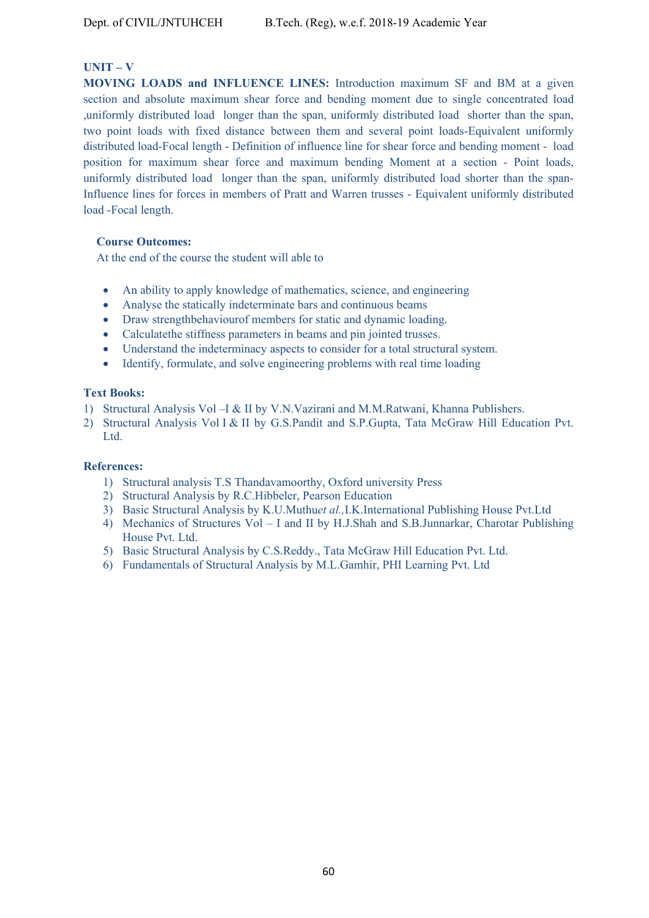**UNIT – V**

**MOVING LOADS and INFLUENCE LINES:** Introduction maximum SF and BM at a given section and absolute maximum shear force and bending moment due to single concentrated load ,uniformly distributed load longer than the span, uniformly distributed load shorter than the span, two point loads with fixed distance between them and several point loads-Equivalent uniformly distributed load-Focal length - Definition of influence line for shear force and bending moment - load position for maximum shear force and maximum bending Moment at a section - Point loads, uniformly distributed load longer than the span, uniformly distributed load shorter than the span- Influence lines for forces in members of Pratt and Warren trusses - Equivalent uniformly distributed load -Focal length.

**Course Outcomes:**

At the end of the course the student will able to

- An ability to apply knowledge of mathematics, science, and engineering
- Analyse the statically indeterminate bars and continuous beams
- Draw strengthbehaviourof members for static and dynamic loading.
- Calculatethe stiffness parameters in beams and pin jointed trusses.
- Understand the indeterminacy aspects to consider for a total structural system.
- Identify, formulate, and solve engineering problems with real time loading

**Text Books:**

1) Structural Analysis Vol –I & II by V.N.Vazirani and M.M.Ratwani, Khanna Publishers.
2) Structural Analysis Vol I & II by G.S.Pandit and S.P.Gupta, Tata McGraw Hill Education Pvt. Ltd.

**References:**

1) Structural analysis T.S Thandavamoorthy, Oxford university Press
2) Structural Analysis by R.C.Hibbeler, Pearson Education
3) Basic Structural Analysis by K.U.Muthu*et al.,*I.K.International Publishing House Pvt.Ltd
4) Mechanics of Structures Vol – I and II by H.J.Shah and S.B.Junnarkar, Charotar Publishing House Pvt. Ltd.
5) Basic Structural Analysis by C.S.Reddy., Tata McGraw Hill Education Pvt. Ltd.
6) Fundamentals of Structural Analysis by M.L.Gamhir, PHI Learning Pvt. Ltd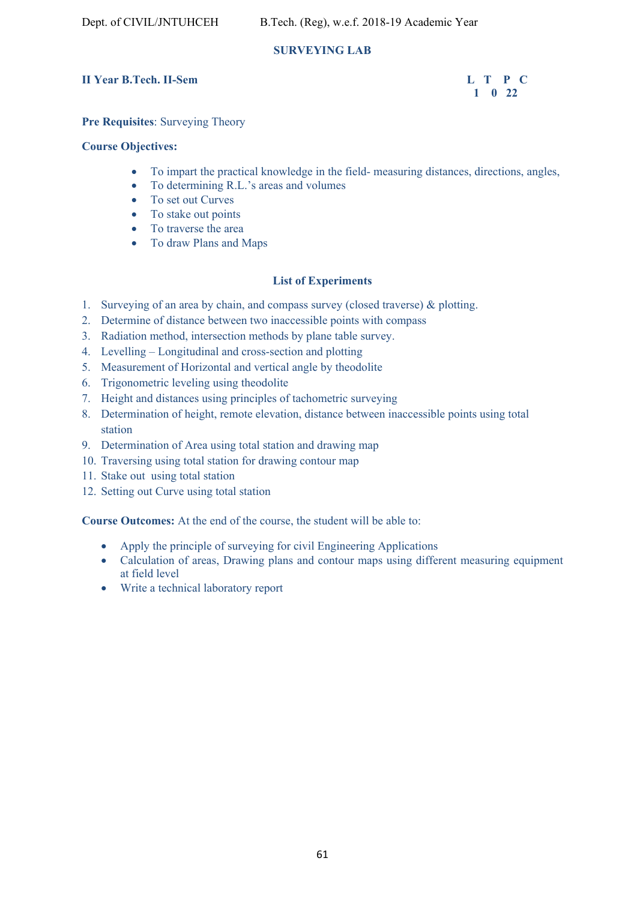## SURVEYING LAB

**II Year B.Tech. II-Sem**

| L | T | P | C |
|---|---|---|---|
| 1 | 0 | 2 | 2 |

**Pre Requisites**: Surveying Theory

**Course Objectives:**

- To impart the practical knowledge in the field- measuring distances, directions, angles,
- To determining R.L.'s areas and volumes
- To set out Curves
- To stake out points
- To traverse the area
- To draw Plans and Maps

### List of Experiments

1. Surveying of an area by chain, and compass survey (closed traverse) & plotting.
2. Determine of distance between two inaccessible points with compass
3. Radiation method, intersection methods by plane table survey.
4. Levelling – Longitudinal and cross-section and plotting
5. Measurement of Horizontal and vertical angle by theodolite
6. Trigonometric leveling using theodolite
7. Height and distances using principles of tachometric surveying
8. Determination of height, remote elevation, distance between inaccessible points using total station
9. Determination of Area using total station and drawing map
10. Traversing using total station for drawing contour map
11. Stake out using total station
12. Setting out Curve using total station

**Course Outcomes:** At the end of the course, the student will be able to:

- Apply the principle of surveying for civil Engineering Applications
- Calculation of areas, Drawing plans and contour maps using different measuring equipment at field level
- Write a technical laboratory report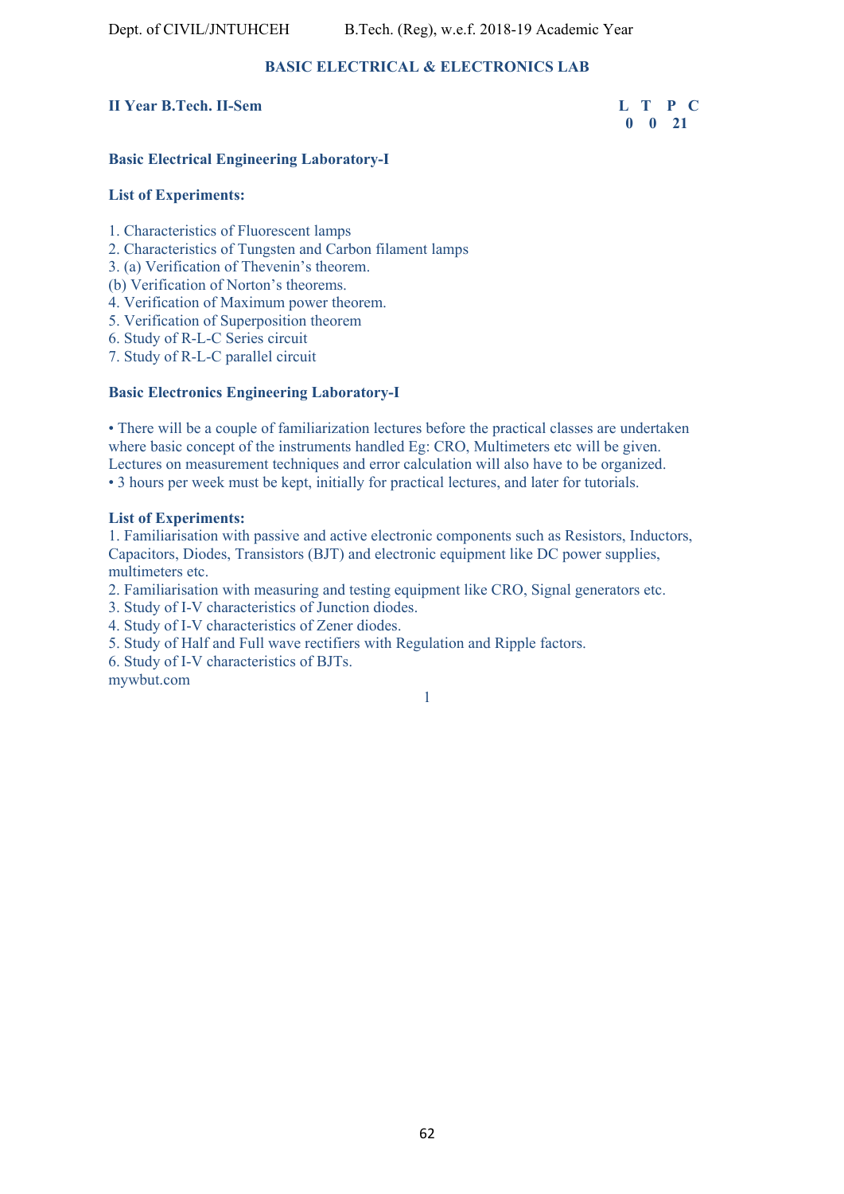## BASIC ELECTRICAL & ELECTRONICS LAB

**II Year B.Tech. II-Sem**

| L | T | P | C |
|---|---|---|---|
| 0 | 0 | 2 | 1 |

### Basic Electrical Engineering Laboratory-I

**List of Experiments:**

1. Characteristics of Fluorescent lamps
2. Characteristics of Tungsten and Carbon filament lamps
3. (a) Verification of Thevenin's theorem.
   (b) Verification of Norton's theorems.
4. Verification of Maximum power theorem.
5. Verification of Superposition theorem
6. Study of R-L-C Series circuit
7. Study of R-L-C parallel circuit

### Basic Electronics Engineering Laboratory-I

- There will be a couple of familiarization lectures before the practical classes are undertaken where basic concept of the instruments handled Eg: CRO, Multimeters etc will be given. Lectures on measurement techniques and error calculation will also have to be organized.
- 3 hours per week must be kept, initially for practical lectures, and later for tutorials.

**List of Experiments:**

1. Familiarisation with passive and active electronic components such as Resistors, Inductors, Capacitors, Diodes, Transistors (BJT) and electronic equipment like DC power supplies, multimeters etc.
2. Familiarisation with measuring and testing equipment like CRO, Signal generators etc.
3. Study of I-V characteristics of Junction diodes.
4. Study of I-V characteristics of Zener diodes.
5. Study of Half and Full wave rectifiers with Regulation and Ripple factors.
6. Study of I-V characteristics of BJTs.

mywbut.com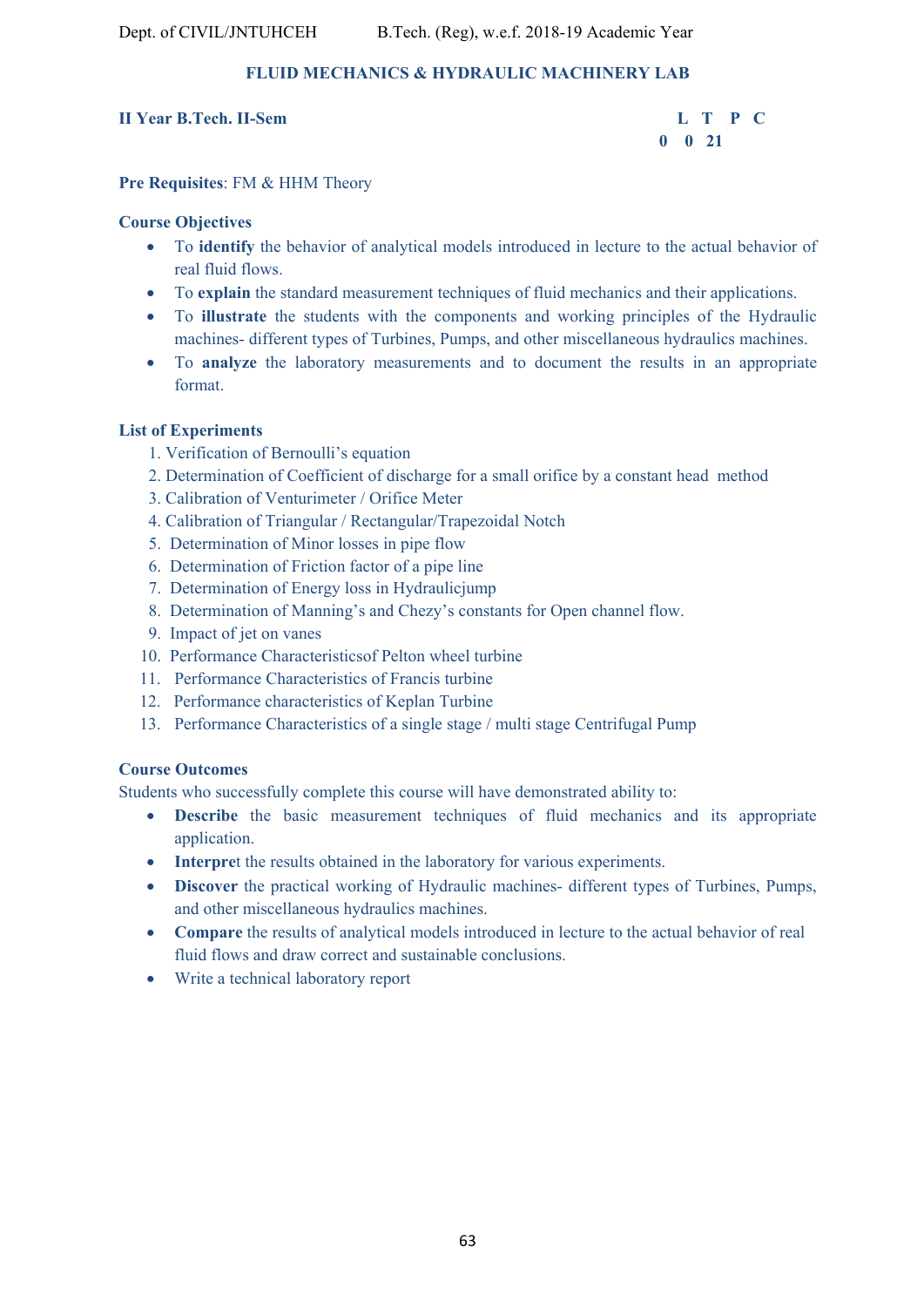## FLUID MECHANICS & HYDRAULIC MACHINERY LAB

**II Year B.Tech. II-Sem**

| L | T | P | C |
|---|---|---|---|
| 0 | 0 | 2 | 1 |

**Pre Requisites**: FM & HHM Theory

**Course Objectives**

- To **identify** the behavior of analytical models introduced in lecture to the actual behavior of real fluid flows.
- To **explain** the standard measurement techniques of fluid mechanics and their applications.
- To **illustrate** the students with the components and working principles of the Hydraulic machines- different types of Turbines, Pumps, and other miscellaneous hydraulics machines.
- To **analyze** the laboratory measurements and to document the results in an appropriate format.

**List of Experiments**

1. Verification of Bernoulli's equation
2. Determination of Coefficient of discharge for a small orifice by a constant head method
3. Calibration of Venturimeter / Orifice Meter
4. Calibration of Triangular / Rectangular/Trapezoidal Notch
5. Determination of Minor losses in pipe flow
6. Determination of Friction factor of a pipe line
7. Determination of Energy loss in Hydraulicjump
8. Determination of Manning's and Chezy's constants for Open channel flow.
9. Impact of jet on vanes
10. Performance Characteristicsof Pelton wheel turbine
11. Performance Characteristics of Francis turbine
12. Performance characteristics of Keplan Turbine
13. Performance Characteristics of a single stage / multi stage Centrifugal Pump

**Course Outcomes**

Students who successfully complete this course will have demonstrated ability to:

- **Describe** the basic measurement techniques of fluid mechanics and its appropriate application.
- **Interpre**t the results obtained in the laboratory for various experiments.
- **Discover** the practical working of Hydraulic machines- different types of Turbines, Pumps, and other miscellaneous hydraulics machines.
- **Compare** the results of analytical models introduced in lecture to the actual behavior of real fluid flows and draw correct and sustainable conclusions.
- Write a technical laboratory report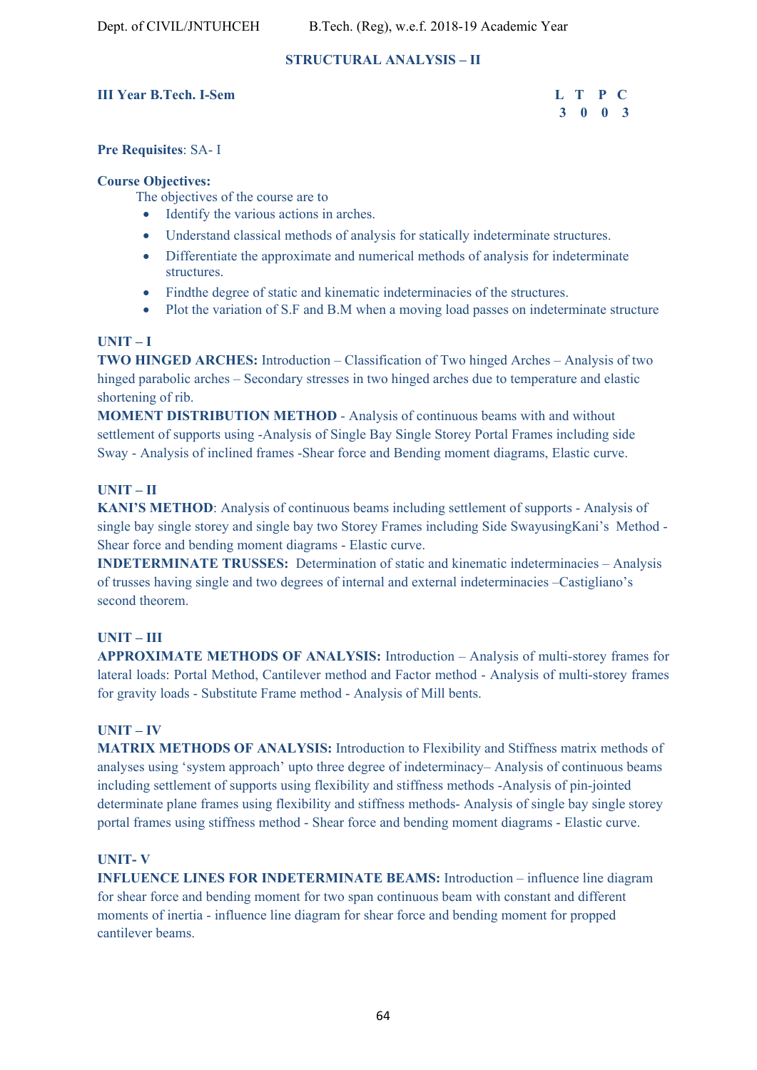## STRUCTURAL ANALYSIS – II

**III Year B.Tech. I-Sem**

| L | T | P | C |
|---|---|---|---|
| 3 | 0 | 0 | 3 |

**Pre Requisites**: SA- I

**Course Objectives:**

The objectives of the course are to

- Identify the various actions in arches.
- Understand classical methods of analysis for statically indeterminate structures.
- Differentiate the approximate and numerical methods of analysis for indeterminate structures.
- Findthe degree of static and kinematic indeterminacies of the structures.
- Plot the variation of S.F and B.M when a moving load passes on indeterminate structure

**UNIT – I**

**TWO HINGED ARCHES:** Introduction – Classification of Two hinged Arches – Analysis of two hinged parabolic arches – Secondary stresses in two hinged arches due to temperature and elastic shortening of rib.

**MOMENT DISTRIBUTION METHOD** - Analysis of continuous beams with and without settlement of supports using -Analysis of Single Bay Single Storey Portal Frames including side Sway - Analysis of inclined frames -Shear force and Bending moment diagrams, Elastic curve.

**UNIT – II**

**KANI'S METHOD**: Analysis of continuous beams including settlement of supports - Analysis of single bay single storey and single bay two Storey Frames including Side SwayusingKani's Method - Shear force and bending moment diagrams - Elastic curve.

**INDETERMINATE TRUSSES:** Determination of static and kinematic indeterminacies – Analysis of trusses having single and two degrees of internal and external indeterminacies –Castigliano's second theorem.

**UNIT – III**

**APPROXIMATE METHODS OF ANALYSIS:** Introduction – Analysis of multi-storey frames for lateral loads: Portal Method, Cantilever method and Factor method - Analysis of multi-storey frames for gravity loads - Substitute Frame method - Analysis of Mill bents.

**UNIT – IV**

**MATRIX METHODS OF ANALYSIS:** Introduction to Flexibility and Stiffness matrix methods of analyses using 'system approach' upto three degree of indeterminacy– Analysis of continuous beams including settlement of supports using flexibility and stiffness methods -Analysis of pin-jointed determinate plane frames using flexibility and stiffness methods- Analysis of single bay single storey portal frames using stiffness method - Shear force and bending moment diagrams - Elastic curve.

**UNIT- V**

**INFLUENCE LINES FOR INDETERMINATE BEAMS:** Introduction – influence line diagram for shear force and bending moment for two span continuous beam with constant and different moments of inertia - influence line diagram for shear force and bending moment for propped cantilever beams.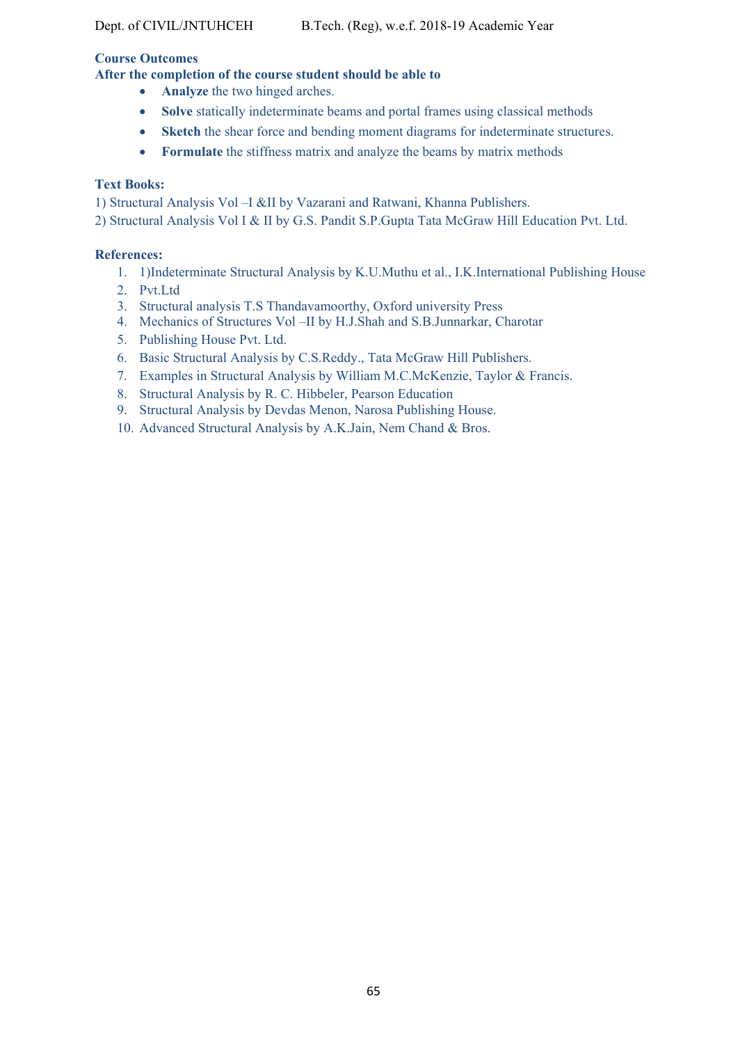**Course Outcomes**

**After the completion of the course student should be able to**

- **Analyze** the two hinged arches.
- **Solve** statically indeterminate beams and portal frames using classical methods
- **Sketch** the shear force and bending moment diagrams for indeterminate structures.
- **Formulate** the stiffness matrix and analyze the beams by matrix methods

**Text Books:**

1) Structural Analysis Vol –I &II by Vazarani and Ratwani, Khanna Publishers.
2) Structural Analysis Vol I & II by G.S. Pandit S.P.Gupta Tata McGraw Hill Education Pvt. Ltd.

**References:**

1. 1)Indeterminate Structural Analysis by K.U.Muthu et al., I.K.International Publishing House
2. Pvt.Ltd
3. Structural analysis T.S Thandavamoorthy, Oxford university Press
4. Mechanics of Structures Vol –II by H.J.Shah and S.B.Junnarkar, Charotar
5. Publishing House Pvt. Ltd.
6. Basic Structural Analysis by C.S.Reddy., Tata McGraw Hill Publishers.
7. Examples in Structural Analysis by William M.C.McKenzie, Taylor & Francis.
8. Structural Analysis by R. C. Hibbeler, Pearson Education
9. Structural Analysis by Devdas Menon, Narosa Publishing House.
10. Advanced Structural Analysis by A.K.Jain, Nem Chand & Bros.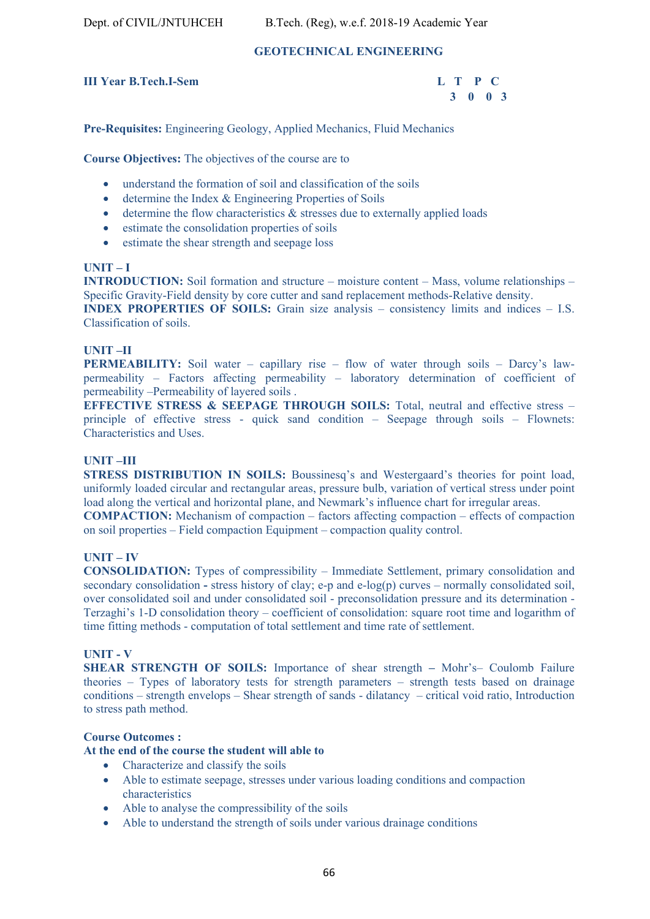# GEOTECHNICAL ENGINEERING

**III Year B.Tech.I-Sem**

| L | T | P | C |
|---|---|---|---|
| 3 | 0 | 0 | 3 |

**Pre-Requisites:** Engineering Geology, Applied Mechanics, Fluid Mechanics

**Course Objectives:** The objectives of the course are to

- understand the formation of soil and classification of the soils
- determine the Index & Engineering Properties of Soils
- determine the flow characteristics & stresses due to externally applied loads
- estimate the consolidation properties of soils
- estimate the shear strength and seepage loss

**UNIT – I**

**INTRODUCTION:** Soil formation and structure – moisture content – Mass, volume relationships – Specific Gravity-Field density by core cutter and sand replacement methods-Relative density.

**INDEX PROPERTIES OF SOILS:** Grain size analysis – consistency limits and indices – I.S. Classification of soils.

**UNIT –II**

**PERMEABILITY:** Soil water – capillary rise – flow of water through soils – Darcy's law-permeability – Factors affecting permeability – laboratory determination of coefficient of permeability –Permeability of layered soils .

**EFFECTIVE STRESS & SEEPAGE THROUGH SOILS:** Total, neutral and effective stress – principle of effective stress - quick sand condition – Seepage through soils – Flownets: Characteristics and Uses.

**UNIT –III**

**STRESS DISTRIBUTION IN SOILS:** Boussinesq's and Westergaard's theories for point load, uniformly loaded circular and rectangular areas, pressure bulb, variation of vertical stress under point load along the vertical and horizontal plane, and Newmark's influence chart for irregular areas.

**COMPACTION:** Mechanism of compaction – factors affecting compaction – effects of compaction on soil properties – Field compaction Equipment – compaction quality control.

**UNIT – IV**

**CONSOLIDATION:** Types of compressibility – Immediate Settlement, primary consolidation and secondary consolidation **-** stress history of clay; e-p and e-log(p) curves – normally consolidated soil, over consolidated soil and under consolidated soil - preconsolidation pressure and its determination - Terzaghi's 1-D consolidation theory – coefficient of consolidation: square root time and logarithm of time fitting methods - computation of total settlement and time rate of settlement.

**UNIT - V**

**SHEAR STRENGTH OF SOILS:** Importance of shear strength **–** Mohr's– Coulomb Failure theories – Types of laboratory tests for strength parameters – strength tests based on drainage conditions – strength envelops – Shear strength of sands - dilatancy – critical void ratio, Introduction to stress path method.

**Course Outcomes :**

**At the end of the course the student will able to**

- Characterize and classify the soils
- Able to estimate seepage, stresses under various loading conditions and compaction characteristics
- Able to analyse the compressibility of the soils
- Able to understand the strength of soils under various drainage conditions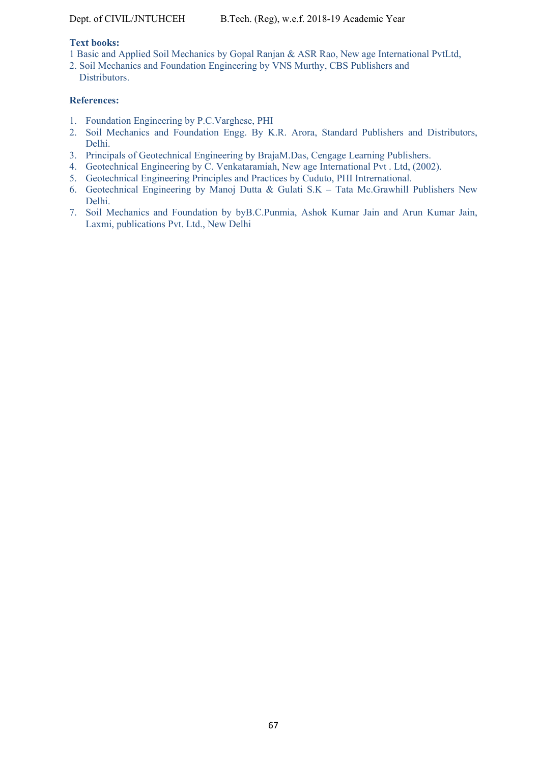**Text books:**

1 Basic and Applied Soil Mechanics by Gopal Ranjan & ASR Rao, New age International PvtLtd,
2. Soil Mechanics and Foundation Engineering by VNS Murthy, CBS Publishers and Distributors.

**References:**

1. Foundation Engineering by P.C.Varghese, PHI
2. Soil Mechanics and Foundation Engg. By K.R. Arora, Standard Publishers and Distributors, Delhi.
3. Principals of Geotechnical Engineering by BrajaM.Das, Cengage Learning Publishers.
4. Geotechnical Engineering by C. Venkataramiah, New age International Pvt . Ltd, (2002).
5. Geotechnical Engineering Principles and Practices by Cuduto, PHI Intrernational.
6. Geotechnical Engineering by Manoj Dutta & Gulati S.K – Tata Mc.Grawhill Publishers New Delhi.
7. Soil Mechanics and Foundation by byB.C.Punmia, Ashok Kumar Jain and Arun Kumar Jain, Laxmi, publications Pvt. Ltd., New Delhi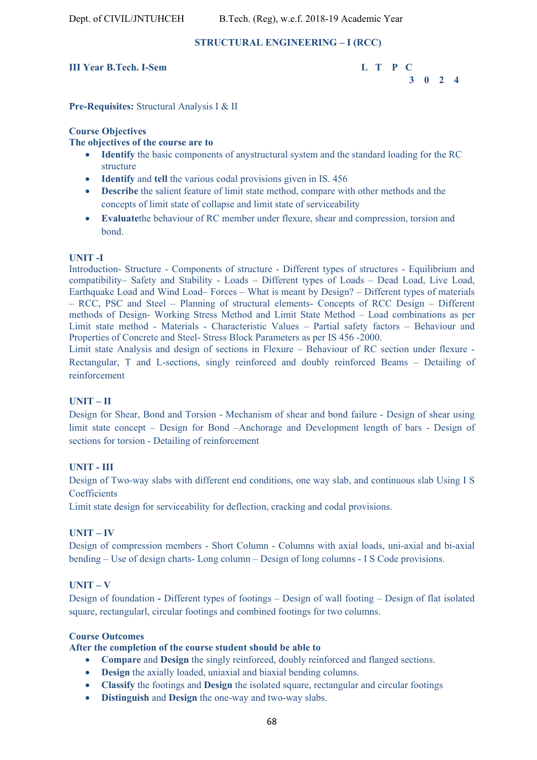## STRUCTURAL ENGINEERING – I (RCC)

**III Year B.Tech. I-Sem**

| L | T | P | C |
|---|---|---|---|
| 3 | 0 | 2 | 4 |

**Pre-Requisites:** Structural Analysis I & II

**Course Objectives**
**The objectives of the course are to**

- **Identify** the basic components of anystructural system and the standard loading for the RC structure
- **Identify** and **tell** the various codal provisions given in IS. 456
- **Describe** the salient feature of limit state method, compare with other methods and the concepts of limit state of collapse and limit state of serviceability
- **Evaluate**the behaviour of RC member under flexure, shear and compression, torsion and bond.

**UNIT -I**

Introduction- Structure - Components of structure - Different types of structures - Equilibrium and compatibility– Safety and Stability - Loads – Different types of Loads – Dead Load, Live Load, Earthquake Load and Wind Load– Forces – What is meant by Design? – Different types of materials – RCC, PSC and Steel – Planning of structural elements- Concepts of RCC Design – Different methods of Design- Working Stress Method and Limit State Method – Load combinations as per Limit state method - Materials - Characteristic Values – Partial safety factors – Behaviour and Properties of Concrete and Steel- Stress Block Parameters as per IS 456 -2000.

Limit state Analysis and design of sections in Flexure – Behaviour of RC section under flexure - Rectangular, T and L-sections, singly reinforced and doubly reinforced Beams – Detailing of reinforcement

**UNIT – II**

Design for Shear, Bond and Torsion - Mechanism of shear and bond failure - Design of shear using limit state concept – Design for Bond –Anchorage and Development length of bars - Design of sections for torsion - Detailing of reinforcement

**UNIT - III**

Design of Two-way slabs with different end conditions, one way slab, and continuous slab Using I S Coefficients

Limit state design for serviceability for deflection, cracking and codal provisions.

**UNIT – IV**

Design of compression members - Short Column - Columns with axial loads, uni-axial and bi-axial bending – Use of design charts- Long column – Design of long columns - I S Code provisions.

**UNIT – V**

Design of foundation **-** Different types of footings – Design of wall footing – Design of flat isolated square, rectangularl, circular footings and combined footings for two columns.

**Course Outcomes**
**After the completion of the course student should be able to**

- **Compare** and **Design** the singly reinforced, doubly reinforced and flanged sections.
- **Design** the axially loaded, uniaxial and biaxial bending columns.
- **Classify** the footings and **Design** the isolated square, rectangular and circular footings
- **Distinguish** and **Design** the one-way and two-way slabs.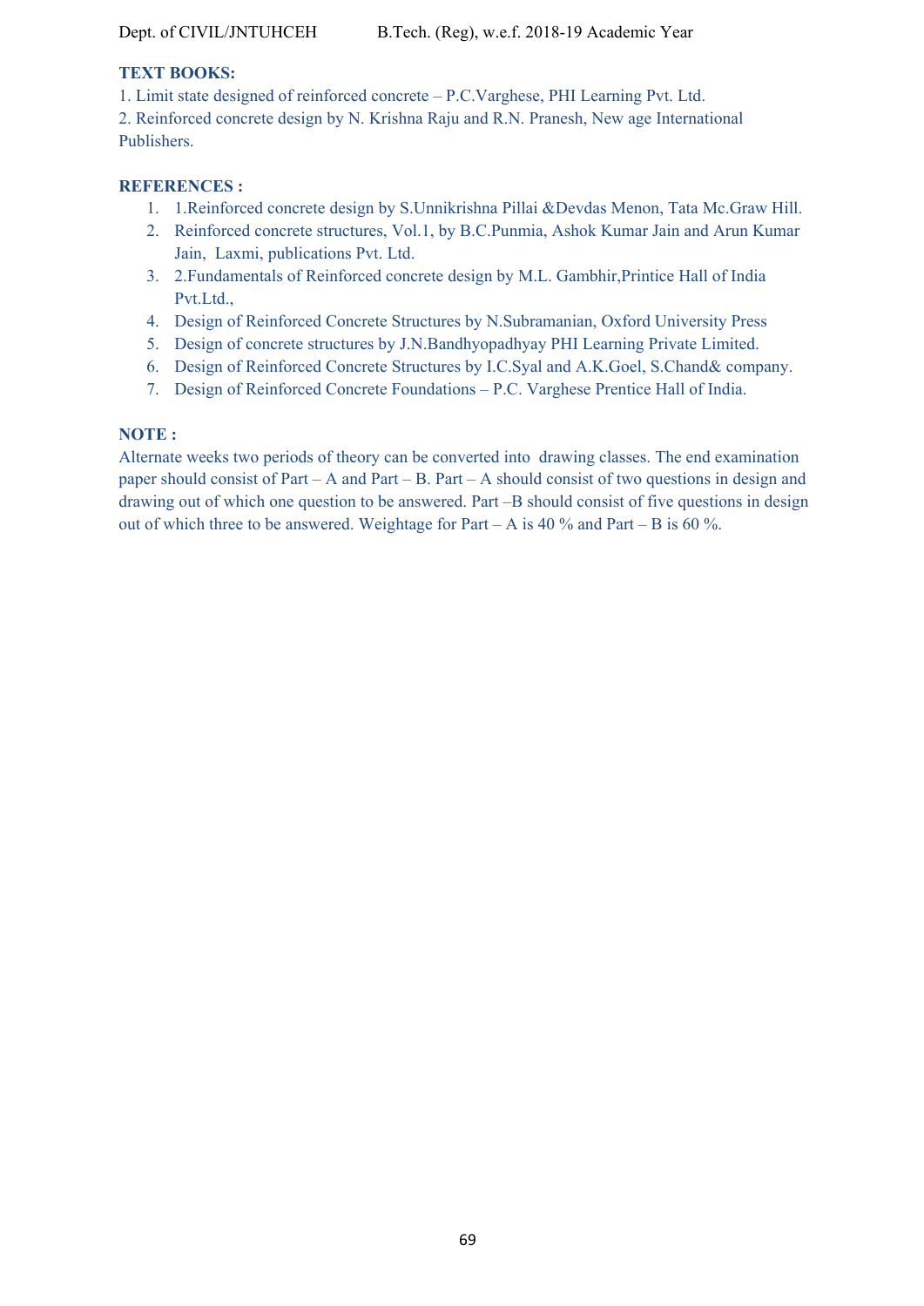**TEXT BOOKS:**

1. Limit state designed of reinforced concrete – P.C.Varghese, PHI Learning Pvt. Ltd.
2. Reinforced concrete design by N. Krishna Raju and R.N. Pranesh, New age International Publishers.

**REFERENCES :**

1. 1.Reinforced concrete design by S.Unnikrishna Pillai &Devdas Menon, Tata Mc.Graw Hill.
2. Reinforced concrete structures, Vol.1, by B.C.Punmia, Ashok Kumar Jain and Arun Kumar Jain, Laxmi, publications Pvt. Ltd.
3. 2.Fundamentals of Reinforced concrete design by M.L. Gambhir,Printice Hall of India Pvt.Ltd.,
4. Design of Reinforced Concrete Structures by N.Subramanian, Oxford University Press
5. Design of concrete structures by J.N.Bandhyopadhyay PHI Learning Private Limited.
6. Design of Reinforced Concrete Structures by I.C.Syal and A.K.Goel, S.Chand& company.
7. Design of Reinforced Concrete Foundations – P.C. Varghese Prentice Hall of India.

**NOTE :**

Alternate weeks two periods of theory can be converted into drawing classes. The end examination paper should consist of Part – A and Part – B. Part – A should consist of two questions in design and drawing out of which one question to be answered. Part –B should consist of five questions in design out of which three to be answered. Weightage for Part – A is 40 % and Part – B is 60 %.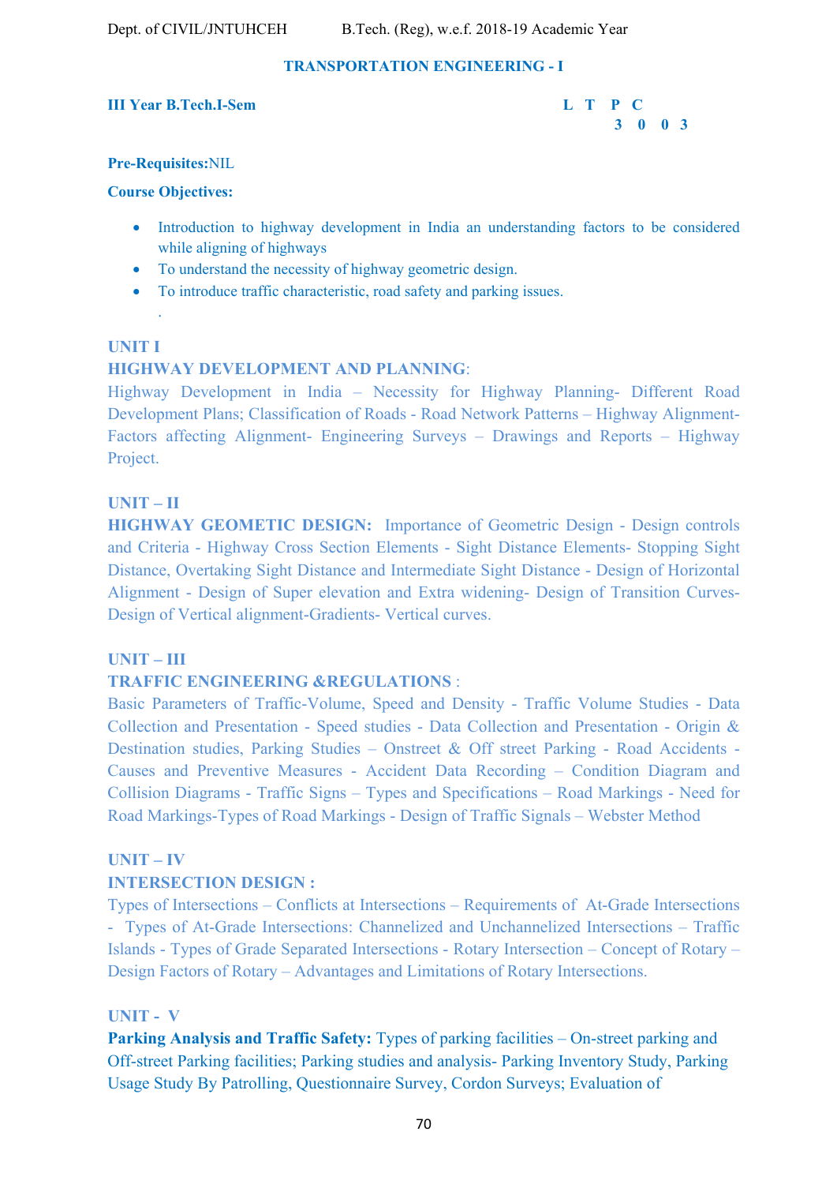# TRANSPORTATION ENGINEERING - I

**III Year B.Tech.I-Sem**

| L | T | P | C |
|---|---|---|---|
| 3 | 0 | 0 | 3 |

**Pre-Requisites:** NIL

**Course Objectives:**

- Introduction to highway development in India an understanding factors to be considered while aligning of highways
- To understand the necessity of highway geometric design.
- To introduce traffic characteristic, road safety and parking issues.

.

## UNIT I

**HIGHWAY DEVELOPMENT AND PLANNING**:

Highway Development in India – Necessity for Highway Planning- Different Road Development Plans; Classification of Roads - Road Network Patterns – Highway Alignment- Factors affecting Alignment- Engineering Surveys – Drawings and Reports – Highway Project.

## UNIT – II

**HIGHWAY GEOMETIC DESIGN:** Importance of Geometric Design - Design controls and Criteria - Highway Cross Section Elements - Sight Distance Elements- Stopping Sight Distance, Overtaking Sight Distance and Intermediate Sight Distance - Design of Horizontal Alignment - Design of Super elevation and Extra widening- Design of Transition Curves-Design of Vertical alignment-Gradients- Vertical curves.

## UNIT – III

**TRAFFIC ENGINEERING &REGULATIONS** :

Basic Parameters of Traffic-Volume, Speed and Density - Traffic Volume Studies - Data Collection and Presentation - Speed studies - Data Collection and Presentation - Origin & Destination studies, Parking Studies – Onstreet & Off street Parking - Road Accidents - Causes and Preventive Measures - Accident Data Recording – Condition Diagram and Collision Diagrams - Traffic Signs – Types and Specifications – Road Markings - Need for Road Markings-Types of Road Markings - Design of Traffic Signals – Webster Method

## UNIT – IV

**INTERSECTION DESIGN :**

Types of Intersections – Conflicts at Intersections – Requirements of At-Grade Intersections - Types of At-Grade Intersections: Channelized and Unchannelized Intersections – Traffic Islands - Types of Grade Separated Intersections - Rotary Intersection – Concept of Rotary – Design Factors of Rotary – Advantages and Limitations of Rotary Intersections.

## UNIT - V

**Parking Analysis and Traffic Safety:** Types of parking facilities – On-street parking and Off-street Parking facilities; Parking studies and analysis- Parking Inventory Study, Parking Usage Study By Patrolling, Questionnaire Survey, Cordon Surveys; Evaluation of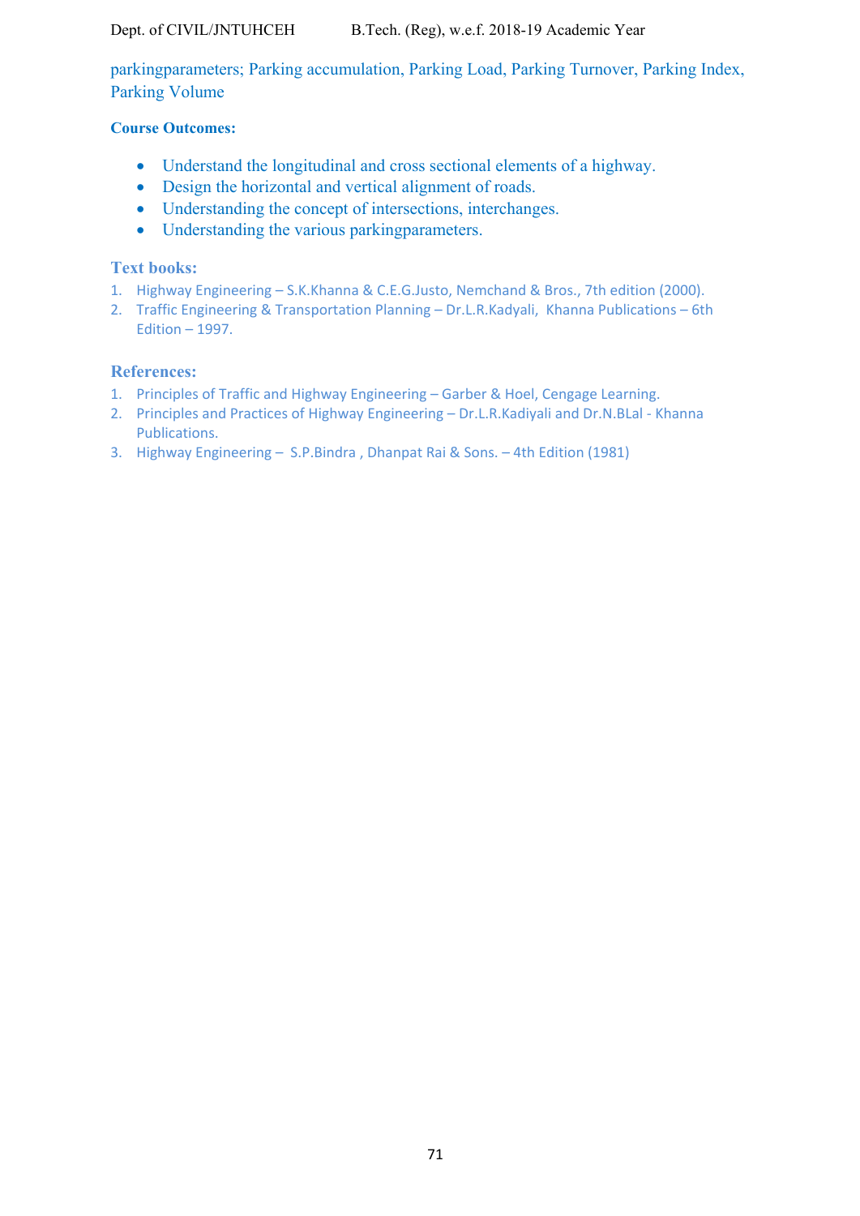parkingparameters; Parking accumulation, Parking Load, Parking Turnover, Parking Index, Parking Volume

**Course Outcomes:**

- Understand the longitudinal and cross sectional elements of a highway.
- Design the horizontal and vertical alignment of roads.
- Understanding the concept of intersections, interchanges.
- Understanding the various parkingparameters.

### Text books:

1. Highway Engineering – S.K.Khanna & C.E.G.Justo, Nemchand & Bros., 7th edition (2000).
2. Traffic Engineering & Transportation Planning – Dr.L.R.Kadyali, Khanna Publications – 6th Edition – 1997.

### References:

1. Principles of Traffic and Highway Engineering – Garber & Hoel, Cengage Learning.
2. Principles and Practices of Highway Engineering – Dr.L.R.Kadiyali and Dr.N.BLal - Khanna Publications.
3. Highway Engineering – S.P.Bindra , Dhanpat Rai & Sons. – 4th Edition (1981)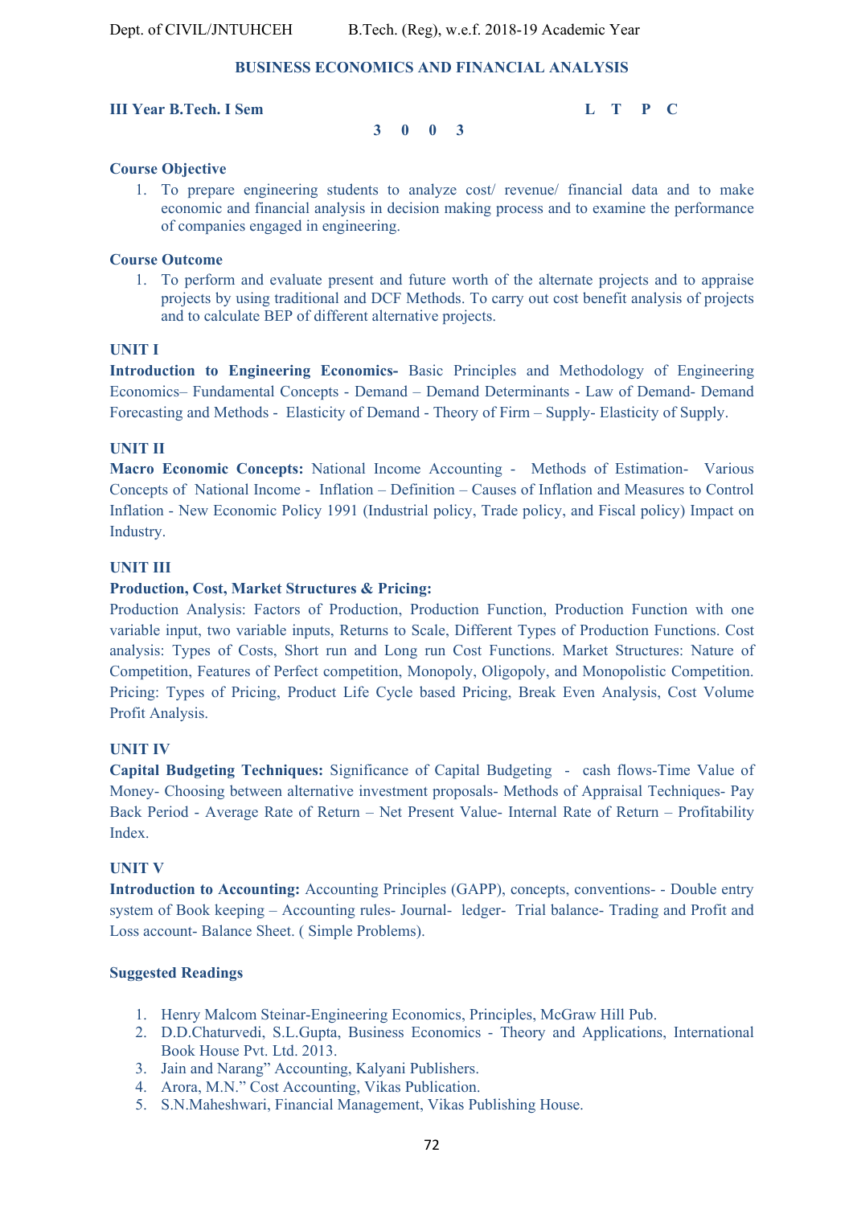## BUSINESS ECONOMICS AND FINANCIAL ANALYSIS

**III Year B.Tech. I Sem**

| L | T | P | C |
|---|---|---|---|
| 3 | 0 | 0 | 3 |

### Course Objective

1. To prepare engineering students to analyze cost/ revenue/ financial data and to make economic and financial analysis in decision making process and to examine the performance of companies engaged in engineering.

### Course Outcome

1. To perform and evaluate present and future worth of the alternate projects and to appraise projects by using traditional and DCF Methods. To carry out cost benefit analysis of projects and to calculate BEP of different alternative projects.

### UNIT I

**Introduction to Engineering Economics-** Basic Principles and Methodology of Engineering Economics– Fundamental Concepts - Demand – Demand Determinants - Law of Demand- Demand Forecasting and Methods - Elasticity of Demand - Theory of Firm – Supply- Elasticity of Supply.

### UNIT II

**Macro Economic Concepts:** National Income Accounting - Methods of Estimation- Various Concepts of National Income - Inflation – Definition – Causes of Inflation and Measures to Control Inflation - New Economic Policy 1991 (Industrial policy, Trade policy, and Fiscal policy) Impact on Industry.

### UNIT III

**Production, Cost, Market Structures & Pricing:**

Production Analysis: Factors of Production, Production Function, Production Function with one variable input, two variable inputs, Returns to Scale, Different Types of Production Functions. Cost analysis: Types of Costs, Short run and Long run Cost Functions. Market Structures: Nature of Competition, Features of Perfect competition, Monopoly, Oligopoly, and Monopolistic Competition. Pricing: Types of Pricing, Product Life Cycle based Pricing, Break Even Analysis, Cost Volume Profit Analysis.

### UNIT IV

**Capital Budgeting Techniques:** Significance of Capital Budgeting - cash flows-Time Value of Money- Choosing between alternative investment proposals- Methods of Appraisal Techniques- Pay Back Period - Average Rate of Return – Net Present Value- Internal Rate of Return – Profitability Index.

### UNIT V

**Introduction to Accounting:** Accounting Principles (GAPP), concepts, conventions- - Double entry system of Book keeping – Accounting rules- Journal- ledger- Trial balance- Trading and Profit and Loss account- Balance Sheet. ( Simple Problems).

### Suggested Readings

1. Henry Malcom Steinar-Engineering Economics, Principles, McGraw Hill Pub.
2. D.D.Chaturvedi, S.L.Gupta, Business Economics - Theory and Applications, International Book House Pvt. Ltd. 2013.
3. Jain and Narang" Accounting, Kalyani Publishers.
4. Arora, M.N." Cost Accounting, Vikas Publication.
5. S.N.Maheshwari, Financial Management, Vikas Publishing House.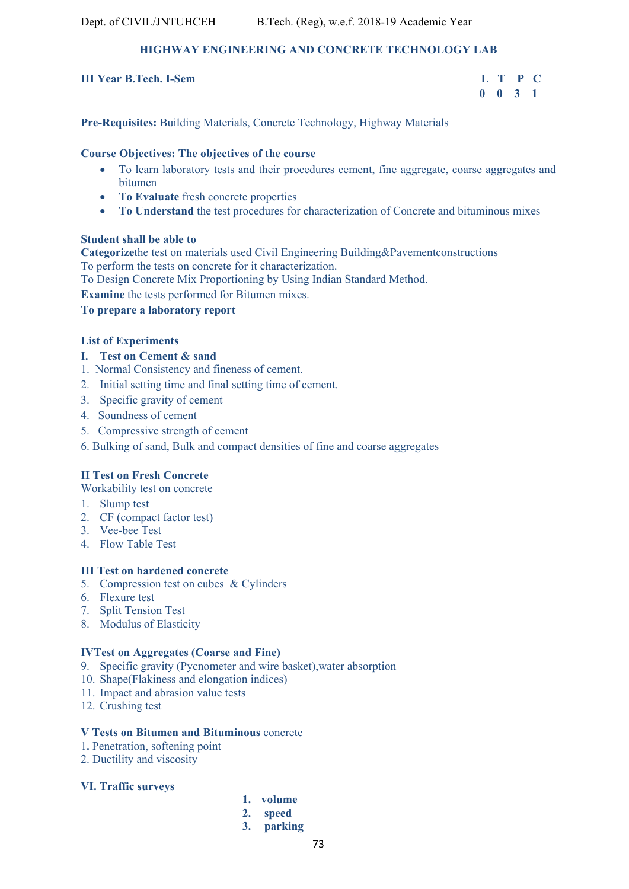## HIGHWAY ENGINEERING AND CONCRETE TECHNOLOGY LAB

**III Year B.Tech. I-Sem**

| L | T | P | C |
|---|---|---|---|
| 0 | 0 | 3 | 1 |

**Pre-Requisites:** Building Materials, Concrete Technology, Highway Materials

**Course Objectives: The objectives of the course**

- To learn laboratory tests and their procedures cement, fine aggregate, coarse aggregates and bitumen
- **To Evaluate** fresh concrete properties
- **To Understand** the test procedures for characterization of Concrete and bituminous mixes

**Student shall be able to**

**Categorize**the test on materials used Civil Engineering Building&Pavementconstructions
To perform the tests on concrete for it characterization.
To Design Concrete Mix Proportioning by Using Indian Standard Method.
**Examine** the tests performed for Bitumen mixes.
**To prepare a laboratory report**

**List of Experiments**

**I. Test on Cement & sand**

1. Normal Consistency and fineness of cement.
2. Initial setting time and final setting time of cement.
3. Specific gravity of cement
4. Soundness of cement
5. Compressive strength of cement
6. Bulking of sand, Bulk and compact densities of fine and coarse aggregates

**II Test on Fresh Concrete**

Workability test on concrete

1. Slump test
2. CF (compact factor test)
3. Vee-bee Test
4. Flow Table Test

**III Test on hardened concrete**

5. Compression test on cubes & Cylinders
6. Flexure test
7. Split Tension Test
8. Modulus of Elasticity

**IVTest on Aggregates (Coarse and Fine)**

9. Specific gravity (Pycnometer and wire basket),water absorption
10. Shape(Flakiness and elongation indices)
11. Impact and abrasion value tests
12. Crushing test

**V Tests on Bitumen and Bituminous** concrete

1. Penetration, softening point
2. Ductility and viscosity

**VI. Traffic surveys**

1. **volume**
2. **speed**
3. **parking**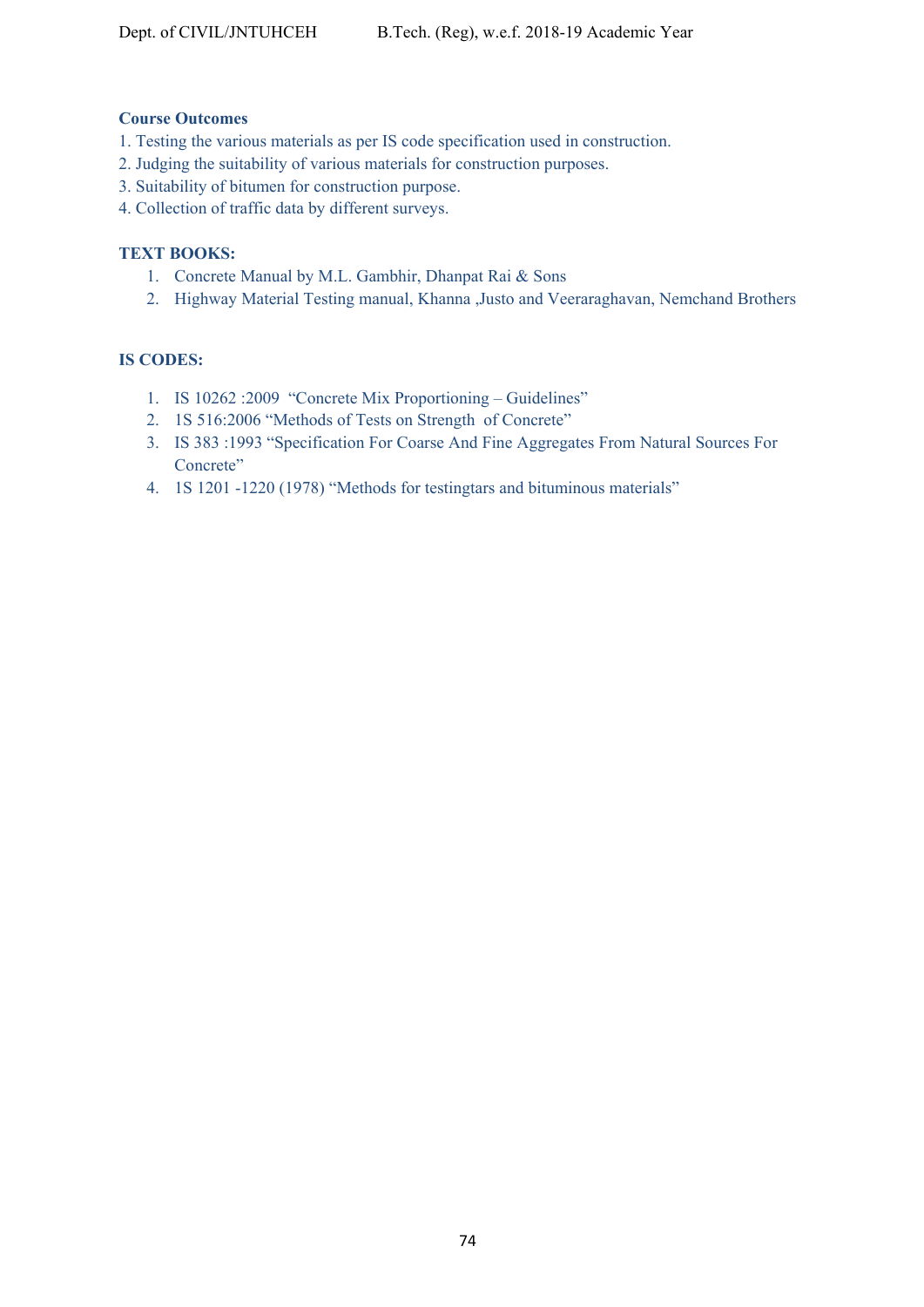**Course Outcomes**

1. Testing the various materials as per IS code specification used in construction.
2. Judging the suitability of various materials for construction purposes.
3. Suitability of bitumen for construction purpose.
4. Collection of traffic data by different surveys.

**TEXT BOOKS:**

1. Concrete Manual by M.L. Gambhir, Dhanpat Rai & Sons
2. Highway Material Testing manual, Khanna ,Justo and Veeraraghavan, Nemchand Brothers

**IS CODES:**

1. IS 10262 :2009 "Concrete Mix Proportioning – Guidelines"
2. 1S 516:2006 "Methods of Tests on Strength of Concrete"
3. IS 383 :1993 "Specification For Coarse And Fine Aggregates From Natural Sources For Concrete"
4. 1S 1201 -1220 (1978) "Methods for testingtars and bituminous materials"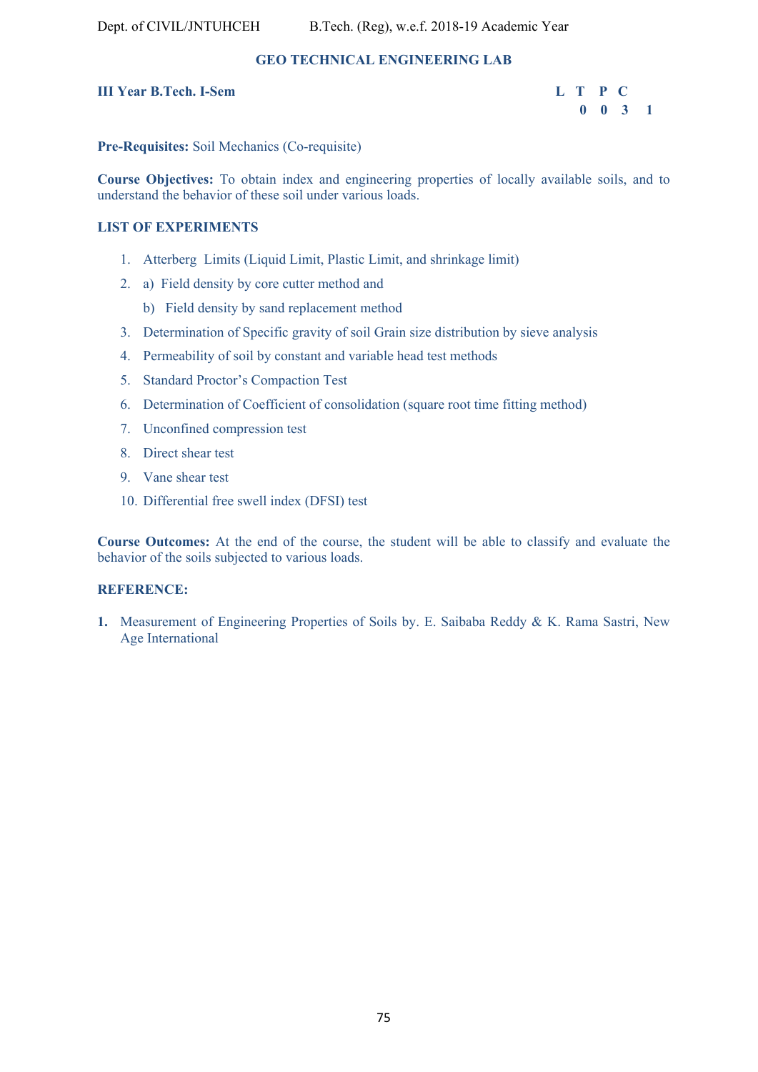# GEO TECHNICAL ENGINEERING LAB

**III Year B.Tech. I-Sem**

| L | T | P | C |
|---|---|---|---|
| 0 | 0 | 3 | 1 |

**Pre-Requisites:** Soil Mechanics (Co-requisite)

**Course Objectives:** To obtain index and engineering properties of locally available soils, and to understand the behavior of these soil under various loads.

**LIST OF EXPERIMENTS**

1. Atterberg Limits (Liquid Limit, Plastic Limit, and shrinkage limit)
2. a) Field density by core cutter method and

   b) Field density by sand replacement method
3. Determination of Specific gravity of soil Grain size distribution by sieve analysis
4. Permeability of soil by constant and variable head test methods
5. Standard Proctor's Compaction Test
6. Determination of Coefficient of consolidation (square root time fitting method)
7. Unconfined compression test
8. Direct shear test
9. Vane shear test
10. Differential free swell index (DFSI) test

**Course Outcomes:** At the end of the course, the student will be able to classify and evaluate the behavior of the soils subjected to various loads.

**REFERENCE:**

1. Measurement of Engineering Properties of Soils by. E. Saibaba Reddy & K. Rama Sastri, New Age International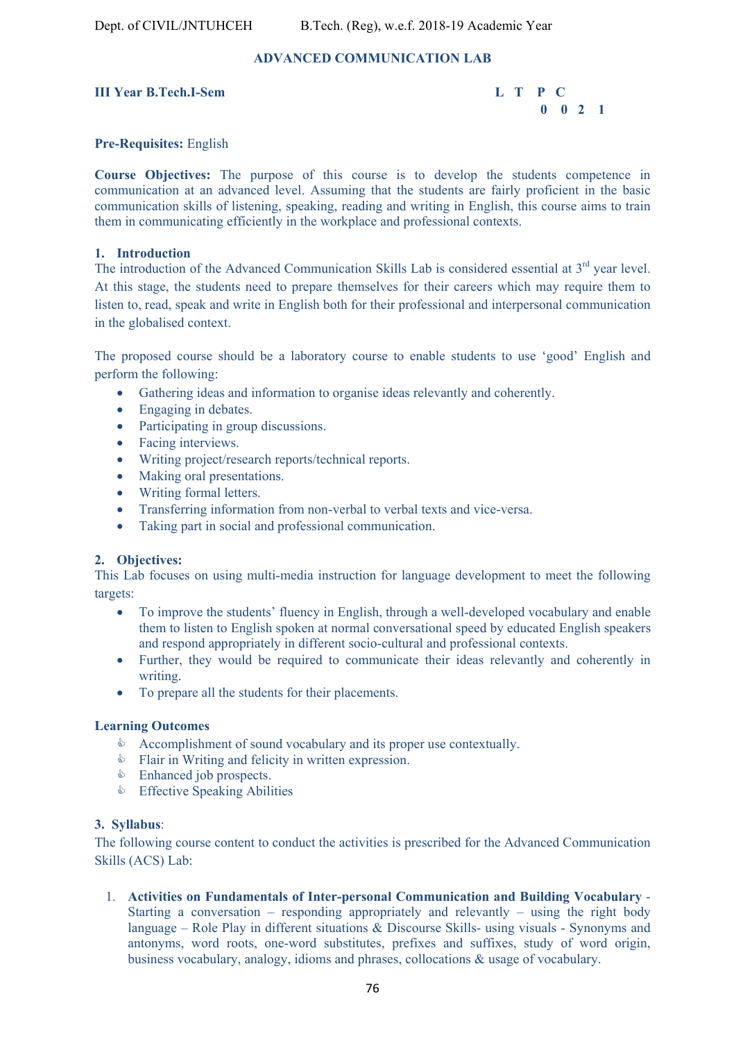## ADVANCED COMMUNICATION LAB

**III Year B.Tech.I-Sem**

| L | T | P | C |
|---|---|---|---|
| 0 | 0 | 2 | 1 |

**Pre-Requisites:** English

**Course Objectives:** The purpose of this course is to develop the students competence in communication at an advanced level. Assuming that the students are fairly proficient in the basic communication skills of listening, speaking, reading and writing in English, this course aims to train them in communicating efficiently in the workplace and professional contexts.

### 1. Introduction

The introduction of the Advanced Communication Skills Lab is considered essential at 3rd year level. At this stage, the students need to prepare themselves for their careers which may require them to listen to, read, speak and write in English both for their professional and interpersonal communication in the globalised context.

The proposed course should be a laboratory course to enable students to use 'good' English and perform the following:

- Gathering ideas and information to organise ideas relevantly and coherently.
- Engaging in debates.
- Participating in group discussions.
- Facing interviews.
- Writing project/research reports/technical reports.
- Making oral presentations.
- Writing formal letters.
- Transferring information from non-verbal to verbal texts and vice-versa.
- Taking part in social and professional communication.

### 2. Objectives:

This Lab focuses on using multi-media instruction for language development to meet the following targets:

- To improve the students' fluency in English, through a well-developed vocabulary and enable them to listen to English spoken at normal conversational speed by educated English speakers and respond appropriately in different socio-cultural and professional contexts.
- Further, they would be required to communicate their ideas relevantly and coherently in writing.
- To prepare all the students for their placements.

**Learning Outcomes**

- Accomplishment of sound vocabulary and its proper use contextually.
- Flair in Writing and felicity in written expression.
- Enhanced job prospects.
- Effective Speaking Abilities

### 3. Syllabus:

The following course content to conduct the activities is prescribed for the Advanced Communication Skills (ACS) Lab:

1. **Activities on Fundamentals of Inter-personal Communication and Building Vocabulary** - Starting a conversation – responding appropriately and relevantly – using the right body language – Role Play in different situations & Discourse Skills- using visuals - Synonyms and antonyms, word roots, one-word substitutes, prefixes and suffixes, study of word origin, business vocabulary, analogy, idioms and phrases, collocations & usage of vocabulary.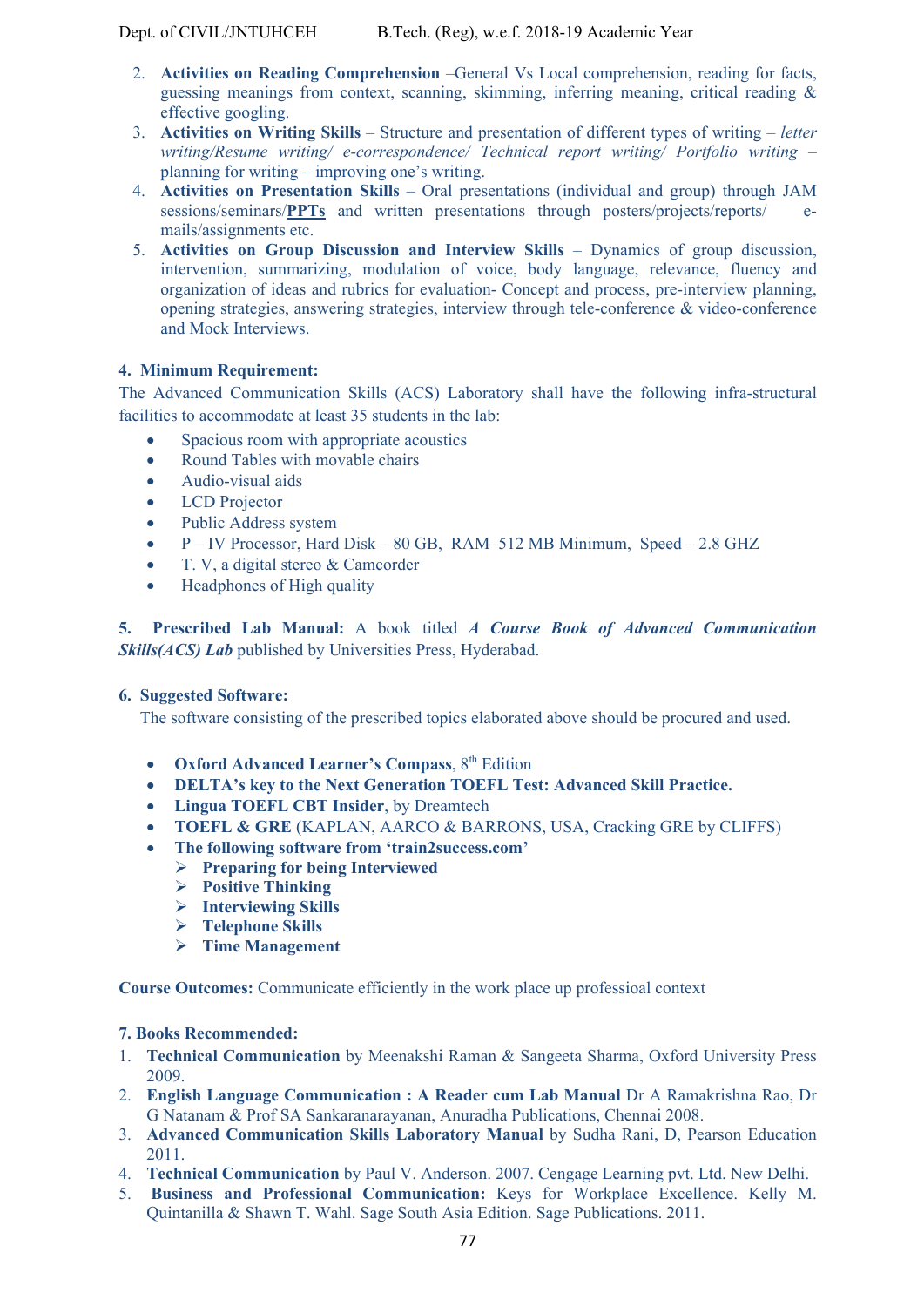2. **Activities on Reading Comprehension** –General Vs Local comprehension, reading for facts, guessing meanings from context, scanning, skimming, inferring meaning, critical reading & effective googling.
3. **Activities on Writing Skills** – Structure and presentation of different types of writing – *letter writing/Resume writing/ e-correspondence/ Technical report writing/ Portfolio writing* – planning for writing – improving one's writing.
4. **Activities on Presentation Skills** – Oral presentations (individual and group) through JAM sessions/seminars/**PPTs** and written presentations through posters/projects/reports/ e-mails/assignments etc.
5. **Activities on Group Discussion and Interview Skills** – Dynamics of group discussion, intervention, summarizing, modulation of voice, body language, relevance, fluency and organization of ideas and rubrics for evaluation- Concept and process, pre-interview planning, opening strategies, answering strategies, interview through tele-conference & video-conference and Mock Interviews.

**4. Minimum Requirement:**

The Advanced Communication Skills (ACS) Laboratory shall have the following infra-structural facilities to accommodate at least 35 students in the lab:

- Spacious room with appropriate acoustics
- Round Tables with movable chairs
- Audio-visual aids
- LCD Projector
- Public Address system
- P – IV Processor, Hard Disk – 80 GB, RAM–512 MB Minimum, Speed – 2.8 GHZ
- T. V, a digital stereo & Camcorder
- Headphones of High quality

**5. Prescribed Lab Manual:** A book titled ***A Course Book of Advanced Communication Skills(ACS) Lab*** published by Universities Press, Hyderabad.

**6. Suggested Software:**

The software consisting of the prescribed topics elaborated above should be procured and used.

- **Oxford Advanced Learner's Compass**, 8th Edition
- **DELTA's key to the Next Generation TOEFL Test: Advanced Skill Practice.**
- **Lingua TOEFL CBT Insider**, by Dreamtech
- **TOEFL & GRE** (KAPLAN, AARCO & BARRONS, USA, Cracking GRE by CLIFFS)
- **The following software from 'train2success.com'**
  - **Preparing for being Interviewed**
  - **Positive Thinking**
  - **Interviewing Skills**
  - **Telephone Skills**
  - **Time Management**

**Course Outcomes:** Communicate efficiently in the work place up professioal context

**7. Books Recommended:**

1. **Technical Communication** by Meenakshi Raman & Sangeeta Sharma, Oxford University Press 2009.
2. **English Language Communication : A Reader cum Lab Manual** Dr A Ramakrishna Rao, Dr G Natanam & Prof SA Sankaranarayanan, Anuradha Publications, Chennai 2008.
3. **Advanced Communication Skills Laboratory Manual** by Sudha Rani, D, Pearson Education 2011.
4. **Technical Communication** by Paul V. Anderson. 2007. Cengage Learning pvt. Ltd. New Delhi.
5. **Business and Professional Communication:** Keys for Workplace Excellence. Kelly M. Quintanilla & Shawn T. Wahl. Sage South Asia Edition. Sage Publications. 2011.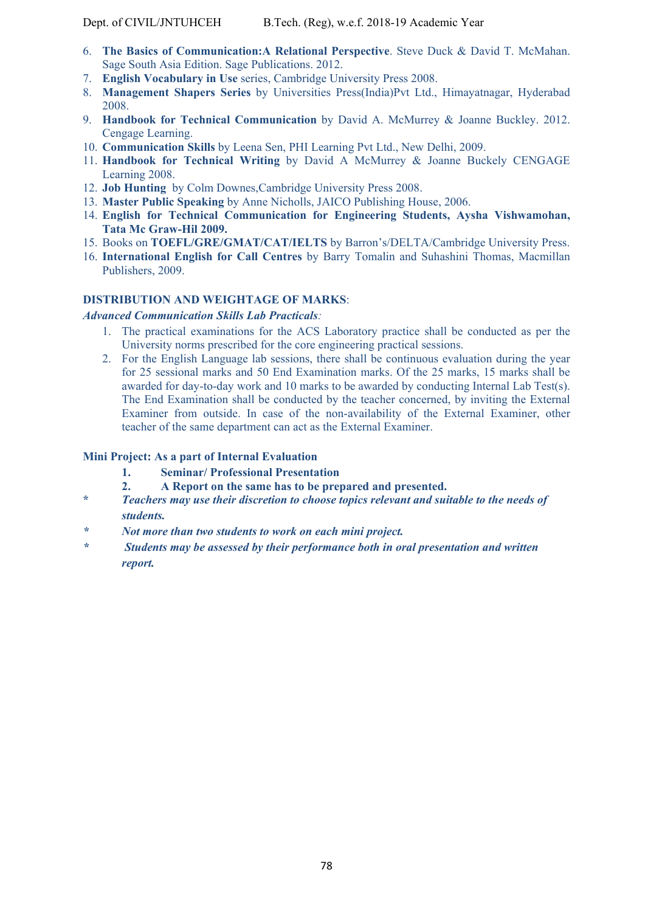6. **The Basics of Communication:A Relational Perspective**. Steve Duck & David T. McMahan. Sage South Asia Edition. Sage Publications. 2012.
7. **English Vocabulary in Use** series, Cambridge University Press 2008.
8. **Management Shapers Series** by Universities Press(India)Pvt Ltd., Himayatnagar, Hyderabad 2008.
9. **Handbook for Technical Communication** by David A. McMurrey & Joanne Buckley. 2012. Cengage Learning.
10. **Communication Skills** by Leena Sen, PHI Learning Pvt Ltd., New Delhi, 2009.
11. **Handbook for Technical Writing** by David A McMurrey & Joanne Buckely CENGAGE Learning 2008.
12. **Job Hunting** by Colm Downes,Cambridge University Press 2008.
13. **Master Public Speaking** by Anne Nicholls, JAICO Publishing House, 2006.
14. **English for Technical Communication for Engineering Students, Aysha Vishwamohan, Tata Mc Graw-Hil 2009.**
15. Books on **TOEFL/GRE/GMAT/CAT/IELTS** by Barron's/DELTA/Cambridge University Press.
16. **International English for Call Centres** by Barry Tomalin and Suhashini Thomas, Macmillan Publishers, 2009.

**DISTRIBUTION AND WEIGHTAGE OF MARKS**:

***Advanced Communication Skills Lab Practicals**:*

1. The practical examinations for the ACS Laboratory practice shall be conducted as per the University norms prescribed for the core engineering practical sessions.
2. For the English Language lab sessions, there shall be continuous evaluation during the year for 25 sessional marks and 50 End Examination marks. Of the 25 marks, 15 marks shall be awarded for day-to-day work and 10 marks to be awarded by conducting Internal Lab Test(s). The End Examination shall be conducted by the teacher concerned, by inviting the External Examiner from outside. In case of the non-availability of the External Examiner, other teacher of the same department can act as the External Examiner.

**Mini Project: As a part of Internal Evaluation**

1. **Seminar/ Professional Presentation**
2. **A Report on the same has to be prepared and presented.**

- ***Teachers may use their discretion to choose topics relevant and suitable to the needs of students.***
- ***Not more than two students to work on each mini project.***
- ***Students may be assessed by their performance both in oral presentation and written report.***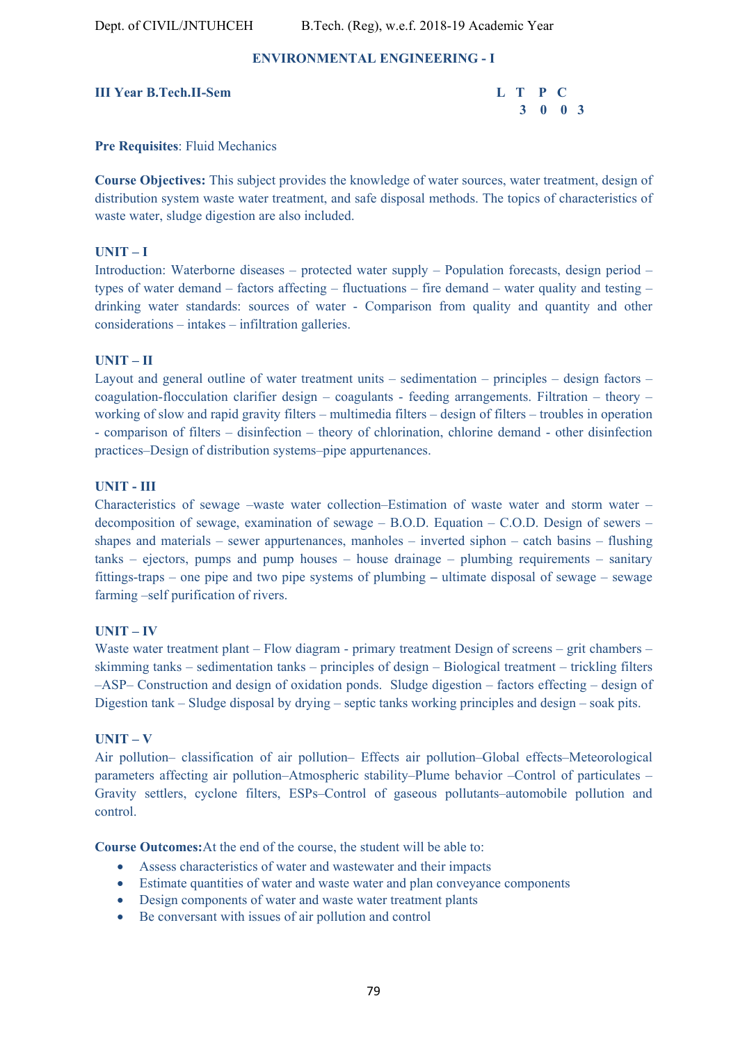## ENVIRONMENTAL ENGINEERING - I

**III Year B.Tech.II-Sem**

| L | T | P | C |
|---|---|---|---|
| 3 | 0 | 0 | 3 |

**Pre Requisites**: Fluid Mechanics

**Course Objectives:** This subject provides the knowledge of water sources, water treatment, design of distribution system waste water treatment, and safe disposal methods. The topics of characteristics of waste water, sludge digestion are also included.

### UNIT – I

Introduction: Waterborne diseases – protected water supply – Population forecasts, design period – types of water demand – factors affecting – fluctuations – fire demand – water quality and testing – drinking water standards: sources of water - Comparison from quality and quantity and other considerations – intakes – infiltration galleries.

### UNIT – II

Layout and general outline of water treatment units – sedimentation – principles – design factors – coagulation-flocculation clarifier design – coagulants - feeding arrangements. Filtration – theory – working of slow and rapid gravity filters – multimedia filters – design of filters – troubles in operation - comparison of filters – disinfection – theory of chlorination, chlorine demand - other disinfection practices–Design of distribution systems–pipe appurtenances.

### UNIT - III

Characteristics of sewage –waste water collection–Estimation of waste water and storm water – decomposition of sewage, examination of sewage – B.O.D. Equation – C.O.D. Design of sewers – shapes and materials – sewer appurtenances, manholes – inverted siphon – catch basins – flushing tanks – ejectors, pumps and pump houses – house drainage – plumbing requirements – sanitary fittings-traps – one pipe and two pipe systems of plumbing – ultimate disposal of sewage – sewage farming –self purification of rivers.

### UNIT – IV

Waste water treatment plant – Flow diagram - primary treatment Design of screens – grit chambers – skimming tanks – sedimentation tanks – principles of design – Biological treatment – trickling filters –ASP– Construction and design of oxidation ponds. Sludge digestion – factors effecting – design of Digestion tank – Sludge disposal by drying – septic tanks working principles and design – soak pits.

### UNIT – V

Air pollution– classification of air pollution– Effects air pollution–Global effects–Meteorological parameters affecting air pollution–Atmospheric stability–Plume behavior –Control of particulates – Gravity settlers, cyclone filters, ESPs–Control of gaseous pollutants–automobile pollution and control.

**Course Outcomes:** At the end of the course, the student will be able to:

- Assess characteristics of water and wastewater and their impacts
- Estimate quantities of water and waste water and plan conveyance components
- Design components of water and waste water treatment plants
- Be conversant with issues of air pollution and control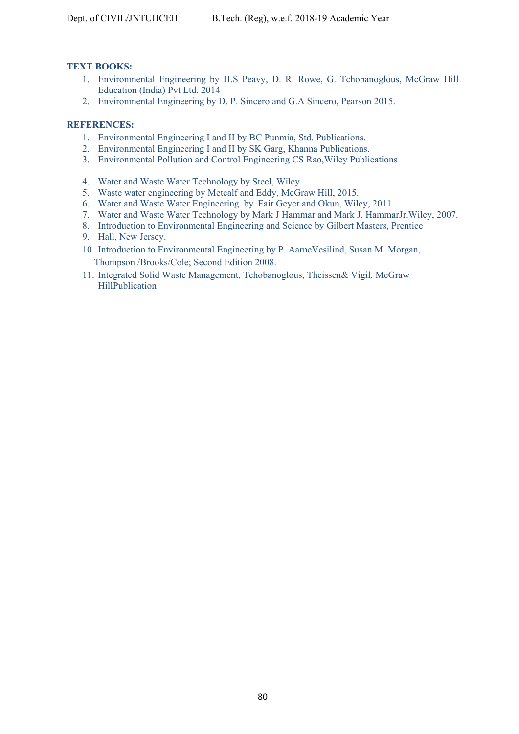**TEXT BOOKS:**

1. Environmental Engineering by H.S Peavy, D. R. Rowe, G. Tchobanoglous, McGraw Hill Education (India) Pvt Ltd, 2014
2. Environmental Engineering by D. P. Sincero and G.A Sincero, Pearson 2015.

**REFERENCES:**

1. Environmental Engineering I and II by BC Punmia, Std. Publications.
2. Environmental Engineering I and II by SK Garg, Khanna Publications.
3. Environmental Pollution and Control Engineering CS Rao,Wiley Publications
4. Water and Waste Water Technology by Steel, Wiley
5. Waste water engineering by Metcalf and Eddy, McGraw Hill, 2015.
6. Water and Waste Water Engineering by Fair Geyer and Okun, Wiley, 2011
7. Water and Waste Water Technology by Mark J Hammar and Mark J. HammarJr.Wiley, 2007.
8. Introduction to Environmental Engineering and Science by Gilbert Masters, Prentice
9. Hall, New Jersey.
10. Introduction to Environmental Engineering by P. AarneVesilind, Susan M. Morgan, Thompson /Brooks/Cole; Second Edition 2008.
11. Integrated Solid Waste Management, Tchobanoglous, Theissen& Vigil. McGraw HillPublication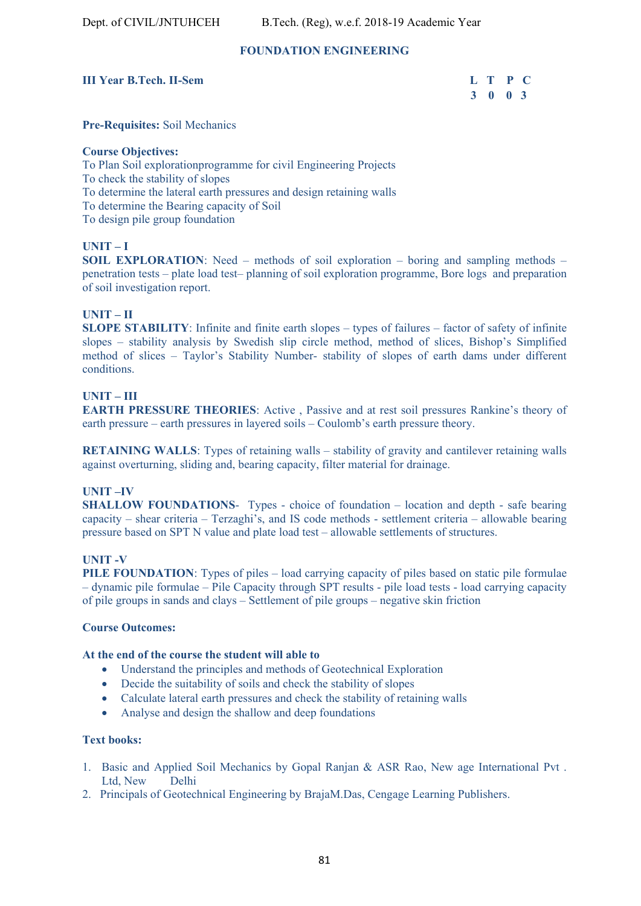## FOUNDATION ENGINEERING

**III Year B.Tech. II-Sem**

| L | T | P | C |
|---|---|---|---|
| 3 | 0 | 0 | 3 |

**Pre-Requisites:** Soil Mechanics

**Course Objectives:**
To Plan Soil explorationprogramme for civil Engineering Projects
To check the stability of slopes
To determine the lateral earth pressures and design retaining walls
To determine the Bearing capacity of Soil
To design pile group foundation

**UNIT – I**
**SOIL EXPLORATION**: Need – methods of soil exploration – boring and sampling methods – penetration tests – plate load test– planning of soil exploration programme, Bore logs and preparation of soil investigation report.

**UNIT – II**
**SLOPE STABILITY**: Infinite and finite earth slopes – types of failures – factor of safety of infinite slopes – stability analysis by Swedish slip circle method, method of slices, Bishop's Simplified method of slices – Taylor's Stability Number- stability of slopes of earth dams under different conditions.

**UNIT – III**
**EARTH PRESSURE THEORIES**: Active , Passive and at rest soil pressures Rankine's theory of earth pressure – earth pressures in layered soils – Coulomb's earth pressure theory.

**RETAINING WALLS**: Types of retaining walls – stability of gravity and cantilever retaining walls against overturning, sliding and, bearing capacity, filter material for drainage.

**UNIT –IV**
**SHALLOW FOUNDATIONS**- Types - choice of foundation – location and depth - safe bearing capacity – shear criteria – Terzaghi's, and IS code methods - settlement criteria – allowable bearing pressure based on SPT N value and plate load test – allowable settlements of structures.

**UNIT -V**
**PILE FOUNDATION**: Types of piles – load carrying capacity of piles based on static pile formulae – dynamic pile formulae – Pile Capacity through SPT results - pile load tests - load carrying capacity of pile groups in sands and clays – Settlement of pile groups – negative skin friction

**Course Outcomes:**

**At the end of the course the student will able to**

- Understand the principles and methods of Geotechnical Exploration
- Decide the suitability of soils and check the stability of slopes
- Calculate lateral earth pressures and check the stability of retaining walls
- Analyse and design the shallow and deep foundations

**Text books:**

1. Basic and Applied Soil Mechanics by Gopal Ranjan & ASR Rao, New age International Pvt . Ltd, New Delhi
2. Principals of Geotechnical Engineering by BrajaM.Das, Cengage Learning Publishers.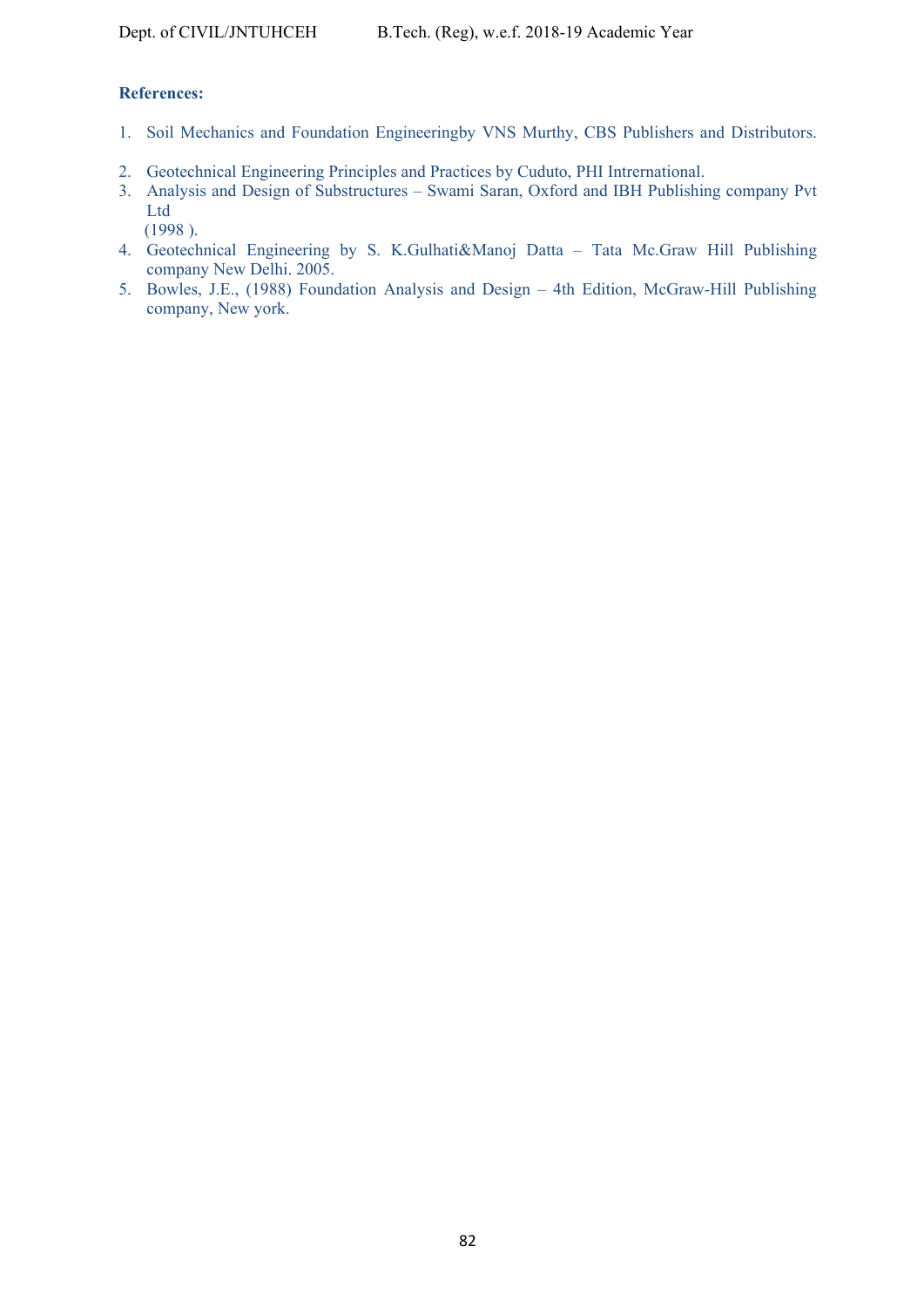**References:**

1. Soil Mechanics and Foundation Engineeringby VNS Murthy, CBS Publishers and Distributors.
2. Geotechnical Engineering Principles and Practices by Cuduto, PHI Intrernational.
3. Analysis and Design of Substructures – Swami Saran, Oxford and IBH Publishing company Pvt Ltd (1998 ).
4. Geotechnical Engineering by S. K.Gulhati&Manoj Datta – Tata Mc.Graw Hill Publishing company New Delhi. 2005.
5. Bowles, J.E., (1988) Foundation Analysis and Design – 4th Edition, McGraw-Hill Publishing company, New york.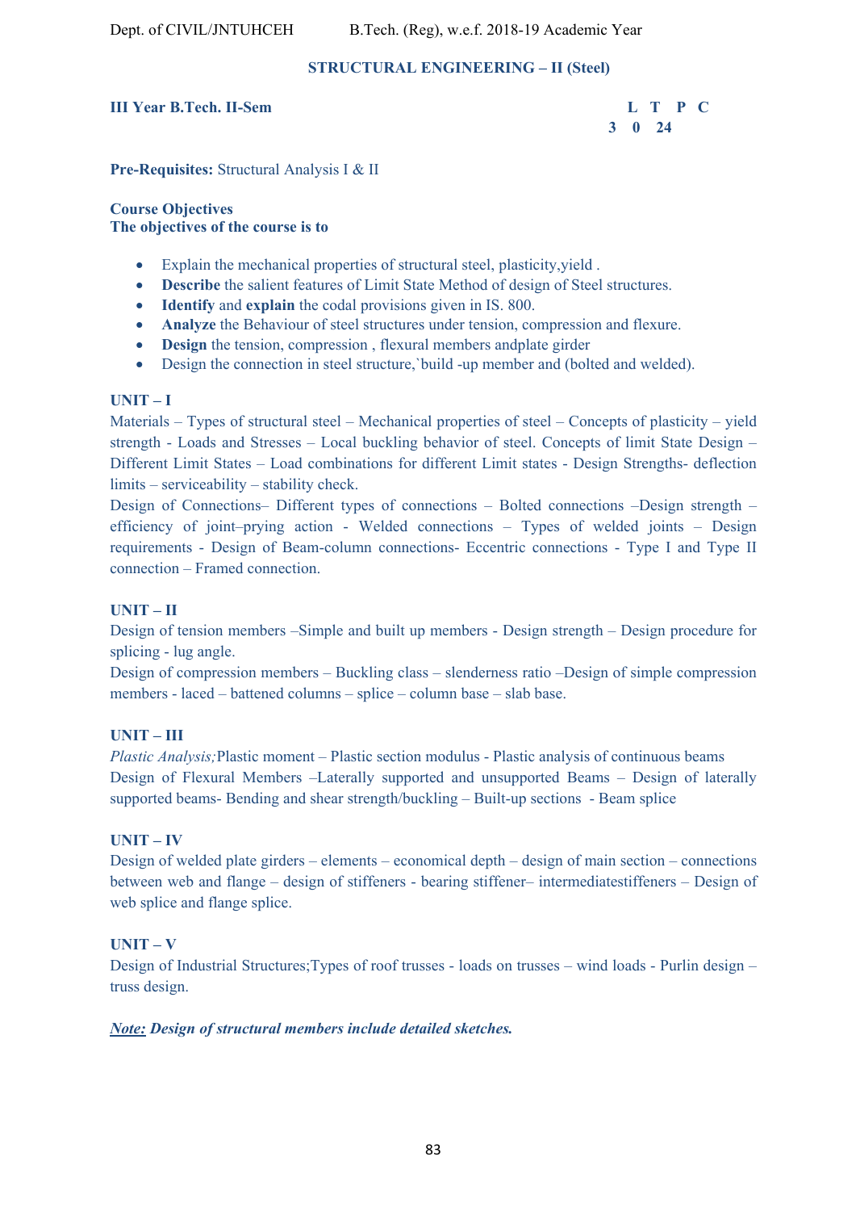## STRUCTURAL ENGINEERING – II (Steel)

**III Year B.Tech. II-Sem**

| L | T | P | C |
|---|---|---|---|
| 3 | 0 | 2 | 4 |

**Pre-Requisites:** Structural Analysis I & II

**Course Objectives**
**The objectives of the course is to**

- Explain the mechanical properties of structural steel, plasticity,yield .
- **Describe** the salient features of Limit State Method of design of Steel structures.
- **Identify** and **explain** the codal provisions given in IS. 800.
- **Analyze** the Behaviour of steel structures under tension, compression and flexure.
- **Design** the tension, compression , flexural members andplate girder
- Design the connection in steel structure,`build -up member and (bolted and welded).

### UNIT – I

Materials – Types of structural steel – Mechanical properties of steel – Concepts of plasticity – yield strength - Loads and Stresses – Local buckling behavior of steel. Concepts of limit State Design – Different Limit States – Load combinations for different Limit states - Design Strengths- deflection limits – serviceability – stability check.

Design of Connections– Different types of connections – Bolted connections –Design strength – efficiency of joint–prying action - Welded connections – Types of welded joints – Design requirements - Design of Beam-column connections- Eccentric connections - Type I and Type II connection – Framed connection.

### UNIT – II

Design of tension members –Simple and built up members - Design strength – Design procedure for splicing - lug angle.

Design of compression members – Buckling class – slenderness ratio –Design of simple compression members - laced – battened columns – splice – column base – slab base.

### UNIT – III

*Plastic Analysis;*Plastic moment – Plastic section modulus - Plastic analysis of continuous beams
Design of Flexural Members –Laterally supported and unsupported Beams – Design of laterally supported beams- Bending and shear strength/buckling – Built-up sections - Beam splice

### UNIT – IV

Design of welded plate girders – elements – economical depth – design of main section – connections between web and flange – design of stiffeners - bearing stiffener– intermediatestiffeners – Design of web splice and flange splice.

### UNIT – V

Design of Industrial Structures;Types of roof trusses - loads on trusses – wind loads - Purlin design – truss design.

***Note:*** ***Design of structural members include detailed sketches.***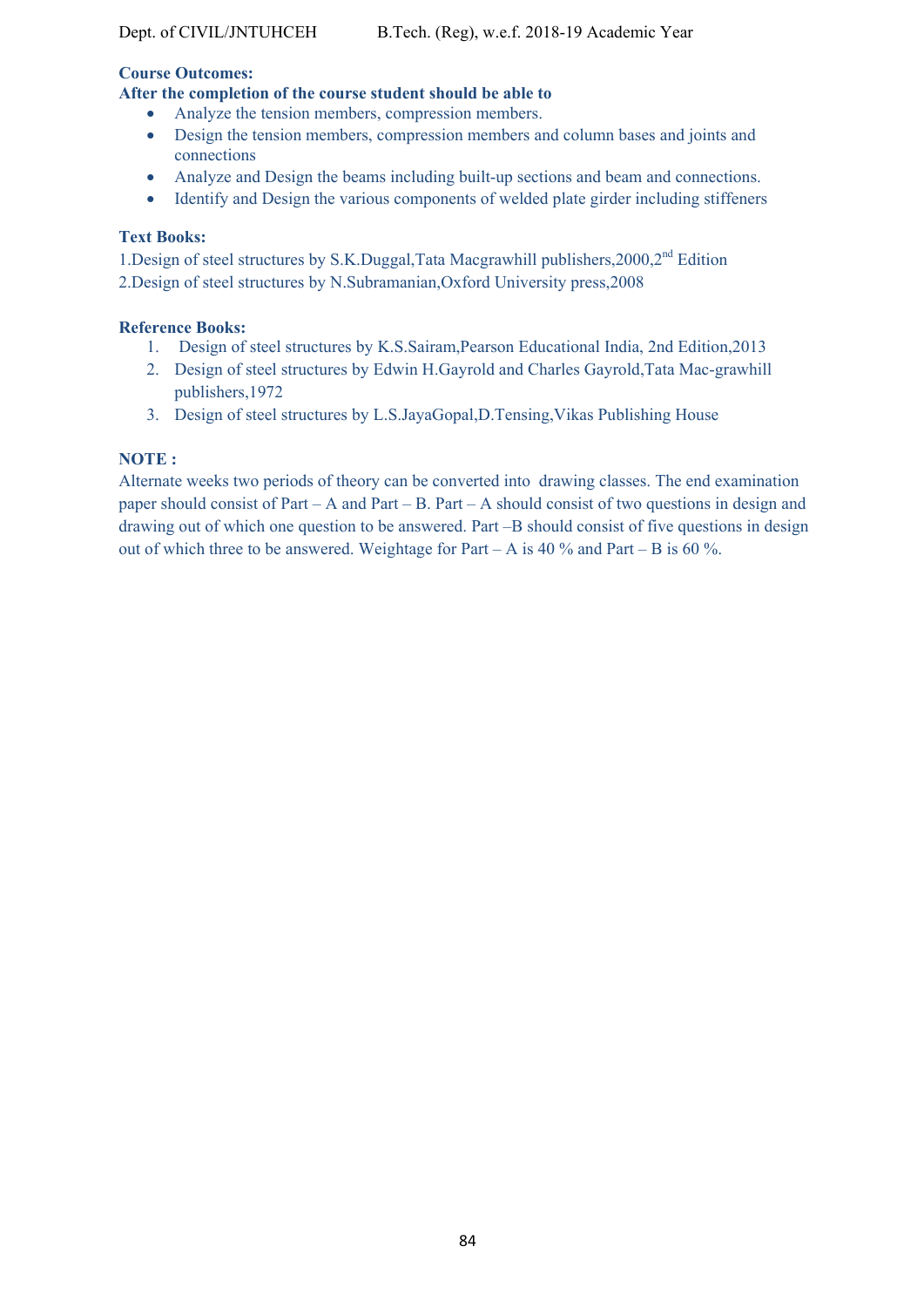**Course Outcomes:**

**After the completion of the course student should be able to**

- Analyze the tension members, compression members.
- Design the tension members, compression members and column bases and joints and connections
- Analyze and Design the beams including built-up sections and beam and connections.
- Identify and Design the various components of welded plate girder including stiffeners

**Text Books:**

1.Design of steel structures by S.K.Duggal,Tata Macgrawhill publishers,2000,2nd Edition

2.Design of steel structures by N.Subramanian,Oxford University press,2008

**Reference Books:**

1. Design of steel structures by K.S.Sairam,Pearson Educational India, 2nd Edition,2013
2. Design of steel structures by Edwin H.Gayrold and Charles Gayrold,Tata Mac-grawhill publishers,1972
3. Design of steel structures by L.S.JayaGopal,D.Tensing,Vikas Publishing House

**NOTE :**

Alternate weeks two periods of theory can be converted into drawing classes. The end examination paper should consist of Part – A and Part – B. Part – A should consist of two questions in design and drawing out of which one question to be answered. Part –B should consist of five questions in design out of which three to be answered. Weightage for Part – A is 40 % and Part – B is 60 %.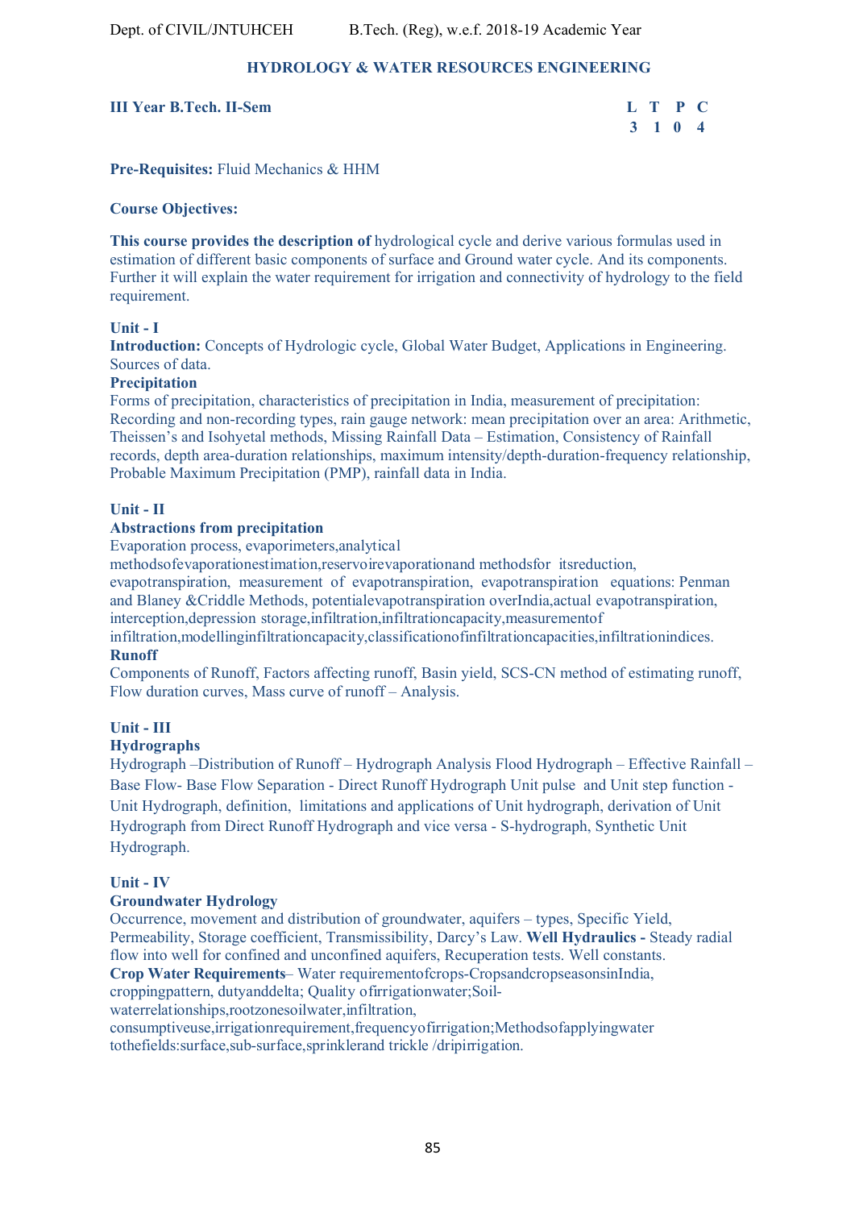## HYDROLOGY & WATER RESOURCES ENGINEERING

**III Year B.Tech. II-Sem**

| L | T | P | C |
|---|---|---|---|
| 3 | 1 | 0 | 4 |

**Pre-Requisites:** Fluid Mechanics & HHM

**Course Objectives:**

**This course provides the description of** hydrological cycle and derive various formulas used in estimation of different basic components of surface and Ground water cycle. And its components. Further it will explain the water requirement for irrigation and connectivity of hydrology to the field requirement.

**Unit - I**

**Introduction:** Concepts of Hydrologic cycle, Global Water Budget, Applications in Engineering. Sources of data.

**Precipitation**

Forms of precipitation, characteristics of precipitation in India, measurement of precipitation: Recording and non-recording types, rain gauge network: mean precipitation over an area: Arithmetic, Theissen's and Isohyetal methods, Missing Rainfall Data – Estimation, Consistency of Rainfall records, depth area-duration relationships, maximum intensity/depth-duration-frequency relationship, Probable Maximum Precipitation (PMP), rainfall data in India.

**Unit - II**

**Abstractions from precipitation**

Evaporation process, evaporimeters,analytical methodsofevaporationestimation,reservoirevaporationand methodsfor itsreduction, evapotranspiration, measurement of evapotranspiration, evapotranspiration equations: Penman and Blaney &Criddle Methods, potentialevapotranspiration overIndia,actual evapotranspiration, interception,depression storage,infiltration,infiltrationcapacity,measurementof infiltration,modellinginfiltrationcapacity,classificationofinfiltrationcapacities,infiltrationindices.

**Runoff**

Components of Runoff, Factors affecting runoff, Basin yield, SCS-CN method of estimating runoff, Flow duration curves, Mass curve of runoff – Analysis.

**Unit - III**

**Hydrographs**

Hydrograph –Distribution of Runoff – Hydrograph Analysis Flood Hydrograph – Effective Rainfall – Base Flow- Base Flow Separation - Direct Runoff Hydrograph Unit pulse and Unit step function - Unit Hydrograph, definition, limitations and applications of Unit hydrograph, derivation of Unit Hydrograph from Direct Runoff Hydrograph and vice versa - S-hydrograph, Synthetic Unit Hydrograph.

**Unit - IV**

**Groundwater Hydrology**

Occurrence, movement and distribution of groundwater, aquifers – types, Specific Yield, Permeability, Storage coefficient, Transmissibility, Darcy's Law. **Well Hydraulics -** Steady radial flow into well for confined and unconfined aquifers, Recuperation tests. Well constants.

**Crop Water Requirements**– Water requirementofcrops-CropsandcropseasonsinIndia, croppingpattern, dutyanddelta; Quality ofirrigationwater;Soil-waterrelationships,rootzonesoilwater,infiltration, consumptiveuse,irrigationrequirement,frequencyofirrigation;Methodsofapplyingwater tothefields:surface,sub-surface,sprinklerand trickle /dripirrigation.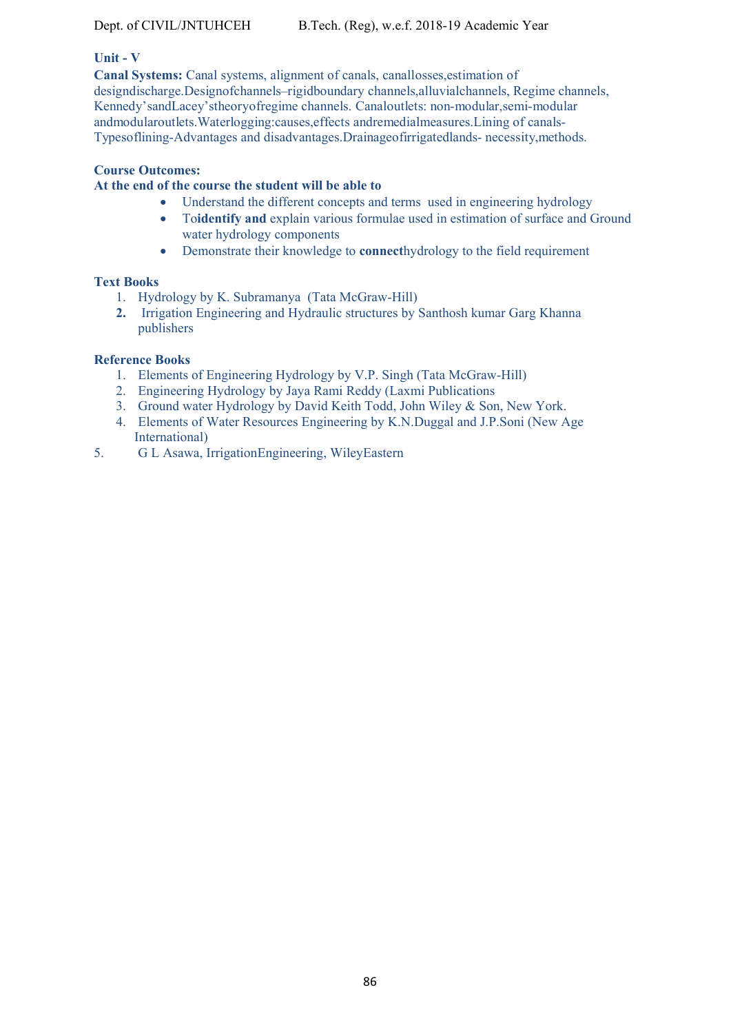**Unit - V**

**Canal Systems:** Canal systems, alignment of canals, canallosses,estimation of designdischarge.Designofchannels–rigidboundary channels,alluvialchannels, Regime channels, Kennedy'sandLacey'stheoryofregime channels. Canaloutlets: non-modular,semi-modular andmodularoutlets.Waterlogging:causes,effects andremedialmeasures.Lining of canals-Typesoflining-Advantages and disadvantages.Drainageofirrigatedlands- necessity,methods.

**Course Outcomes:**

**At the end of the course the student will be able to**

- Understand the different concepts and terms used in engineering hydrology
- To**identify and** explain various formulae used in estimation of surface and Ground water hydrology components
- Demonstrate their knowledge to **connect**hydrology to the field requirement

**Text Books**

1. Hydrology by K. Subramanya (Tata McGraw-Hill)
2. Irrigation Engineering and Hydraulic structures by Santhosh kumar Garg Khanna publishers

**Reference Books**

1. Elements of Engineering Hydrology by V.P. Singh (Tata McGraw-Hill)
2. Engineering Hydrology by Jaya Rami Reddy (Laxmi Publications
3. Ground water Hydrology by David Keith Todd, John Wiley & Son, New York.
4. Elements of Water Resources Engineering by K.N.Duggal and J.P.Soni (New Age International)
5. G L Asawa, IrrigationEngineering, WileyEastern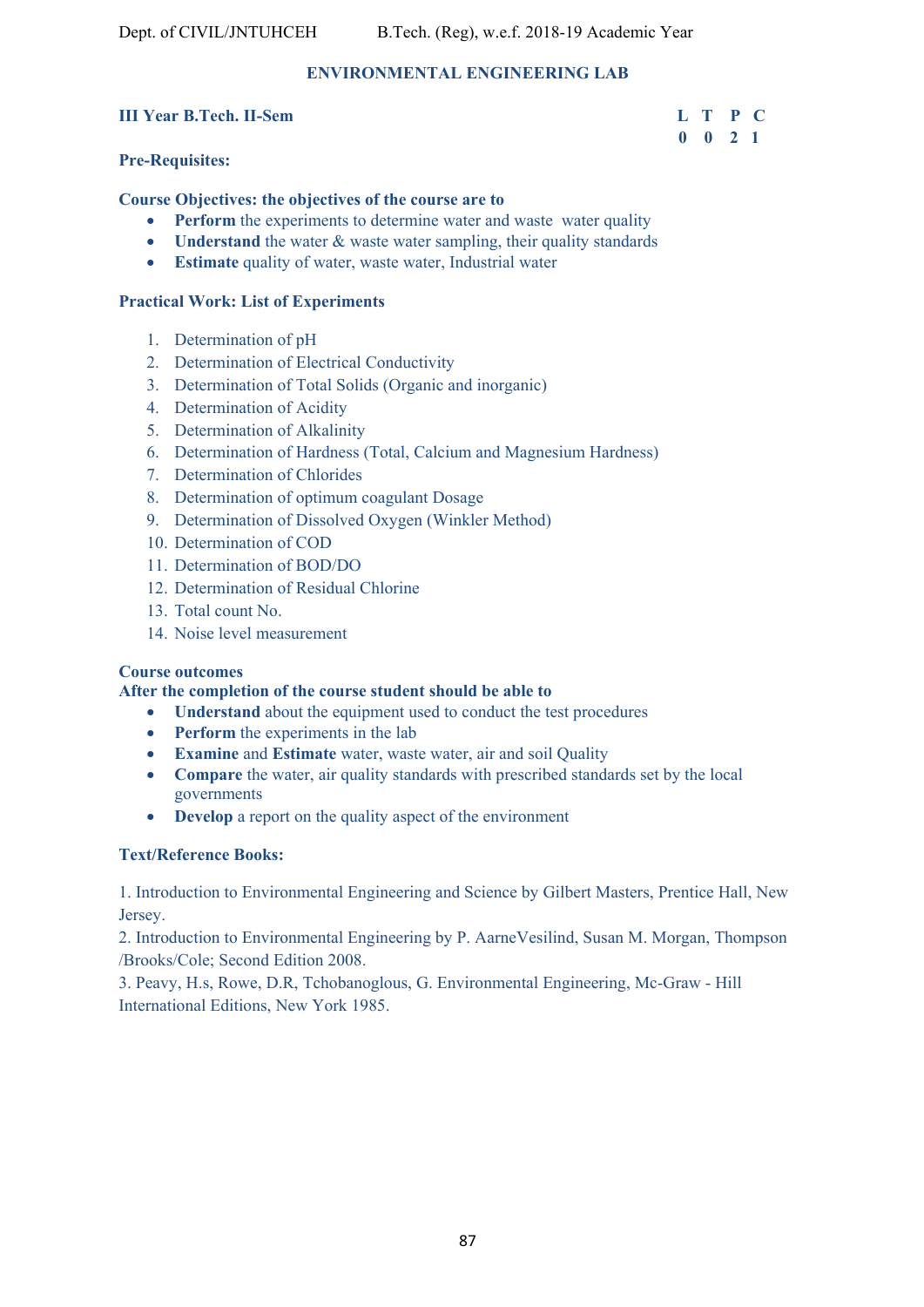## ENVIRONMENTAL ENGINEERING LAB

**III Year B.Tech. II-Sem**

| L | T | P | C |
|---|---|---|---|
| 0 | 0 | 2 | 1 |

**Pre-Requisites:**

**Course Objectives: the objectives of the course are to**

- **Perform** the experiments to determine water and waste water quality
- **Understand** the water & waste water sampling, their quality standards
- **Estimate** quality of water, waste water, Industrial water

**Practical Work: List of Experiments**

1. Determination of pH
2. Determination of Electrical Conductivity
3. Determination of Total Solids (Organic and inorganic)
4. Determination of Acidity
5. Determination of Alkalinity
6. Determination of Hardness (Total, Calcium and Magnesium Hardness)
7. Determination of Chlorides
8. Determination of optimum coagulant Dosage
9. Determination of Dissolved Oxygen (Winkler Method)
10. Determination of COD
11. Determination of BOD/DO
12. Determination of Residual Chlorine
13. Total count No.
14. Noise level measurement

**Course outcomes**

**After the completion of the course student should be able to**

- **Understand** about the equipment used to conduct the test procedures
- **Perform** the experiments in the lab
- **Examine** and **Estimate** water, waste water, air and soil Quality
- **Compare** the water, air quality standards with prescribed standards set by the local governments
- **Develop** a report on the quality aspect of the environment

**Text/Reference Books:**

1. Introduction to Environmental Engineering and Science by Gilbert Masters, Prentice Hall, New Jersey.
2. Introduction to Environmental Engineering by P. AarneVesilind, Susan M. Morgan, Thompson /Brooks/Cole; Second Edition 2008.
3. Peavy, H.s, Rowe, D.R, Tchobanoglous, G. Environmental Engineering, Mc-Graw - Hill International Editions, New York 1985.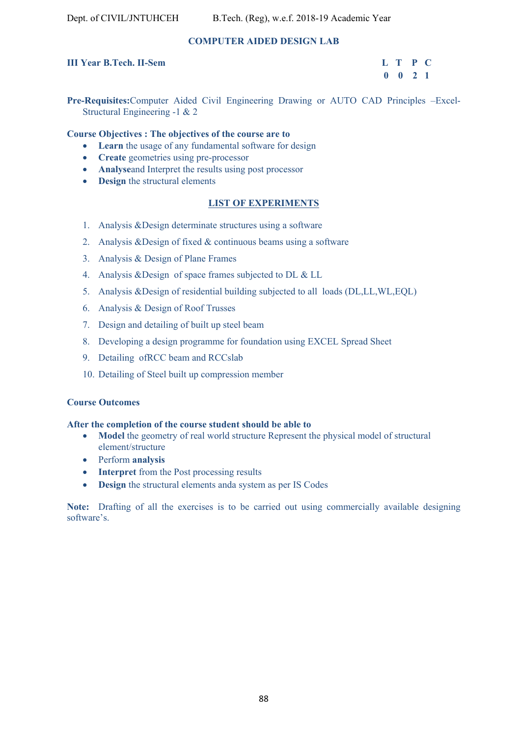# COMPUTER AIDED DESIGN LAB

**III Year B.Tech. II-Sem**

| L | T | P | C |
|---|---|---|---|
| 0 | 0 | 2 | 1 |

**Pre-Requisites:**Computer Aided Civil Engineering Drawing or AUTO CAD Principles –Excel-Structural Engineering -1 & 2

**Course Objectives : The objectives of the course are to**

- **Learn** the usage of any fundamental software for design
- **Create** geometries using pre-processor
- **Analyse**and Interpret the results using post processor
- **Design** the structural elements

## LIST OF EXPERIMENTS

1. Analysis &Design determinate structures using a software
2. Analysis &Design of fixed & continuous beams using a software
3. Analysis & Design of Plane Frames
4. Analysis &Design of space frames subjected to DL & LL
5. Analysis &Design of residential building subjected to all loads (DL,LL,WL,EQL)
6. Analysis & Design of Roof Trusses
7. Design and detailing of built up steel beam
8. Developing a design programme for foundation using EXCEL Spread Sheet
9. Detailing ofRCC beam and RCCslab
10. Detailing of Steel built up compression member

**Course Outcomes**

**After the completion of the course student should be able to**

- **Model** the geometry of real world structure Represent the physical model of structural element/structure
- Perform **analysis**
- **Interpret** from the Post processing results
- **Design** the structural elements anda system as per IS Codes

**Note:** Drafting of all the exercises is to be carried out using commercially available designing software's.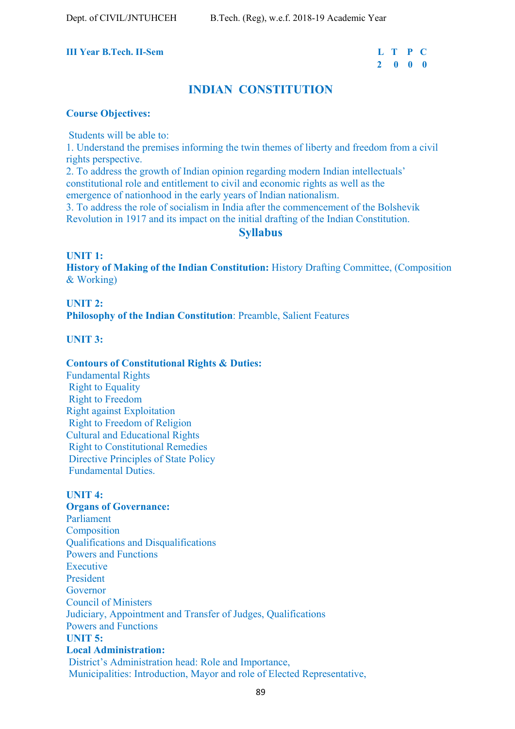**III Year B.Tech. II-Sem**

| L | T | P | C |
|---|---|---|---|
| 2 | 0 | 0 | 0 |

# INDIAN CONSTITUTION

**Course Objectives:**

Students will be able to:

1. Understand the premises informing the twin themes of liberty and freedom from a civil rights perspective.
2. To address the growth of Indian opinion regarding modern Indian intellectuals' constitutional role and entitlement to civil and economic rights as well as the emergence of nationhood in the early years of Indian nationalism.
3. To address the role of socialism in India after the commencement of the Bolshevik Revolution in 1917 and its impact on the initial drafting of the Indian Constitution.

## Syllabus

**UNIT 1:**
**History of Making of the Indian Constitution:** History Drafting Committee, (Composition & Working)

**UNIT 2:**
**Philosophy of the Indian Constitution**: Preamble, Salient Features

**UNIT 3:**

**Contours of Constitutional Rights & Duties:**
Fundamental Rights
Right to Equality
Right to Freedom
Right against Exploitation
Right to Freedom of Religion
Cultural and Educational Rights
Right to Constitutional Remedies
Directive Principles of State Policy
Fundamental Duties.

**UNIT 4:**
**Organs of Governance:**
Parliament
Composition
Qualifications and Disqualifications
Powers and Functions
Executive
President
Governor
Council of Ministers
Judiciary, Appointment and Transfer of Judges, Qualifications
Powers and Functions

**UNIT 5:**
**Local Administration:**
District's Administration head: Role and Importance,
Municipalities: Introduction, Mayor and role of Elected Representative,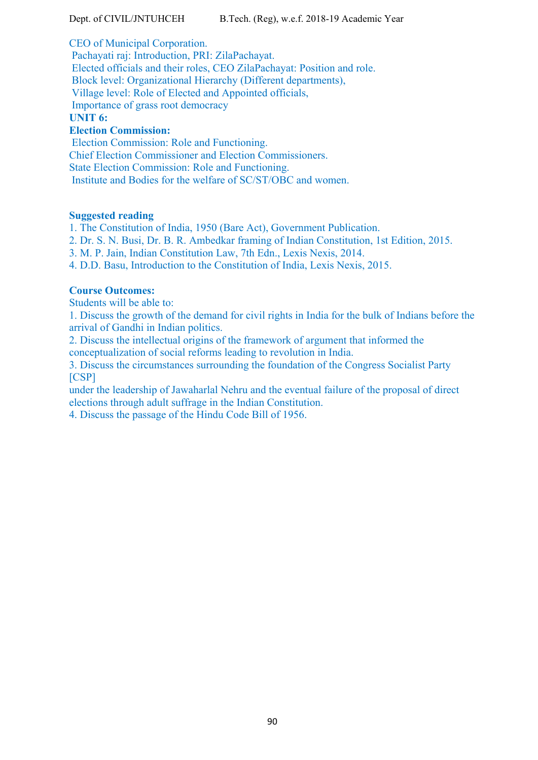CEO of Municipal Corporation.
Pachayati raj: Introduction, PRI: ZilaPachayat.
Elected officials and their roles, CEO ZilaPachayat: Position and role.
Block level: Organizational Hierarchy (Different departments),
Village level: Role of Elected and Appointed officials,
Importance of grass root democracy

**UNIT 6:**

**Election Commission:**

Election Commission: Role and Functioning.
Chief Election Commissioner and Election Commissioners.
State Election Commission: Role and Functioning.
Institute and Bodies for the welfare of SC/ST/OBC and women.

**Suggested reading**

1. The Constitution of India, 1950 (Bare Act), Government Publication.
2. Dr. S. N. Busi, Dr. B. R. Ambedkar framing of Indian Constitution, 1st Edition, 2015.
3. M. P. Jain, Indian Constitution Law, 7th Edn., Lexis Nexis, 2014.
4. D.D. Basu, Introduction to the Constitution of India, Lexis Nexis, 2015.

**Course Outcomes:**

Students will be able to:

1. Discuss the growth of the demand for civil rights in India for the bulk of Indians before the arrival of Gandhi in Indian politics.
2. Discuss the intellectual origins of the framework of argument that informed the conceptualization of social reforms leading to revolution in India.
3. Discuss the circumstances surrounding the foundation of the Congress Socialist Party [CSP] under the leadership of Jawaharlal Nehru and the eventual failure of the proposal of direct elections through adult suffrage in the Indian Constitution.
4. Discuss the passage of the Hindu Code Bill of 1956.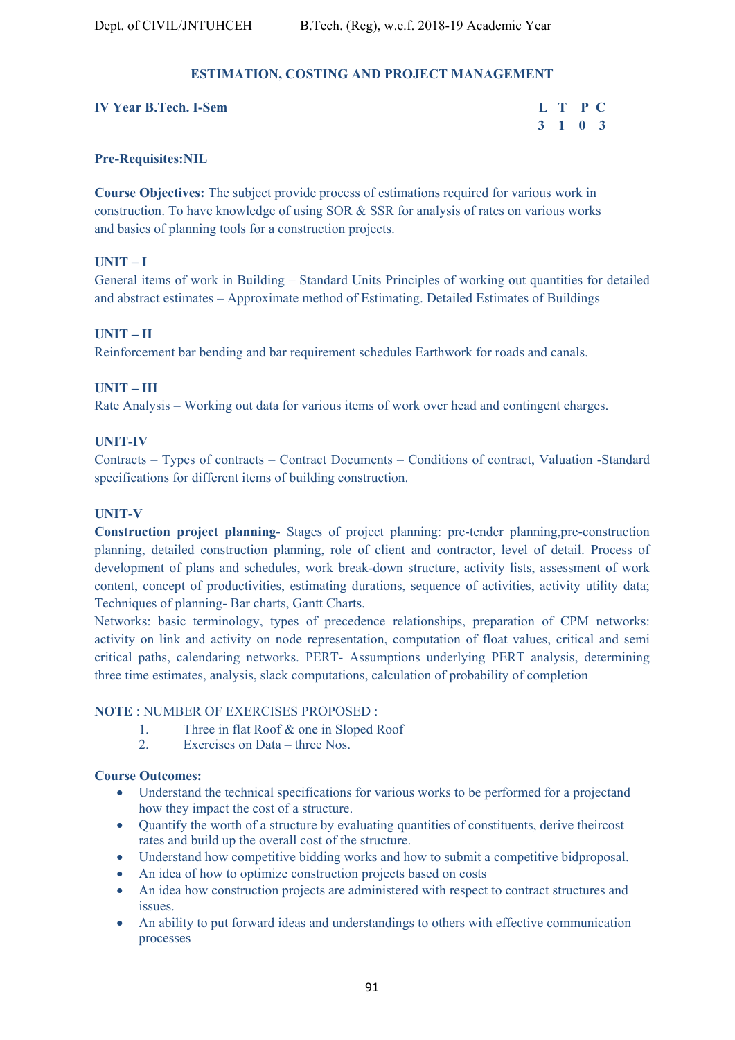## ESTIMATION, COSTING AND PROJECT MANAGEMENT

**IV Year B.Tech. I-Sem**

| L | T | P | C |
|---|---|---|---|
| 3 | 1 | 0 | 3 |

**Pre-Requisites:NIL**

**Course Objectives:** The subject provide process of estimations required for various work in construction. To have knowledge of using SOR & SSR for analysis of rates on various works and basics of planning tools for a construction projects.

### UNIT – I

General items of work in Building – Standard Units Principles of working out quantities for detailed and abstract estimates – Approximate method of Estimating. Detailed Estimates of Buildings

### UNIT – II

Reinforcement bar bending and bar requirement schedules Earthwork for roads and canals.

### UNIT – III

Rate Analysis – Working out data for various items of work over head and contingent charges.

### UNIT-IV

Contracts – Types of contracts – Contract Documents – Conditions of contract, Valuation -Standard specifications for different items of building construction.

### UNIT-V

**Construction project planning**- Stages of project planning: pre-tender planning,pre-construction planning, detailed construction planning, role of client and contractor, level of detail. Process of development of plans and schedules, work break-down structure, activity lists, assessment of work content, concept of productivities, estimating durations, sequence of activities, activity utility data; Techniques of planning- Bar charts, Gantt Charts.

Networks: basic terminology, types of precedence relationships, preparation of CPM networks: activity on link and activity on node representation, computation of float values, critical and semi critical paths, calendaring networks. PERT- Assumptions underlying PERT analysis, determining three time estimates, analysis, slack computations, calculation of probability of completion

**NOTE** : NUMBER OF EXERCISES PROPOSED :

1. Three in flat Roof & one in Sloped Roof
2. Exercises on Data – three Nos.

**Course Outcomes:**

- Understand the technical specifications for various works to be performed for a projectand how they impact the cost of a structure.
- Quantify the worth of a structure by evaluating quantities of constituents, derive theircost rates and build up the overall cost of the structure.
- Understand how competitive bidding works and how to submit a competitive bidproposal.
- An idea of how to optimize construction projects based on costs
- An idea how construction projects are administered with respect to contract structures and issues.
- An ability to put forward ideas and understandings to others with effective communication processes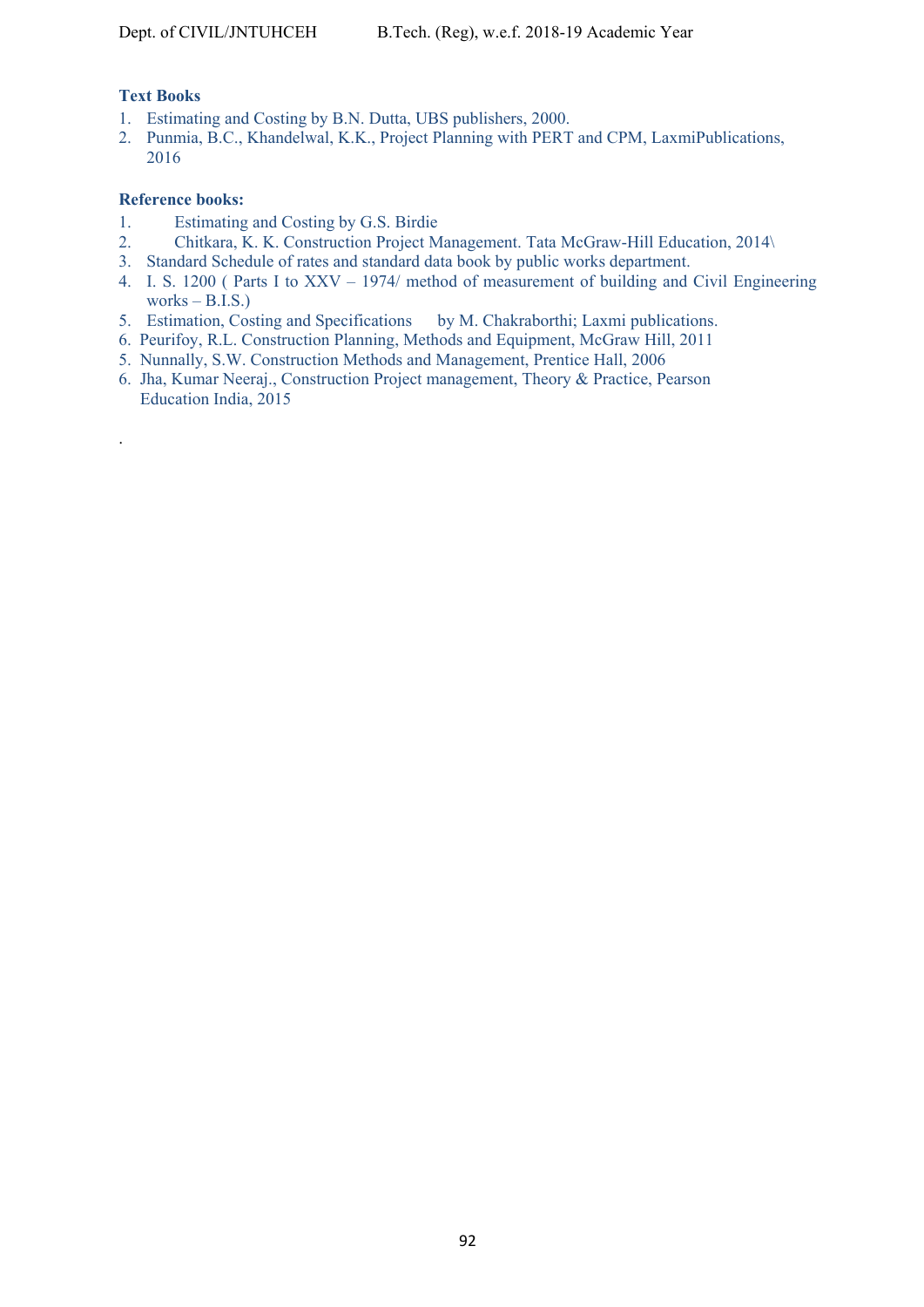**Text Books**

1. Estimating and Costing by B.N. Dutta, UBS publishers, 2000.
2. Punmia, B.C., Khandelwal, K.K., Project Planning with PERT and CPM, LaxmiPublications, 2016

**Reference books:**

1. Estimating and Costing by G.S. Birdie
2. Chitkara, K. K. Construction Project Management. Tata McGraw-Hill Education, 2014\
3. Standard Schedule of rates and standard data book by public works department.
4. I. S. 1200 ( Parts I to XXV – 1974/ method of measurement of building and Civil Engineering works – B.I.S.)
5. Estimation, Costing and Specifications by M. Chakraborthi; Laxmi publications.
6. Peurifoy, R.L. Construction Planning, Methods and Equipment, McGraw Hill, 2011
5. Nunnally, S.W. Construction Methods and Management, Prentice Hall, 2006
6. Jha, Kumar Neeraj., Construction Project management, Theory & Practice, Pearson Education India, 2015

.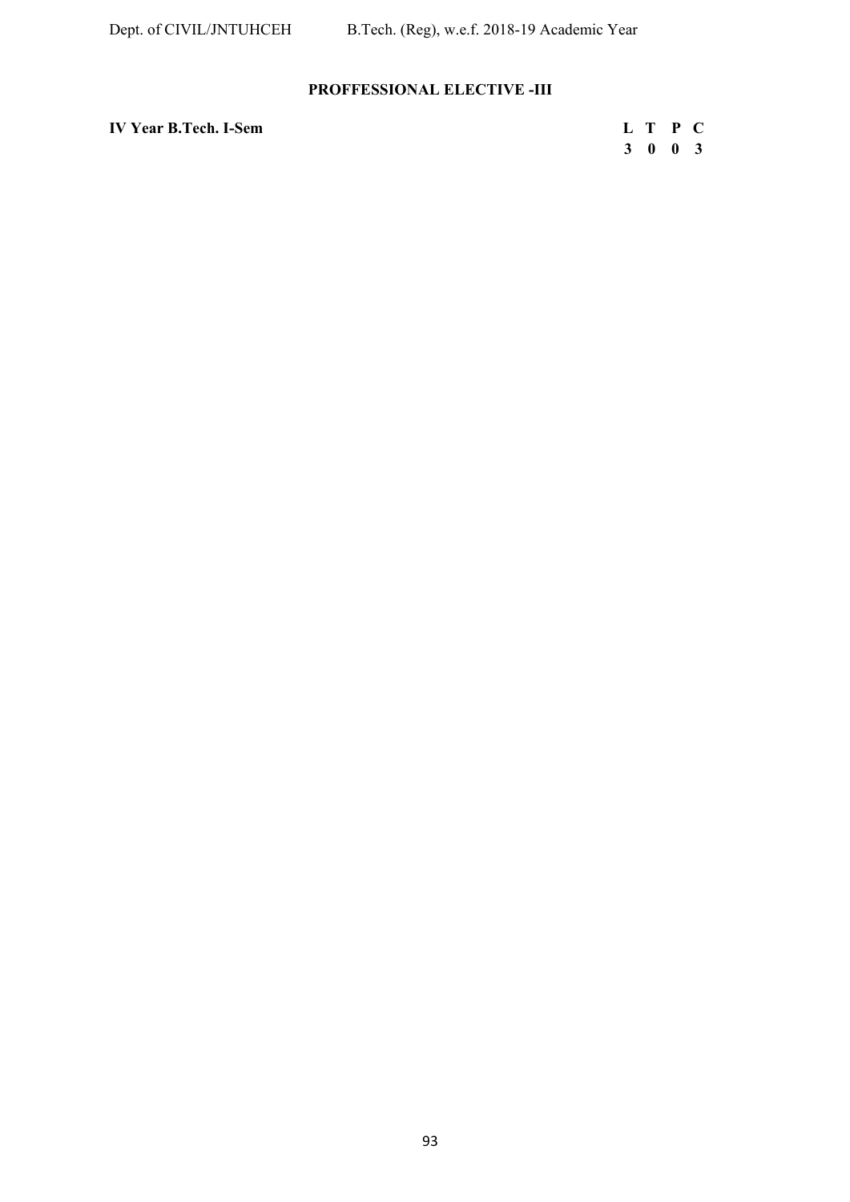## PROFFESSIONAL ELECTIVE -III

**IV Year B.Tech. I-Sem**

| L | T | P | C |
|---|---|---|---|
| 3 | 0 | 0 | 3 |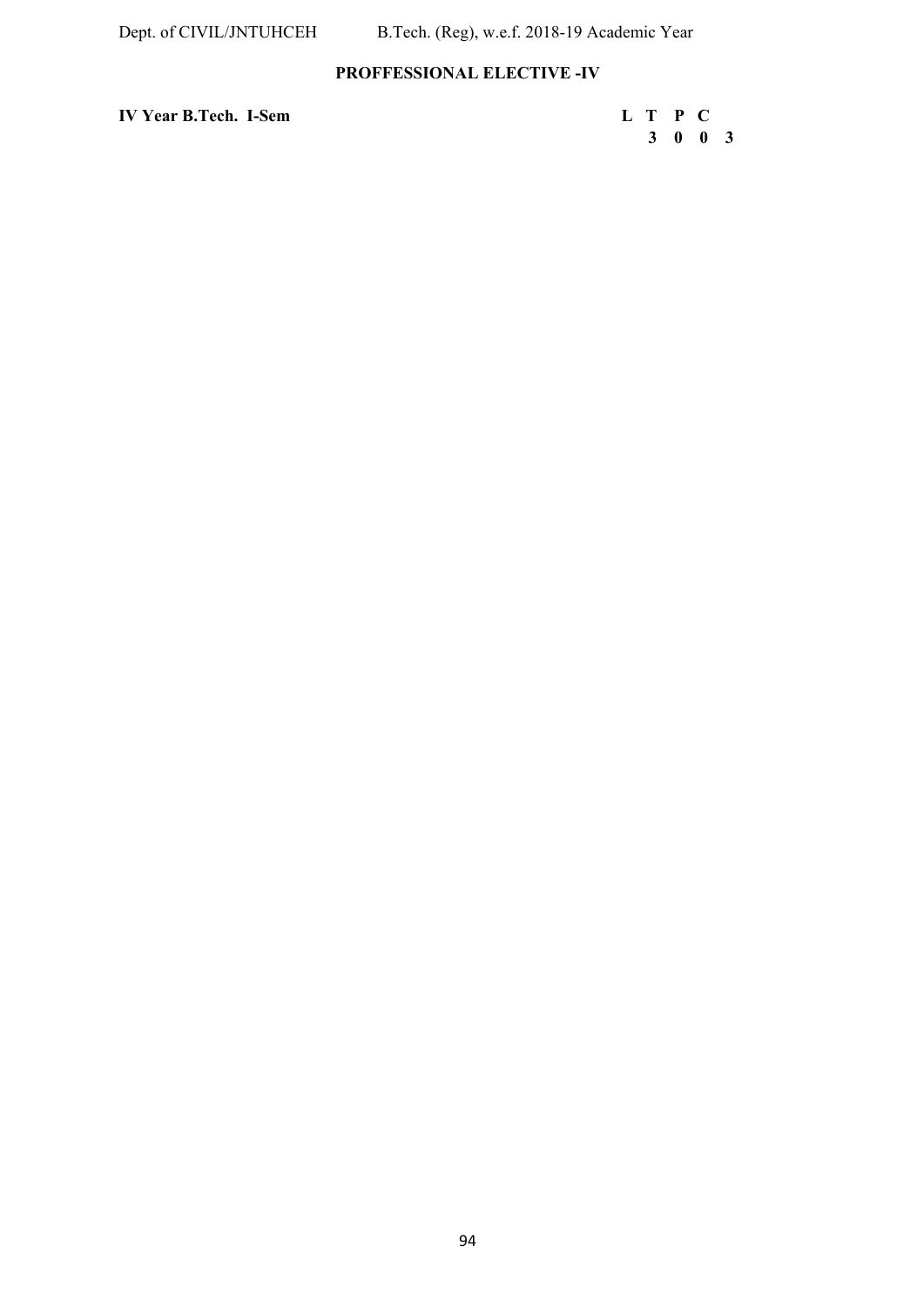## PROFFESSIONAL ELECTIVE -IV

**IV Year B.Tech. I-Sem**

| L | T | P | C |
|---|---|---|---|
| 3 | 0 | 0 | 3 |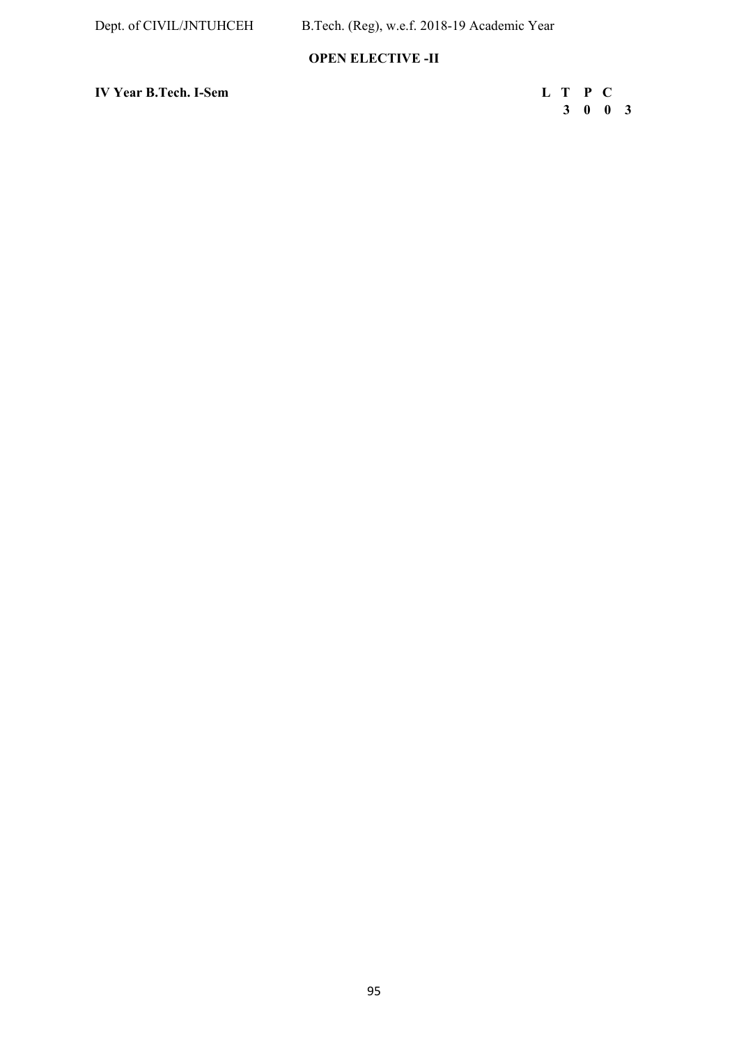**OPEN ELECTIVE -II**

**IV Year B.Tech. I-Sem**

| L | T | P | C |
|---|---|---|---|
| 3 | 0 | 0 | 3 |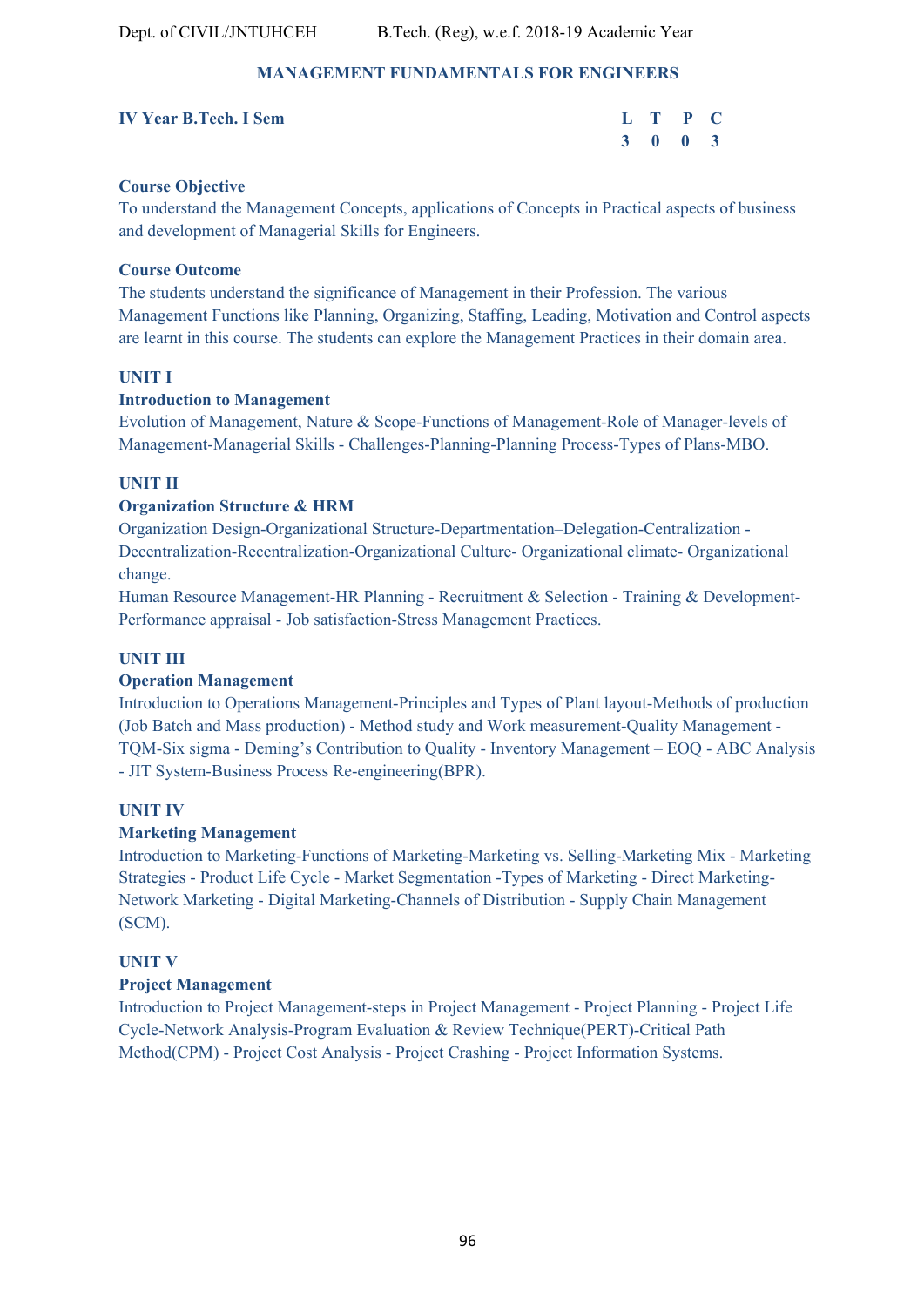## MANAGEMENT FUNDAMENTALS FOR ENGINEERS

**IV Year B.Tech. I Sem**

| L | T | P | C |
|---|---|---|---|
| 3 | 0 | 0 | 3 |

**Course Objective**

To understand the Management Concepts, applications of Concepts in Practical aspects of business and development of Managerial Skills for Engineers.

**Course Outcome**

The students understand the significance of Management in their Profession. The various Management Functions like Planning, Organizing, Staffing, Leading, Motivation and Control aspects are learnt in this course. The students can explore the Management Practices in their domain area.

**UNIT I**

**Introduction to Management**

Evolution of Management, Nature & Scope-Functions of Management-Role of Manager-levels of Management-Managerial Skills - Challenges-Planning-Planning Process-Types of Plans-MBO.

**UNIT II**

**Organization Structure & HRM**

Organization Design-Organizational Structure-Departmentation–Delegation-Centralization - Decentralization-Recentralization-Organizational Culture- Organizational climate- Organizational change.

Human Resource Management-HR Planning - Recruitment & Selection - Training & Development-Performance appraisal - Job satisfaction-Stress Management Practices.

**UNIT III**

**Operation Management**

Introduction to Operations Management-Principles and Types of Plant layout-Methods of production (Job Batch and Mass production) - Method study and Work measurement-Quality Management - TQM-Six sigma - Deming's Contribution to Quality - Inventory Management – EOQ - ABC Analysis - JIT System-Business Process Re-engineering(BPR).

**UNIT IV**

**Marketing Management**

Introduction to Marketing-Functions of Marketing-Marketing vs. Selling-Marketing Mix - Marketing Strategies - Product Life Cycle - Market Segmentation -Types of Marketing - Direct Marketing-Network Marketing - Digital Marketing-Channels of Distribution - Supply Chain Management (SCM).

**UNIT V**

**Project Management**

Introduction to Project Management-steps in Project Management - Project Planning - Project Life Cycle-Network Analysis-Program Evaluation & Review Technique(PERT)-Critical Path Method(CPM) - Project Cost Analysis - Project Crashing - Project Information Systems.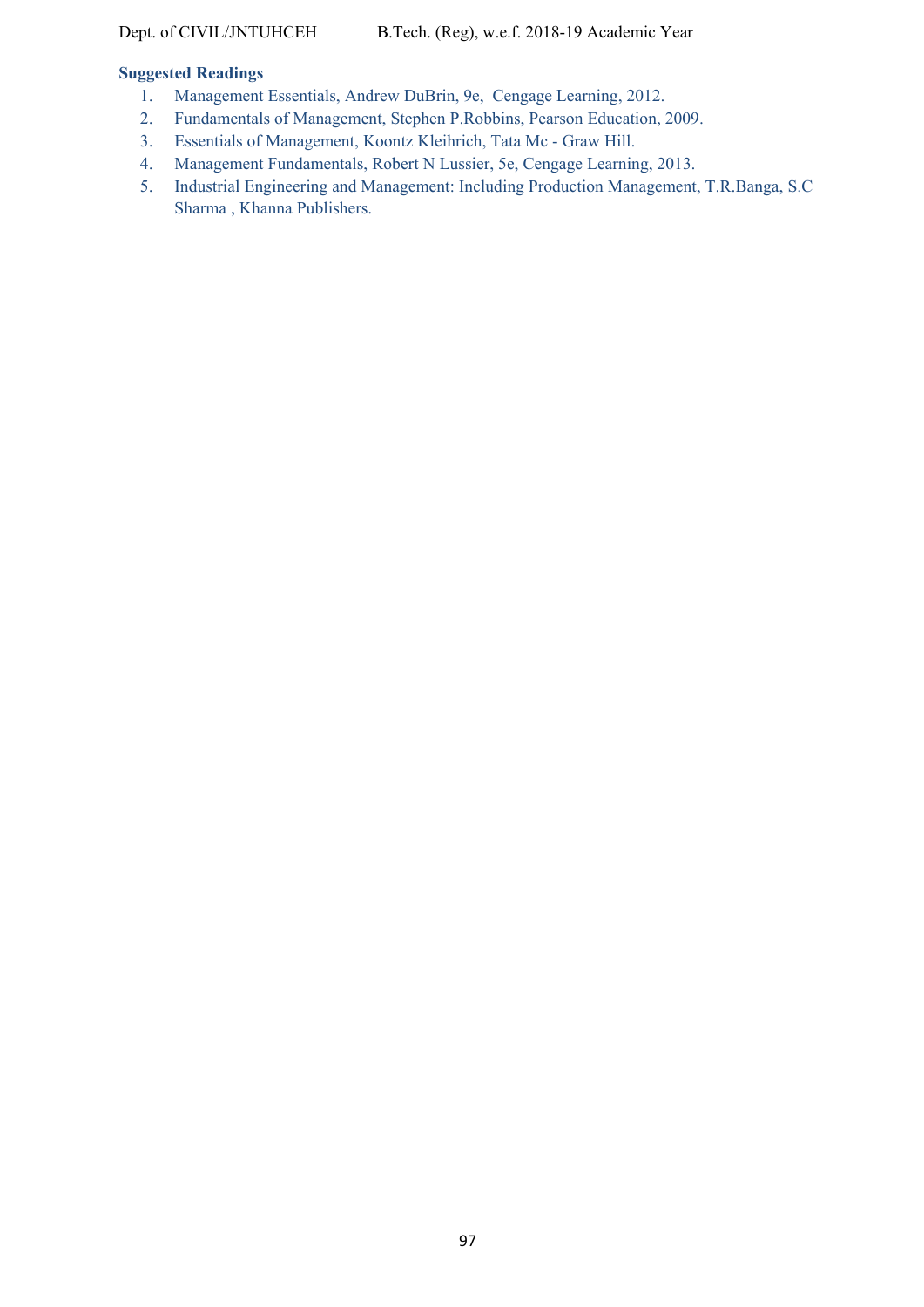**Suggested Readings**

1. Management Essentials, Andrew DuBrin, 9e, Cengage Learning, 2012.
2. Fundamentals of Management, Stephen P.Robbins, Pearson Education, 2009.
3. Essentials of Management, Koontz Kleihrich, Tata Mc - Graw Hill.
4. Management Fundamentals, Robert N Lussier, 5e, Cengage Learning, 2013.
5. Industrial Engineering and Management: Including Production Management, T.R.Banga, S.C Sharma , Khanna Publishers.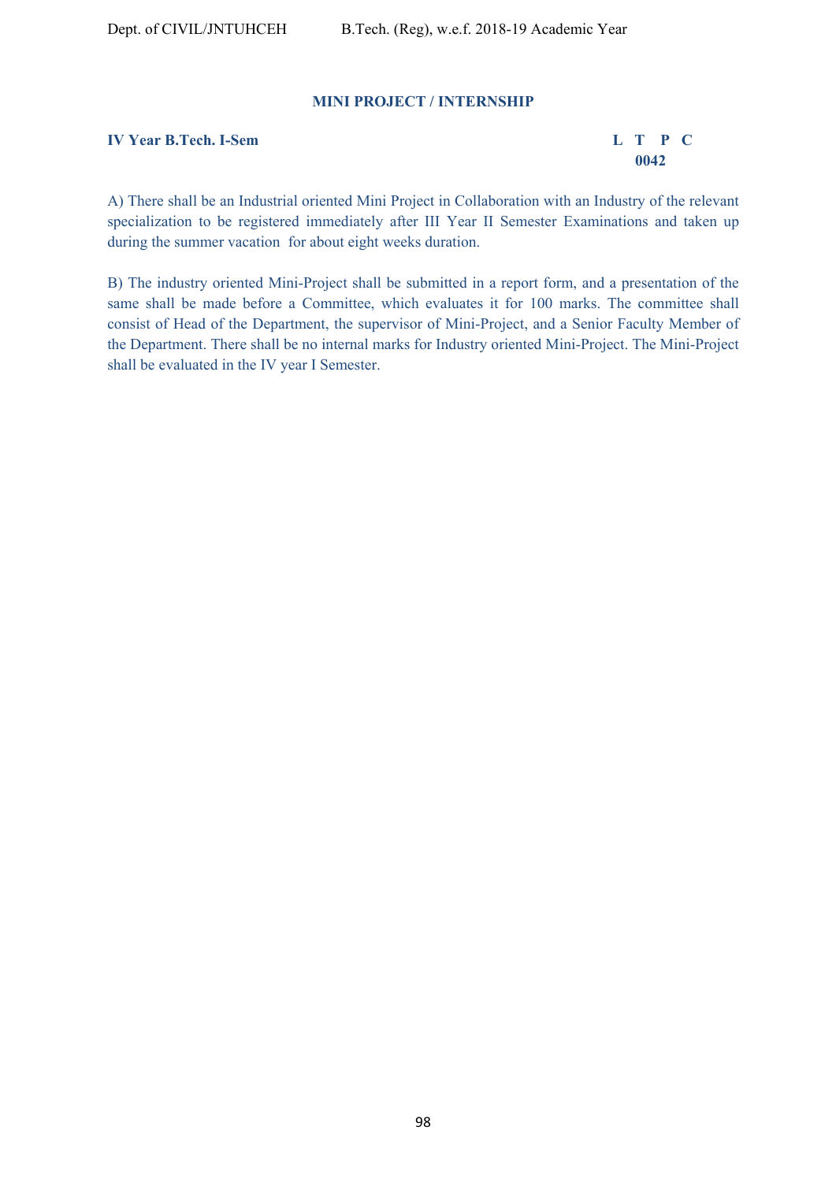## MINI PROJECT / INTERNSHIP

**IV Year B.Tech. I-Sem**

| L | T | P | C |
|---|---|---|---|
| 0 | 0 | 4 | 2 |

A) There shall be an Industrial oriented Mini Project in Collaboration with an Industry of the relevant specialization to be registered immediately after III Year II Semester Examinations and taken up during the summer vacation for about eight weeks duration.

B) The industry oriented Mini-Project shall be submitted in a report form, and a presentation of the same shall be made before a Committee, which evaluates it for 100 marks. The committee shall consist of Head of the Department, the supervisor of Mini-Project, and a Senior Faculty Member of the Department. There shall be no internal marks for Industry oriented Mini-Project. The Mini-Project shall be evaluated in the IV year I Semester.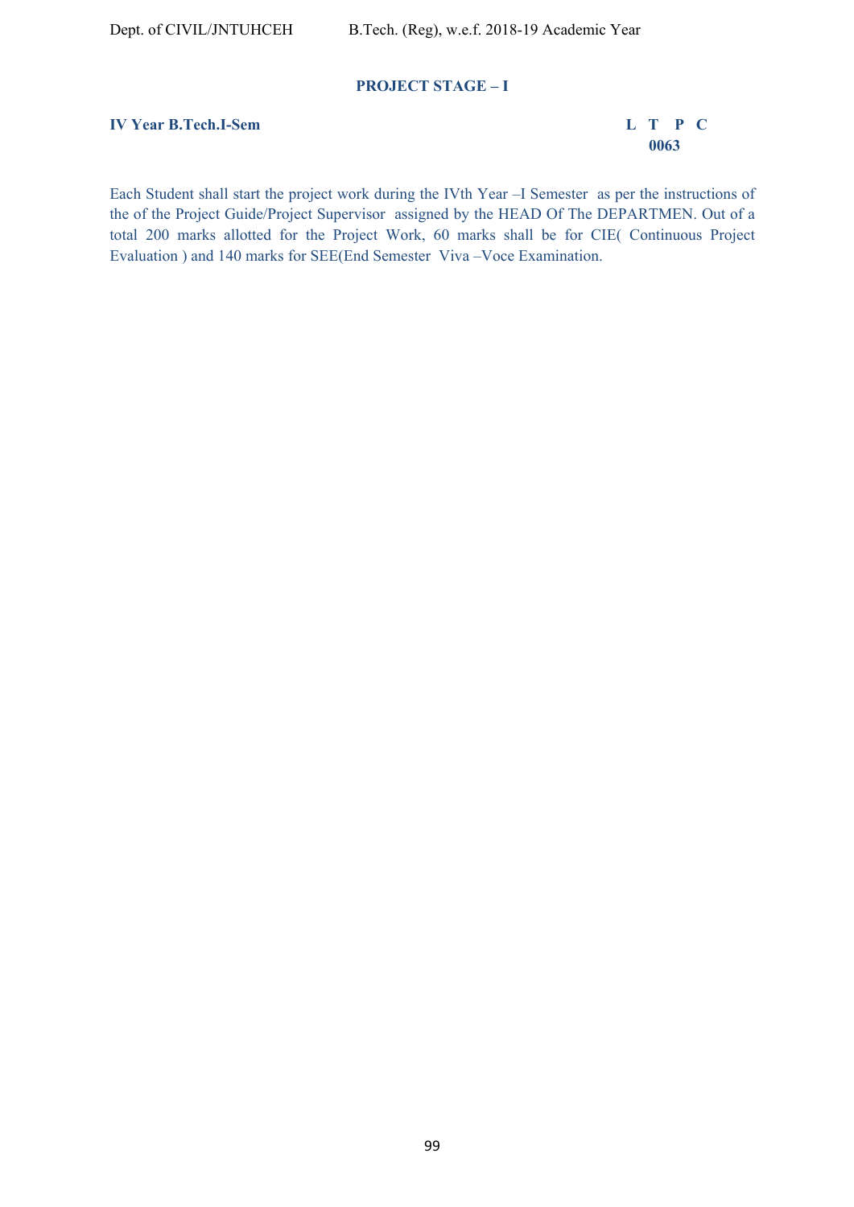## PROJECT STAGE – I

**IV Year B.Tech.I-Sem**

| L | T | P | C |
|---|---|---|---|
| 0 | 0 | 6 | 3 |

Each Student shall start the project work during the IVth Year –I Semester as per the instructions of the of the Project Guide/Project Supervisor assigned by the HEAD Of The DEPARTMEN. Out of a total 200 marks allotted for the Project Work, 60 marks shall be for CIE( Continuous Project Evaluation ) and 140 marks for SEE(End Semester Viva –Voce Examination.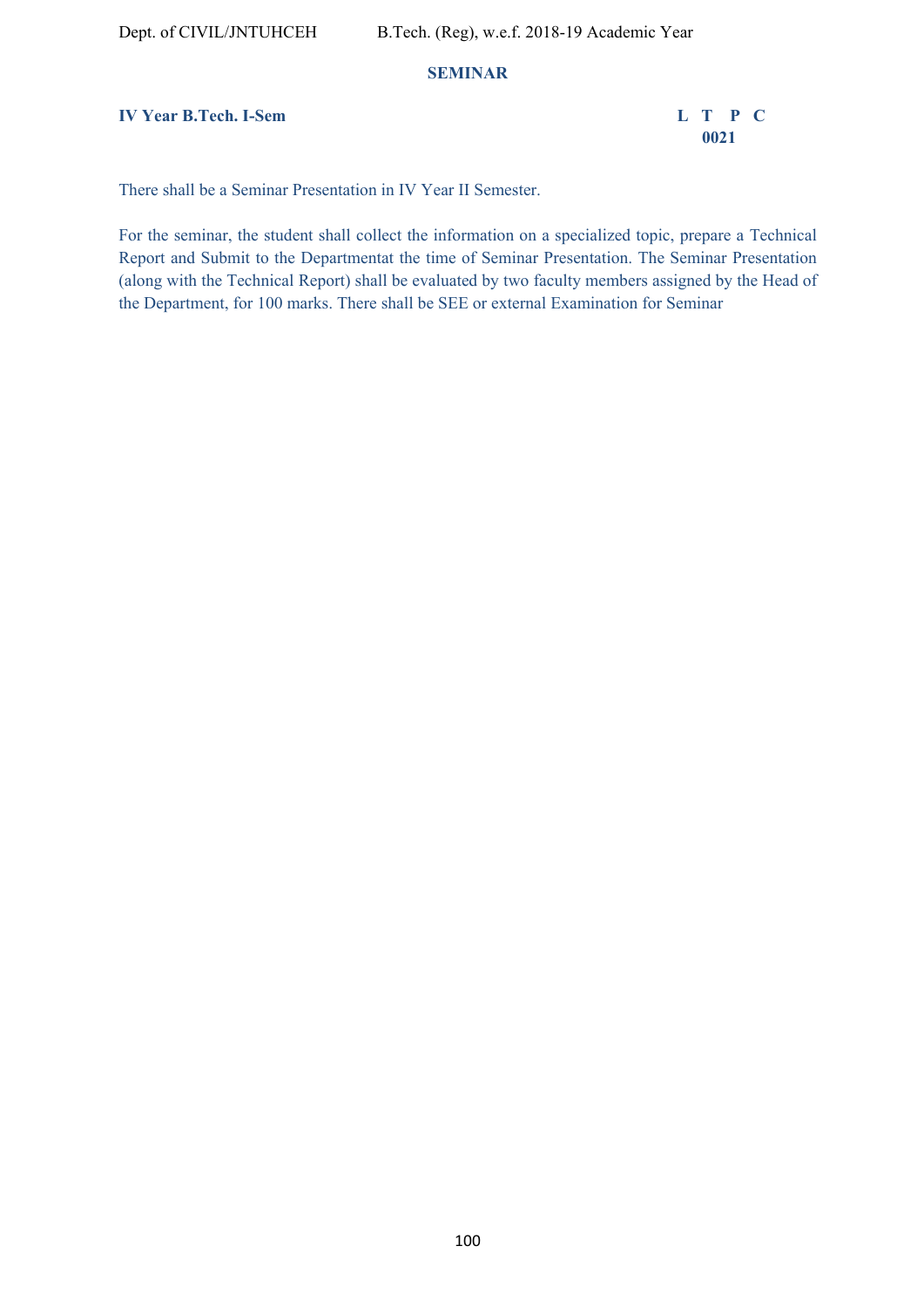# SEMINAR

**IV Year B.Tech. I-Sem**

| L | T | P | C |
|---|---|---|---|
| 0 | 0 | 2 | 1 |

There shall be a Seminar Presentation in IV Year II Semester.

For the seminar, the student shall collect the information on a specialized topic, prepare a Technical Report and Submit to the Departmentat the time of Seminar Presentation. The Seminar Presentation (along with the Technical Report) shall be evaluated by two faculty members assigned by the Head of the Department, for 100 marks. There shall be SEE or external Examination for Seminar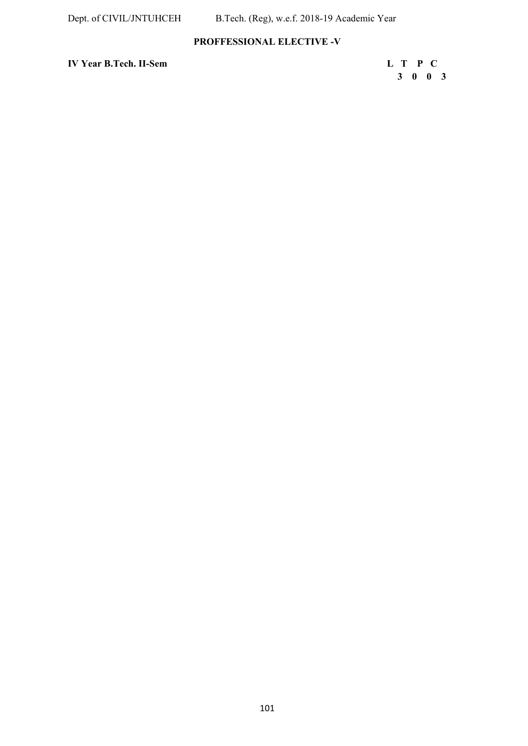## PROFFESSIONAL ELECTIVE -V

**IV Year B.Tech. II-Sem**

| L | T | P | C |
|---|---|---|---|
| 3 | 0 | 0 | 3 |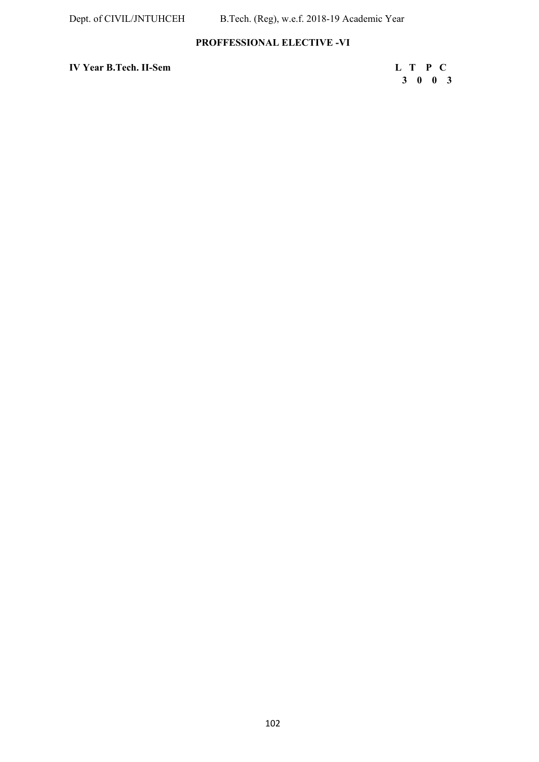**PROFFESSIONAL ELECTIVE -VI**

| **IV Year B.Tech. II-Sem** | **L** | **T** | **P** | **C** |
|---|---|---|---|---|
| | **3** | **0** | **0** | **3** |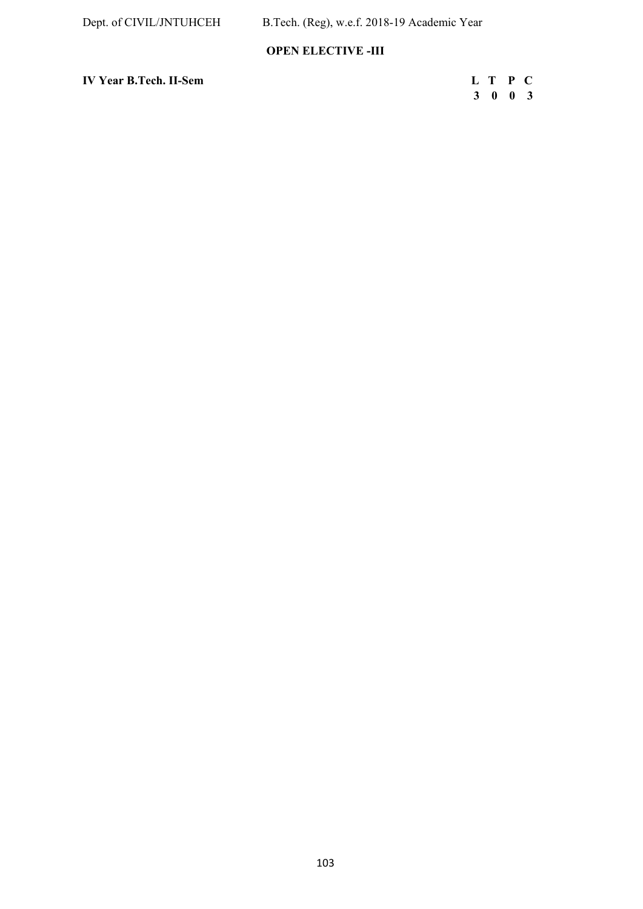**OPEN ELECTIVE -III**

**IV Year B.Tech. II-Sem**

| L | T | P | C |
|---|---|---|---|
| 3 | 0 | 0 | 3 |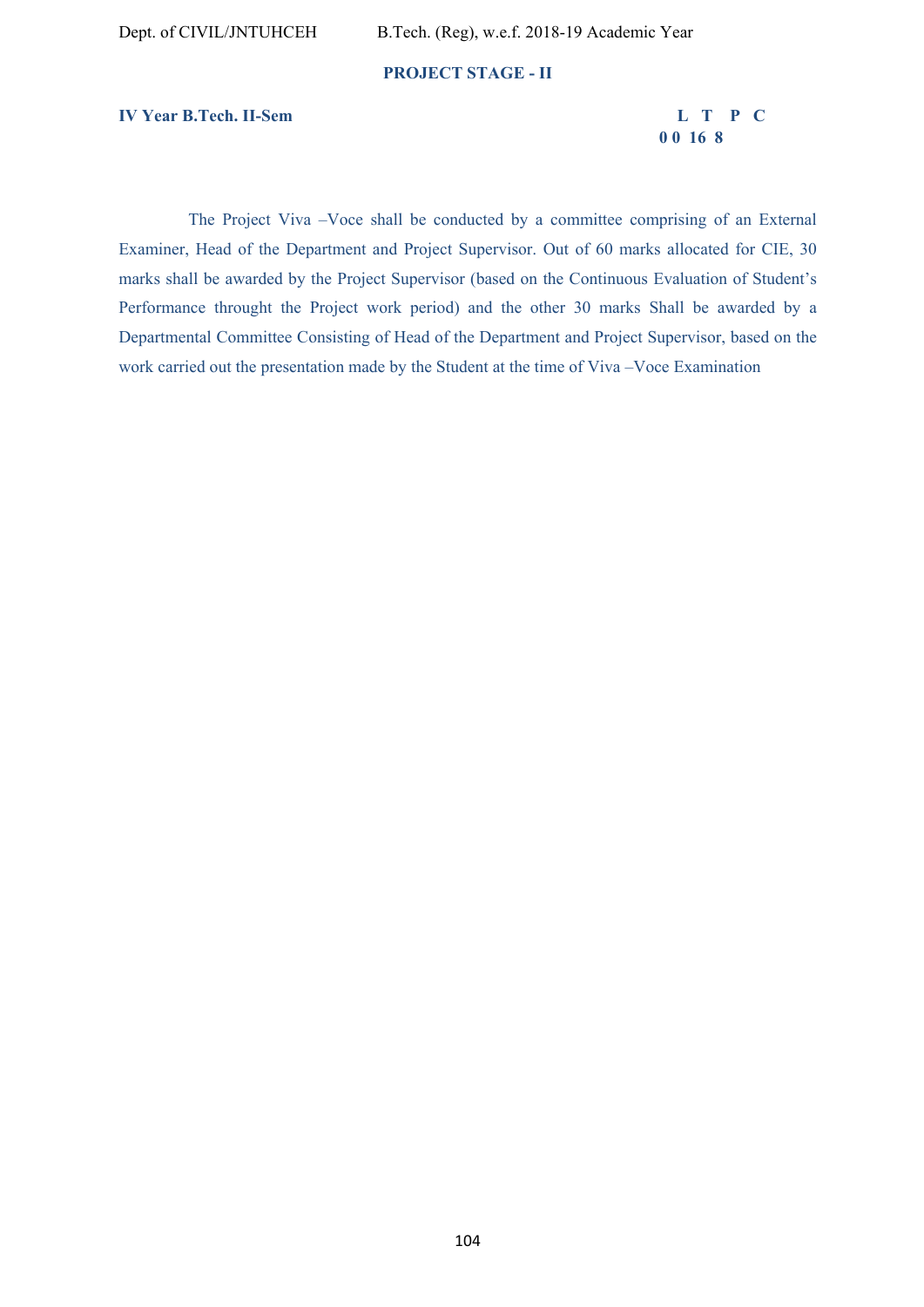## PROJECT STAGE - II

**IV Year B.Tech. II-Sem**

| L | T | P | C |
|---|---|---|---|
| 0 | 0 | 16 | 8 |

The Project Viva –Voce shall be conducted by a committee comprising of an External Examiner, Head of the Department and Project Supervisor. Out of 60 marks allocated for CIE, 30 marks shall be awarded by the Project Supervisor (based on the Continuous Evaluation of Student's Performance throught the Project work period) and the other 30 marks Shall be awarded by a Departmental Committee Consisting of Head of the Department and Project Supervisor, based on the work carried out the presentation made by the Student at the time of Viva –Voce Examination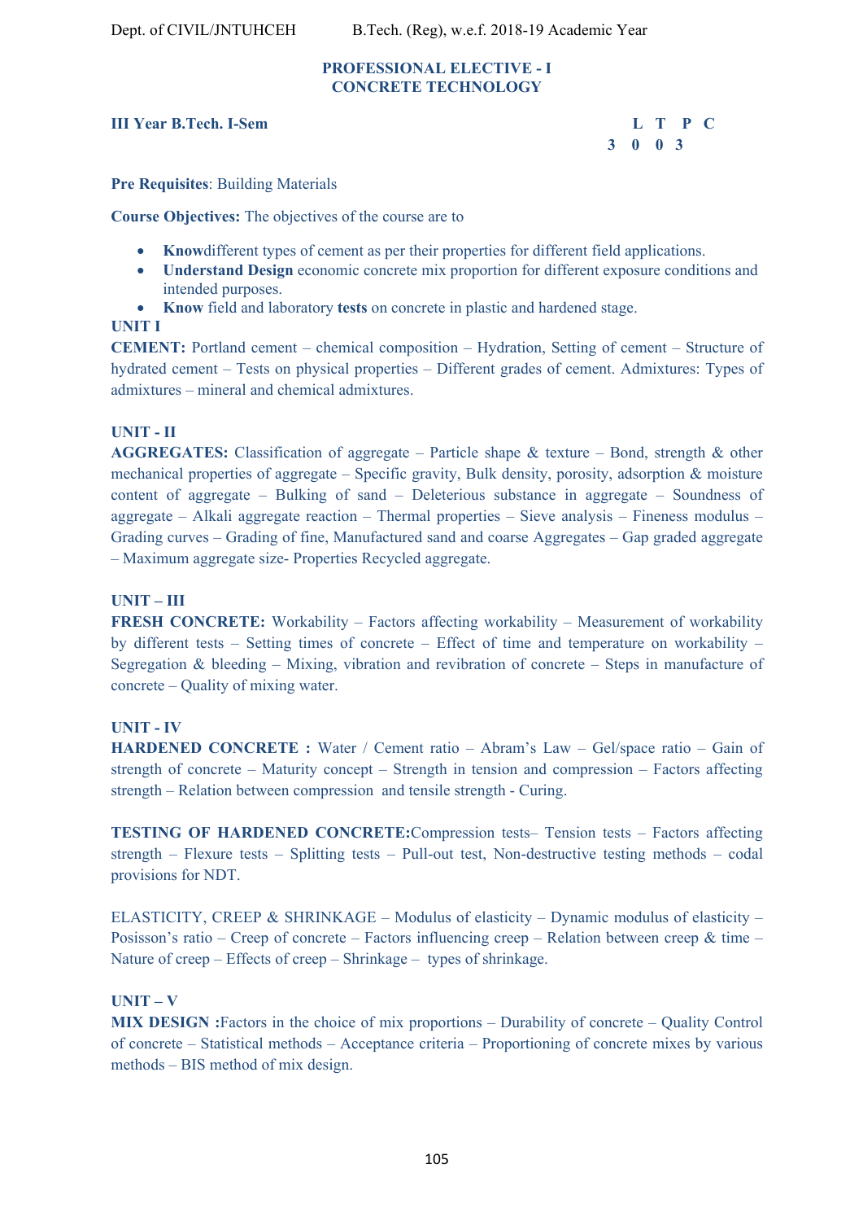**PROFESSIONAL ELECTIVE - I**
**CONCRETE TECHNOLOGY**

**III Year B.Tech. I-Sem**

| L | T | P | C |
|---|---|---|---|
| 3 | 0 | 0 | 3 |

**Pre Requisites**: Building Materials

**Course Objectives:** The objectives of the course are to

- **Know**different types of cement as per their properties for different field applications.
- **Understand Design** economic concrete mix proportion for different exposure conditions and intended purposes.
- **Know** field and laboratory **tests** on concrete in plastic and hardened stage.

**UNIT I**

**CEMENT:** Portland cement – chemical composition – Hydration, Setting of cement – Structure of hydrated cement – Tests on physical properties – Different grades of cement. Admixtures: Types of admixtures – mineral and chemical admixtures.

**UNIT - II**

**AGGREGATES:** Classification of aggregate – Particle shape & texture – Bond, strength & other mechanical properties of aggregate – Specific gravity, Bulk density, porosity, adsorption & moisture content of aggregate – Bulking of sand – Deleterious substance in aggregate – Soundness of aggregate – Alkali aggregate reaction – Thermal properties – Sieve analysis – Fineness modulus – Grading curves – Grading of fine, Manufactured sand and coarse Aggregates – Gap graded aggregate – Maximum aggregate size- Properties Recycled aggregate.

**UNIT – III**

**FRESH CONCRETE:** Workability – Factors affecting workability – Measurement of workability by different tests – Setting times of concrete – Effect of time and temperature on workability – Segregation & bleeding – Mixing, vibration and revibration of concrete – Steps in manufacture of concrete – Quality of mixing water.

**UNIT - IV**

**HARDENED CONCRETE :** Water / Cement ratio – Abram's Law – Gel/space ratio – Gain of strength of concrete – Maturity concept – Strength in tension and compression – Factors affecting strength – Relation between compression and tensile strength - Curing.

**TESTING OF HARDENED CONCRETE:**Compression tests– Tension tests – Factors affecting strength – Flexure tests – Splitting tests – Pull-out test, Non-destructive testing methods – codal provisions for NDT.

ELASTICITY, CREEP & SHRINKAGE – Modulus of elasticity – Dynamic modulus of elasticity – Posisson's ratio – Creep of concrete – Factors influencing creep – Relation between creep & time – Nature of creep – Effects of creep – Shrinkage – types of shrinkage.

**UNIT – V**

**MIX DESIGN :**Factors in the choice of mix proportions – Durability of concrete – Quality Control of concrete – Statistical methods – Acceptance criteria – Proportioning of concrete mixes by various methods – BIS method of mix design.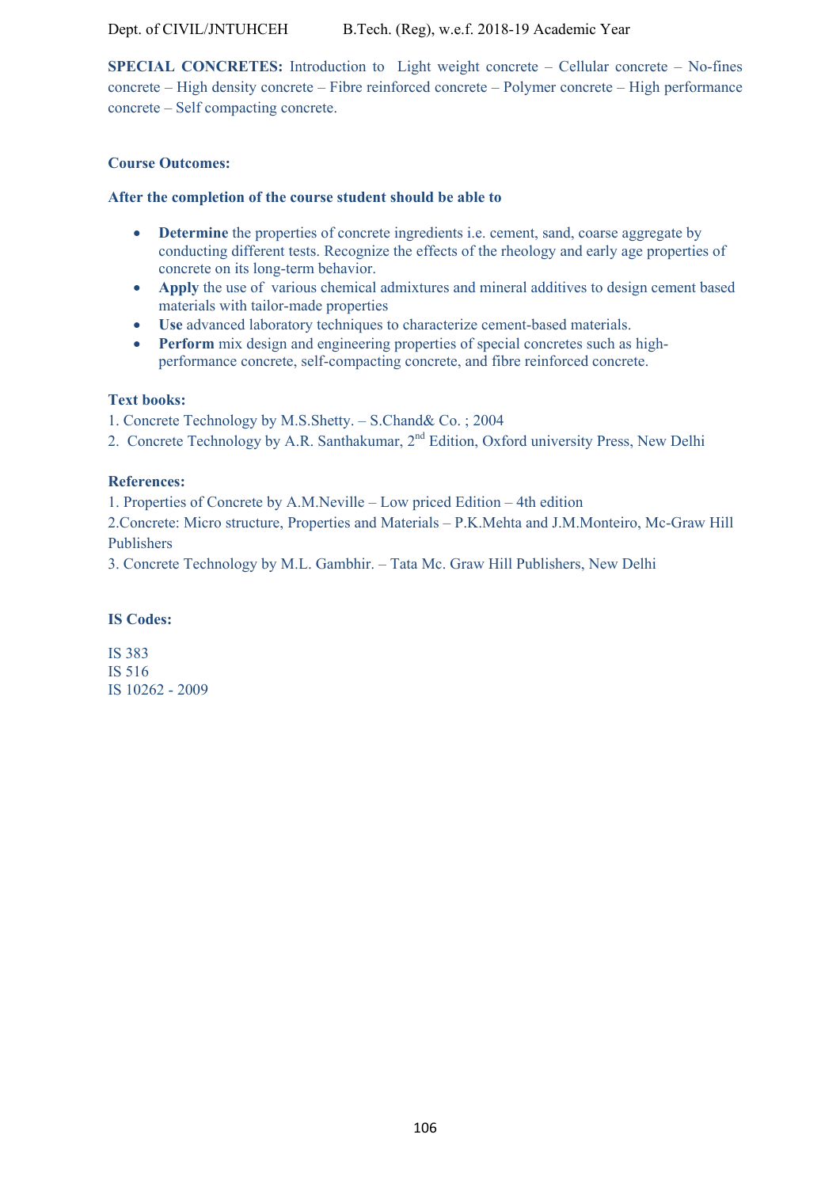**SPECIAL CONCRETES:** Introduction to Light weight concrete – Cellular concrete – No-fines concrete – High density concrete – Fibre reinforced concrete – Polymer concrete – High performance concrete – Self compacting concrete.

**Course Outcomes:**

**After the completion of the course student should be able to**

- **Determine** the properties of concrete ingredients i.e. cement, sand, coarse aggregate by conducting different tests. Recognize the effects of the rheology and early age properties of concrete on its long-term behavior.
- **Apply** the use of various chemical admixtures and mineral additives to design cement based materials with tailor-made properties
- **Use** advanced laboratory techniques to characterize cement-based materials.
- **Perform** mix design and engineering properties of special concretes such as high-performance concrete, self-compacting concrete, and fibre reinforced concrete.

**Text books:**

1. Concrete Technology by M.S.Shetty. – S.Chand& Co. ; 2004
2. Concrete Technology by A.R. Santhakumar, 2nd Edition, Oxford university Press, New Delhi

**References:**

1. Properties of Concrete by A.M.Neville – Low priced Edition – 4th edition
2. Concrete: Micro structure, Properties and Materials – P.K.Mehta and J.M.Monteiro, Mc-Graw Hill Publishers
3. Concrete Technology by M.L. Gambhir. – Tata Mc. Graw Hill Publishers, New Delhi

**IS Codes:**

IS 383

IS 516

IS 10262 - 2009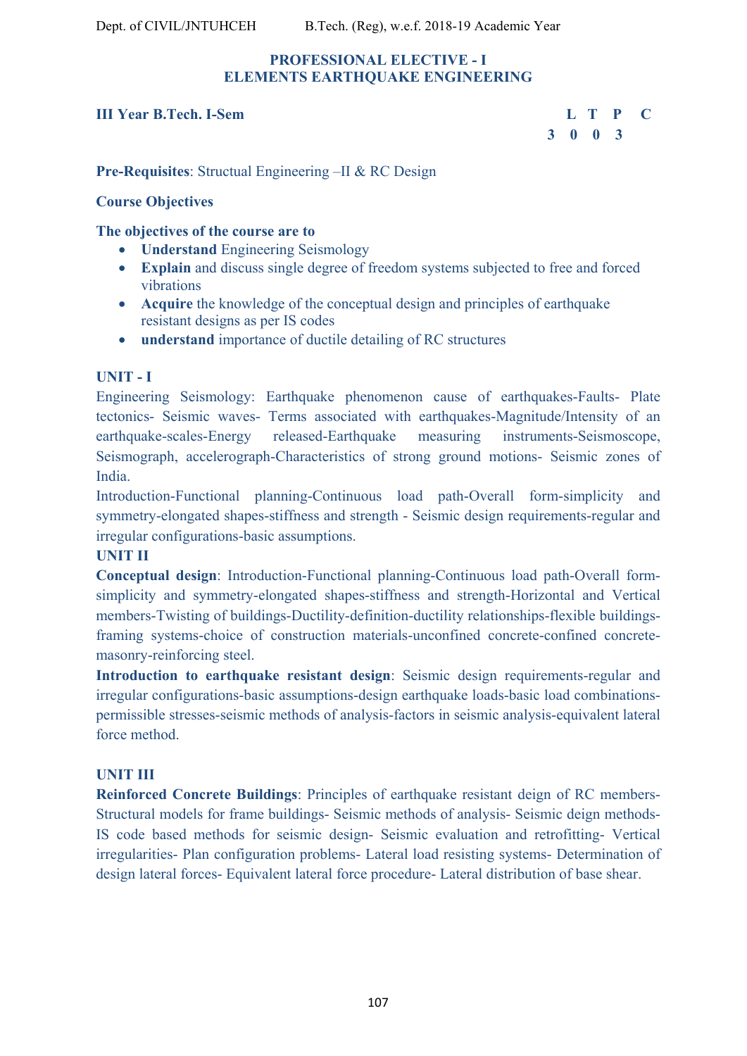## PROFESSIONAL ELECTIVE - I
## ELEMENTS EARTHQUAKE ENGINEERING

**III Year B.Tech. I-Sem**

| L | T | P | C |
|---|---|---|---|
| 3 | 0 | 0 | 3 |

**Pre-Requisites**: Structural Engineering –II & RC Design

**Course Objectives**

**The objectives of the course are to**

- **Understand** Engineering Seismology
- **Explain** and discuss single degree of freedom systems subjected to free and forced vibrations
- **Acquire** the knowledge of the conceptual design and principles of earthquake resistant designs as per IS codes
- **understand** importance of ductile detailing of RC structures

**UNIT - I**

Engineering Seismology: Earthquake phenomenon cause of earthquakes-Faults- Plate tectonics- Seismic waves- Terms associated with earthquakes-Magnitude/Intensity of an earthquake-scales-Energy released-Earthquake measuring instruments-Seismoscope, Seismograph, accelerograph-Characteristics of strong ground motions- Seismic zones of India.

Introduction-Functional planning-Continuous load path-Overall form-simplicity and symmetry-elongated shapes-stiffness and strength - Seismic design requirements-regular and irregular configurations-basic assumptions.

**UNIT II**

**Conceptual design**: Introduction-Functional planning-Continuous load path-Overall form-simplicity and symmetry-elongated shapes-stiffness and strength-Horizontal and Vertical members-Twisting of buildings-Ductility-definition-ductility relationships-flexible buildings-framing systems-choice of construction materials-unconfined concrete-confined concrete-masonry-reinforcing steel.

**Introduction to earthquake resistant design**: Seismic design requirements-regular and irregular configurations-basic assumptions-design earthquake loads-basic load combinations-permissible stresses-seismic methods of analysis-factors in seismic analysis-equivalent lateral force method.

**UNIT III**

**Reinforced Concrete Buildings**: Principles of earthquake resistant deign of RC members-Structural models for frame buildings- Seismic methods of analysis- Seismic deign methods-IS code based methods for seismic design- Seismic evaluation and retrofitting- Vertical irregularities- Plan configuration problems- Lateral load resisting systems- Determination of design lateral forces- Equivalent lateral force procedure- Lateral distribution of base shear.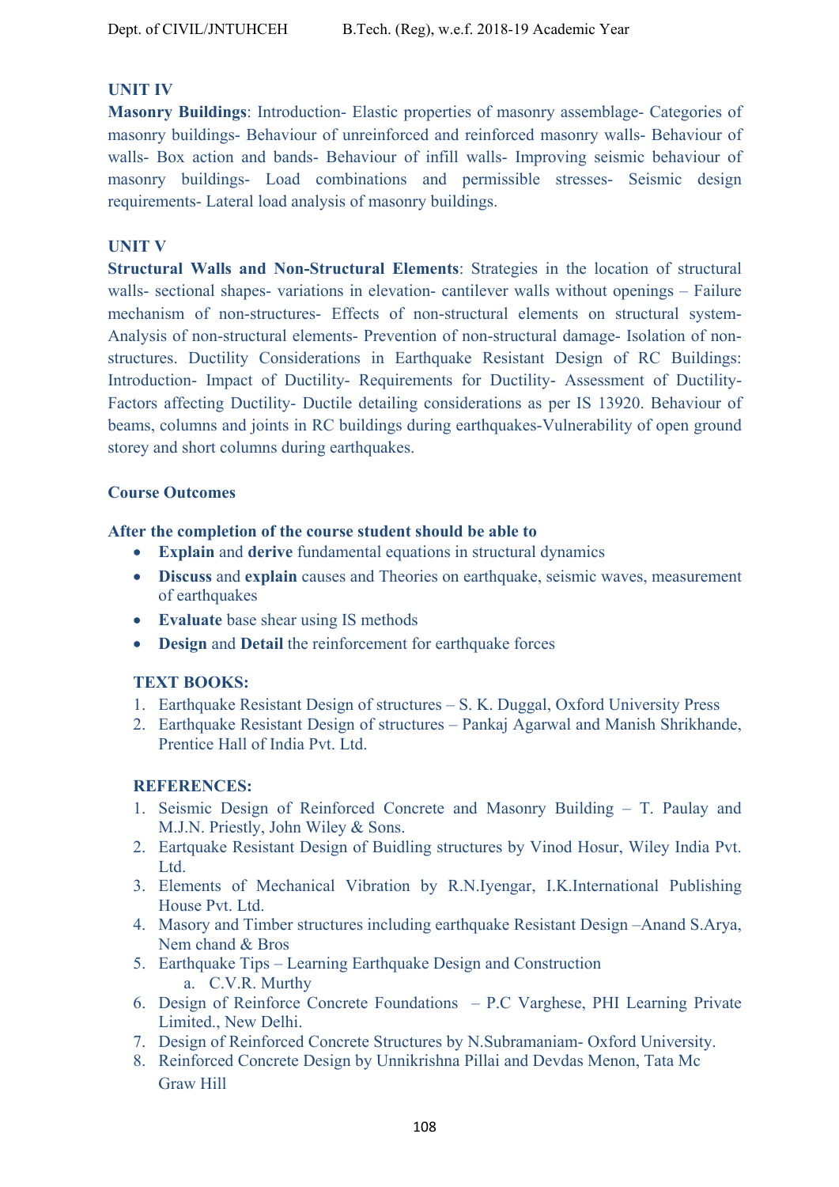### UNIT IV

**Masonry Buildings**: Introduction- Elastic properties of masonry assemblage- Categories of masonry buildings- Behaviour of unreinforced and reinforced masonry walls- Behaviour of walls- Box action and bands- Behaviour of infill walls- Improving seismic behaviour of masonry buildings- Load combinations and permissible stresses- Seismic design requirements- Lateral load analysis of masonry buildings.

### UNIT V

**Structural Walls and Non-Structural Elements**: Strategies in the location of structural walls- sectional shapes- variations in elevation- cantilever walls without openings – Failure mechanism of non-structures- Effects of non-structural elements on structural system- Analysis of non-structural elements- Prevention of non-structural damage- Isolation of non-structures. Ductility Considerations in Earthquake Resistant Design of RC Buildings: Introduction- Impact of Ductility- Requirements for Ductility- Assessment of Ductility- Factors affecting Ductility- Ductile detailing considerations as per IS 13920. Behaviour of beams, columns and joints in RC buildings during earthquakes-Vulnerability of open ground storey and short columns during earthquakes.

### Course Outcomes

**After the completion of the course student should be able to**

- **Explain** and **derive** fundamental equations in structural dynamics
- **Discuss** and **explain** causes and Theories on earthquake, seismic waves, measurement of earthquakes
- **Evaluate** base shear using IS methods
- **Design** and **Detail** the reinforcement for earthquake forces

### TEXT BOOKS:

1. Earthquake Resistant Design of structures – S. K. Duggal, Oxford University Press
2. Earthquake Resistant Design of structures – Pankaj Agarwal and Manish Shrikhande, Prentice Hall of India Pvt. Ltd.

### REFERENCES:

1. Seismic Design of Reinforced Concrete and Masonry Building – T. Paulay and M.J.N. Priestly, John Wiley & Sons.
2. Eartquake Resistant Design of Buidling structures by Vinod Hosur, Wiley India Pvt. Ltd.
3. Elements of Mechanical Vibration by R.N.Iyengar, I.K.International Publishing House Pvt. Ltd.
4. Masory and Timber structures including earthquake Resistant Design –Anand S.Arya, Nem chand & Bros
5. Earthquake Tips – Learning Earthquake Design and Construction
   a. C.V.R. Murthy
6. Design of Reinforce Concrete Foundations – P.C Varghese, PHI Learning Private Limited., New Delhi.
7. Design of Reinforced Concrete Structures by N.Subramaniam- Oxford University.
8. Reinforced Concrete Design by Unnikrishna Pillai and Devdas Menon, Tata Mc Graw Hill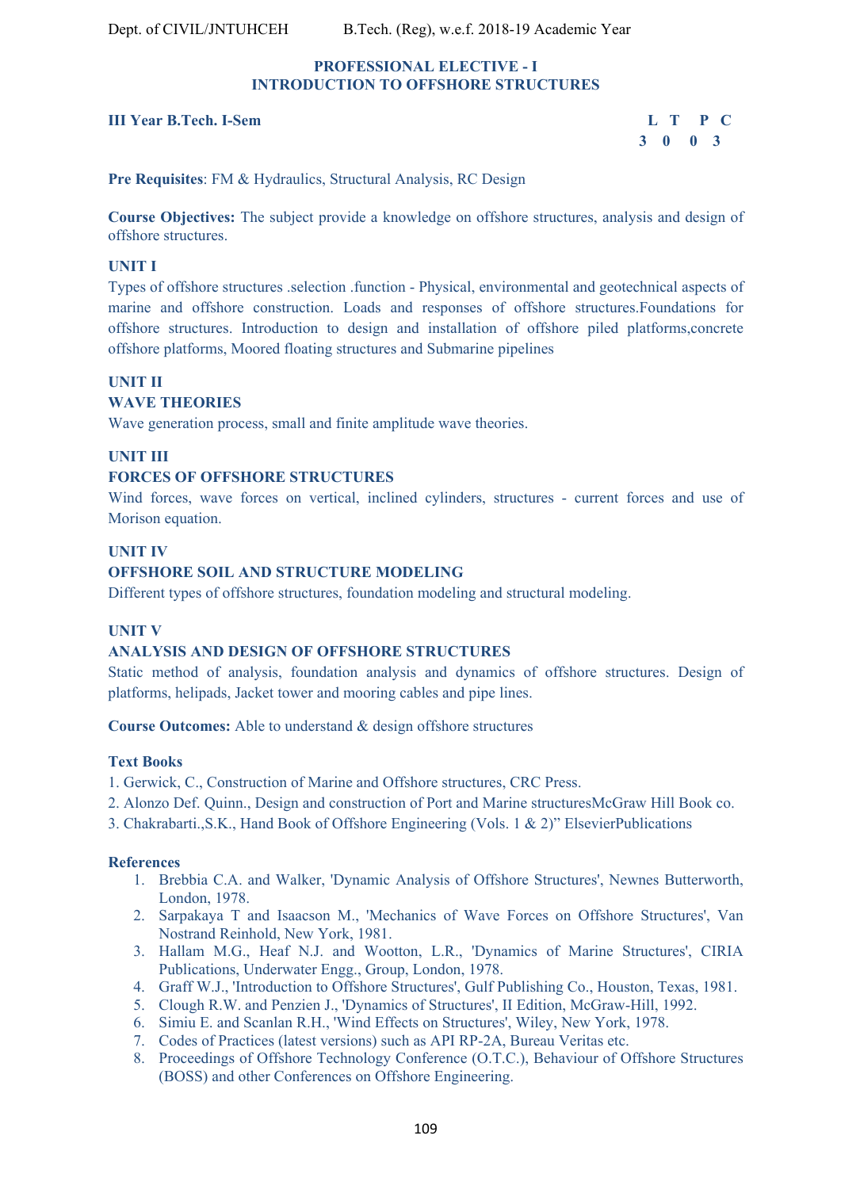## PROFESSIONAL ELECTIVE - I
## INTRODUCTION TO OFFSHORE STRUCTURES

**III Year B.Tech. I-Sem**

| L | T | P | C |
|---|---|---|---|
| 3 | 0 | 0 | 3 |

**Pre Requisites**: FM & Hydraulics, Structural Analysis, RC Design

**Course Objectives:** The subject provide a knowledge on offshore structures, analysis and design of offshore structures.

**UNIT I**

Types of offshore structures .selection .function - Physical, environmental and geotechnical aspects of marine and offshore construction. Loads and responses of offshore structures.Foundations for offshore structures. Introduction to design and installation of offshore piled platforms,concrete offshore platforms, Moored floating structures and Submarine pipelines

**UNIT II**

**WAVE THEORIES**

Wave generation process, small and finite amplitude wave theories.

**UNIT III**

**FORCES OF OFFSHORE STRUCTURES**

Wind forces, wave forces on vertical, inclined cylinders, structures - current forces and use of Morison equation.

**UNIT IV**

**OFFSHORE SOIL AND STRUCTURE MODELING**

Different types of offshore structures, foundation modeling and structural modeling.

**UNIT V**

**ANALYSIS AND DESIGN OF OFFSHORE STRUCTURES**

Static method of analysis, foundation analysis and dynamics of offshore structures. Design of platforms, helipads, Jacket tower and mooring cables and pipe lines.

**Course Outcomes:** Able to understand & design offshore structures

**Text Books**

1. Gerwick, C., Construction of Marine and Offshore structures, CRC Press.
2. Alonzo Def. Quinn., Design and construction of Port and Marine structuresMcGraw Hill Book co.
3. Chakrabarti.,S.K., Hand Book of Offshore Engineering (Vols. 1 & 2)" ElsevierPublications

**References**

1. Brebbia C.A. and Walker, 'Dynamic Analysis of Offshore Structures', Newnes Butterworth, London, 1978.
2. Sarpakaya T and Isaacson M., 'Mechanics of Wave Forces on Offshore Structures', Van Nostrand Reinhold, New York, 1981.
3. Hallam M.G., Heaf N.J. and Wootton, L.R., 'Dynamics of Marine Structures', CIRIA Publications, Underwater Engg., Group, London, 1978.
4. Graff W.J., 'Introduction to Offshore Structures', Gulf Publishing Co., Houston, Texas, 1981.
5. Clough R.W. and Penzien J., 'Dynamics of Structures', II Edition, McGraw-Hill, 1992.
6. Simiu E. and Scanlan R.H., 'Wind Effects on Structures', Wiley, New York, 1978.
7. Codes of Practices (latest versions) such as API RP-2A, Bureau Veritas etc.
8. Proceedings of Offshore Technology Conference (O.T.C.), Behaviour of Offshore Structures (BOSS) and other Conferences on Offshore Engineering.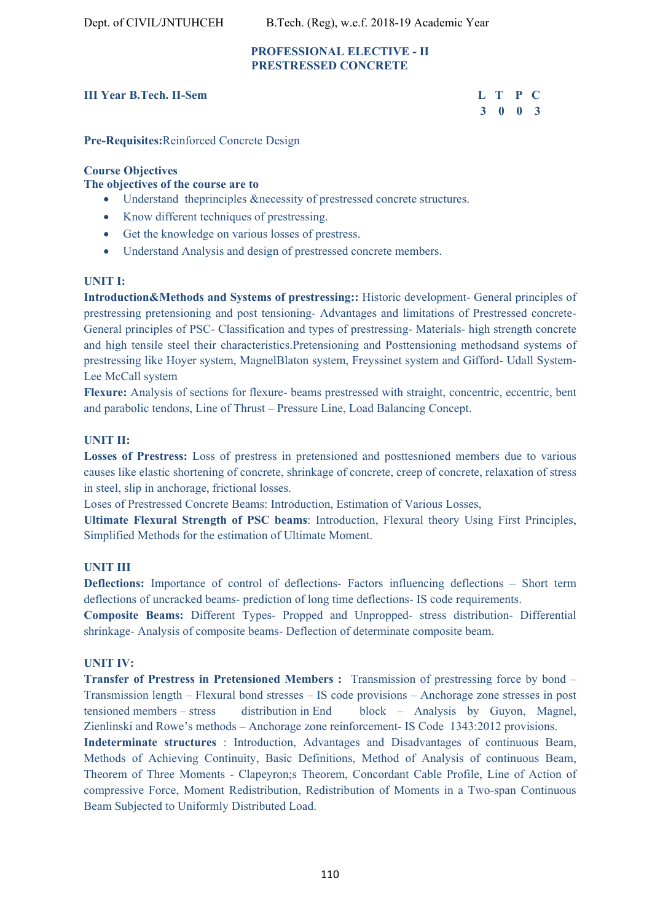**PROFESSIONAL ELECTIVE - II**
**PRESTRESSED CONCRETE**

**III Year B.Tech. II-Sem**

| L | T | P | C |
|---|---|---|---|
| 3 | 0 | 0 | 3 |

**Pre-Requisites:**Reinforced Concrete Design

**Course Objectives**

**The objectives of the course are to**

- Understand theprinciples &necessity of prestressed concrete structures.
- Know different techniques of prestressing.
- Get the knowledge on various losses of prestress.
- Understand Analysis and design of prestressed concrete members.

**UNIT I:**

**Introduction&Methods and Systems of prestressing::** Historic development- General principles of prestressing pretensioning and post tensioning- Advantages and limitations of Prestressed concrete- General principles of PSC- Classification and types of prestressing- Materials- high strength concrete and high tensile steel their characteristics.Pretensioning and Posttensioning methodsand systems of prestressing like Hoyer system, MagnelBlaton system, Freyssinet system and Gifford- Udall System- Lee McCall system

**Flexure:** Analysis of sections for flexure- beams prestressed with straight, concentric, eccentric, bent and parabolic tendons, Line of Thrust – Pressure Line, Load Balancing Concept.

**UNIT II:**

**Losses of Prestress:** Loss of prestress in pretensioned and posttesnioned members due to various causes like elastic shortening of concrete, shrinkage of concrete, creep of concrete, relaxation of stress in steel, slip in anchorage, frictional losses.

Loses of Prestressed Concrete Beams: Introduction, Estimation of Various Losses,

**Ultimate Flexural Strength of PSC beams**: Introduction, Flexural theory Using First Principles, Simplified Methods for the estimation of Ultimate Moment.

**UNIT III**

**Deflections:** Importance of control of deflections- Factors influencing deflections – Short term deflections of uncracked beams- prediction of long time deflections- IS code requirements.

**Composite Beams:** Different Types- Propped and Unpropped- stress distribution- Differential shrinkage- Analysis of composite beams- Deflection of determinate composite beam.

**UNIT IV:**

**Transfer of Prestress in Pretensioned Members :** Transmission of prestressing force by bond – Transmission length – Flexural bond stresses – IS code provisions – Anchorage zone stresses in post tensioned members – stress distribution in End block – Analysis by Guyon, Magnel, Zienlinski and Rowe's methods – Anchorage zone reinforcement- IS Code 1343:2012 provisions.

**Indeterminate structures** : Introduction, Advantages and Disadvantages of continuous Beam, Methods of Achieving Continuity, Basic Definitions, Method of Analysis of continuous Beam, Theorem of Three Moments - Clapeyron;s Theorem, Concordant Cable Profile, Line of Action of compressive Force, Moment Redistribution, Redistribution of Moments in a Two-span Continuous Beam Subjected to Uniformly Distributed Load.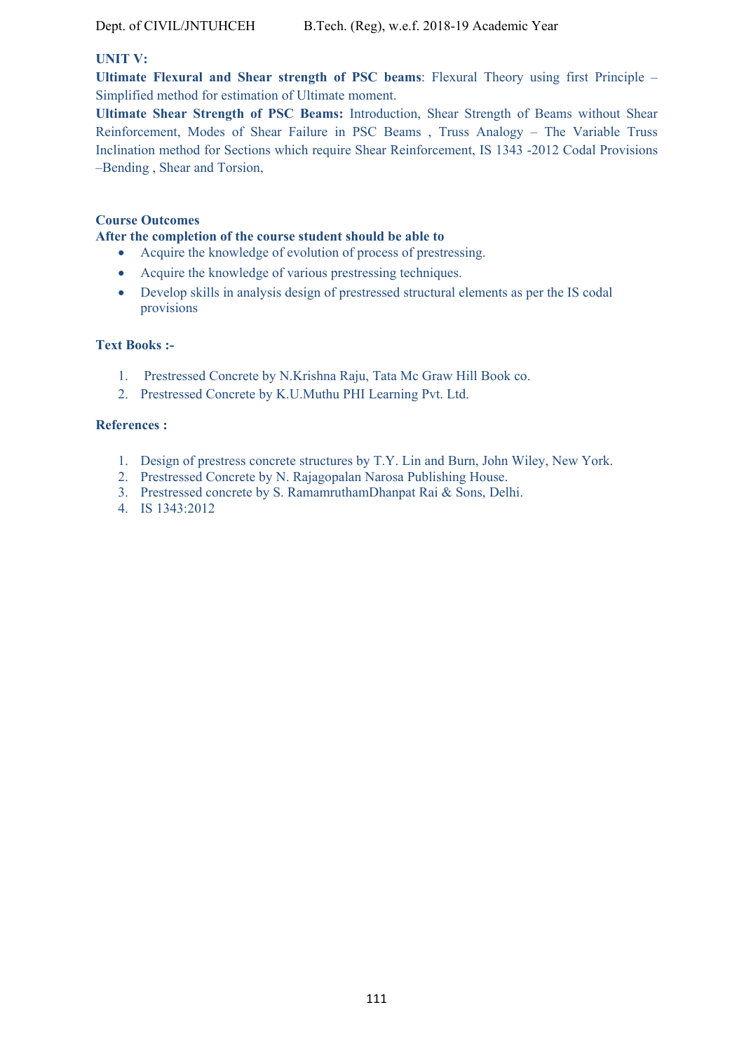**UNIT V:**

**Ultimate Flexural and Shear strength of PSC beams**: Flexural Theory using first Principle – Simplified method for estimation of Ultimate moment.

**Ultimate Shear Strength of PSC Beams:** Introduction, Shear Strength of Beams without Shear Reinforcement, Modes of Shear Failure in PSC Beams , Truss Analogy – The Variable Truss Inclination method for Sections which require Shear Reinforcement, IS 1343 -2012 Codal Provisions –Bending , Shear and Torsion,

**Course Outcomes**

**After the completion of the course student should be able to**

- Acquire the knowledge of evolution of process of prestressing.
- Acquire the knowledge of various prestressing techniques.
- Develop skills in analysis design of prestressed structural elements as per the IS codal provisions

**Text Books :-**

1. Prestressed Concrete by N.Krishna Raju, Tata Mc Graw Hill Book co.
2. Prestressed Concrete by K.U.Muthu PHI Learning Pvt. Ltd.

**References :**

1. Design of prestress concrete structures by T.Y. Lin and Burn, John Wiley, New York.
2. Prestressed Concrete by N. Rajagopalan Narosa Publishing House.
3. Prestressed concrete by S. RamamruthamDhanpat Rai & Sons, Delhi.
4. IS 1343:2012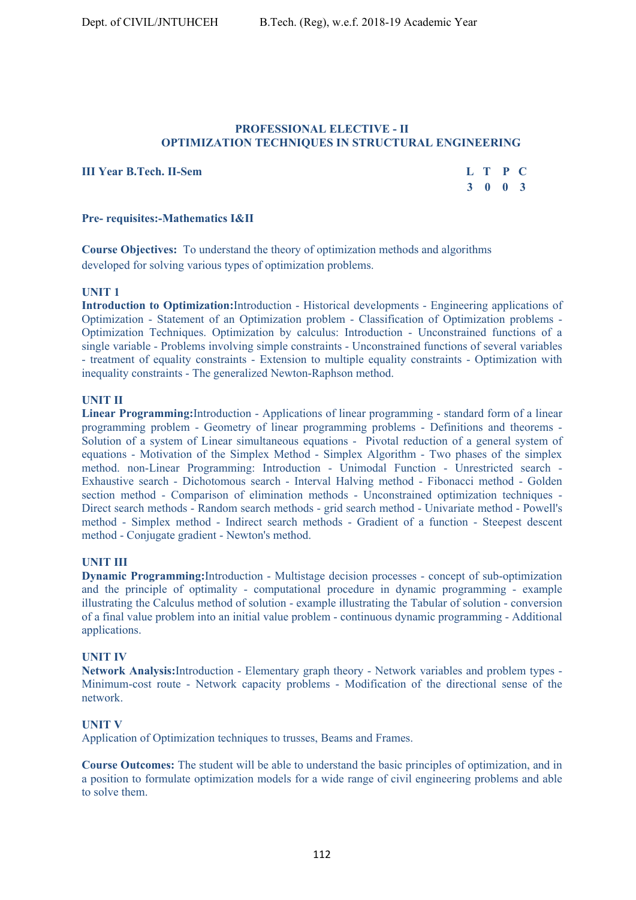## PROFESSIONAL ELECTIVE - II
## OPTIMIZATION TECHNIQUES IN STRUCTURAL ENGINEERING

**III Year B.Tech. II-Sem**

| L | T | P | C |
|---|---|---|---|
| 3 | 0 | 0 | 3 |

**Pre- requisites:-Mathematics I&II**

**Course Objectives:** To understand the theory of optimization methods and algorithms developed for solving various types of optimization problems.

### UNIT 1

**Introduction to Optimization:**Introduction - Historical developments - Engineering applications of Optimization - Statement of an Optimization problem - Classification of Optimization problems - Optimization Techniques. Optimization by calculus: Introduction - Unconstrained functions of a single variable - Problems involving simple constraints - Unconstrained functions of several variables - treatment of equality constraints - Extension to multiple equality constraints - Optimization with inequality constraints - The generalized Newton-Raphson method.

### UNIT II

**Linear Programming:**Introduction - Applications of linear programming - standard form of a linear programming problem - Geometry of linear programming problems - Definitions and theorems - Solution of a system of Linear simultaneous equations - Pivotal reduction of a general system of equations - Motivation of the Simplex Method - Simplex Algorithm - Two phases of the simplex method. non-Linear Programming: Introduction - Unimodal Function - Unrestricted search - Exhaustive search - Dichotomous search - Interval Halving method - Fibonacci method - Golden section method - Comparison of elimination methods - Unconstrained optimization techniques - Direct search methods - Random search methods - grid search method - Univariate method - Powell's method - Simplex method - Indirect search methods - Gradient of a function - Steepest descent method - Conjugate gradient - Newton's method.

### UNIT III

**Dynamic Programming:**Introduction - Multistage decision processes - concept of sub-optimization and the principle of optimality - computational procedure in dynamic programming - example illustrating the Calculus method of solution - example illustrating the Tabular of solution - conversion of a final value problem into an initial value problem - continuous dynamic programming - Additional applications.

### UNIT IV

**Network Analysis:**Introduction - Elementary graph theory - Network variables and problem types - Minimum-cost route - Network capacity problems - Modification of the directional sense of the network.

### UNIT V

Application of Optimization techniques to trusses, Beams and Frames.

**Course Outcomes:** The student will be able to understand the basic principles of optimization, and in a position to formulate optimization models for a wide range of civil engineering problems and able to solve them.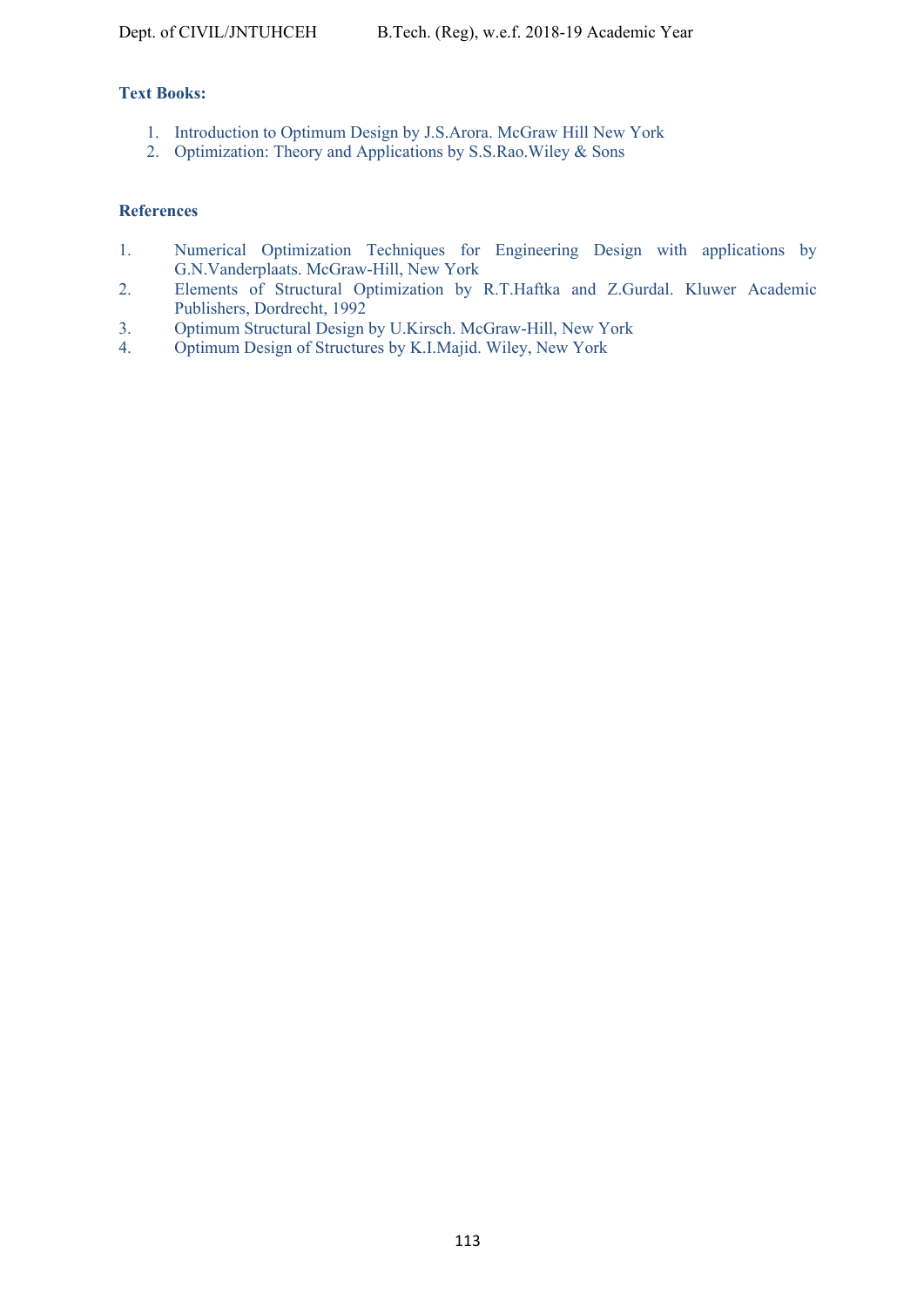**Text Books:**

1. Introduction to Optimum Design by J.S.Arora. McGraw Hill New York
2. Optimization: Theory and Applications by S.S.Rao.Wiley & Sons

**References**

1. Numerical Optimization Techniques for Engineering Design with applications by G.N.Vanderplaats. McGraw-Hill, New York
2. Elements of Structural Optimization by R.T.Haftka and Z.Gurdal. Kluwer Academic Publishers, Dordrecht, 1992
3. Optimum Structural Design by U.Kirsch. McGraw-Hill, New York
4. Optimum Design of Structures by K.I.Majid. Wiley, New York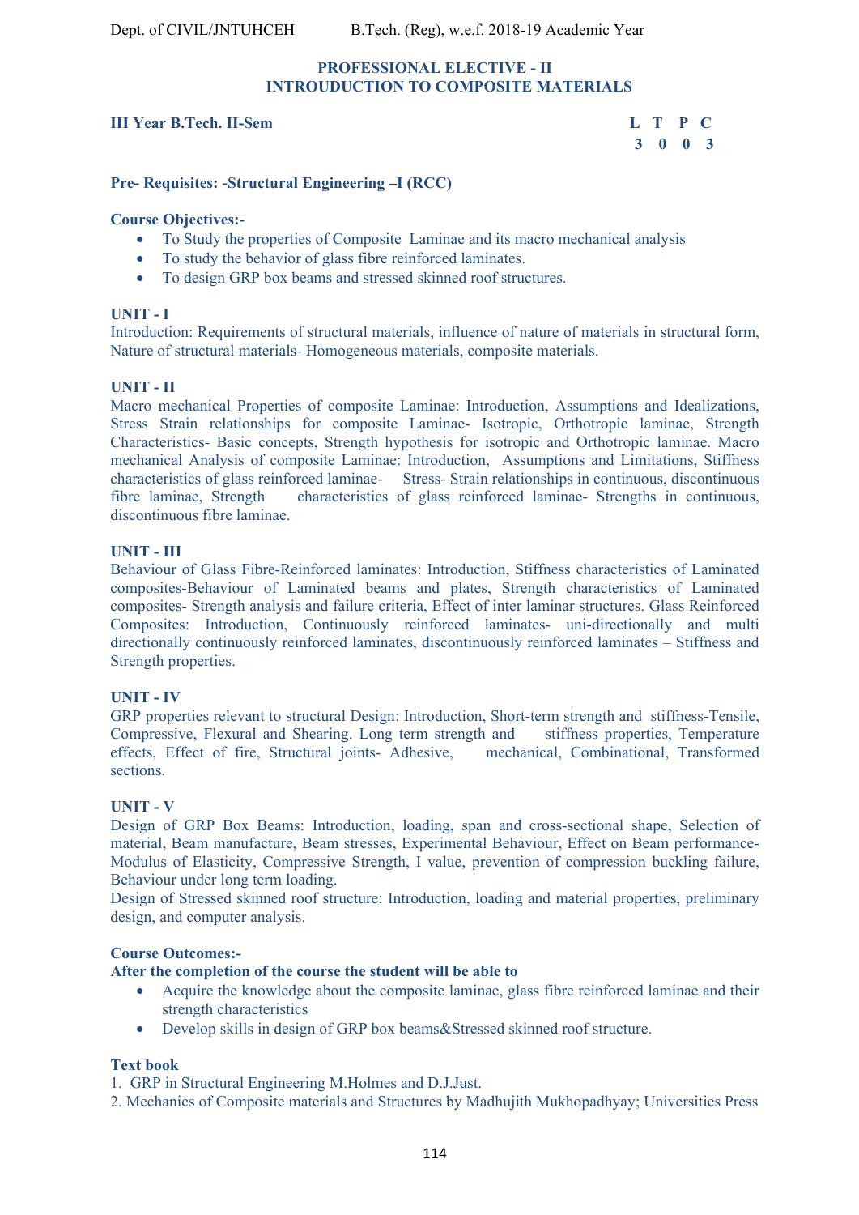## PROFESSIONAL ELECTIVE - II
## INTROUDUCTION TO COMPOSITE MATERIALS

**III Year B.Tech. II-Sem**

| L | T | P | C |
|---|---|---|---|
| 3 | 0 | 0 | 3 |

**Pre- Requisites: -Structural Engineering –I (RCC)**

**Course Objectives:-**

- To Study the properties of Composite Laminae and its macro mechanical analysis
- To study the behavior of glass fibre reinforced laminates.
- To design GRP box beams and stressed skinned roof structures.

**UNIT - I**

Introduction: Requirements of structural materials, influence of nature of materials in structural form, Nature of structural materials- Homogeneous materials, composite materials.

**UNIT - II**

Macro mechanical Properties of composite Laminae: Introduction, Assumptions and Idealizations, Stress Strain relationships for composite Laminae- Isotropic, Orthotropic laminae, Strength Characteristics- Basic concepts, Strength hypothesis for isotropic and Orthotropic laminae. Macro mechanical Analysis of composite Laminae: Introduction, Assumptions and Limitations, Stiffness characteristics of glass reinforced laminae- Stress- Strain relationships in continuous, discontinuous fibre laminae, Strength characteristics of glass reinforced laminae- Strengths in continuous, discontinuous fibre laminae.

**UNIT - III**

Behaviour of Glass Fibre-Reinforced laminates: Introduction, Stiffness characteristics of Laminated composites-Behaviour of Laminated beams and plates, Strength characteristics of Laminated composites- Strength analysis and failure criteria, Effect of inter laminar structures. Glass Reinforced Composites: Introduction, Continuously reinforced laminates- uni-directionally and multi directionally continuously reinforced laminates, discontinuously reinforced laminates – Stiffness and Strength properties.

**UNIT - IV**

GRP properties relevant to structural Design: Introduction, Short-term strength and stiffness-Tensile, Compressive, Flexural and Shearing. Long term strength and stiffness properties, Temperature effects, Effect of fire, Structural joints- Adhesive, mechanical, Combinational, Transformed sections.

**UNIT - V**

Design of GRP Box Beams: Introduction, loading, span and cross-sectional shape, Selection of material, Beam manufacture, Beam stresses, Experimental Behaviour, Effect on Beam performance- Modulus of Elasticity, Compressive Strength, I value, prevention of compression buckling failure, Behaviour under long term loading.

Design of Stressed skinned roof structure: Introduction, loading and material properties, preliminary design, and computer analysis.

**Course Outcomes:-**

**After the completion of the course the student will be able to**

- Acquire the knowledge about the composite laminae, glass fibre reinforced laminae and their strength characteristics
- Develop skills in design of GRP box beams&Stressed skinned roof structure.

**Text book**

1. GRP in Structural Engineering M.Holmes and D.J.Just.
2. Mechanics of Composite materials and Structures by Madhujith Mukhopadhyay; Universities Press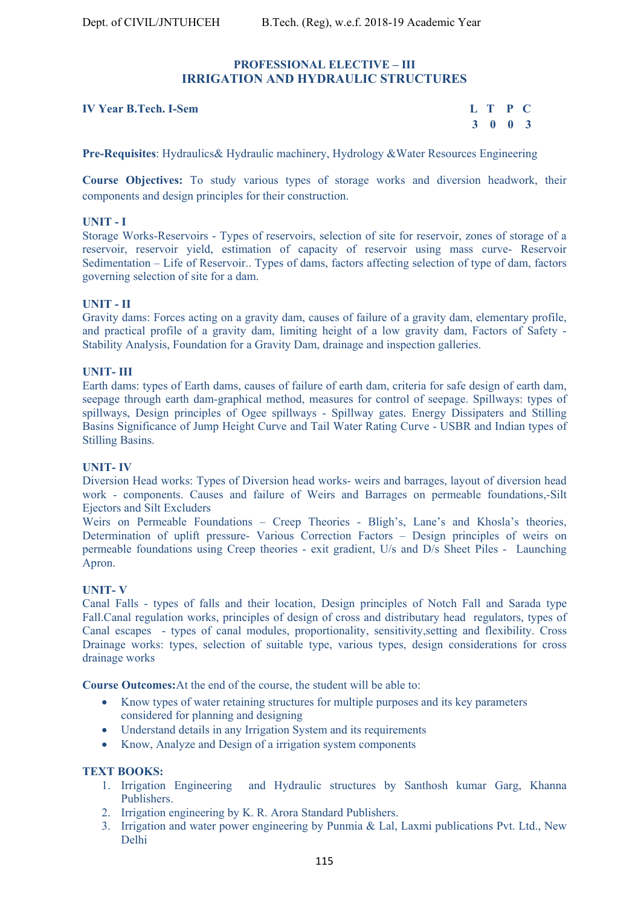## PROFESSIONAL ELECTIVE – III
## IRRIGATION AND HYDRAULIC STRUCTURES

**IV Year B.Tech. I-Sem**

| L | T | P | C |
|---|---|---|---|
| 3 | 0 | 0 | 3 |

**Pre-Requisites**: Hydraulics& Hydraulic machinery, Hydrology &Water Resources Engineering

**Course Objectives:** To study various types of storage works and diversion headwork, their components and design principles for their construction.

**UNIT - I**
Storage Works-Reservoirs - Types of reservoirs, selection of site for reservoir, zones of storage of a reservoir, reservoir yield, estimation of capacity of reservoir using mass curve- Reservoir Sedimentation – Life of Reservoir.. Types of dams, factors affecting selection of type of dam, factors governing selection of site for a dam.

**UNIT - II**
Gravity dams: Forces acting on a gravity dam, causes of failure of a gravity dam, elementary profile, and practical profile of a gravity dam, limiting height of a low gravity dam, Factors of Safety - Stability Analysis, Foundation for a Gravity Dam, drainage and inspection galleries.

**UNIT- III**
Earth dams: types of Earth dams, causes of failure of earth dam, criteria for safe design of earth dam, seepage through earth dam-graphical method, measures for control of seepage. Spillways: types of spillways, Design principles of Ogee spillways - Spillway gates. Energy Dissipaters and Stilling Basins Significance of Jump Height Curve and Tail Water Rating Curve - USBR and Indian types of Stilling Basins.

**UNIT- IV**
Diversion Head works: Types of Diversion head works- weirs and barrages, layout of diversion head work - components. Causes and failure of Weirs and Barrages on permeable foundations,-Silt Ejectors and Silt Excluders
Weirs on Permeable Foundations – Creep Theories - Bligh's, Lane's and Khosla's theories, Determination of uplift pressure- Various Correction Factors – Design principles of weirs on permeable foundations using Creep theories - exit gradient, U/s and D/s Sheet Piles - Launching Apron.

**UNIT- V**
Canal Falls - types of falls and their location, Design principles of Notch Fall and Sarada type Fall.Canal regulation works, principles of design of cross and distributary head regulators, types of Canal escapes - types of canal modules, proportionality, sensitivity,setting and flexibility. Cross Drainage works: types, selection of suitable type, various types, design considerations for cross drainage works

**Course Outcomes:**At the end of the course, the student will be able to:

- Know types of water retaining structures for multiple purposes and its key parameters considered for planning and designing
- Understand details in any Irrigation System and its requirements
- Know, Analyze and Design of a irrigation system components

**TEXT BOOKS:**

1. Irrigation Engineering and Hydraulic structures by Santhosh kumar Garg, Khanna Publishers.
2. Irrigation engineering by K. R. Arora Standard Publishers.
3. Irrigation and water power engineering by Punmia & Lal, Laxmi publications Pvt. Ltd., New Delhi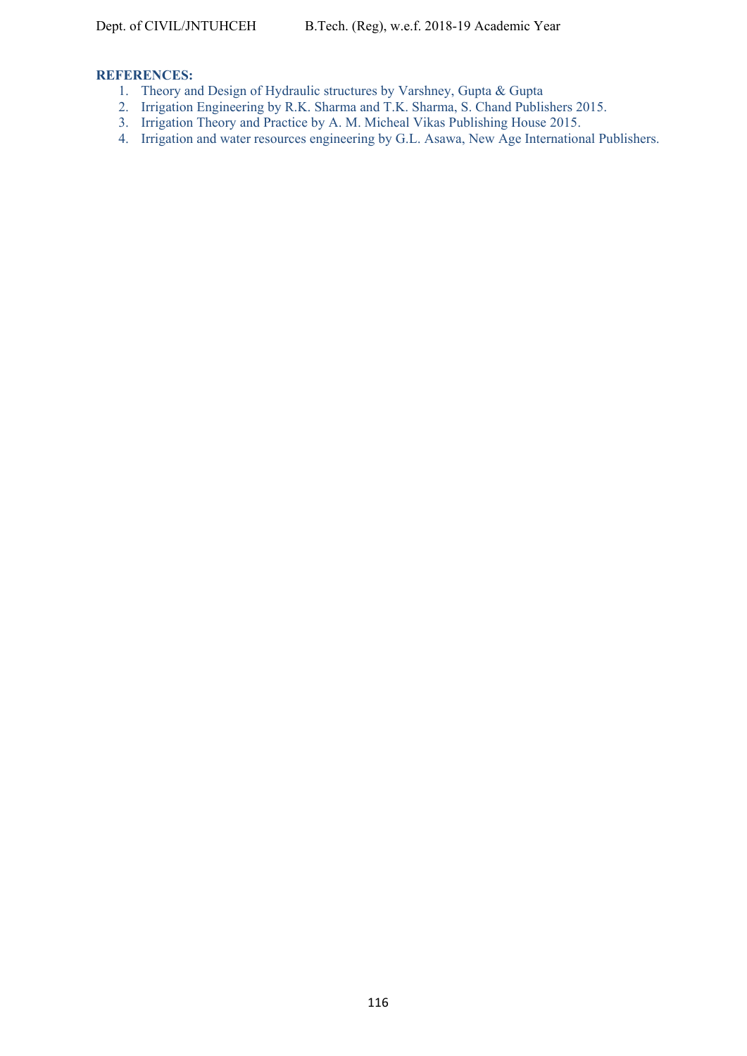**REFERENCES:**

1. Theory and Design of Hydraulic structures by Varshney, Gupta & Gupta
2. Irrigation Engineering by R.K. Sharma and T.K. Sharma, S. Chand Publishers 2015.
3. Irrigation Theory and Practice by A. M. Micheal Vikas Publishing House 2015.
4. Irrigation and water resources engineering by G.L. Asawa, New Age International Publishers.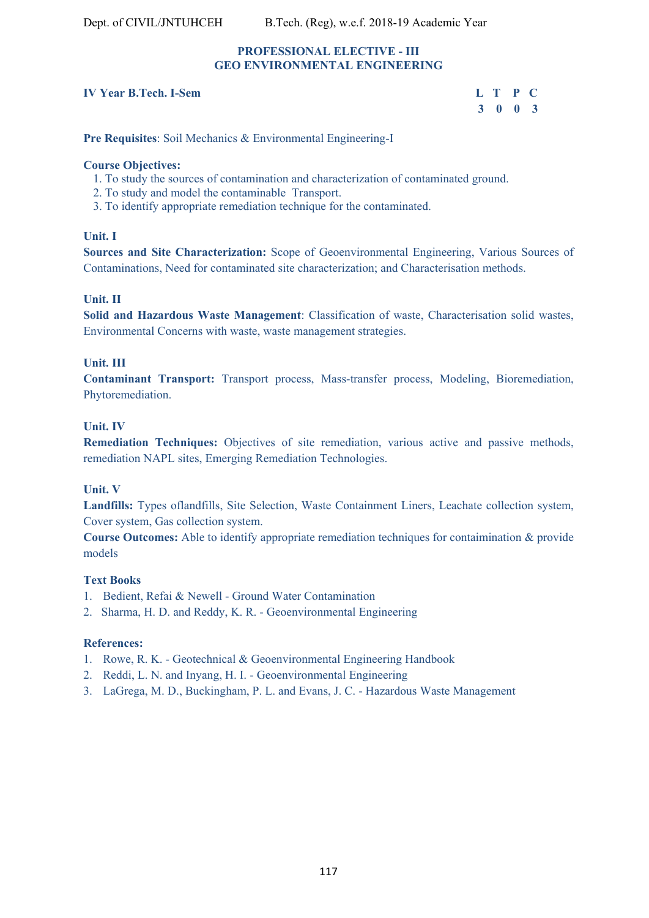## PROFESSIONAL ELECTIVE - III
## GEO ENVIRONMENTAL ENGINEERING

**IV Year B.Tech. I-Sem**

| L | T | P | C |
|---|---|---|---|
| 3 | 0 | 0 | 3 |

**Pre Requisites**: Soil Mechanics & Environmental Engineering-I

**Course Objectives:**

1. To study the sources of contamination and characterization of contaminated ground.
2. To study and model the contaminable Transport.
3. To identify appropriate remediation technique for the contaminated.

**Unit. I**

**Sources and Site Characterization:** Scope of Geoenvironmental Engineering, Various Sources of Contaminations, Need for contaminated site characterization; and Characterisation methods.

**Unit. II**

**Solid and Hazardous Waste Management**: Classification of waste, Characterisation solid wastes, Environmental Concerns with waste, waste management strategies.

**Unit. III**

**Contaminant Transport:** Transport process, Mass-transfer process, Modeling, Bioremediation, Phytoremediation.

**Unit. IV**

**Remediation Techniques:** Objectives of site remediation, various active and passive methods, remediation NAPL sites, Emerging Remediation Technologies.

**Unit. V**

**Landfills:** Types oflandfills, Site Selection, Waste Containment Liners, Leachate collection system, Cover system, Gas collection system.

**Course Outcomes:** Able to identify appropriate remediation techniques for contaimination & provide models

**Text Books**

1. Bedient, Refai & Newell - Ground Water Contamination
2. Sharma, H. D. and Reddy, K. R. - Geoenvironmental Engineering

**References:**

1. Rowe, R. K. - Geotechnical & Geoenvironmental Engineering Handbook
2. Reddi, L. N. and Inyang, H. I. - Geoenvironmental Engineering
3. LaGrega, M. D., Buckingham, P. L. and Evans, J. C. - Hazardous Waste Management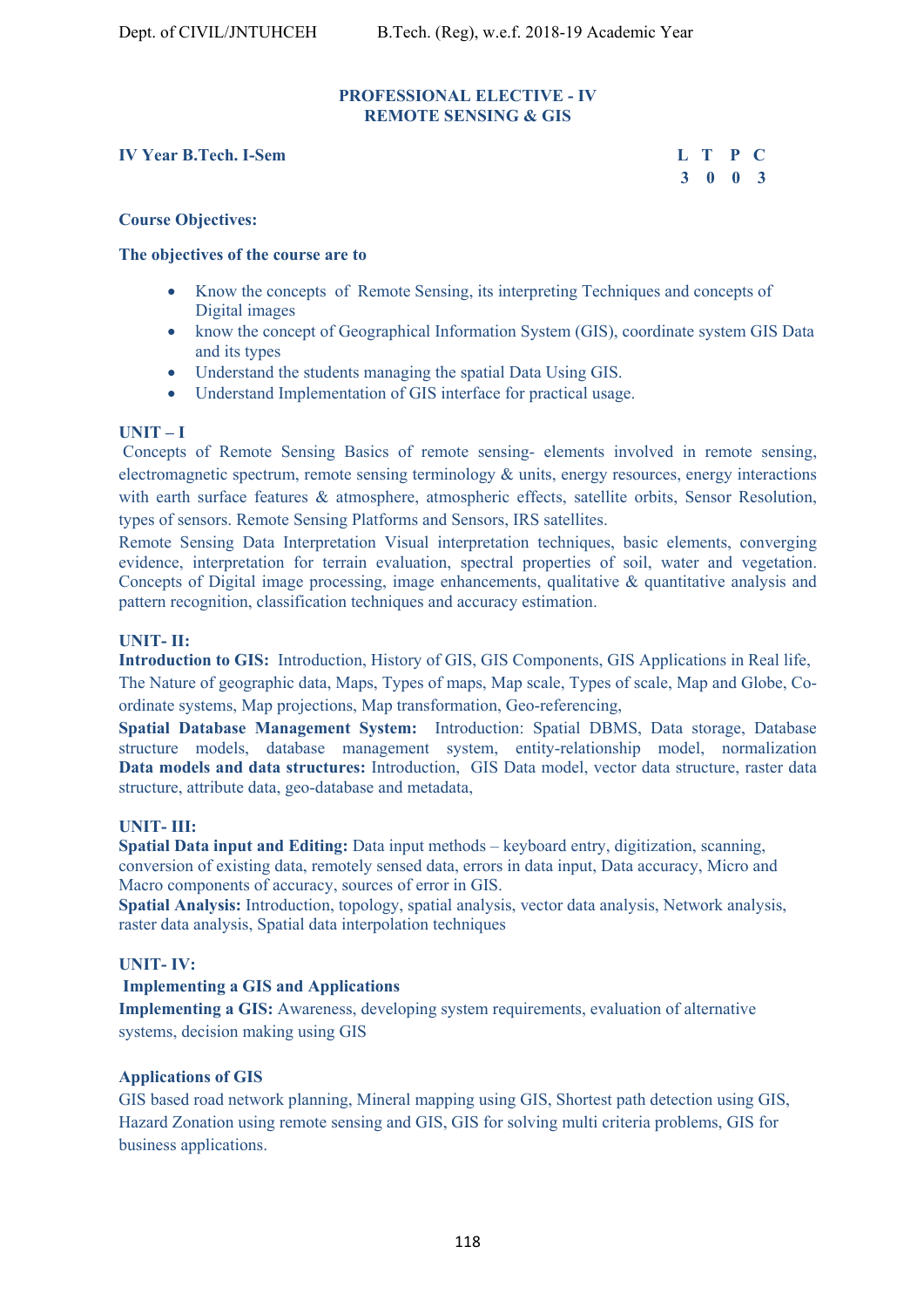## PROFESSIONAL ELECTIVE - IV
## REMOTE SENSING & GIS

**IV Year B.Tech. I-Sem**

| L | T | P | C |
|---|---|---|---|
| 3 | 0 | 0 | 3 |

**Course Objectives:**

**The objectives of the course are to**

- Know the concepts of Remote Sensing, its interpreting Techniques and concepts of Digital images
- know the concept of Geographical Information System (GIS), coordinate system GIS Data and its types
- Understand the students managing the spatial Data Using GIS.
- Understand Implementation of GIS interface for practical usage.

**UNIT – I**

Concepts of Remote Sensing Basics of remote sensing- elements involved in remote sensing, electromagnetic spectrum, remote sensing terminology & units, energy resources, energy interactions with earth surface features & atmosphere, atmospheric effects, satellite orbits, Sensor Resolution, types of sensors. Remote Sensing Platforms and Sensors, IRS satellites.

Remote Sensing Data Interpretation Visual interpretation techniques, basic elements, converging evidence, interpretation for terrain evaluation, spectral properties of soil, water and vegetation. Concepts of Digital image processing, image enhancements, qualitative & quantitative analysis and pattern recognition, classification techniques and accuracy estimation.

**UNIT- II:**

**Introduction to GIS:** Introduction, History of GIS, GIS Components, GIS Applications in Real life, The Nature of geographic data, Maps, Types of maps, Map scale, Types of scale, Map and Globe, Co-ordinate systems, Map projections, Map transformation, Geo-referencing,

**Spatial Database Management System:** Introduction: Spatial DBMS, Data storage, Database structure models, database management system, entity-relationship model, normalization **Data models and data structures:** Introduction, GIS Data model, vector data structure, raster data structure, attribute data, geo-database and metadata,

**UNIT- III:**

**Spatial Data input and Editing:** Data input methods – keyboard entry, digitization, scanning, conversion of existing data, remotely sensed data, errors in data input, Data accuracy, Micro and Macro components of accuracy, sources of error in GIS.

**Spatial Analysis:** Introduction, topology, spatial analysis, vector data analysis, Network analysis, raster data analysis, Spatial data interpolation techniques

**UNIT- IV:**

**Implementing a GIS and Applications**

**Implementing a GIS:** Awareness, developing system requirements, evaluation of alternative systems, decision making using GIS

**Applications of GIS**

GIS based road network planning, Mineral mapping using GIS, Shortest path detection using GIS, Hazard Zonation using remote sensing and GIS, GIS for solving multi criteria problems, GIS for business applications.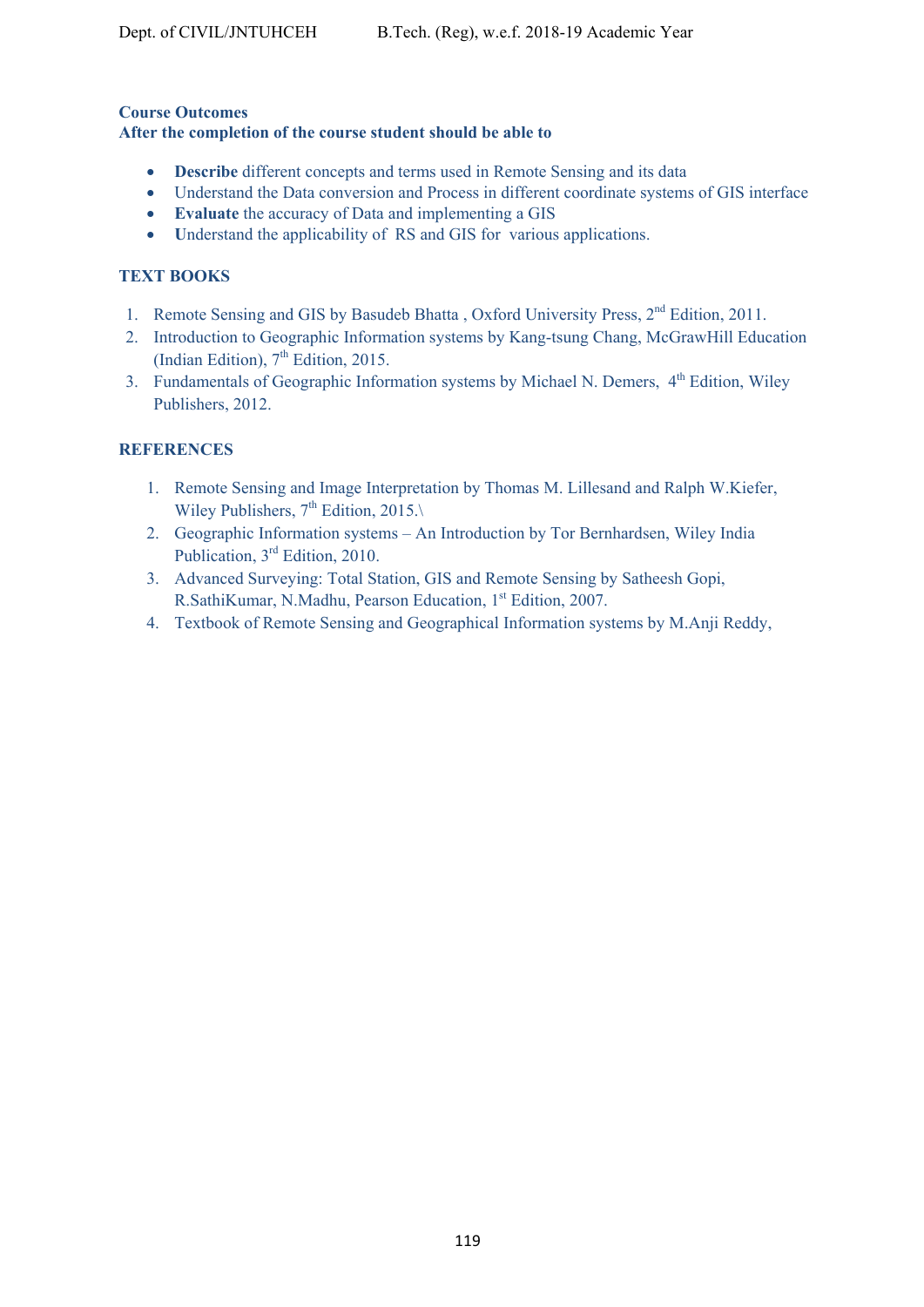**Course Outcomes**
**After the completion of the course student should be able to**

- **Describe** different concepts and terms used in Remote Sensing and its data
- Understand the Data conversion and Process in different coordinate systems of GIS interface
- **Evaluate** the accuracy of Data and implementing a GIS
- **U**nderstand the applicability of RS and GIS for various applications.

**TEXT BOOKS**

1. Remote Sensing and GIS by Basudeb Bhatta , Oxford University Press, 2nd Edition, 2011.
2. Introduction to Geographic Information systems by Kang-tsung Chang, McGrawHill Education (Indian Edition), 7th Edition, 2015.
3. Fundamentals of Geographic Information systems by Michael N. Demers, 4th Edition, Wiley Publishers, 2012.

**REFERENCES**

1. Remote Sensing and Image Interpretation by Thomas M. Lillesand and Ralph W.Kiefer, Wiley Publishers, 7th Edition, 2015.\
2. Geographic Information systems – An Introduction by Tor Bernhardsen, Wiley India Publication, 3rd Edition, 2010.
3. Advanced Surveying: Total Station, GIS and Remote Sensing by Satheesh Gopi, R.SathiKumar, N.Madhu, Pearson Education, 1st Edition, 2007.
4. Textbook of Remote Sensing and Geographical Information systems by M.Anji Reddy,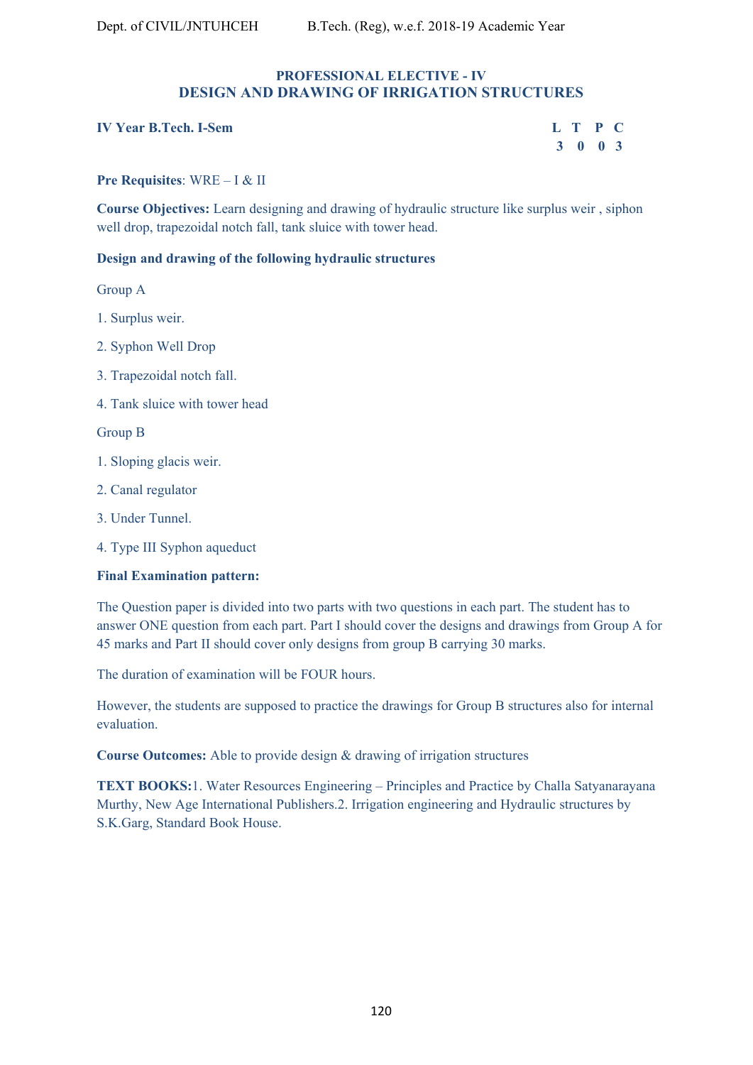## PROFESSIONAL ELECTIVE - IV
## DESIGN AND DRAWING OF IRRIGATION STRUCTURES

**IV Year B.Tech. I-Sem**

| L | T | P | C |
|---|---|---|---|
| 3 | 0 | 0 | 3 |

**Pre Requisites**: WRE – I & II

**Course Objectives:** Learn designing and drawing of hydraulic structure like surplus weir , siphon well drop, trapezoidal notch fall, tank sluice with tower head.

**Design and drawing of the following hydraulic structures**

Group A

1. Surplus weir.
2. Syphon Well Drop
3. Trapezoidal notch fall.
4. Tank sluice with tower head

Group B

1. Sloping glacis weir.
2. Canal regulator
3. Under Tunnel.
4. Type III Syphon aqueduct

**Final Examination pattern:**

The Question paper is divided into two parts with two questions in each part. The student has to answer ONE question from each part. Part I should cover the designs and drawings from Group A for 45 marks and Part II should cover only designs from group B carrying 30 marks.

The duration of examination will be FOUR hours.

However, the students are supposed to practice the drawings for Group B structures also for internal evaluation.

**Course Outcomes:** Able to provide design & drawing of irrigation structures

**TEXT BOOKS:**1. Water Resources Engineering – Principles and Practice by Challa Satyanarayana Murthy, New Age International Publishers.2. Irrigation engineering and Hydraulic structures by S.K.Garg, Standard Book House.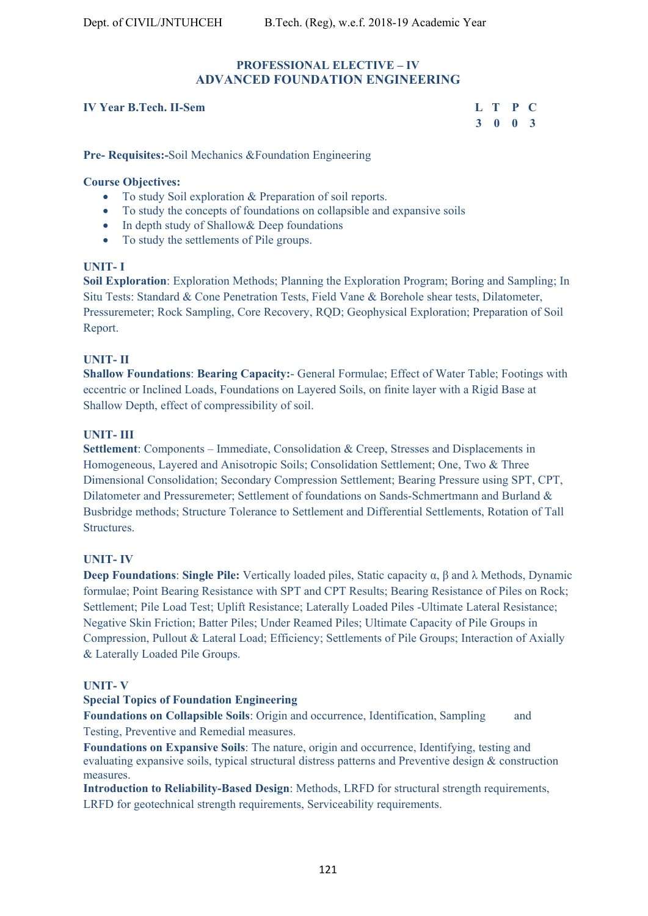## PROFESSIONAL ELECTIVE – IV
## ADVANCED FOUNDATION ENGINEERING

**IV Year B.Tech. II-Sem**

| L | T | P | C |
|---|---|---|---|
| 3 | 0 | 0 | 3 |

**Pre- Requisites:-**Soil Mechanics &Foundation Engineering

**Course Objectives:**

- To study Soil exploration & Preparation of soil reports.
- To study the concepts of foundations on collapsible and expansive soils
- In depth study of Shallow& Deep foundations
- To study the settlements of Pile groups.

### UNIT- I

**Soil Exploration**: Exploration Methods; Planning the Exploration Program; Boring and Sampling; In Situ Tests: Standard & Cone Penetration Tests, Field Vane & Borehole shear tests, Dilatometer, Pressuremeter; Rock Sampling, Core Recovery, RQD; Geophysical Exploration; Preparation of Soil Report.

### UNIT- II

**Shallow Foundations**: **Bearing Capacity:-** General Formulae; Effect of Water Table; Footings with eccentric or Inclined Loads, Foundations on Layered Soils, on finite layer with a Rigid Base at Shallow Depth, effect of compressibility of soil.

### UNIT- III

**Settlement**: Components – Immediate, Consolidation & Creep, Stresses and Displacements in Homogeneous, Layered and Anisotropic Soils; Consolidation Settlement; One, Two & Three Dimensional Consolidation; Secondary Compression Settlement; Bearing Pressure using SPT, CPT, Dilatometer and Pressuremeter; Settlement of foundations on Sands-Schmertmann and Burland & Busbridge methods; Structure Tolerance to Settlement and Differential Settlements, Rotation of Tall Structures.

### UNIT- IV

**Deep Foundations**: **Single Pile:** Vertically loaded piles, Static capacity $\alpha$, $\beta$ and $\lambda$ Methods, Dynamic formulae; Point Bearing Resistance with SPT and CPT Results; Bearing Resistance of Piles on Rock; Settlement; Pile Load Test; Uplift Resistance; Laterally Loaded Piles -Ultimate Lateral Resistance; Negative Skin Friction; Batter Piles; Under Reamed Piles; Ultimate Capacity of Pile Groups in Compression, Pullout & Lateral Load; Efficiency; Settlements of Pile Groups; Interaction of Axially & Laterally Loaded Pile Groups.

### UNIT- V

**Special Topics of Foundation Engineering**

**Foundations on Collapsible Soils**: Origin and occurrence, Identification, Sampling and Testing, Preventive and Remedial measures.

**Foundations on Expansive Soils**: The nature, origin and occurrence, Identifying, testing and evaluating expansive soils, typical structural distress patterns and Preventive design & construction measures.

**Introduction to Reliability-Based Design**: Methods, LRFD for structural strength requirements, LRFD for geotechnical strength requirements, Serviceability requirements.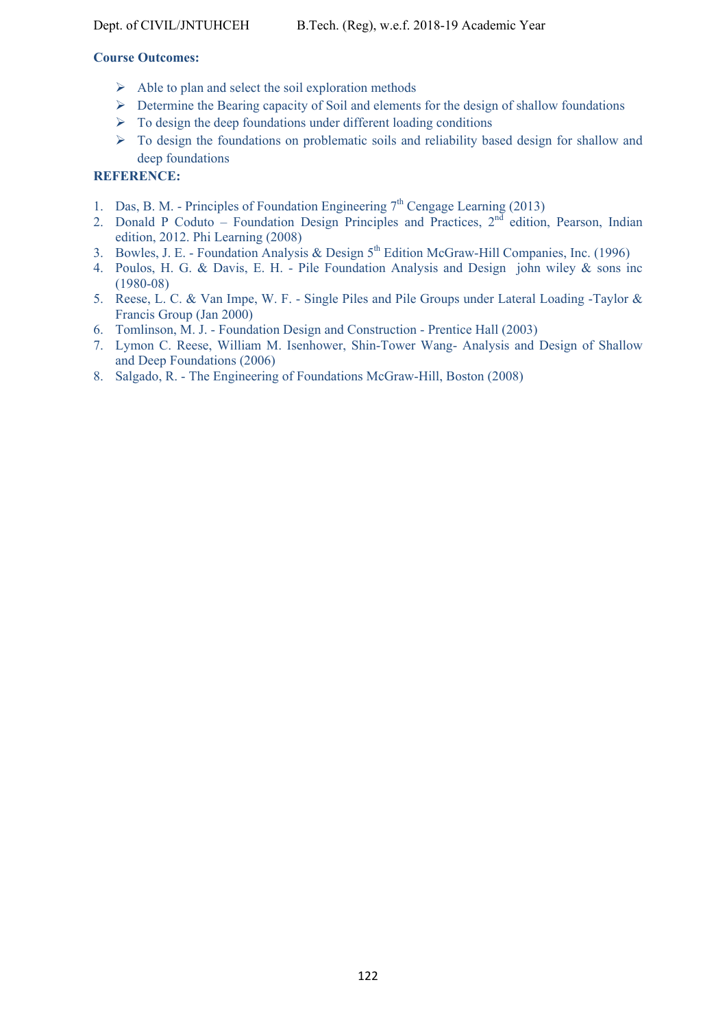**Course Outcomes:**

- Able to plan and select the soil exploration methods
- Determine the Bearing capacity of Soil and elements for the design of shallow foundations
- To design the deep foundations under different loading conditions
- To design the foundations on problematic soils and reliability based design for shallow and deep foundations

**REFERENCE:**

1. Das, B. M. - Principles of Foundation Engineering 7th Cengage Learning (2013)
2. Donald P Coduto – Foundation Design Principles and Practices, 2nd edition, Pearson, Indian edition, 2012. Phi Learning (2008)
3. Bowles, J. E. - Foundation Analysis & Design 5th Edition McGraw-Hill Companies, Inc. (1996)
4. Poulos, H. G. & Davis, E. H. - Pile Foundation Analysis and Design john wiley & sons inc (1980-08)
5. Reese, L. C. & Van Impe, W. F. - Single Piles and Pile Groups under Lateral Loading -Taylor & Francis Group (Jan 2000)
6. Tomlinson, M. J. - Foundation Design and Construction - Prentice Hall (2003)
7. Lymon C. Reese, William M. Isenhower, Shin-Tower Wang- Analysis and Design of Shallow and Deep Foundations (2006)
8. Salgado, R. - The Engineering of Foundations McGraw-Hill, Boston (2008)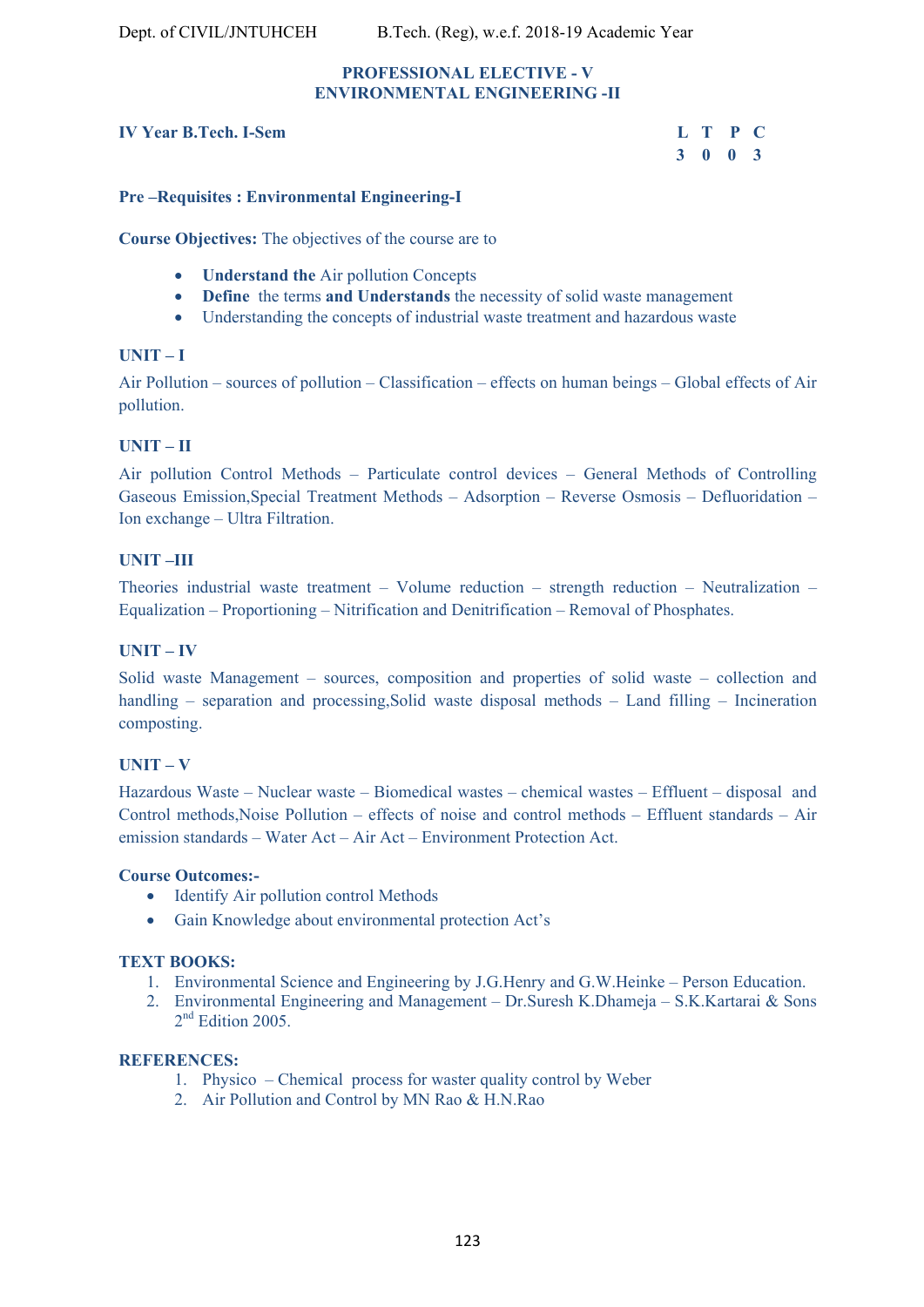## PROFESSIONAL ELECTIVE - V
## ENVIRONMENTAL ENGINEERING -II

**IV Year B.Tech. I-Sem**

| L | T | P | C |
|---|---|---|---|
| 3 | 0 | 0 | 3 |

**Pre –Requisites : Environmental Engineering-I**

**Course Objectives:** The objectives of the course are to

- **Understand the** Air pollution Concepts
- **Define** the terms **and Understands** the necessity of solid waste management
- Understanding the concepts of industrial waste treatment and hazardous waste

### UNIT – I

Air Pollution – sources of pollution – Classification – effects on human beings – Global effects of Air pollution.

### UNIT – II

Air pollution Control Methods – Particulate control devices – General Methods of Controlling Gaseous Emission,Special Treatment Methods – Adsorption – Reverse Osmosis – Defluoridation – Ion exchange – Ultra Filtration.

### UNIT –III

Theories industrial waste treatment – Volume reduction – strength reduction – Neutralization – Equalization – Proportioning – Nitrification and Denitrification – Removal of Phosphates.

### UNIT – IV

Solid waste Management – sources, composition and properties of solid waste – collection and handling – separation and processing,Solid waste disposal methods – Land filling – Incineration composting.

### UNIT – V

Hazardous Waste – Nuclear waste – Biomedical wastes – chemical wastes – Effluent – disposal and Control methods,Noise Pollution – effects of noise and control methods – Effluent standards – Air emission standards – Water Act – Air Act – Environment Protection Act.

**Course Outcomes:-**

- Identify Air pollution control Methods
- Gain Knowledge about environmental protection Act's

**TEXT BOOKS:**

1. Environmental Science and Engineering by J.G.Henry and G.W.Heinke – Person Education.
2. Environmental Engineering and Management – Dr.Suresh K.Dhameja – S.K.Kartarai & Sons 2nd Edition 2005.

**REFERENCES:**

1. Physico – Chemical process for waster quality control by Weber
2. Air Pollution and Control by MN Rao & H.N.Rao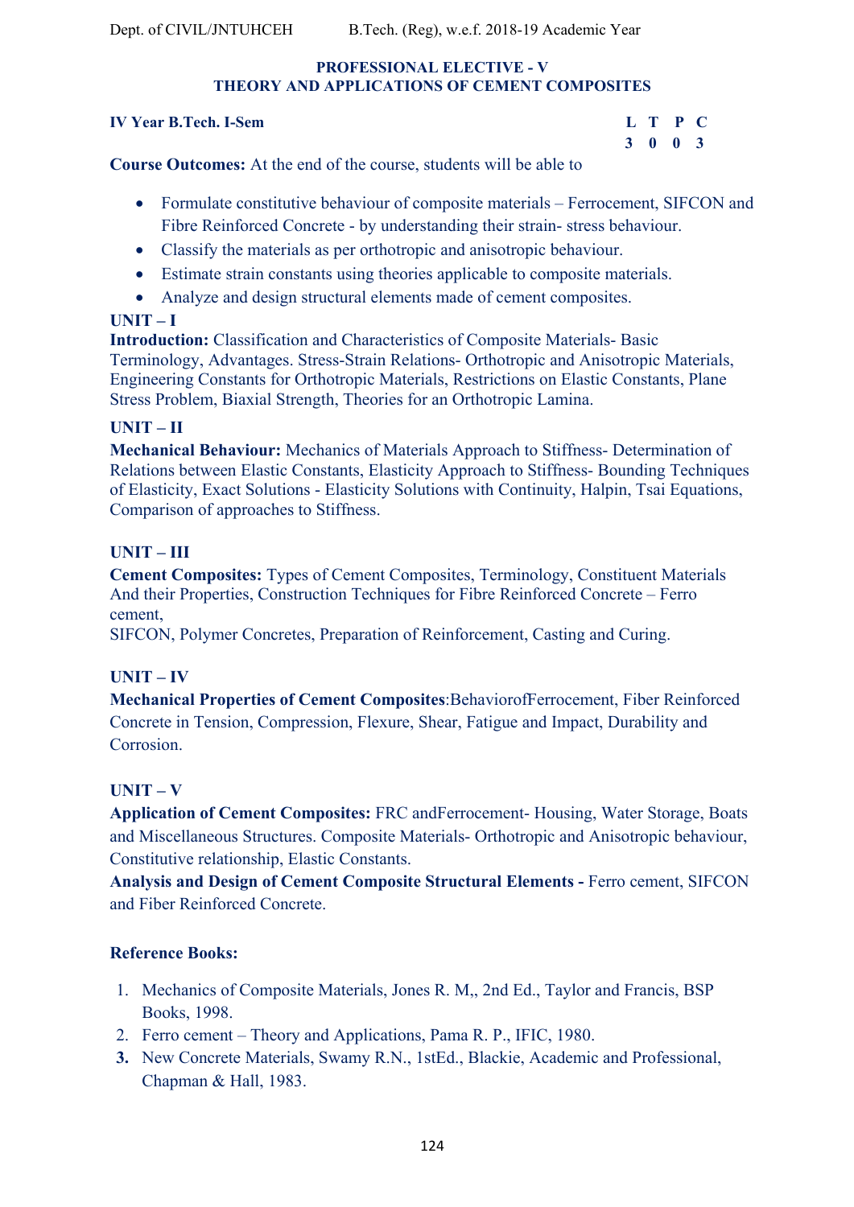## PROFESSIONAL ELECTIVE - V
## THEORY AND APPLICATIONS OF CEMENT COMPOSITES

**IV Year B.Tech. I-Sem**

| L | T | P | C |
|---|---|---|---|
| 3 | 0 | 0 | 3 |

**Course Outcomes:** At the end of the course, students will be able to

- Formulate constitutive behaviour of composite materials – Ferrocement, SIFCON and Fibre Reinforced Concrete - by understanding their strain- stress behaviour.
- Classify the materials as per orthotropic and anisotropic behaviour.
- Estimate strain constants using theories applicable to composite materials.
- Analyze and design structural elements made of cement composites.

**UNIT – I**

**Introduction:** Classification and Characteristics of Composite Materials- Basic Terminology, Advantages. Stress-Strain Relations- Orthotropic and Anisotropic Materials, Engineering Constants for Orthotropic Materials, Restrictions on Elastic Constants, Plane Stress Problem, Biaxial Strength, Theories for an Orthotropic Lamina.

**UNIT – II**

**Mechanical Behaviour:** Mechanics of Materials Approach to Stiffness- Determination of Relations between Elastic Constants, Elasticity Approach to Stiffness- Bounding Techniques of Elasticity, Exact Solutions - Elasticity Solutions with Continuity, Halpin, Tsai Equations, Comparison of approaches to Stiffness.

**UNIT – III**

**Cement Composites:** Types of Cement Composites, Terminology, Constituent Materials And their Properties, Construction Techniques for Fibre Reinforced Concrete – Ferro cement,
SIFCON, Polymer Concretes, Preparation of Reinforcement, Casting and Curing.

**UNIT – IV**

**Mechanical Properties of Cement Composites**:BehaviorofFerrocement, Fiber Reinforced Concrete in Tension, Compression, Flexure, Shear, Fatigue and Impact, Durability and Corrosion.

**UNIT – V**

**Application of Cement Composites:** FRC andFerrocement- Housing, Water Storage, Boats and Miscellaneous Structures. Composite Materials- Orthotropic and Anisotropic behaviour, Constitutive relationship, Elastic Constants.

**Analysis and Design of Cement Composite Structural Elements -** Ferro cement, SIFCON and Fiber Reinforced Concrete.

**Reference Books:**

1. Mechanics of Composite Materials, Jones R. M,, 2nd Ed., Taylor and Francis, BSP Books, 1998.
2. Ferro cement – Theory and Applications, Pama R. P., IFIC, 1980.
3. New Concrete Materials, Swamy R.N., 1stEd., Blackie, Academic and Professional, Chapman & Hall, 1983.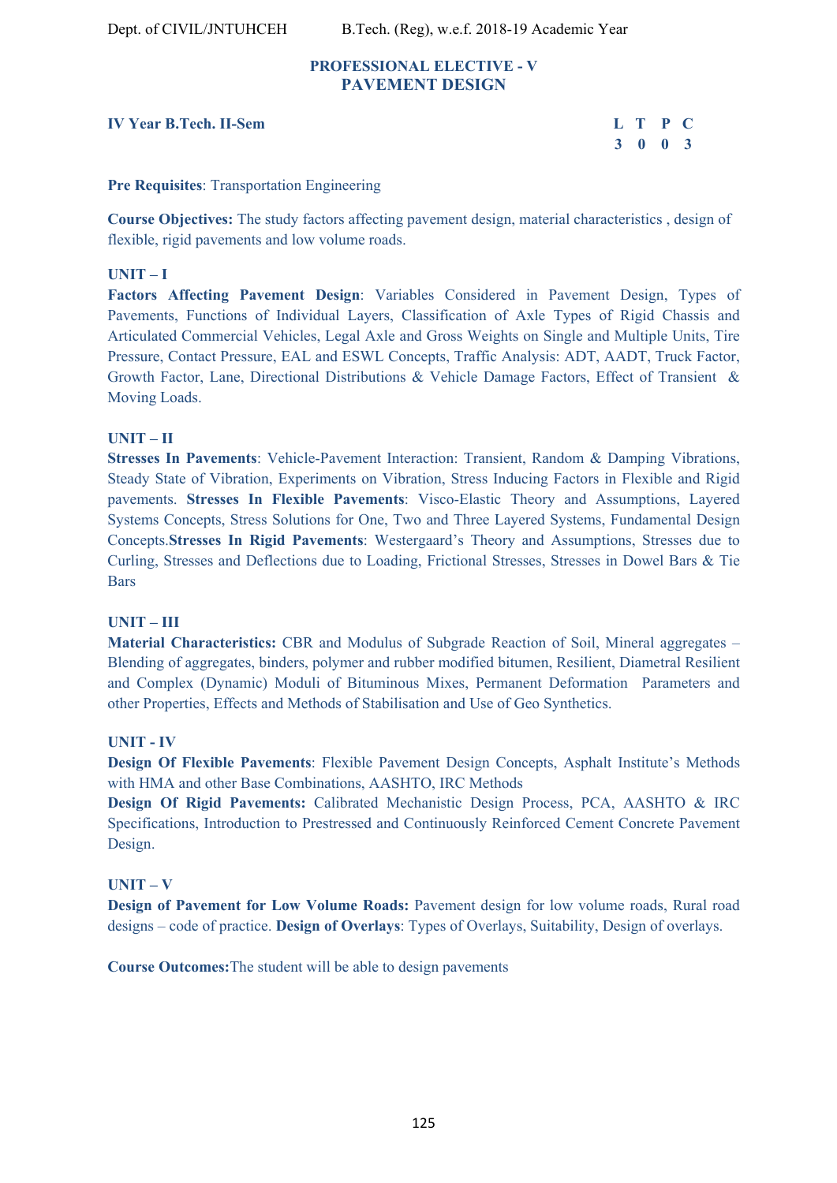## PROFESSIONAL ELECTIVE - V
## PAVEMENT DESIGN

**IV Year B.Tech. II-Sem**

| L | T | P | C |
|---|---|---|---|
| 3 | 0 | 0 | 3 |

**Pre Requisites**: Transportation Engineering

**Course Objectives:** The study factors affecting pavement design, material characteristics , design of flexible, rigid pavements and low volume roads.

**UNIT – I**

**Factors Affecting Pavement Design**: Variables Considered in Pavement Design, Types of Pavements, Functions of Individual Layers, Classification of Axle Types of Rigid Chassis and Articulated Commercial Vehicles, Legal Axle and Gross Weights on Single and Multiple Units, Tire Pressure, Contact Pressure, EAL and ESWL Concepts, Traffic Analysis: ADT, AADT, Truck Factor, Growth Factor, Lane, Directional Distributions & Vehicle Damage Factors, Effect of Transient & Moving Loads.

**UNIT – II**

**Stresses In Pavements**: Vehicle-Pavement Interaction: Transient, Random & Damping Vibrations, Steady State of Vibration, Experiments on Vibration, Stress Inducing Factors in Flexible and Rigid pavements. **Stresses In Flexible Pavements**: Visco-Elastic Theory and Assumptions, Layered Systems Concepts, Stress Solutions for One, Two and Three Layered Systems, Fundamental Design Concepts.**Stresses In Rigid Pavements**: Westergaard's Theory and Assumptions, Stresses due to Curling, Stresses and Deflections due to Loading, Frictional Stresses, Stresses in Dowel Bars & Tie Bars

**UNIT – III**

**Material Characteristics:** CBR and Modulus of Subgrade Reaction of Soil, Mineral aggregates – Blending of aggregates, binders, polymer and rubber modified bitumen, Resilient, Diametral Resilient and Complex (Dynamic) Moduli of Bituminous Mixes, Permanent Deformation Parameters and other Properties, Effects and Methods of Stabilisation and Use of Geo Synthetics.

**UNIT - IV**

**Design Of Flexible Pavements**: Flexible Pavement Design Concepts, Asphalt Institute's Methods with HMA and other Base Combinations, AASHTO, IRC Methods

**Design Of Rigid Pavements:** Calibrated Mechanistic Design Process, PCA, AASHTO & IRC Specifications, Introduction to Prestressed and Continuously Reinforced Cement Concrete Pavement Design.

**UNIT – V**

**Design of Pavement for Low Volume Roads:** Pavement design for low volume roads, Rural road designs – code of practice. **Design of Overlays**: Types of Overlays, Suitability, Design of overlays.

**Course Outcomes:**The student will be able to design pavements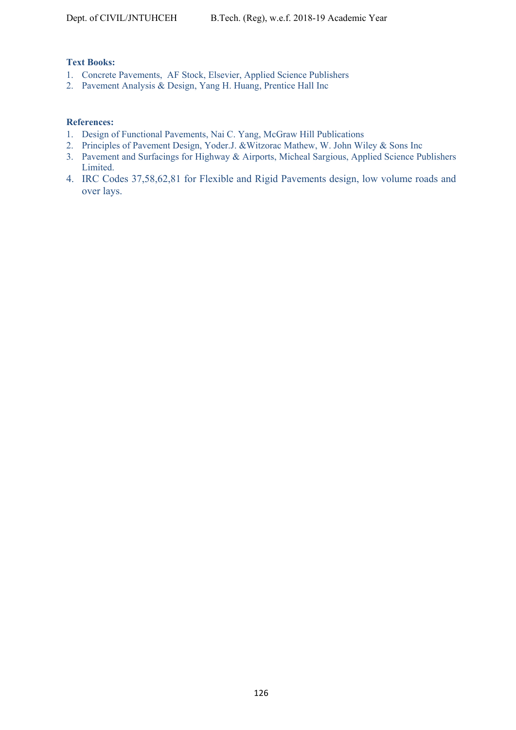**Text Books:**

1. Concrete Pavements, AF Stock, Elsevier, Applied Science Publishers
2. Pavement Analysis & Design, Yang H. Huang, Prentice Hall Inc

**References:**

1. Design of Functional Pavements, Nai C. Yang, McGraw Hill Publications
2. Principles of Pavement Design, Yoder.J. &Witzorac Mathew, W. John Wiley & Sons Inc
3. Pavement and Surfacings for Highway & Airports, Micheal Sargious, Applied Science Publishers Limited.
4. IRC Codes 37,58,62,81 for Flexible and Rigid Pavements design, low volume roads and over lays.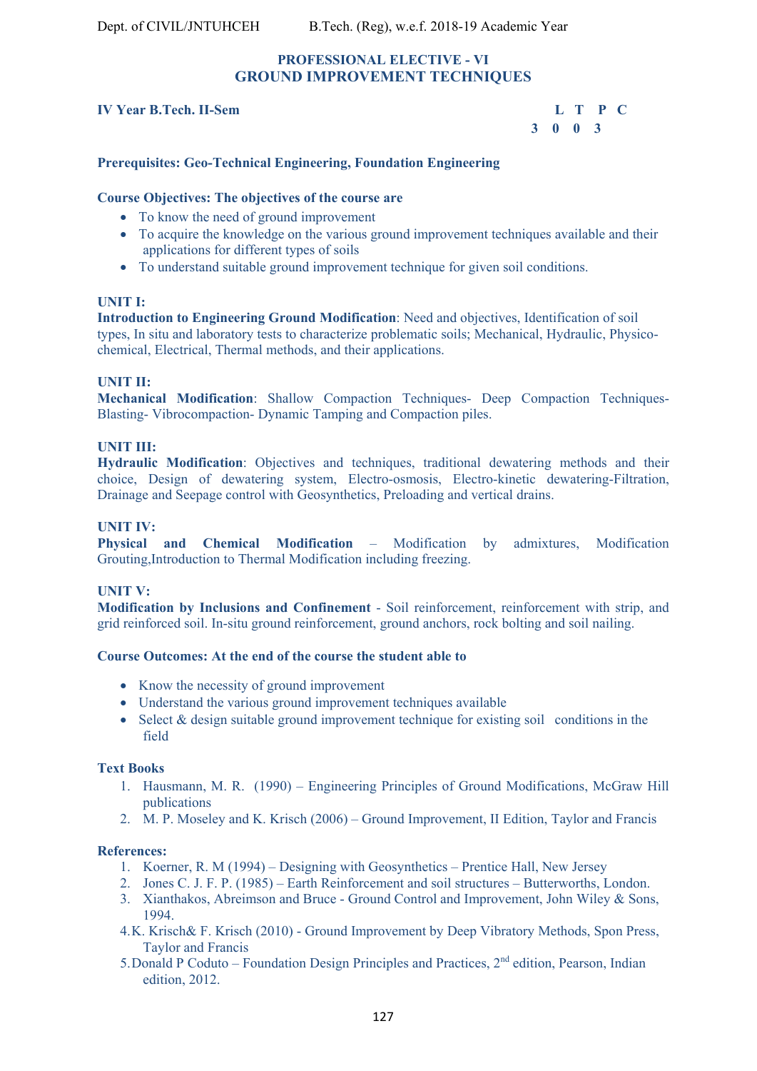## PROFESSIONAL ELECTIVE - VI
## GROUND IMPROVEMENT TECHNIQUES

**IV Year B.Tech. II-Sem**

| L | T | P | C |
|---|---|---|---|
| 3 | 0 | 0 | 3 |

**Prerequisites: Geo-Technical Engineering, Foundation Engineering**

**Course Objectives: The objectives of the course are**

- To know the need of ground improvement
- To acquire the knowledge on the various ground improvement techniques available and their applications for different types of soils
- To understand suitable ground improvement technique for given soil conditions.

**UNIT I:**

**Introduction to Engineering Ground Modification**: Need and objectives, Identification of soil types, In situ and laboratory tests to characterize problematic soils; Mechanical, Hydraulic, Physico-chemical, Electrical, Thermal methods, and their applications.

**UNIT II:**

**Mechanical Modification**: Shallow Compaction Techniques- Deep Compaction Techniques- Blasting- Vibrocompaction- Dynamic Tamping and Compaction piles.

**UNIT III:**

**Hydraulic Modification**: Objectives and techniques, traditional dewatering methods and their choice, Design of dewatering system, Electro-osmosis, Electro-kinetic dewatering-Filtration, Drainage and Seepage control with Geosynthetics, Preloading and vertical drains.

**UNIT IV:**

**Physical and Chemical Modification** – Modification by admixtures, Modification Grouting,Introduction to Thermal Modification including freezing.

**UNIT V:**

**Modification by Inclusions and Confinement** - Soil reinforcement, reinforcement with strip, and grid reinforced soil. In-situ ground reinforcement, ground anchors, rock bolting and soil nailing.

**Course Outcomes: At the end of the course the student able to**

- Know the necessity of ground improvement
- Understand the various ground improvement techniques available
- Select & design suitable ground improvement technique for existing soil conditions in the field

**Text Books**

1. Hausmann, M. R. (1990) – Engineering Principles of Ground Modifications, McGraw Hill publications
2. M. P. Moseley and K. Krisch (2006) – Ground Improvement, II Edition, Taylor and Francis

**References:**

1. Koerner, R. M (1994) – Designing with Geosynthetics – Prentice Hall, New Jersey
2. Jones C. J. F. P. (1985) – Earth Reinforcement and soil structures – Butterworths, London.
3. Xianthakos, Abreimson and Bruce - Ground Control and Improvement, John Wiley & Sons, 1994.
4. K. Krisch& F. Krisch (2010) - Ground Improvement by Deep Vibratory Methods, Spon Press, Taylor and Francis
5. Donald P Coduto – Foundation Design Principles and Practices, 2nd edition, Pearson, Indian edition, 2012.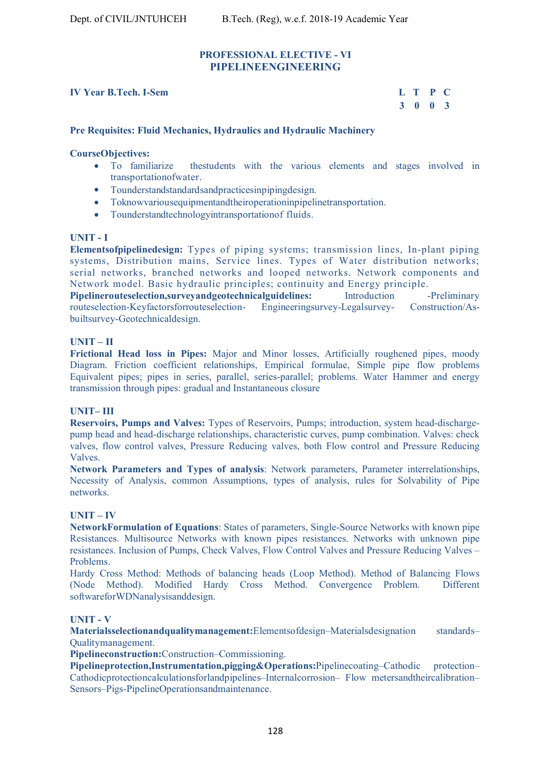## PROFESSIONAL ELECTIVE - VI
## PIPELINEENGINEERING

**IV Year B.Tech. I-Sem**

| L | T | P | C |
|---|---|---|---|
| 3 | 0 | 0 | 3 |

**Pre Requisites: Fluid Mechanics, Hydraulics and Hydraulic Machinery**

**CourseObjectives:**

- To familiarize thestudents with the various elements and stages involved in transportationofwater.
- Tounderstandstandardsandpracticesinpipingdesign.
- Toknowvariousequipmentandtheiroperationinpipelinetransportation.
- Tounderstandtechnologyintransportationof fluids.

**UNIT - I**

**Elementsofpipelinedesign:** Types of piping systems; transmission lines, In-plant piping systems, Distribution mains, Service lines. Types of Water distribution networks; serial networks, branched networks and looped networks. Network components and Network model. Basic hydraulic principles; continuity and Energy principle.

**Pipelinerouteselection,surveyandgeotechnicalguidelines:** Introduction -Preliminary routeselection-Keyfactorsforrouteselection- Engineeringsurvey-Legalsurvey- Construction/As-builtsurvey-Geotechnicaldesign.

**UNIT – II**

**Frictional Head loss in Pipes:** Major and Minor losses, Artificially roughened pipes, moody Diagram. Friction coefficient relationships, Empirical formulae, Simple pipe flow problems Equivalent pipes; pipes in series, parallel, series-parallel; problems. Water Hammer and energy transmission through pipes: gradual and Instantaneous closure

**UNIT– III**

**Reservoirs, Pumps and Valves:** Types of Reservoirs, Pumps; introduction, system head-discharge-pump head and head-discharge relationships, characteristic curves, pump combination. Valves: check valves, flow control valves, Pressure Reducing valves, both Flow control and Pressure Reducing Valves.

**Network Parameters and Types of analysis**: Network parameters, Parameter interrelationships, Necessity of Analysis, common Assumptions, types of analysis, rules for Solvability of Pipe networks.

**UNIT – IV**

**NetworkFormulation of Equations**: States of parameters, Single-Source Networks with known pipe Resistances. Multisource Networks with known pipes resistances. Networks with unknown pipe resistances. Inclusion of Pumps, Check Valves, Flow Control Valves and Pressure Reducing Valves – Problems.

Hardy Cross Method: Methods of balancing heads (Loop Method). Method of Balancing Flows (Node Method). Modified Hardy Cross Method. Convergence Problem. Different softwareforWDNanalysisanddesign.

**UNIT - V**

**Materialsselectionandqualitymanagement:**Elementsofdesign–Materialsdesignation standards–Qualitymanagement.

**Pipelineconstruction:**Construction–Commissioning.

**Pipelineprotection,Instrumentation,pigging&Operations:**Pipelinecoating–Cathodic protection–Cathodicprotectioncalculationsforlandpipelines–Internalcorrosion– Flow metersandtheircalibration–Sensors–Pigs-PipelineOperationsandmaintenance.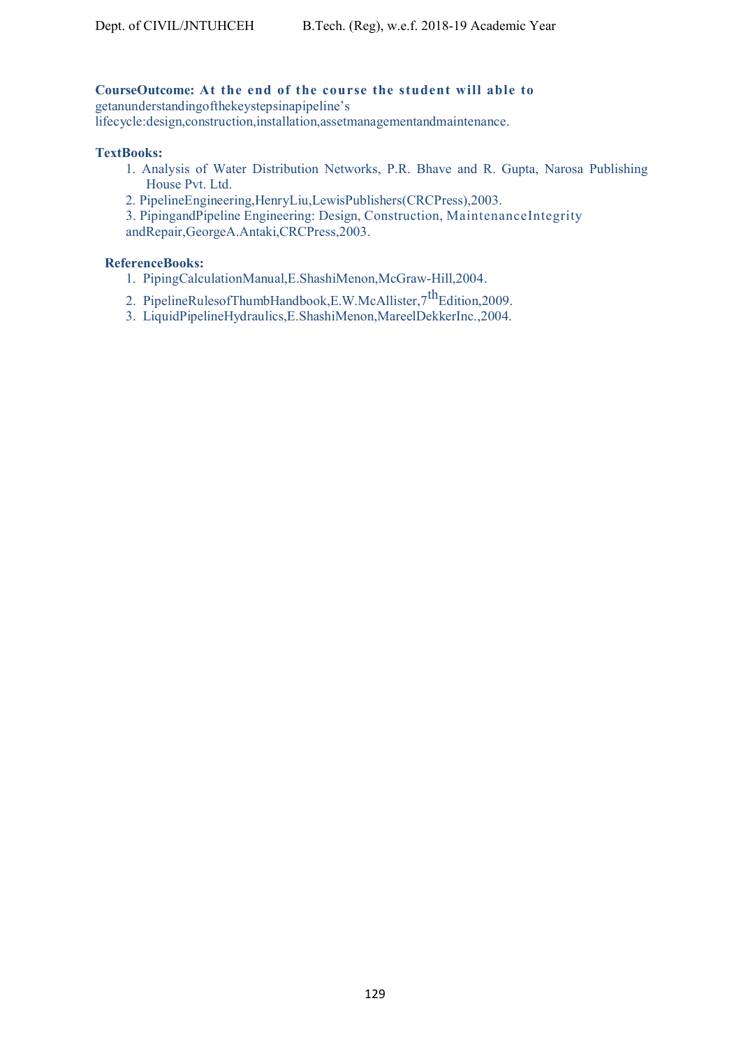**CourseOutcome: At the end of the course the student will able to** getanunderstandingofthekeystepsinapipeline's lifecycle:design,construction,installation,assetmanagementandmaintenance.

**TextBooks:**

1. Analysis of Water Distribution Networks, P.R. Bhave and R. Gupta, Narosa Publishing House Pvt. Ltd.
2. PipelineEngineering,HenryLiu,LewisPublishers(CRCPress),2003.
3. PipingandPipeline Engineering: Design, Construction, MaintenanceIntegrity andRepair,GeorgeA.Antaki,CRCPress,2003.

**ReferenceBooks:**

1. PipingCalculationManual,E.ShashiMenon,McGraw-Hill,2004.
2. PipelineRulesofThumbHandbook,E.W.McAllister,7th Edition,2009.
3. LiquidPipelineHydraulics,E.ShashiMenon,MareelDekkerInc.,2004.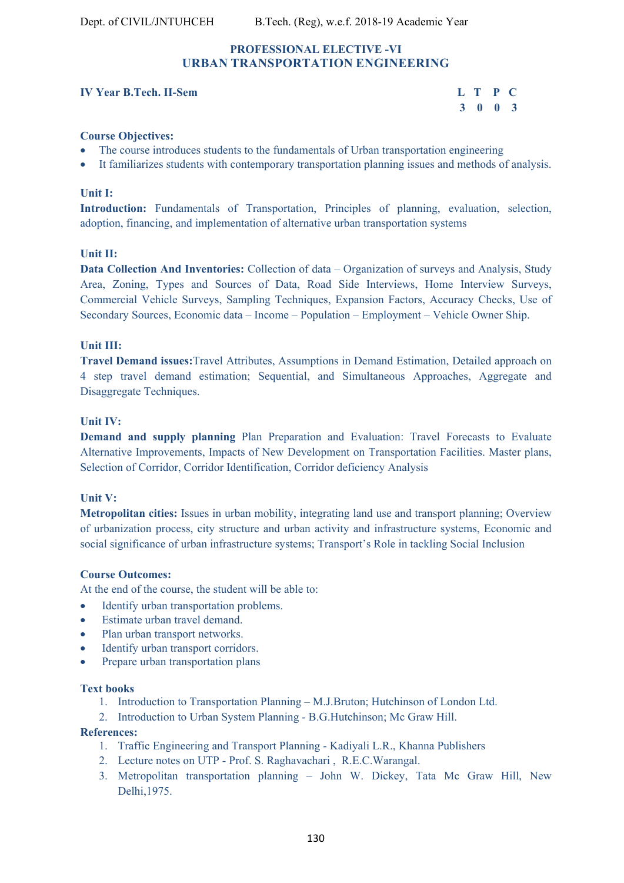## PROFESSIONAL ELECTIVE -VI
## URBAN TRANSPORTATION ENGINEERING

**IV Year B.Tech. II-Sem**

| L | T | P | C |
|---|---|---|---|
| 3 | 0 | 0 | 3 |

**Course Objectives:**
- The course introduces students to the fundamentals of Urban transportation engineering
- It familiarizes students with contemporary transportation planning issues and methods of analysis.

**Unit I:**

**Introduction:** Fundamentals of Transportation, Principles of planning, evaluation, selection, adoption, financing, and implementation of alternative urban transportation systems

**Unit II:**

**Data Collection And Inventories:** Collection of data – Organization of surveys and Analysis, Study Area, Zoning, Types and Sources of Data, Road Side Interviews, Home Interview Surveys, Commercial Vehicle Surveys, Sampling Techniques, Expansion Factors, Accuracy Checks, Use of Secondary Sources, Economic data – Income – Population – Employment – Vehicle Owner Ship.

**Unit III:**

**Travel Demand issues:**Travel Attributes, Assumptions in Demand Estimation, Detailed approach on 4 step travel demand estimation; Sequential, and Simultaneous Approaches, Aggregate and Disaggregate Techniques.

**Unit IV:**

**Demand and supply planning** Plan Preparation and Evaluation: Travel Forecasts to Evaluate Alternative Improvements, Impacts of New Development on Transportation Facilities. Master plans, Selection of Corridor, Corridor Identification, Corridor deficiency Analysis

**Unit V:**

**Metropolitan cities:** Issues in urban mobility, integrating land use and transport planning; Overview of urbanization process, city structure and urban activity and infrastructure systems, Economic and social significance of urban infrastructure systems; Transport's Role in tackling Social Inclusion

**Course Outcomes:**

At the end of the course, the student will be able to:
- Identify urban transportation problems.
- Estimate urban travel demand.
- Plan urban transport networks.
- Identify urban transport corridors.
- Prepare urban transportation plans

**Text books**
1. Introduction to Transportation Planning – M.J.Bruton; Hutchinson of London Ltd.
2. Introduction to Urban System Planning - B.G.Hutchinson; Mc Graw Hill.

**References:**
1. Traffic Engineering and Transport Planning - Kadiyali L.R., Khanna Publishers
2. Lecture notes on UTP - Prof. S. Raghavachari , R.E.C.Warangal.
3. Metropolitan transportation planning – John W. Dickey, Tata Mc Graw Hill, New Delhi,1975.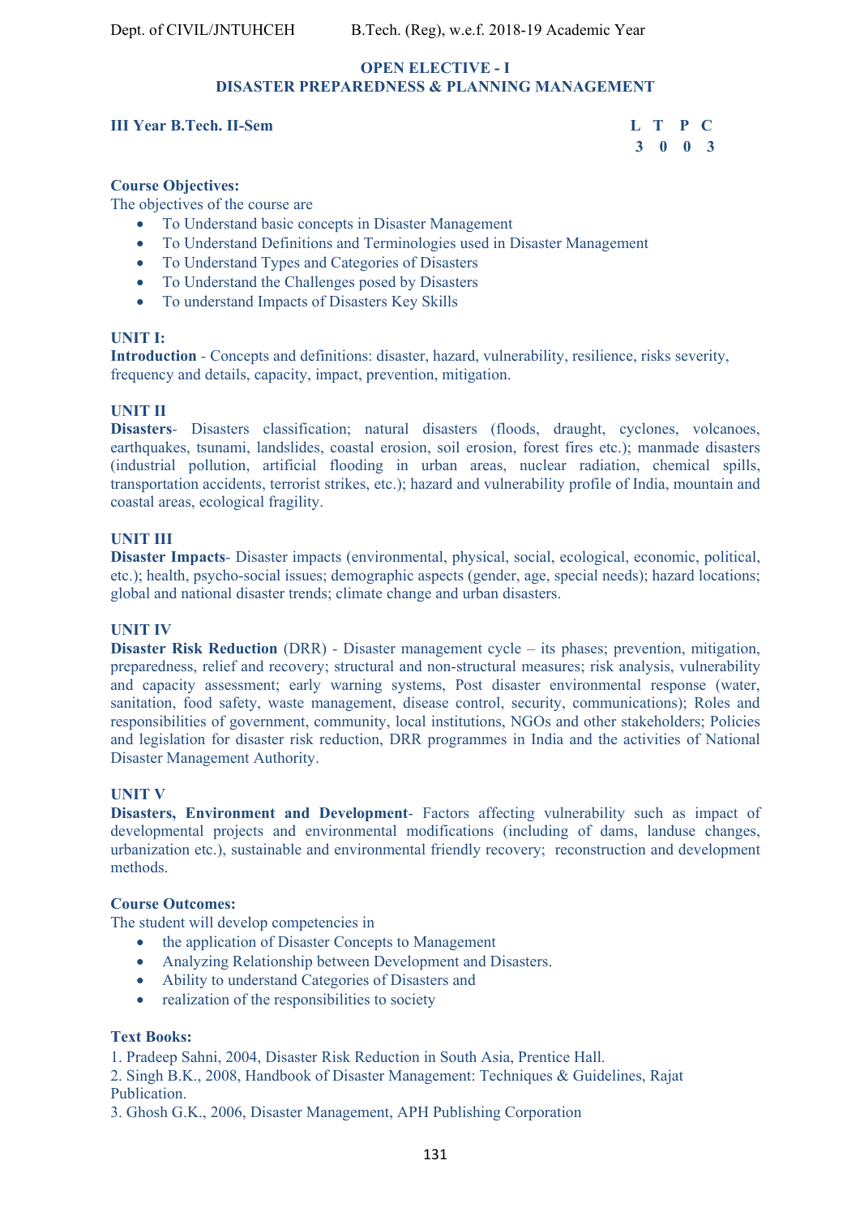## OPEN ELECTIVE - I
## DISASTER PREPAREDNESS & PLANNING MANAGEMENT

**III Year B.Tech. II-Sem**

| L | T | P | C |
|---|---|---|---|
| 3 | 0 | 0 | 3 |

**Course Objectives:**

The objectives of the course are

- To Understand basic concepts in Disaster Management
- To Understand Definitions and Terminologies used in Disaster Management
- To Understand Types and Categories of Disasters
- To Understand the Challenges posed by Disasters
- To understand Impacts of Disasters Key Skills

**UNIT I:**

**Introduction** - Concepts and definitions: disaster, hazard, vulnerability, resilience, risks severity, frequency and details, capacity, impact, prevention, mitigation.

**UNIT II**

**Disasters**- Disasters classification; natural disasters (floods, draught, cyclones, volcanoes, earthquakes, tsunami, landslides, coastal erosion, soil erosion, forest fires etc.); manmade disasters (industrial pollution, artificial flooding in urban areas, nuclear radiation, chemical spills, transportation accidents, terrorist strikes, etc.); hazard and vulnerability profile of India, mountain and coastal areas, ecological fragility.

**UNIT III**

**Disaster Impacts**- Disaster impacts (environmental, physical, social, ecological, economic, political, etc.); health, psycho-social issues; demographic aspects (gender, age, special needs); hazard locations; global and national disaster trends; climate change and urban disasters.

**UNIT IV**

**Disaster Risk Reduction** (DRR) - Disaster management cycle – its phases; prevention, mitigation, preparedness, relief and recovery; structural and non-structural measures; risk analysis, vulnerability and capacity assessment; early warning systems, Post disaster environmental response (water, sanitation, food safety, waste management, disease control, security, communications); Roles and responsibilities of government, community, local institutions, NGOs and other stakeholders; Policies and legislation for disaster risk reduction, DRR programmes in India and the activities of National Disaster Management Authority.

**UNIT V**

**Disasters, Environment and Development**- Factors affecting vulnerability such as impact of developmental projects and environmental modifications (including of dams, landuse changes, urbanization etc.), sustainable and environmental friendly recovery; reconstruction and development methods.

**Course Outcomes:**

The student will develop competencies in

- the application of Disaster Concepts to Management
- Analyzing Relationship between Development and Disasters.
- Ability to understand Categories of Disasters and
- realization of the responsibilities to society

**Text Books:**

1. Pradeep Sahni, 2004, Disaster Risk Reduction in South Asia, Prentice Hall.
2. Singh B.K., 2008, Handbook of Disaster Management: Techniques & Guidelines, Rajat Publication.
3. Ghosh G.K., 2006, Disaster Management, APH Publishing Corporation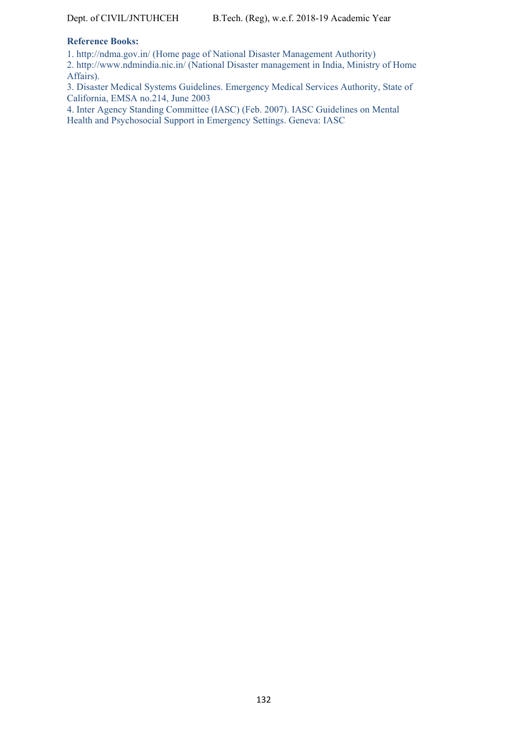**Reference Books:**

1. http://ndma.gov.in/ (Home page of National Disaster Management Authority)
2. http://www.ndmindia.nic.in/ (National Disaster management in India, Ministry of Home Affairs).
3. Disaster Medical Systems Guidelines. Emergency Medical Services Authority, State of California, EMSA no.214, June 2003
4. Inter Agency Standing Committee (IASC) (Feb. 2007). IASC Guidelines on Mental Health and Psychosocial Support in Emergency Settings. Geneva: IASC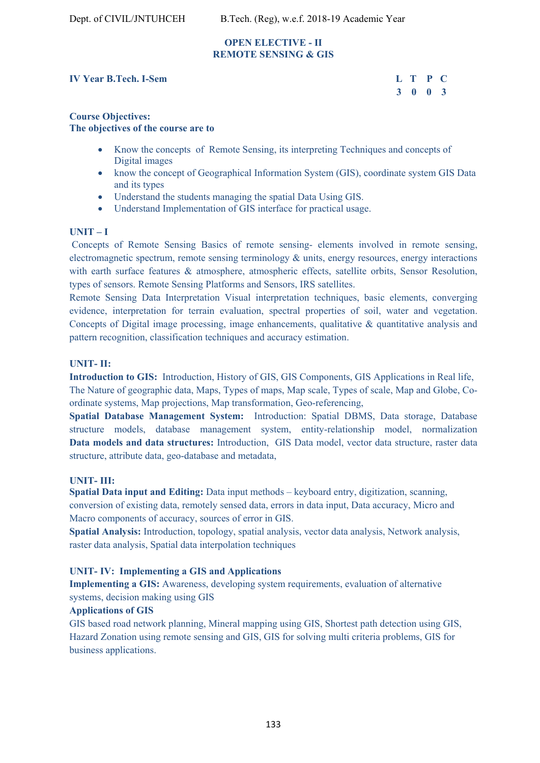## OPEN ELECTIVE - II
## REMOTE SENSING & GIS

**IV Year B.Tech. I-Sem**

| L | T | P | C |
|---|---|---|---|
| 3 | 0 | 0 | 3 |

**Course Objectives:**
**The objectives of the course are to**

- Know the concepts of Remote Sensing, its interpreting Techniques and concepts of Digital images
- know the concept of Geographical Information System (GIS), coordinate system GIS Data and its types
- Understand the students managing the spatial Data Using GIS.
- Understand Implementation of GIS interface for practical usage.

**UNIT – I**

Concepts of Remote Sensing Basics of remote sensing- elements involved in remote sensing, electromagnetic spectrum, remote sensing terminology & units, energy resources, energy interactions with earth surface features & atmosphere, atmospheric effects, satellite orbits, Sensor Resolution, types of sensors. Remote Sensing Platforms and Sensors, IRS satellites.

Remote Sensing Data Interpretation Visual interpretation techniques, basic elements, converging evidence, interpretation for terrain evaluation, spectral properties of soil, water and vegetation. Concepts of Digital image processing, image enhancements, qualitative & quantitative analysis and pattern recognition, classification techniques and accuracy estimation.

**UNIT- II:**

**Introduction to GIS:** Introduction, History of GIS, GIS Components, GIS Applications in Real life, The Nature of geographic data, Maps, Types of maps, Map scale, Types of scale, Map and Globe, Co-ordinate systems, Map projections, Map transformation, Geo-referencing,

**Spatial Database Management System:** Introduction: Spatial DBMS, Data storage, Database structure models, database management system, entity-relationship model, normalization

**Data models and data structures:** Introduction, GIS Data model, vector data structure, raster data structure, attribute data, geo-database and metadata,

**UNIT- III:**

**Spatial Data input and Editing:** Data input methods – keyboard entry, digitization, scanning, conversion of existing data, remotely sensed data, errors in data input, Data accuracy, Micro and Macro components of accuracy, sources of error in GIS.

**Spatial Analysis:** Introduction, topology, spatial analysis, vector data analysis, Network analysis, raster data analysis, Spatial data interpolation techniques

**UNIT- IV: Implementing a GIS and Applications**

**Implementing a GIS:** Awareness, developing system requirements, evaluation of alternative systems, decision making using GIS

**Applications of GIS**

GIS based road network planning, Mineral mapping using GIS, Shortest path detection using GIS, Hazard Zonation using remote sensing and GIS, GIS for solving multi criteria problems, GIS for business applications.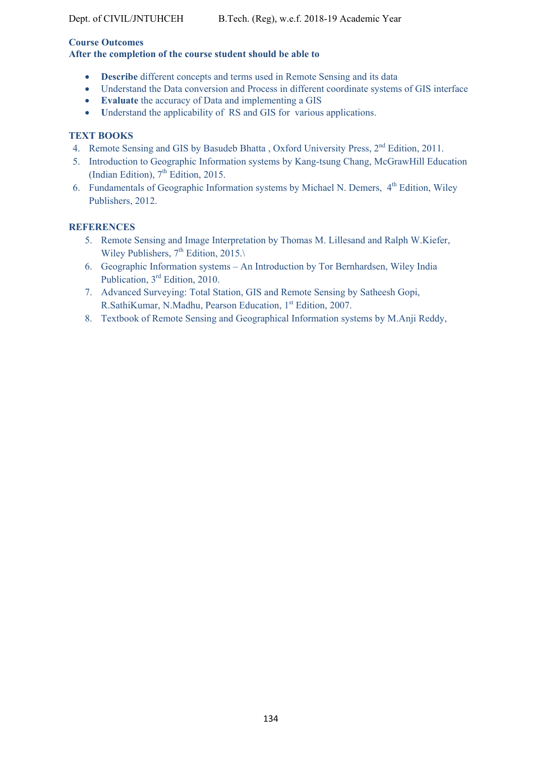**Course Outcomes**
**After the completion of the course student should be able to**

- **Describe** different concepts and terms used in Remote Sensing and its data
- Understand the Data conversion and Process in different coordinate systems of GIS interface
- **Evaluate** the accuracy of Data and implementing a GIS
- **U**nderstand the applicability of RS and GIS for various applications.

**TEXT BOOKS**

4. Remote Sensing and GIS by Basudeb Bhatta , Oxford University Press, 2nd Edition, 2011.
5. Introduction to Geographic Information systems by Kang-tsung Chang, McGrawHill Education (Indian Edition), 7th Edition, 2015.
6. Fundamentals of Geographic Information systems by Michael N. Demers, 4th Edition, Wiley Publishers, 2012.

**REFERENCES**

5. Remote Sensing and Image Interpretation by Thomas M. Lillesand and Ralph W.Kiefer, Wiley Publishers, 7th Edition, 2015.\
6. Geographic Information systems – An Introduction by Tor Bernhardsen, Wiley India Publication, 3rd Edition, 2010.
7. Advanced Surveying: Total Station, GIS and Remote Sensing by Satheesh Gopi, R.SathiKumar, N.Madhu, Pearson Education, 1st Edition, 2007.
8. Textbook of Remote Sensing and Geographical Information systems by M.Anji Reddy,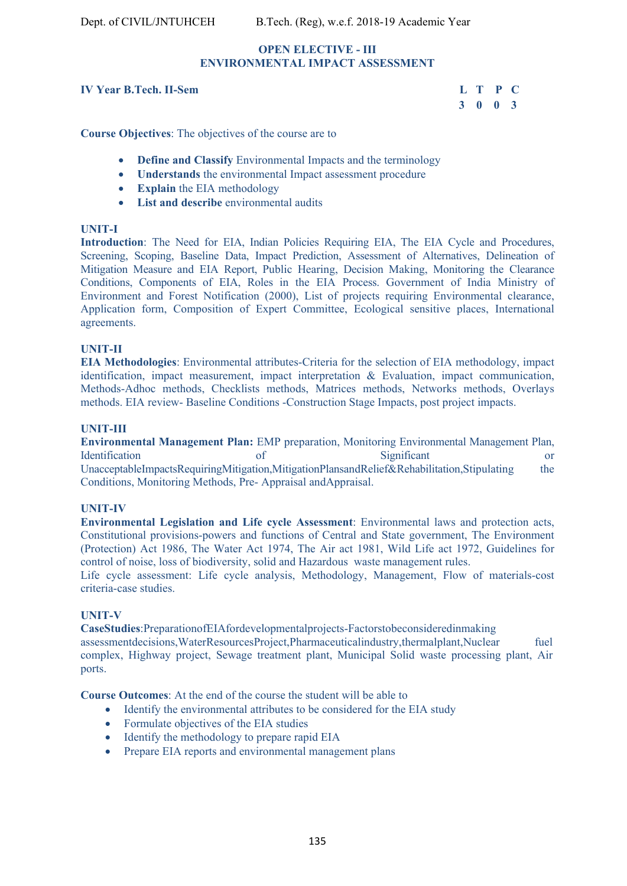## OPEN ELECTIVE - III
## ENVIRONMENTAL IMPACT ASSESSMENT

**IV Year B.Tech. II-Sem**

| L | T | P | C |
|---|---|---|---|
| 3 | 0 | 0 | 3 |

**Course Objectives**: The objectives of the course are to

- **Define and Classify** Environmental Impacts and the terminology
- **Understands** the environmental Impact assessment procedure
- **Explain** the EIA methodology
- **List and describe** environmental audits

### UNIT-I

**Introduction**: The Need for EIA, Indian Policies Requiring EIA, The EIA Cycle and Procedures, Screening, Scoping, Baseline Data, Impact Prediction, Assessment of Alternatives, Delineation of Mitigation Measure and EIA Report, Public Hearing, Decision Making, Monitoring the Clearance Conditions, Components of EIA, Roles in the EIA Process. Government of India Ministry of Environment and Forest Notification (2000), List of projects requiring Environmental clearance, Application form, Composition of Expert Committee, Ecological sensitive places, International agreements.

### UNIT-II

**EIA Methodologies**: Environmental attributes-Criteria for the selection of EIA methodology, impact identification, impact measurement, impact interpretation & Evaluation, impact communication, Methods-Adhoc methods, Checklists methods, Matrices methods, Networks methods, Overlays methods. EIA review- Baseline Conditions -Construction Stage Impacts, post project impacts.

### UNIT-III

**Environmental Management Plan:** EMP preparation, Monitoring Environmental Management Plan, Identification of Significant or Unacceptable Impacts Requiring Mitigation, Mitigation Plans and Relief & Rehabilitation, Stipulating the Conditions, Monitoring Methods, Pre- Appraisal and Appraisal.

### UNIT-IV

**Environmental Legislation and Life cycle Assessment**: Environmental laws and protection acts, Constitutional provisions-powers and functions of Central and State government, The Environment (Protection) Act 1986, The Water Act 1974, The Air act 1981, Wild Life act 1972, Guidelines for control of noise, loss of biodiversity, solid and Hazardous waste management rules.

Life cycle assessment: Life cycle analysis, Methodology, Management, Flow of materials-cost criteria-case studies.

### UNIT-V

**Case Studies**: Preparation of EIA for developmental projects- Factors to be considered in making assessment decisions, Water Resources Project, Pharmaceutical industry, thermal plant, Nuclear fuel complex, Highway project, Sewage treatment plant, Municipal Solid waste processing plant, Air ports.

**Course Outcomes**: At the end of the course the student will be able to

- Identify the environmental attributes to be considered for the EIA study
- Formulate objectives of the EIA studies
- Identify the methodology to prepare rapid EIA
- Prepare EIA reports and environmental management plans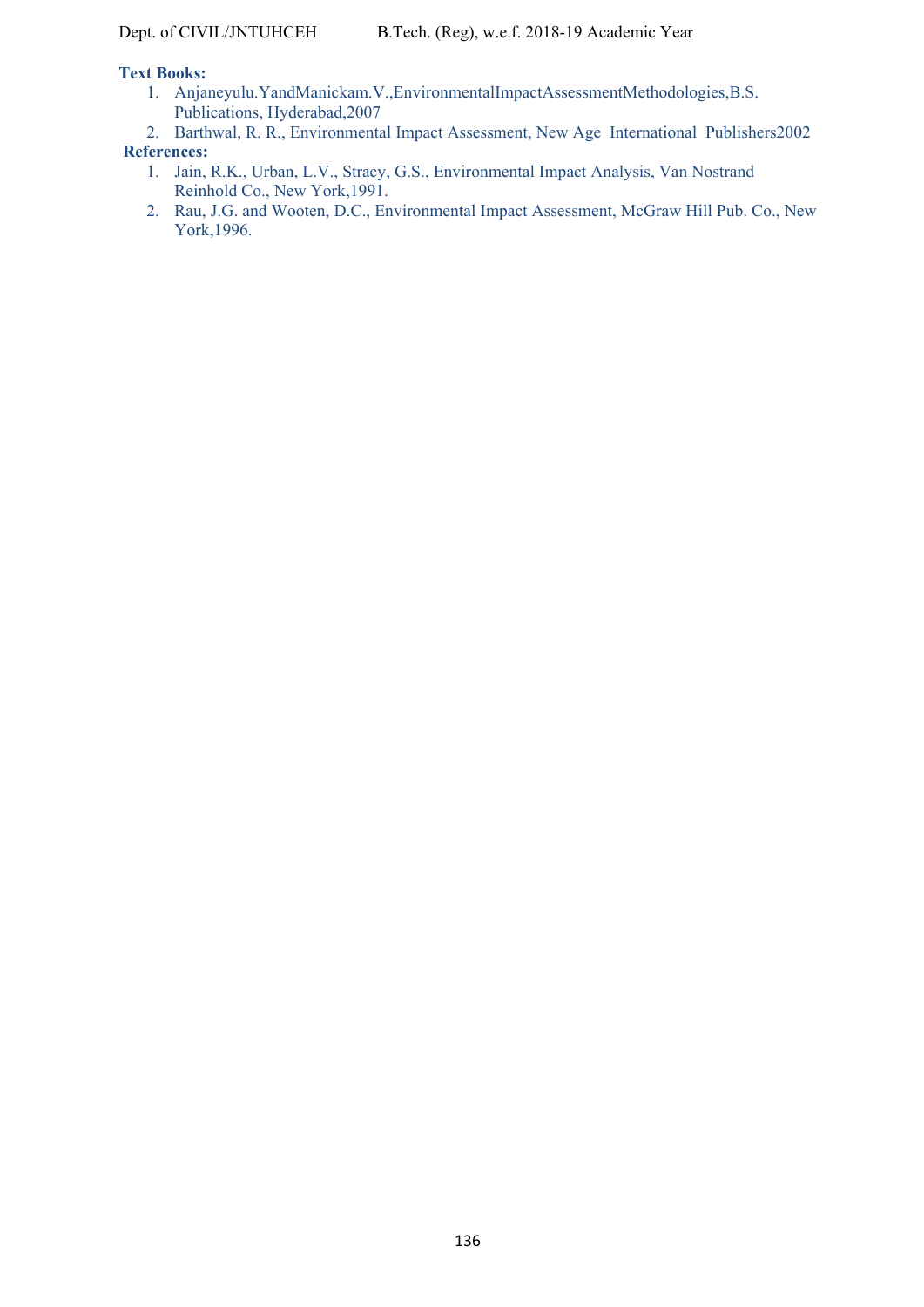**Text Books:**

1. Anjaneyulu.YandManickam.V.,EnvironmentalImpactAssessmentMethodologies,B.S. Publications, Hyderabad,2007
2. Barthwal, R. R., Environmental Impact Assessment, New Age International Publishers2002

**References:**

1. Jain, R.K., Urban, L.V., Stracy, G.S., Environmental Impact Analysis, Van Nostrand Reinhold Co., New York,1991.
2. Rau, J.G. and Wooten, D.C., Environmental Impact Assessment, McGraw Hill Pub. Co., New York,1996.